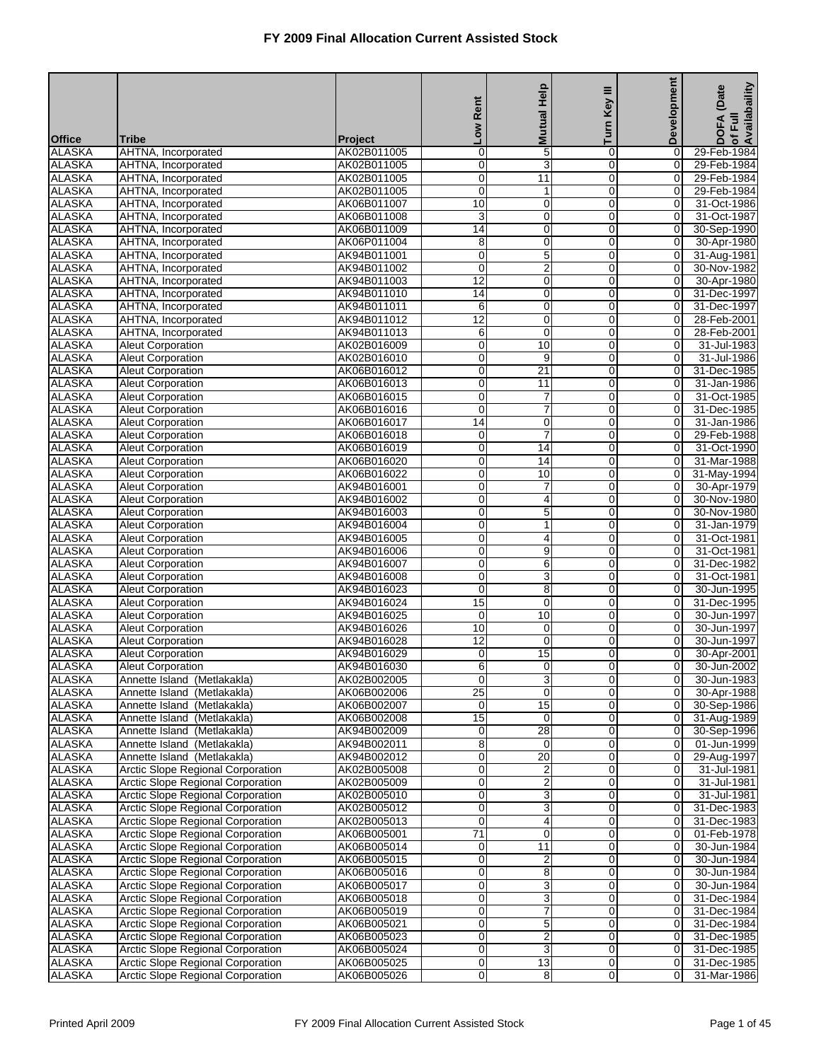# FY 2009 Final Allocation Current Assisted Stock

| Office | Tribe | Project | Low Rent | Mutual Help | Turn Key III | Development | DOFA (Date of Full Availability |
|---|---|---|---|---|---|---|---|
| ALASKA | AHTNA, Incorporated | AK02B011005 | 0 | 5 | 0 | 0 | 29-Feb-1984 |
| ALASKA | AHTNA, Incorporated | AK02B011005 | 0 | 3 | 0 | 0 | 29-Feb-1984 |
| ALASKA | AHTNA, Incorporated | AK02B011005 | 0 | 11 | 0 | 0 | 29-Feb-1984 |
| ALASKA | AHTNA, Incorporated | AK02B011005 | 0 | 1 | 0 | 0 | 29-Feb-1984 |
| ALASKA | AHTNA, Incorporated | AK06B011007 | 10 | 0 | 0 | 0 | 31-Oct-1986 |
| ALASKA | AHTNA, Incorporated | AK06B011008 | 3 | 0 | 0 | 0 | 31-Oct-1987 |
| ALASKA | AHTNA, Incorporated | AK06B011009 | 14 | 0 | 0 | 0 | 30-Sep-1990 |
| ALASKA | AHTNA, Incorporated | AK06P011004 | 8 | 0 | 0 | 0 | 30-Apr-1980 |
| ALASKA | AHTNA, Incorporated | AK94B011001 | 0 | 5 | 0 | 0 | 31-Aug-1981 |
| ALASKA | AHTNA, Incorporated | AK94B011002 | 0 | 2 | 0 | 0 | 30-Nov-1982 |
| ALASKA | AHTNA, Incorporated | AK94B011003 | 12 | 0 | 0 | 0 | 30-Apr-1980 |
| ALASKA | AHTNA, Incorporated | AK94B011010 | 14 | 0 | 0 | 0 | 31-Dec-1997 |
| ALASKA | AHTNA, Incorporated | AK94B011011 | 6 | 0 | 0 | 0 | 31-Dec-1997 |
| ALASKA | AHTNA, Incorporated | AK94B011012 | 12 | 0 | 0 | 0 | 28-Feb-2001 |
| ALASKA | AHTNA, Incorporated | AK94B011013 | 6 | 0 | 0 | 0 | 28-Feb-2001 |
| ALASKA | Aleut Corporation | AK02B016009 | 0 | 10 | 0 | 0 | 31-Jul-1983 |
| ALASKA | Aleut Corporation | AK02B016010 | 0 | 9 | 0 | 0 | 31-Jul-1986 |
| ALASKA | Aleut Corporation | AK06B016012 | 0 | 21 | 0 | 0 | 31-Dec-1985 |
| ALASKA | Aleut Corporation | AK06B016013 | 0 | 11 | 0 | 0 | 31-Jan-1986 |
| ALASKA | Aleut Corporation | AK06B016015 | 0 | 7 | 0 | 0 | 31-Oct-1985 |
| ALASKA | Aleut Corporation | AK06B016016 | 0 | 7 | 0 | 0 | 31-Dec-1985 |
| ALASKA | Aleut Corporation | AK06B016017 | 14 | 0 | 0 | 0 | 31-Jan-1986 |
| ALASKA | Aleut Corporation | AK06B016018 | 0 | 7 | 0 | 0 | 29-Feb-1988 |
| ALASKA | Aleut Corporation | AK06B016019 | 0 | 14 | 0 | 0 | 31-Oct-1990 |
| ALASKA | Aleut Corporation | AK06B016020 | 0 | 14 | 0 | 0 | 31-Mar-1988 |
| ALASKA | Aleut Corporation | AK06B016022 | 0 | 10 | 0 | 0 | 31-May-1994 |
| ALASKA | Aleut Corporation | AK94B016001 | 0 | 7 | 0 | 0 | 30-Apr-1979 |
| ALASKA | Aleut Corporation | AK94B016002 | 0 | 4 | 0 | 0 | 30-Nov-1980 |
| ALASKA | Aleut Corporation | AK94B016003 | 0 | 5 | 0 | 0 | 30-Nov-1980 |
| ALASKA | Aleut Corporation | AK94B016004 | 0 | 1 | 0 | 0 | 31-Jan-1979 |
| ALASKA | Aleut Corporation | AK94B016005 | 0 | 4 | 0 | 0 | 31-Oct-1981 |
| ALASKA | Aleut Corporation | AK94B016006 | 0 | 9 | 0 | 0 | 31-Oct-1981 |
| ALASKA | Aleut Corporation | AK94B016007 | 0 | 6 | 0 | 0 | 31-Dec-1982 |
| ALASKA | Aleut Corporation | AK94B016008 | 0 | 3 | 0 | 0 | 31-Oct-1981 |
| ALASKA | Aleut Corporation | AK94B016023 | 0 | 8 | 0 | 0 | 30-Jun-1995 |
| ALASKA | Aleut Corporation | AK94B016024 | 15 | 0 | 0 | 0 | 31-Dec-1995 |
| ALASKA | Aleut Corporation | AK94B016025 | 0 | 10 | 0 | 0 | 30-Jun-1997 |
| ALASKA | Aleut Corporation | AK94B016026 | 10 | 0 | 0 | 0 | 30-Jun-1997 |
| ALASKA | Aleut Corporation | AK94B016028 | 12 | 0 | 0 | 0 | 30-Jun-1997 |
| ALASKA | Aleut Corporation | AK94B016029 | 0 | 15 | 0 | 0 | 30-Apr-2001 |
| ALASKA | Aleut Corporation | AK94B016030 | 6 | 0 | 0 | 0 | 30-Jun-2002 |
| ALASKA | Annette Island (Metlakakla) | AK02B002005 | 0 | 3 | 0 | 0 | 30-Jun-1983 |
| ALASKA | Annette Island (Metlakakla) | AK06B002006 | 25 | 0 | 0 | 0 | 30-Apr-1988 |
| ALASKA | Annette Island (Metlakakla) | AK06B002007 | 0 | 15 | 0 | 0 | 30-Sep-1986 |
| ALASKA | Annette Island (Metlakakla) | AK06B002008 | 15 | 0 | 0 | 0 | 31-Aug-1989 |
| ALASKA | Annette Island (Metlakakla) | AK94B002009 | 0 | 28 | 0 | 0 | 30-Sep-1996 |
| ALASKA | Annette Island (Metlakakla) | AK94B002011 | 8 | 0 | 0 | 0 | 01-Jun-1999 |
| ALASKA | Annette Island (Metlakakla) | AK94B002012 | 0 | 20 | 0 | 0 | 29-Aug-1997 |
| ALASKA | Arctic Slope Regional Corporation | AK02B005008 | 0 | 2 | 0 | 0 | 31-Jul-1981 |
| ALASKA | Arctic Slope Regional Corporation | AK02B005009 | 0 | 2 | 0 | 0 | 31-Jul-1981 |
| ALASKA | Arctic Slope Regional Corporation | AK02B005010 | 0 | 3 | 0 | 0 | 31-Jul-1981 |
| ALASKA | Arctic Slope Regional Corporation | AK02B005012 | 0 | 3 | 0 | 0 | 31-Dec-1983 |
| ALASKA | Arctic Slope Regional Corporation | AK02B005013 | 0 | 4 | 0 | 0 | 31-Dec-1983 |
| ALASKA | Arctic Slope Regional Corporation | AK06B005001 | 71 | 0 | 0 | 0 | 01-Feb-1978 |
| ALASKA | Arctic Slope Regional Corporation | AK06B005014 | 0 | 11 | 0 | 0 | 30-Jun-1984 |
| ALASKA | Arctic Slope Regional Corporation | AK06B005015 | 0 | 2 | 0 | 0 | 30-Jun-1984 |
| ALASKA | Arctic Slope Regional Corporation | AK06B005016 | 0 | 8 | 0 | 0 | 30-Jun-1984 |
| ALASKA | Arctic Slope Regional Corporation | AK06B005017 | 0 | 3 | 0 | 0 | 30-Jun-1984 |
| ALASKA | Arctic Slope Regional Corporation | AK06B005018 | 0 | 3 | 0 | 0 | 31-Dec-1984 |
| ALASKA | Arctic Slope Regional Corporation | AK06B005019 | 0 | 7 | 0 | 0 | 31-Dec-1984 |
| ALASKA | Arctic Slope Regional Corporation | AK06B005021 | 0 | 5 | 0 | 0 | 31-Dec-1984 |
| ALASKA | Arctic Slope Regional Corporation | AK06B005023 | 0 | 2 | 0 | 0 | 31-Dec-1985 |
| ALASKA | Arctic Slope Regional Corporation | AK06B005024 | 0 | 3 | 0 | 0 | 31-Dec-1985 |
| ALASKA | Arctic Slope Regional Corporation | AK06B005025 | 0 | 13 | 0 | 0 | 31-Dec-1985 |
| ALASKA | Arctic Slope Regional Corporation | AK06B005026 | 0 | 8 | 0 | 0 | 31-Mar-1986 |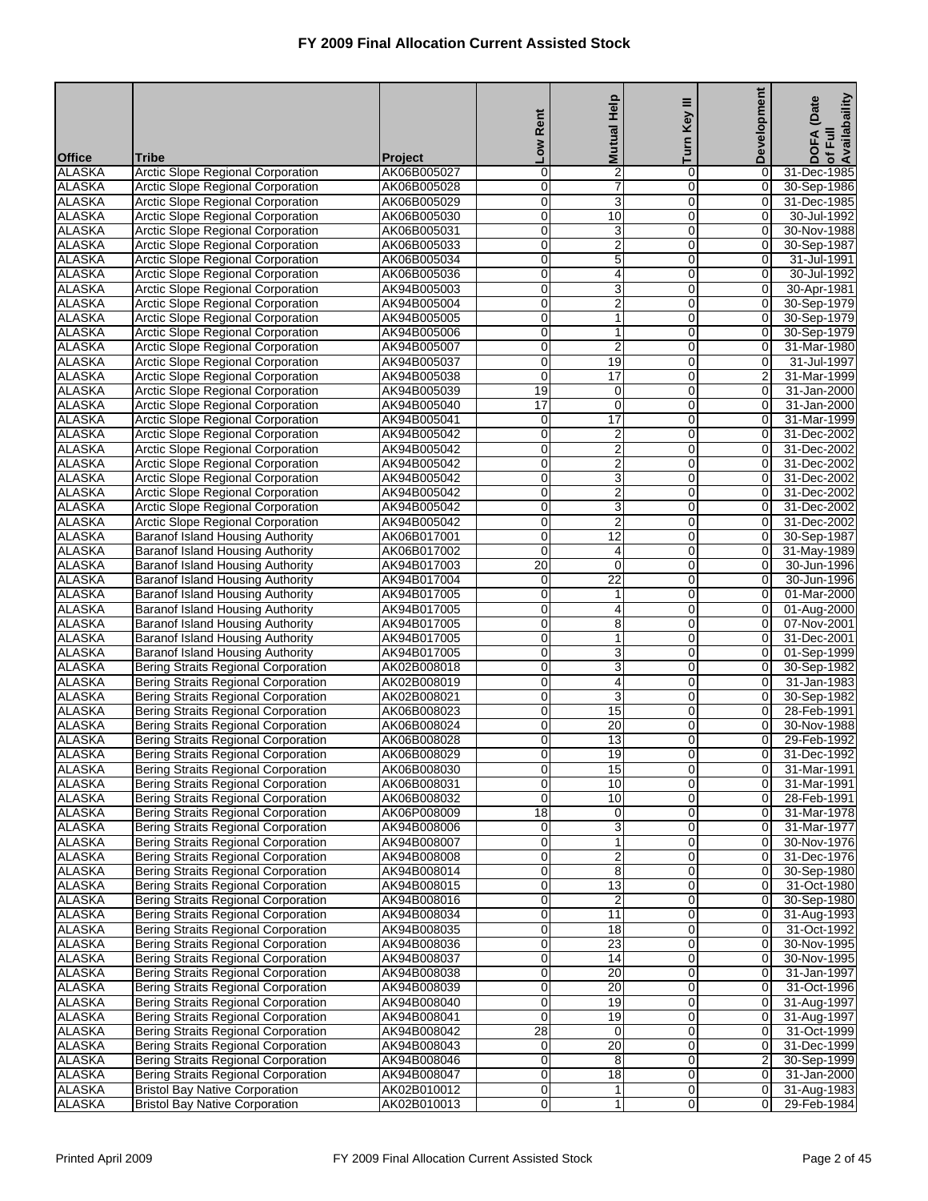# FY 2009 Final Allocation Current Assisted Stock

| Office | Tribe | Project | Low Rent | Mutual Help | Turn Key III | Development | DOFA (Date of Full Availabaility |
|---|---|---|---|---|---|---|---|
| ALASKA | Arctic Slope Regional Corporation | AK06B005027 | 0 | 2 | 0 | 0 | 31-Dec-1985 |
| ALASKA | Arctic Slope Regional Corporation | AK06B005028 | 0 | 7 | 0 | 0 | 30-Sep-1986 |
| ALASKA | Arctic Slope Regional Corporation | AK06B005029 | 0 | 3 | 0 | 0 | 31-Dec-1985 |
| ALASKA | Arctic Slope Regional Corporation | AK06B005030 | 0 | 10 | 0 | 0 | 30-Jul-1992 |
| ALASKA | Arctic Slope Regional Corporation | AK06B005031 | 0 | 3 | 0 | 0 | 30-Nov-1988 |
| ALASKA | Arctic Slope Regional Corporation | AK06B005033 | 0 | 2 | 0 | 0 | 30-Sep-1987 |
| ALASKA | Arctic Slope Regional Corporation | AK06B005034 | 0 | 5 | 0 | 0 | 31-Jul-1991 |
| ALASKA | Arctic Slope Regional Corporation | AK06B005036 | 0 | 4 | 0 | 0 | 30-Jul-1992 |
| ALASKA | Arctic Slope Regional Corporation | AK94B005003 | 0 | 3 | 0 | 0 | 30-Apr-1981 |
| ALASKA | Arctic Slope Regional Corporation | AK94B005004 | 0 | 2 | 0 | 0 | 30-Sep-1979 |
| ALASKA | Arctic Slope Regional Corporation | AK94B005005 | 0 | 1 | 0 | 0 | 30-Sep-1979 |
| ALASKA | Arctic Slope Regional Corporation | AK94B005006 | 0 | 1 | 0 | 0 | 30-Sep-1979 |
| ALASKA | Arctic Slope Regional Corporation | AK94B005007 | 0 | 2 | 0 | 0 | 31-Mar-1980 |
| ALASKA | Arctic Slope Regional Corporation | AK94B005037 | 0 | 19 | 0 | 0 | 31-Jul-1997 |
| ALASKA | Arctic Slope Regional Corporation | AK94B005038 | 0 | 17 | 0 | 2 | 31-Mar-1999 |
| ALASKA | Arctic Slope Regional Corporation | AK94B005039 | 19 | 0 | 0 | 0 | 31-Jan-2000 |
| ALASKA | Arctic Slope Regional Corporation | AK94B005040 | 17 | 0 | 0 | 0 | 31-Jan-2000 |
| ALASKA | Arctic Slope Regional Corporation | AK94B005041 | 0 | 17 | 0 | 0 | 31-Mar-1999 |
| ALASKA | Arctic Slope Regional Corporation | AK94B005042 | 0 | 2 | 0 | 0 | 31-Dec-2002 |
| ALASKA | Arctic Slope Regional Corporation | AK94B005042 | 0 | 2 | 0 | 0 | 31-Dec-2002 |
| ALASKA | Arctic Slope Regional Corporation | AK94B005042 | 0 | 2 | 0 | 0 | 31-Dec-2002 |
| ALASKA | Arctic Slope Regional Corporation | AK94B005042 | 0 | 3 | 0 | 0 | 31-Dec-2002 |
| ALASKA | Arctic Slope Regional Corporation | AK94B005042 | 0 | 2 | 0 | 0 | 31-Dec-2002 |
| ALASKA | Arctic Slope Regional Corporation | AK94B005042 | 0 | 3 | 0 | 0 | 31-Dec-2002 |
| ALASKA | Arctic Slope Regional Corporation | AK94B005042 | 0 | 2 | 0 | 0 | 31-Dec-2002 |
| ALASKA | Baranof Island Housing Authority | AK06B017001 | 0 | 12 | 0 | 0 | 30-Sep-1987 |
| ALASKA | Baranof Island Housing Authority | AK06B017002 | 0 | 4 | 0 | 0 | 31-May-1989 |
| ALASKA | Baranof Island Housing Authority | AK94B017003 | 20 | 0 | 0 | 0 | 30-Jun-1996 |
| ALASKA | Baranof Island Housing Authority | AK94B017004 | 0 | 22 | 0 | 0 | 30-Jun-1996 |
| ALASKA | Baranof Island Housing Authority | AK94B017005 | 0 | 1 | 0 | 0 | 01-Mar-2000 |
| ALASKA | Baranof Island Housing Authority | AK94B017005 | 0 | 4 | 0 | 0 | 01-Aug-2000 |
| ALASKA | Baranof Island Housing Authority | AK94B017005 | 0 | 8 | 0 | 0 | 07-Nov-2001 |
| ALASKA | Baranof Island Housing Authority | AK94B017005 | 0 | 1 | 0 | 0 | 31-Dec-2001 |
| ALASKA | Baranof Island Housing Authority | AK94B017005 | 0 | 3 | 0 | 0 | 01-Sep-1999 |
| ALASKA | Bering Straits Regional Corporation | AK02B008018 | 0 | 3 | 0 | 0 | 30-Sep-1982 |
| ALASKA | Bering Straits Regional Corporation | AK02B008019 | 0 | 4 | 0 | 0 | 31-Jan-1983 |
| ALASKA | Bering Straits Regional Corporation | AK02B008021 | 0 | 3 | 0 | 0 | 30-Sep-1982 |
| ALASKA | Bering Straits Regional Corporation | AK06B008023 | 0 | 15 | 0 | 0 | 28-Feb-1991 |
| ALASKA | Bering Straits Regional Corporation | AK06B008024 | 0 | 20 | 0 | 0 | 30-Nov-1988 |
| ALASKA | Bering Straits Regional Corporation | AK06B008028 | 0 | 13 | 0 | 0 | 29-Feb-1992 |
| ALASKA | Bering Straits Regional Corporation | AK06B008029 | 0 | 19 | 0 | 0 | 31-Dec-1992 |
| ALASKA | Bering Straits Regional Corporation | AK06B008030 | 0 | 15 | 0 | 0 | 31-Mar-1991 |
| ALASKA | Bering Straits Regional Corporation | AK06B008031 | 0 | 10 | 0 | 0 | 31-Mar-1991 |
| ALASKA | Bering Straits Regional Corporation | AK06B008032 | 0 | 10 | 0 | 0 | 28-Feb-1991 |
| ALASKA | Bering Straits Regional Corporation | AK06P008009 | 18 | 0 | 0 | 0 | 31-Mar-1978 |
| ALASKA | Bering Straits Regional Corporation | AK94B008006 | 0 | 3 | 0 | 0 | 31-Mar-1977 |
| ALASKA | Bering Straits Regional Corporation | AK94B008007 | 0 | 1 | 0 | 0 | 30-Nov-1976 |
| ALASKA | Bering Straits Regional Corporation | AK94B008008 | 0 | 2 | 0 | 0 | 31-Dec-1976 |
| ALASKA | Bering Straits Regional Corporation | AK94B008014 | 0 | 8 | 0 | 0 | 30-Sep-1980 |
| ALASKA | Bering Straits Regional Corporation | AK94B008015 | 0 | 13 | 0 | 0 | 31-Oct-1980 |
| ALASKA | Bering Straits Regional Corporation | AK94B008016 | 0 | 2 | 0 | 0 | 30-Sep-1980 |
| ALASKA | Bering Straits Regional Corporation | AK94B008034 | 0 | 11 | 0 | 0 | 31-Aug-1993 |
| ALASKA | Bering Straits Regional Corporation | AK94B008035 | 0 | 18 | 0 | 0 | 31-Oct-1992 |
| ALASKA | Bering Straits Regional Corporation | AK94B008036 | 0 | 23 | 0 | 0 | 30-Nov-1995 |
| ALASKA | Bering Straits Regional Corporation | AK94B008037 | 0 | 14 | 0 | 0 | 30-Nov-1995 |
| ALASKA | Bering Straits Regional Corporation | AK94B008038 | 0 | 20 | 0 | 0 | 31-Jan-1997 |
| ALASKA | Bering Straits Regional Corporation | AK94B008039 | 0 | 20 | 0 | 0 | 31-Oct-1996 |
| ALASKA | Bering Straits Regional Corporation | AK94B008040 | 0 | 19 | 0 | 0 | 31-Aug-1997 |
| ALASKA | Bering Straits Regional Corporation | AK94B008041 | 0 | 19 | 0 | 0 | 31-Aug-1997 |
| ALASKA | Bering Straits Regional Corporation | AK94B008042 | 28 | 0 | 0 | 0 | 31-Oct-1999 |
| ALASKA | Bering Straits Regional Corporation | AK94B008043 | 0 | 20 | 0 | 0 | 31-Dec-1999 |
| ALASKA | Bering Straits Regional Corporation | AK94B008046 | 0 | 8 | 0 | 2 | 30-Sep-1999 |
| ALASKA | Bering Straits Regional Corporation | AK94B008047 | 0 | 18 | 0 | 0 | 31-Jan-2000 |
| ALASKA | Bristol Bay Native Corporation | AK02B010012 | 0 | 1 | 0 | 0 | 31-Aug-1983 |
| ALASKA | Bristol Bay Native Corporation | AK02B010013 | 0 | 1 | 0 | 0 | 29-Feb-1984 |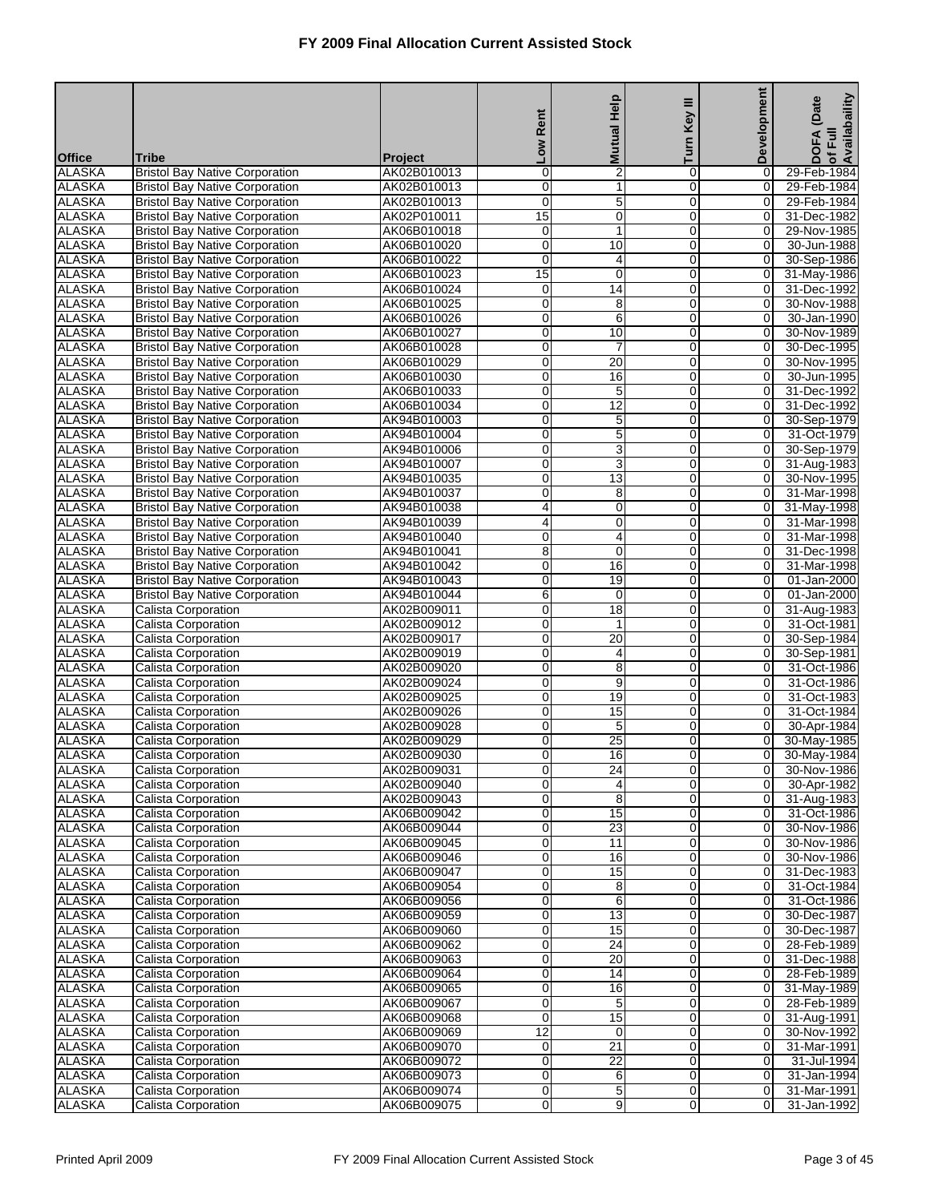# FY 2009 Final Allocation Current Assisted Stock

| Office | Tribe | Project | Low Rent | Mutual Help | Turn Key III | Development | DOFA (Date of Full Availabaility |
|---|---|---|---|---|---|---|---|
| ALASKA | Bristol Bay Native Corporation | AK02B010013 | 0 | 2 | 0 | 0 | 29-Feb-1984 |
| ALASKA | Bristol Bay Native Corporation | AK02B010013 | 0 | 1 | 0 | 0 | 29-Feb-1984 |
| ALASKA | Bristol Bay Native Corporation | AK02B010013 | 0 | 5 | 0 | 0 | 29-Feb-1984 |
| ALASKA | Bristol Bay Native Corporation | AK02P010011 | 15 | 0 | 0 | 0 | 31-Dec-1982 |
| ALASKA | Bristol Bay Native Corporation | AK06B010018 | 0 | 1 | 0 | 0 | 29-Nov-1985 |
| ALASKA | Bristol Bay Native Corporation | AK06B010020 | 0 | 10 | 0 | 0 | 30-Jun-1988 |
| ALASKA | Bristol Bay Native Corporation | AK06B010022 | 0 | 4 | 0 | 0 | 30-Sep-1986 |
| ALASKA | Bristol Bay Native Corporation | AK06B010023 | 15 | 0 | 0 | 0 | 31-May-1986 |
| ALASKA | Bristol Bay Native Corporation | AK06B010024 | 0 | 14 | 0 | 0 | 31-Dec-1992 |
| ALASKA | Bristol Bay Native Corporation | AK06B010025 | 0 | 8 | 0 | 0 | 30-Nov-1988 |
| ALASKA | Bristol Bay Native Corporation | AK06B010026 | 0 | 6 | 0 | 0 | 30-Jan-1990 |
| ALASKA | Bristol Bay Native Corporation | AK06B010027 | 0 | 10 | 0 | 0 | 30-Nov-1989 |
| ALASKA | Bristol Bay Native Corporation | AK06B010028 | 0 | 7 | 0 | 0 | 30-Dec-1995 |
| ALASKA | Bristol Bay Native Corporation | AK06B010029 | 0 | 20 | 0 | 0 | 30-Nov-1995 |
| ALASKA | Bristol Bay Native Corporation | AK06B010030 | 0 | 16 | 0 | 0 | 30-Jun-1995 |
| ALASKA | Bristol Bay Native Corporation | AK06B010033 | 0 | 5 | 0 | 0 | 31-Dec-1992 |
| ALASKA | Bristol Bay Native Corporation | AK06B010034 | 0 | 12 | 0 | 0 | 31-Dec-1992 |
| ALASKA | Bristol Bay Native Corporation | AK94B010003 | 0 | 5 | 0 | 0 | 30-Sep-1979 |
| ALASKA | Bristol Bay Native Corporation | AK94B010004 | 0 | 5 | 0 | 0 | 31-Oct-1979 |
| ALASKA | Bristol Bay Native Corporation | AK94B010006 | 0 | 3 | 0 | 0 | 30-Sep-1979 |
| ALASKA | Bristol Bay Native Corporation | AK94B010007 | 0 | 3 | 0 | 0 | 31-Aug-1983 |
| ALASKA | Bristol Bay Native Corporation | AK94B010035 | 0 | 13 | 0 | 0 | 30-Nov-1995 |
| ALASKA | Bristol Bay Native Corporation | AK94B010037 | 0 | 8 | 0 | 0 | 31-Mar-1998 |
| ALASKA | Bristol Bay Native Corporation | AK94B010038 | 4 | 0 | 0 | 0 | 31-May-1998 |
| ALASKA | Bristol Bay Native Corporation | AK94B010039 | 4 | 0 | 0 | 0 | 31-Mar-1998 |
| ALASKA | Bristol Bay Native Corporation | AK94B010040 | 0 | 4 | 0 | 0 | 31-Mar-1998 |
| ALASKA | Bristol Bay Native Corporation | AK94B010041 | 8 | 0 | 0 | 0 | 31-Dec-1998 |
| ALASKA | Bristol Bay Native Corporation | AK94B010042 | 0 | 16 | 0 | 0 | 31-Mar-1998 |
| ALASKA | Bristol Bay Native Corporation | AK94B010043 | 0 | 19 | 0 | 0 | 01-Jan-2000 |
| ALASKA | Bristol Bay Native Corporation | AK94B010044 | 6 | 0 | 0 | 0 | 01-Jan-2000 |
| ALASKA | Calista Corporation | AK02B009011 | 0 | 18 | 0 | 0 | 31-Aug-1983 |
| ALASKA | Calista Corporation | AK02B009012 | 0 | 1 | 0 | 0 | 31-Oct-1981 |
| ALASKA | Calista Corporation | AK02B009017 | 0 | 20 | 0 | 0 | 30-Sep-1984 |
| ALASKA | Calista Corporation | AK02B009019 | 0 | 4 | 0 | 0 | 30-Sep-1981 |
| ALASKA | Calista Corporation | AK02B009020 | 0 | 8 | 0 | 0 | 31-Oct-1986 |
| ALASKA | Calista Corporation | AK02B009024 | 0 | 9 | 0 | 0 | 31-Oct-1986 |
| ALASKA | Calista Corporation | AK02B009025 | 0 | 19 | 0 | 0 | 31-Oct-1983 |
| ALASKA | Calista Corporation | AK02B009026 | 0 | 15 | 0 | 0 | 31-Oct-1984 |
| ALASKA | Calista Corporation | AK02B009028 | 0 | 5 | 0 | 0 | 30-Apr-1984 |
| ALASKA | Calista Corporation | AK02B009029 | 0 | 25 | 0 | 0 | 30-May-1985 |
| ALASKA | Calista Corporation | AK02B009030 | 0 | 16 | 0 | 0 | 30-May-1984 |
| ALASKA | Calista Corporation | AK02B009031 | 0 | 24 | 0 | 0 | 30-Nov-1986 |
| ALASKA | Calista Corporation | AK02B009040 | 0 | 4 | 0 | 0 | 30-Apr-1982 |
| ALASKA | Calista Corporation | AK02B009043 | 0 | 8 | 0 | 0 | 31-Aug-1983 |
| ALASKA | Calista Corporation | AK06B009042 | 0 | 15 | 0 | 0 | 31-Oct-1986 |
| ALASKA | Calista Corporation | AK06B009044 | 0 | 23 | 0 | 0 | 30-Nov-1986 |
| ALASKA | Calista Corporation | AK06B009045 | 0 | 11 | 0 | 0 | 30-Nov-1986 |
| ALASKA | Calista Corporation | AK06B009046 | 0 | 16 | 0 | 0 | 30-Nov-1986 |
| ALASKA | Calista Corporation | AK06B009047 | 0 | 15 | 0 | 0 | 31-Dec-1983 |
| ALASKA | Calista Corporation | AK06B009054 | 0 | 8 | 0 | 0 | 31-Oct-1984 |
| ALASKA | Calista Corporation | AK06B009056 | 0 | 6 | 0 | 0 | 31-Oct-1986 |
| ALASKA | Calista Corporation | AK06B009059 | 0 | 13 | 0 | 0 | 30-Dec-1987 |
| ALASKA | Calista Corporation | AK06B009060 | 0 | 15 | 0 | 0 | 30-Dec-1987 |
| ALASKA | Calista Corporation | AK06B009062 | 0 | 24 | 0 | 0 | 28-Feb-1989 |
| ALASKA | Calista Corporation | AK06B009063 | 0 | 20 | 0 | 0 | 31-Dec-1988 |
| ALASKA | Calista Corporation | AK06B009064 | 0 | 14 | 0 | 0 | 28-Feb-1989 |
| ALASKA | Calista Corporation | AK06B009065 | 0 | 16 | 0 | 0 | 31-May-1989 |
| ALASKA | Calista Corporation | AK06B009067 | 0 | 5 | 0 | 0 | 28-Feb-1989 |
| ALASKA | Calista Corporation | AK06B009068 | 0 | 15 | 0 | 0 | 31-Aug-1991 |
| ALASKA | Calista Corporation | AK06B009069 | 12 | 0 | 0 | 0 | 30-Nov-1992 |
| ALASKA | Calista Corporation | AK06B009070 | 0 | 21 | 0 | 0 | 31-Mar-1991 |
| ALASKA | Calista Corporation | AK06B009072 | 0 | 22 | 0 | 0 | 31-Jul-1994 |
| ALASKA | Calista Corporation | AK06B009073 | 0 | 6 | 0 | 0 | 31-Jan-1994 |
| ALASKA | Calista Corporation | AK06B009074 | 0 | 5 | 0 | 0 | 31-Mar-1991 |
| ALASKA | Calista Corporation | AK06B009075 | 0 | 9 | 0 | 0 | 31-Jan-1992 |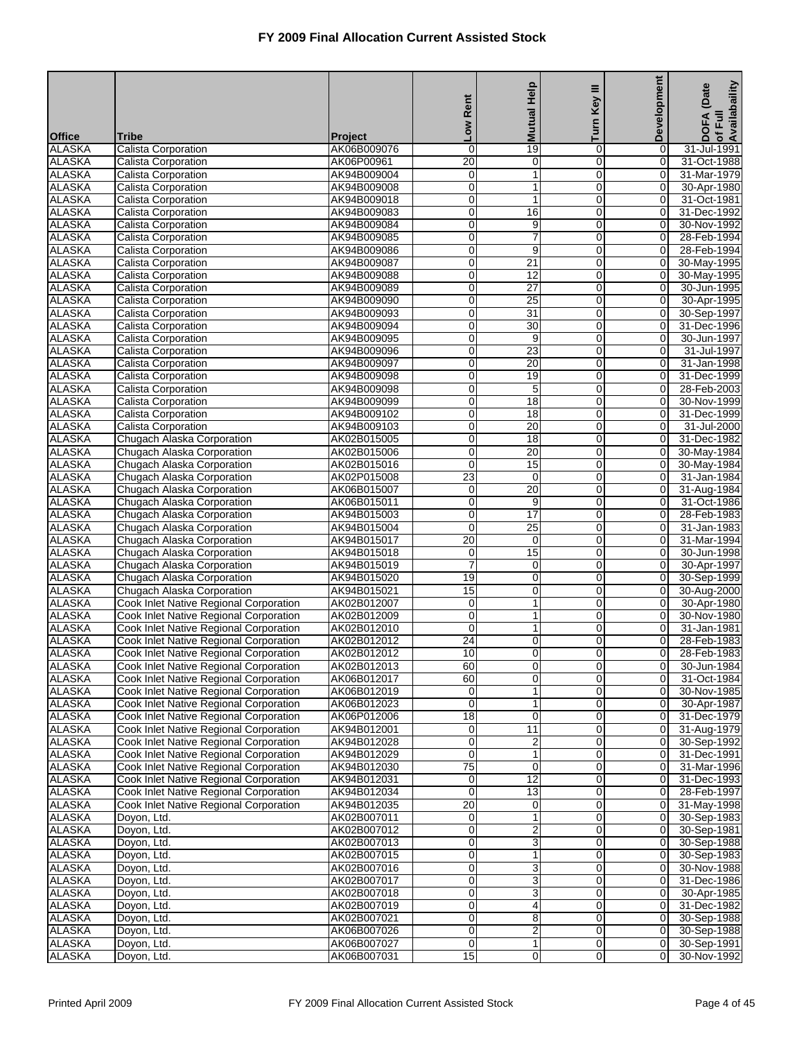# FY 2009 Final Allocation Current Assisted Stock

| Office | Tribe | Project | Low Rent | Mutual Help | Turn Key III | Development | DOFA (Date of Full Availabaility |
|---|---|---|---|---|---|---|---|
| ALASKA | Calista Corporation | AK06B009076 | 0 | 19 | 0 | 0 | 31-Jul-1991 |
| ALASKA | Calista Corporation | AK06P00961 | 20 | 0 | 0 | 0 | 31-Oct-1988 |
| ALASKA | Calista Corporation | AK94B009004 | 0 | 1 | 0 | 0 | 31-Mar-1979 |
| ALASKA | Calista Corporation | AK94B009008 | 0 | 1 | 0 | 0 | 30-Apr-1980 |
| ALASKA | Calista Corporation | AK94B009018 | 0 | 1 | 0 | 0 | 31-Oct-1981 |
| ALASKA | Calista Corporation | AK94B009083 | 0 | 16 | 0 | 0 | 31-Dec-1992 |
| ALASKA | Calista Corporation | AK94B009084 | 0 | 9 | 0 | 0 | 30-Nov-1992 |
| ALASKA | Calista Corporation | AK94B009085 | 0 | 7 | 0 | 0 | 28-Feb-1994 |
| ALASKA | Calista Corporation | AK94B009086 | 0 | 9 | 0 | 0 | 28-Feb-1994 |
| ALASKA | Calista Corporation | AK94B009087 | 0 | 21 | 0 | 0 | 30-May-1995 |
| ALASKA | Calista Corporation | AK94B009088 | 0 | 12 | 0 | 0 | 30-May-1995 |
| ALASKA | Calista Corporation | AK94B009089 | 0 | 27 | 0 | 0 | 30-Jun-1995 |
| ALASKA | Calista Corporation | AK94B009090 | 0 | 25 | 0 | 0 | 30-Apr-1995 |
| ALASKA | Calista Corporation | AK94B009093 | 0 | 31 | 0 | 0 | 30-Sep-1997 |
| ALASKA | Calista Corporation | AK94B009094 | 0 | 30 | 0 | 0 | 31-Dec-1996 |
| ALASKA | Calista Corporation | AK94B009095 | 0 | 9 | 0 | 0 | 30-Jun-1997 |
| ALASKA | Calista Corporation | AK94B009096 | 0 | 23 | 0 | 0 | 31-Jul-1997 |
| ALASKA | Calista Corporation | AK94B009097 | 0 | 20 | 0 | 0 | 31-Jan-1998 |
| ALASKA | Calista Corporation | AK94B009098 | 0 | 19 | 0 | 0 | 31-Dec-1999 |
| ALASKA | Calista Corporation | AK94B009098 | 0 | 5 | 0 | 0 | 28-Feb-2003 |
| ALASKA | Calista Corporation | AK94B009099 | 0 | 18 | 0 | 0 | 30-Nov-1999 |
| ALASKA | Calista Corporation | AK94B009102 | 0 | 18 | 0 | 0 | 31-Dec-1999 |
| ALASKA | Calista Corporation | AK94B009103 | 0 | 20 | 0 | 0 | 31-Jul-2000 |
| ALASKA | Chugach Alaska Corporation | AK02B015005 | 0 | 18 | 0 | 0 | 31-Dec-1982 |
| ALASKA | Chugach Alaska Corporation | AK02B015006 | 0 | 20 | 0 | 0 | 30-May-1984 |
| ALASKA | Chugach Alaska Corporation | AK02B015016 | 0 | 15 | 0 | 0 | 30-May-1984 |
| ALASKA | Chugach Alaska Corporation | AK02P015008 | 23 | 0 | 0 | 0 | 31-Jan-1984 |
| ALASKA | Chugach Alaska Corporation | AK06B015007 | 0 | 20 | 0 | 0 | 31-Aug-1984 |
| ALASKA | Chugach Alaska Corporation | AK06B015011 | 0 | 9 | 0 | 0 | 31-Oct-1986 |
| ALASKA | Chugach Alaska Corporation | AK94B015003 | 0 | 17 | 0 | 0 | 28-Feb-1983 |
| ALASKA | Chugach Alaska Corporation | AK94B015004 | 0 | 25 | 0 | 0 | 31-Jan-1983 |
| ALASKA | Chugach Alaska Corporation | AK94B015017 | 20 | 0 | 0 | 0 | 31-Mar-1994 |
| ALASKA | Chugach Alaska Corporation | AK94B015018 | 0 | 15 | 0 | 0 | 30-Jun-1998 |
| ALASKA | Chugach Alaska Corporation | AK94B015019 | 7 | 0 | 0 | 0 | 30-Apr-1997 |
| ALASKA | Chugach Alaska Corporation | AK94B015020 | 19 | 0 | 0 | 0 | 30-Sep-1999 |
| ALASKA | Chugach Alaska Corporation | AK94B015021 | 15 | 0 | 0 | 0 | 30-Aug-2000 |
| ALASKA | Cook Inlet Native Regional Corporation | AK02B012007 | 0 | 1 | 0 | 0 | 30-Apr-1980 |
| ALASKA | Cook Inlet Native Regional Corporation | AK02B012009 | 0 | 1 | 0 | 0 | 30-Nov-1980 |
| ALASKA | Cook Inlet Native Regional Corporation | AK02B012010 | 0 | 1 | 0 | 0 | 31-Jan-1981 |
| ALASKA | Cook Inlet Native Regional Corporation | AK02B012012 | 24 | 0 | 0 | 0 | 28-Feb-1983 |
| ALASKA | Cook Inlet Native Regional Corporation | AK02B012012 | 10 | 0 | 0 | 0 | 28-Feb-1983 |
| ALASKA | Cook Inlet Native Regional Corporation | AK02B012013 | 60 | 0 | 0 | 0 | 30-Jun-1984 |
| ALASKA | Cook Inlet Native Regional Corporation | AK06B012017 | 60 | 0 | 0 | 0 | 31-Oct-1984 |
| ALASKA | Cook Inlet Native Regional Corporation | AK06B012019 | 0 | 1 | 0 | 0 | 30-Nov-1985 |
| ALASKA | Cook Inlet Native Regional Corporation | AK06B012023 | 0 | 1 | 0 | 0 | 30-Apr-1987 |
| ALASKA | Cook Inlet Native Regional Corporation | AK06P012006 | 18 | 0 | 0 | 0 | 31-Dec-1979 |
| ALASKA | Cook Inlet Native Regional Corporation | AK94B012001 | 0 | 11 | 0 | 0 | 31-Aug-1979 |
| ALASKA | Cook Inlet Native Regional Corporation | AK94B012028 | 0 | 2 | 0 | 0 | 30-Sep-1992 |
| ALASKA | Cook Inlet Native Regional Corporation | AK94B012029 | 0 | 1 | 0 | 0 | 31-Dec-1991 |
| ALASKA | Cook Inlet Native Regional Corporation | AK94B012030 | 75 | 0 | 0 | 0 | 31-Mar-1996 |
| ALASKA | Cook Inlet Native Regional Corporation | AK94B012031 | 0 | 12 | 0 | 0 | 31-Dec-1993 |
| ALASKA | Cook Inlet Native Regional Corporation | AK94B012034 | 0 | 13 | 0 | 0 | 28-Feb-1997 |
| ALASKA | Cook Inlet Native Regional Corporation | AK94B012035 | 20 | 0 | 0 | 0 | 31-May-1998 |
| ALASKA | Doyon, Ltd. | AK02B007011 | 0 | 1 | 0 | 0 | 30-Sep-1983 |
| ALASKA | Doyon, Ltd. | AK02B007012 | 0 | 2 | 0 | 0 | 30-Sep-1981 |
| ALASKA | Doyon, Ltd. | AK02B007013 | 0 | 3 | 0 | 0 | 30-Sep-1988 |
| ALASKA | Doyon, Ltd. | AK02B007015 | 0 | 1 | 0 | 0 | 30-Sep-1983 |
| ALASKA | Doyon, Ltd. | AK02B007016 | 0 | 3 | 0 | 0 | 30-Nov-1988 |
| ALASKA | Doyon, Ltd. | AK02B007017 | 0 | 3 | 0 | 0 | 31-Dec-1986 |
| ALASKA | Doyon, Ltd. | AK02B007018 | 0 | 3 | 0 | 0 | 30-Apr-1985 |
| ALASKA | Doyon, Ltd. | AK02B007019 | 0 | 4 | 0 | 0 | 31-Dec-1982 |
| ALASKA | Doyon, Ltd. | AK02B007021 | 0 | 8 | 0 | 0 | 30-Sep-1988 |
| ALASKA | Doyon, Ltd. | AK06B007026 | 0 | 2 | 0 | 0 | 30-Sep-1988 |
| ALASKA | Doyon, Ltd. | AK06B007027 | 0 | 1 | 0 | 0 | 30-Sep-1991 |
| ALASKA | Doyon, Ltd. | AK06B007031 | 15 | 0 | 0 | 0 | 30-Nov-1992 |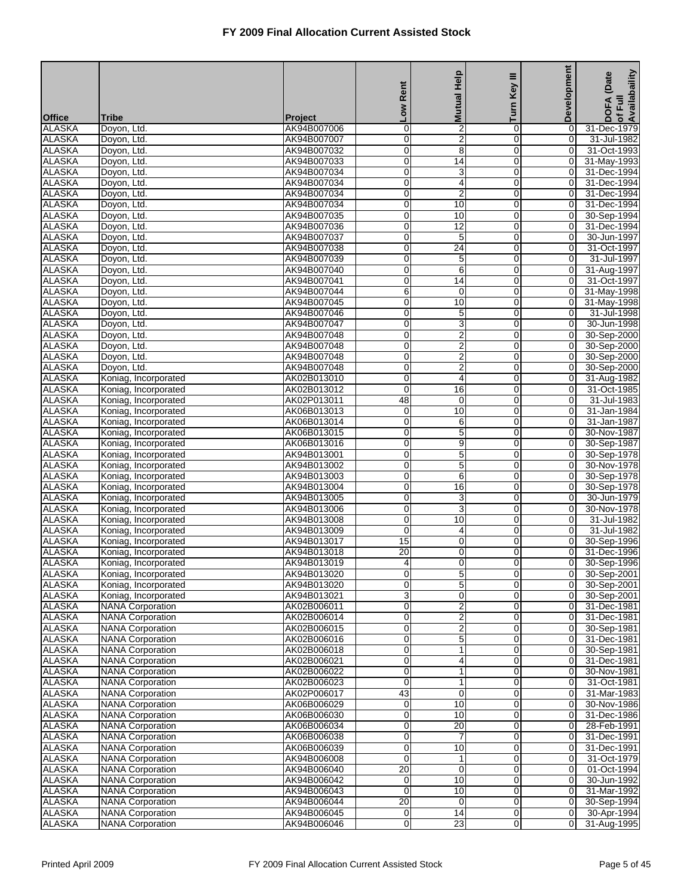# FY 2009 Final Allocation Current Assisted Stock

| Office | Tribe | Project | Low Rent | Mutual Help | Turn Key III | Development | DOFA (Date of Full Availability |
|---|---|---|---|---|---|---|---|
| ALASKA | Doyon, Ltd. | AK94B007006 | 0 | 2 | 0 | 0 | 31-Dec-1979 |
| ALASKA | Doyon, Ltd. | AK94B007007 | 0 | 2 | 0 | 0 | 31-Jul-1982 |
| ALASKA | Doyon, Ltd. | AK94B007032 | 0 | 8 | 0 | 0 | 31-Oct-1993 |
| ALASKA | Doyon, Ltd. | AK94B007033 | 0 | 14 | 0 | 0 | 31-May-1993 |
| ALASKA | Doyon, Ltd. | AK94B007034 | 0 | 3 | 0 | 0 | 31-Dec-1994 |
| ALASKA | Doyon, Ltd. | AK94B007034 | 0 | 4 | 0 | 0 | 31-Dec-1994 |
| ALASKA | Doyon, Ltd. | AK94B007034 | 0 | 2 | 0 | 0 | 31-Dec-1994 |
| ALASKA | Doyon, Ltd. | AK94B007034 | 0 | 10 | 0 | 0 | 31-Dec-1994 |
| ALASKA | Doyon, Ltd. | AK94B007035 | 0 | 10 | 0 | 0 | 30-Sep-1994 |
| ALASKA | Doyon, Ltd. | AK94B007036 | 0 | 12 | 0 | 0 | 31-Dec-1994 |
| ALASKA | Doyon, Ltd. | AK94B007037 | 0 | 5 | 0 | 0 | 30-Jun-1997 |
| ALASKA | Doyon, Ltd. | AK94B007038 | 0 | 24 | 0 | 0 | 31-Oct-1997 |
| ALASKA | Doyon, Ltd. | AK94B007039 | 0 | 5 | 0 | 0 | 31-Jul-1997 |
| ALASKA | Doyon, Ltd. | AK94B007040 | 0 | 6 | 0 | 0 | 31-Aug-1997 |
| ALASKA | Doyon, Ltd. | AK94B007041 | 0 | 14 | 0 | 0 | 31-Oct-1997 |
| ALASKA | Doyon, Ltd. | AK94B007044 | 6 | 0 | 0 | 0 | 31-May-1998 |
| ALASKA | Doyon, Ltd. | AK94B007045 | 0 | 10 | 0 | 0 | 31-May-1998 |
| ALASKA | Doyon, Ltd. | AK94B007046 | 0 | 5 | 0 | 0 | 31-Jul-1998 |
| ALASKA | Doyon, Ltd. | AK94B007047 | 0 | 3 | 0 | 0 | 30-Jun-1998 |
| ALASKA | Doyon, Ltd. | AK94B007048 | 0 | 2 | 0 | 0 | 30-Sep-2000 |
| ALASKA | Doyon, Ltd. | AK94B007048 | 0 | 2 | 0 | 0 | 30-Sep-2000 |
| ALASKA | Doyon, Ltd. | AK94B007048 | 0 | 2 | 0 | 0 | 30-Sep-2000 |
| ALASKA | Doyon, Ltd. | AK94B007048 | 0 | 2 | 0 | 0 | 30-Sep-2000 |
| ALASKA | Koniag, Incorporated | AK02B013010 | 0 | 4 | 0 | 0 | 31-Aug-1982 |
| ALASKA | Koniag, Incorporated | AK02B013012 | 0 | 16 | 0 | 0 | 31-Oct-1985 |
| ALASKA | Koniag, Incorporated | AK02P013011 | 48 | 0 | 0 | 0 | 31-Jul-1983 |
| ALASKA | Koniag, Incorporated | AK06B013013 | 0 | 10 | 0 | 0 | 31-Jan-1984 |
| ALASKA | Koniag, Incorporated | AK06B013014 | 0 | 6 | 0 | 0 | 31-Jan-1987 |
| ALASKA | Koniag, Incorporated | AK06B013015 | 0 | 5 | 0 | 0 | 30-Nov-1987 |
| ALASKA | Koniag, Incorporated | AK06B013016 | 0 | 9 | 0 | 0 | 30-Sep-1987 |
| ALASKA | Koniag, Incorporated | AK94B013001 | 0 | 5 | 0 | 0 | 30-Sep-1978 |
| ALASKA | Koniag, Incorporated | AK94B013002 | 0 | 5 | 0 | 0 | 30-Nov-1978 |
| ALASKA | Koniag, Incorporated | AK94B013003 | 0 | 6 | 0 | 0 | 30-Sep-1978 |
| ALASKA | Koniag, Incorporated | AK94B013004 | 0 | 16 | 0 | 0 | 30-Sep-1978 |
| ALASKA | Koniag, Incorporated | AK94B013005 | 0 | 3 | 0 | 0 | 30-Jun-1979 |
| ALASKA | Koniag, Incorporated | AK94B013006 | 0 | 3 | 0 | 0 | 30-Nov-1978 |
| ALASKA | Koniag, Incorporated | AK94B013008 | 0 | 10 | 0 | 0 | 31-Jul-1982 |
| ALASKA | Koniag, Incorporated | AK94B013009 | 0 | 4 | 0 | 0 | 31-Jul-1982 |
| ALASKA | Koniag, Incorporated | AK94B013017 | 15 | 0 | 0 | 0 | 30-Sep-1996 |
| ALASKA | Koniag, Incorporated | AK94B013018 | 20 | 0 | 0 | 0 | 31-Dec-1996 |
| ALASKA | Koniag, Incorporated | AK94B013019 | 4 | 0 | 0 | 0 | 30-Sep-1996 |
| ALASKA | Koniag, Incorporated | AK94B013020 | 0 | 5 | 0 | 0 | 30-Sep-2001 |
| ALASKA | Koniag, Incorporated | AK94B013020 | 0 | 5 | 0 | 0 | 30-Sep-2001 |
| ALASKA | Koniag, Incorporated | AK94B013021 | 3 | 0 | 0 | 0 | 30-Sep-2001 |
| ALASKA | NANA Corporation | AK02B006011 | 0 | 2 | 0 | 0 | 31-Dec-1981 |
| ALASKA | NANA Corporation | AK02B006014 | 0 | 2 | 0 | 0 | 31-Dec-1981 |
| ALASKA | NANA Corporation | AK02B006015 | 0 | 2 | 0 | 0 | 30-Sep-1981 |
| ALASKA | NANA Corporation | AK02B006016 | 0 | 5 | 0 | 0 | 31-Dec-1981 |
| ALASKA | NANA Corporation | AK02B006018 | 0 | 1 | 0 | 0 | 30-Sep-1981 |
| ALASKA | NANA Corporation | AK02B006021 | 0 | 4 | 0 | 0 | 31-Dec-1981 |
| ALASKA | NANA Corporation | AK02B006022 | 0 | 1 | 0 | 0 | 30-Nov-1981 |
| ALASKA | NANA Corporation | AK02B006023 | 0 | 1 | 0 | 0 | 31-Oct-1981 |
| ALASKA | NANA Corporation | AK02P006017 | 43 | 0 | 0 | 0 | 31-Mar-1983 |
| ALASKA | NANA Corporation | AK06B006029 | 0 | 10 | 0 | 0 | 30-Nov-1986 |
| ALASKA | NANA Corporation | AK06B006030 | 0 | 10 | 0 | 0 | 31-Dec-1986 |
| ALASKA | NANA Corporation | AK06B006034 | 0 | 20 | 0 | 0 | 28-Feb-1991 |
| ALASKA | NANA Corporation | AK06B006038 | 0 | 7 | 0 | 0 | 31-Dec-1991 |
| ALASKA | NANA Corporation | AK06B006039 | 0 | 10 | 0 | 0 | 31-Dec-1991 |
| ALASKA | NANA Corporation | AK94B006008 | 0 | 1 | 0 | 0 | 31-Oct-1979 |
| ALASKA | NANA Corporation | AK94B006040 | 20 | 0 | 0 | 0 | 01-Oct-1994 |
| ALASKA | NANA Corporation | AK94B006042 | 0 | 10 | 0 | 0 | 30-Jun-1992 |
| ALASKA | NANA Corporation | AK94B006043 | 0 | 10 | 0 | 0 | 31-Mar-1992 |
| ALASKA | NANA Corporation | AK94B006044 | 20 | 0 | 0 | 0 | 30-Sep-1994 |
| ALASKA | NANA Corporation | AK94B006045 | 0 | 14 | 0 | 0 | 30-Apr-1994 |
| ALASKA | NANA Corporation | AK94B006046 | 0 | 23 | 0 | 0 | 31-Aug-1995 |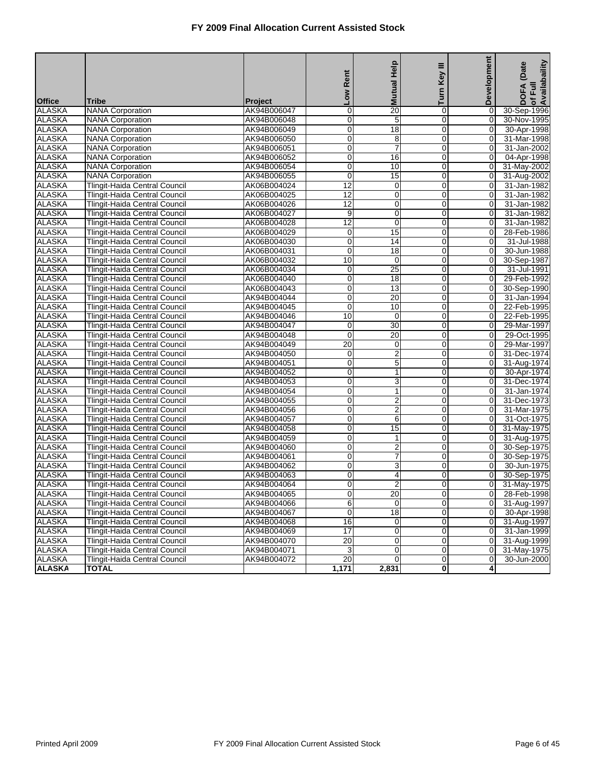# FY 2009 Final Allocation Current Assisted Stock

| Office | Tribe | Project | Low Rent | Mutual Help | Turn Key III | Development | DOFA (Date of Full Availability |
|---|---|---|---|---|---|---|---|
| ALASKA | NANA Corporation | AK94B006047 | 0 | 20 | 0 | 0 | 30-Sep-1996 |
| ALASKA | NANA Corporation | AK94B006048 | 0 | 5 | 0 | 0 | 30-Nov-1995 |
| ALASKA | NANA Corporation | AK94B006049 | 0 | 18 | 0 | 0 | 30-Apr-1998 |
| ALASKA | NANA Corporation | AK94B006050 | 0 | 8 | 0 | 0 | 31-Mar-1998 |
| ALASKA | NANA Corporation | AK94B006051 | 0 | 7 | 0 | 0 | 31-Jan-2002 |
| ALASKA | NANA Corporation | AK94B006052 | 0 | 16 | 0 | 0 | 04-Apr-1998 |
| ALASKA | NANA Corporation | AK94B006054 | 0 | 10 | 0 | 0 | 31-May-2002 |
| ALASKA | NANA Corporation | AK94B006055 | 0 | 15 | 0 | 0 | 31-Aug-2002 |
| ALASKA | Tlingit-Haida Central Council | AK06B004024 | 12 | 0 | 0 | 0 | 31-Jan-1982 |
| ALASKA | Tlingit-Haida Central Council | AK06B004025 | 12 | 0 | 0 | 0 | 31-Jan-1982 |
| ALASKA | Tlingit-Haida Central Council | AK06B004026 | 12 | 0 | 0 | 0 | 31-Jan-1982 |
| ALASKA | Tlingit-Haida Central Council | AK06B004027 | 9 | 0 | 0 | 0 | 31-Jan-1982 |
| ALASKA | Tlingit-Haida Central Council | AK06B004028 | 12 | 0 | 0 | 0 | 31-Jan-1982 |
| ALASKA | Tlingit-Haida Central Council | AK06B004029 | 0 | 15 | 0 | 0 | 28-Feb-1986 |
| ALASKA | Tlingit-Haida Central Council | AK06B004030 | 0 | 14 | 0 | 0 | 31-Jul-1988 |
| ALASKA | Tlingit-Haida Central Council | AK06B004031 | 0 | 18 | 0 | 0 | 30-Jun-1988 |
| ALASKA | Tlingit-Haida Central Council | AK06B004032 | 10 | 0 | 0 | 0 | 30-Sep-1987 |
| ALASKA | Tlingit-Haida Central Council | AK06B004034 | 0 | 25 | 0 | 0 | 31-Jul-1991 |
| ALASKA | Tlingit-Haida Central Council | AK06B004040 | 0 | 18 | 0 | 0 | 29-Feb-1992 |
| ALASKA | Tlingit-Haida Central Council | AK06B004043 | 0 | 13 | 0 | 0 | 30-Sep-1990 |
| ALASKA | Tlingit-Haida Central Council | AK94B004044 | 0 | 20 | 0 | 0 | 31-Jan-1994 |
| ALASKA | Tlingit-Haida Central Council | AK94B004045 | 0 | 10 | 0 | 0 | 22-Feb-1995 |
| ALASKA | Tlingit-Haida Central Council | AK94B004046 | 10 | 0 | 0 | 0 | 22-Feb-1995 |
| ALASKA | Tlingit-Haida Central Council | AK94B004047 | 0 | 30 | 0 | 0 | 29-Mar-1997 |
| ALASKA | Tlingit-Haida Central Council | AK94B004048 | 0 | 20 | 0 | 0 | 29-Oct-1995 |
| ALASKA | Tlingit-Haida Central Council | AK94B004049 | 20 | 0 | 0 | 0 | 29-Mar-1997 |
| ALASKA | Tlingit-Haida Central Council | AK94B004050 | 0 | 2 | 0 | 0 | 31-Dec-1974 |
| ALASKA | Tlingit-Haida Central Council | AK94B004051 | 0 | 5 | 0 | 0 | 31-Aug-1974 |
| ALASKA | Tlingit-Haida Central Council | AK94B004052 | 0 | 1 | 0 | 0 | 30-Apr-1974 |
| ALASKA | Tlingit-Haida Central Council | AK94B004053 | 0 | 3 | 0 | 0 | 31-Dec-1974 |
| ALASKA | Tlingit-Haida Central Council | AK94B004054 | 0 | 1 | 0 | 0 | 31-Jan-1974 |
| ALASKA | Tlingit-Haida Central Council | AK94B004055 | 0 | 2 | 0 | 0 | 31-Dec-1973 |
| ALASKA | Tlingit-Haida Central Council | AK94B004056 | 0 | 2 | 0 | 0 | 31-Mar-1975 |
| ALASKA | Tlingit-Haida Central Council | AK94B004057 | 0 | 6 | 0 | 0 | 31-Oct-1975 |
| ALASKA | Tlingit-Haida Central Council | AK94B004058 | 0 | 15 | 0 | 0 | 31-May-1975 |
| ALASKA | Tlingit-Haida Central Council | AK94B004059 | 0 | 1 | 0 | 0 | 31-Aug-1975 |
| ALASKA | Tlingit-Haida Central Council | AK94B004060 | 0 | 2 | 0 | 0 | 30-Sep-1975 |
| ALASKA | Tlingit-Haida Central Council | AK94B004061 | 0 | 7 | 0 | 0 | 30-Sep-1975 |
| ALASKA | Tlingit-Haida Central Council | AK94B004062 | 0 | 3 | 0 | 0 | 30-Jun-1975 |
| ALASKA | Tlingit-Haida Central Council | AK94B004063 | 0 | 4 | 0 | 0 | 30-Sep-1975 |
| ALASKA | Tlingit-Haida Central Council | AK94B004064 | 0 | 2 | 0 | 0 | 31-May-1975 |
| ALASKA | Tlingit-Haida Central Council | AK94B004065 | 0 | 20 | 0 | 0 | 28-Feb-1998 |
| ALASKA | Tlingit-Haida Central Council | AK94B004066 | 6 | 0 | 0 | 0 | 31-Aug-1997 |
| ALASKA | Tlingit-Haida Central Council | AK94B004067 | 0 | 18 | 0 | 0 | 30-Apr-1998 |
| ALASKA | Tlingit-Haida Central Council | AK94B004068 | 16 | 0 | 0 | 0 | 31-Aug-1997 |
| ALASKA | Tlingit-Haida Central Council | AK94B004069 | 17 | 0 | 0 | 0 | 31-Jan-1999 |
| ALASKA | Tlingit-Haida Central Council | AK94B004070 | 20 | 0 | 0 | 0 | 31-Aug-1999 |
| ALASKA | Tlingit-Haida Central Council | AK94B004071 | 3 | 0 | 0 | 0 | 31-May-1975 |
| ALASKA | Tlingit-Haida Central Council | AK94B004072 | 20 | 0 | 0 | 0 | 30-Jun-2000 |
| **ALASKA** | **TOTAL** | | **1,171** | **2,831** | **0** | **4** | |

Printed April 2009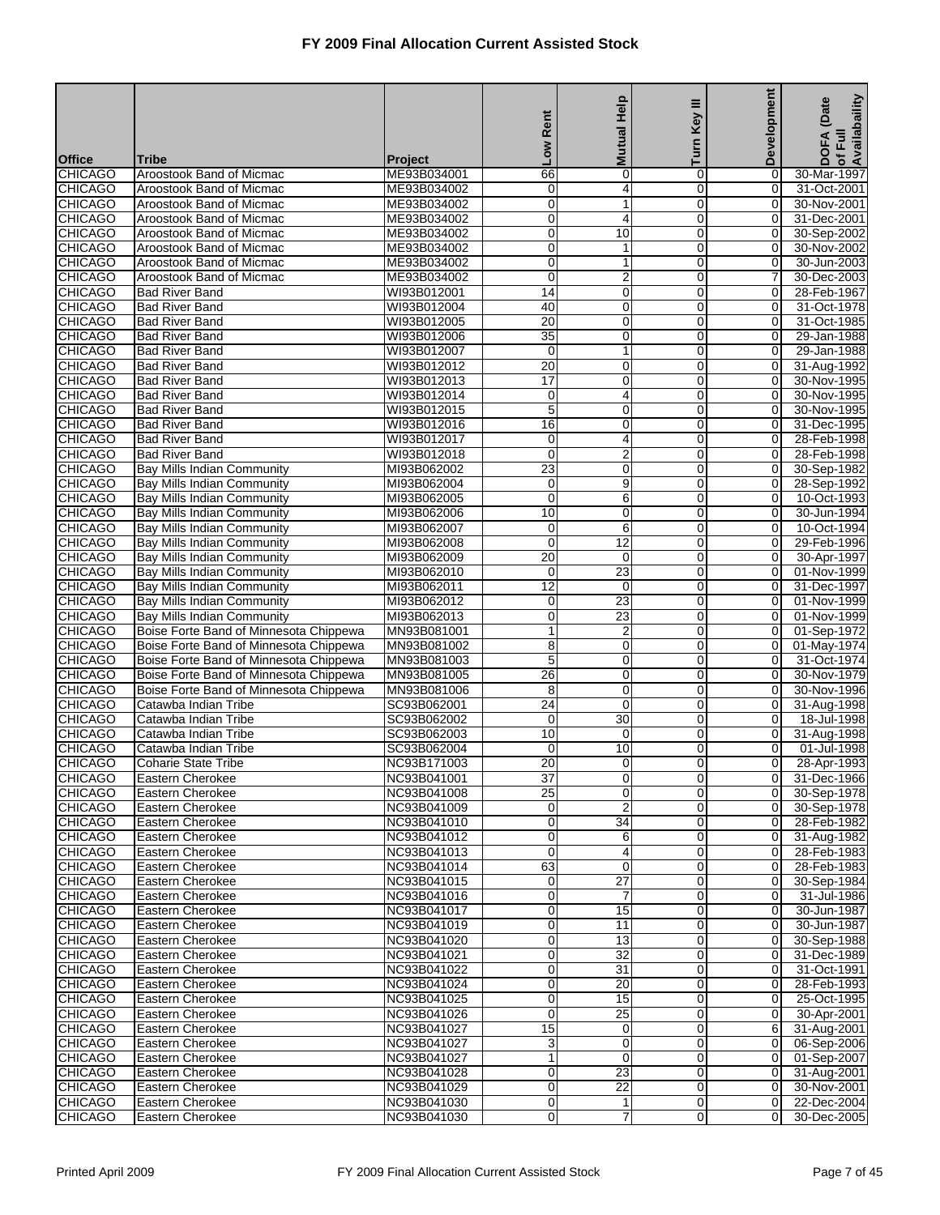# FY 2009 Final Allocation Current Assisted Stock

| Office | Tribe | Project | Low Rent | Mutual Help | Turn Key III | Development | DOFA (Date of Full Availability |
|---|---|---|---|---|---|---|---|
| CHICAGO | Aroostook Band of Micmac | ME93B034001 | 66 | 0 | 0 | 0 | 30-Mar-1997 |
| CHICAGO | Aroostook Band of Micmac | ME93B034002 | 0 | 4 | 0 | 0 | 31-Oct-2001 |
| CHICAGO | Aroostook Band of Micmac | ME93B034002 | 0 | 1 | 0 | 0 | 30-Nov-2001 |
| CHICAGO | Aroostook Band of Micmac | ME93B034002 | 0 | 4 | 0 | 0 | 31-Dec-2001 |
| CHICAGO | Aroostook Band of Micmac | ME93B034002 | 0 | 10 | 0 | 0 | 30-Sep-2002 |
| CHICAGO | Aroostook Band of Micmac | ME93B034002 | 0 | 1 | 0 | 0 | 30-Nov-2002 |
| CHICAGO | Aroostook Band of Micmac | ME93B034002 | 0 | 1 | 0 | 0 | 30-Jun-2003 |
| CHICAGO | Aroostook Band of Micmac | ME93B034002 | 0 | 2 | 0 | 7 | 30-Dec-2003 |
| CHICAGO | Bad River Band | WI93B012001 | 14 | 0 | 0 | 0 | 28-Feb-1967 |
| CHICAGO | Bad River Band | WI93B012004 | 40 | 0 | 0 | 0 | 31-Oct-1978 |
| CHICAGO | Bad River Band | WI93B012005 | 20 | 0 | 0 | 0 | 31-Oct-1985 |
| CHICAGO | Bad River Band | WI93B012006 | 35 | 0 | 0 | 0 | 29-Jan-1988 |
| CHICAGO | Bad River Band | WI93B012007 | 0 | 1 | 0 | 0 | 29-Jan-1988 |
| CHICAGO | Bad River Band | WI93B012012 | 20 | 0 | 0 | 0 | 31-Aug-1992 |
| CHICAGO | Bad River Band | WI93B012013 | 17 | 0 | 0 | 0 | 30-Nov-1995 |
| CHICAGO | Bad River Band | WI93B012014 | 0 | 4 | 0 | 0 | 30-Nov-1995 |
| CHICAGO | Bad River Band | WI93B012015 | 5 | 0 | 0 | 0 | 30-Nov-1995 |
| CHICAGO | Bad River Band | WI93B012016 | 16 | 0 | 0 | 0 | 31-Dec-1995 |
| CHICAGO | Bad River Band | WI93B012017 | 0 | 4 | 0 | 0 | 28-Feb-1998 |
| CHICAGO | Bad River Band | WI93B012018 | 0 | 2 | 0 | 0 | 28-Feb-1998 |
| CHICAGO | Bay Mills Indian Community | MI93B062002 | 23 | 0 | 0 | 0 | 30-Sep-1982 |
| CHICAGO | Bay Mills Indian Community | MI93B062004 | 0 | 9 | 0 | 0 | 28-Sep-1992 |
| CHICAGO | Bay Mills Indian Community | MI93B062005 | 0 | 6 | 0 | 0 | 10-Oct-1993 |
| CHICAGO | Bay Mills Indian Community | MI93B062006 | 10 | 0 | 0 | 0 | 30-Jun-1994 |
| CHICAGO | Bay Mills Indian Community | MI93B062007 | 0 | 6 | 0 | 0 | 10-Oct-1994 |
| CHICAGO | Bay Mills Indian Community | MI93B062008 | 0 | 12 | 0 | 0 | 29-Feb-1996 |
| CHICAGO | Bay Mills Indian Community | MI93B062009 | 20 | 0 | 0 | 0 | 30-Apr-1997 |
| CHICAGO | Bay Mills Indian Community | MI93B062010 | 0 | 23 | 0 | 0 | 01-Nov-1999 |
| CHICAGO | Bay Mills Indian Community | MI93B062011 | 12 | 0 | 0 | 0 | 31-Dec-1997 |
| CHICAGO | Bay Mills Indian Community | MI93B062012 | 0 | 23 | 0 | 0 | 01-Nov-1999 |
| CHICAGO | Bay Mills Indian Community | MI93B062013 | 0 | 23 | 0 | 0 | 01-Nov-1999 |
| CHICAGO | Boise Forte Band of Minnesota Chippewa | MN93B081001 | 1 | 2 | 0 | 0 | 01-Sep-1972 |
| CHICAGO | Boise Forte Band of Minnesota Chippewa | MN93B081002 | 8 | 0 | 0 | 0 | 01-May-1974 |
| CHICAGO | Boise Forte Band of Minnesota Chippewa | MN93B081003 | 5 | 0 | 0 | 0 | 31-Oct-1974 |
| CHICAGO | Boise Forte Band of Minnesota Chippewa | MN93B081005 | 26 | 0 | 0 | 0 | 30-Nov-1979 |
| CHICAGO | Boise Forte Band of Minnesota Chippewa | MN93B081006 | 8 | 0 | 0 | 0 | 30-Nov-1996 |
| CHICAGO | Catawba Indian Tribe | SC93B062001 | 24 | 0 | 0 | 0 | 31-Aug-1998 |
| CHICAGO | Catawba Indian Tribe | SC93B062002 | 0 | 30 | 0 | 0 | 18-Jul-1998 |
| CHICAGO | Catawba Indian Tribe | SC93B062003 | 10 | 0 | 0 | 0 | 31-Aug-1998 |
| CHICAGO | Catawba Indian Tribe | SC93B062004 | 0 | 10 | 0 | 0 | 01-Jul-1998 |
| CHICAGO | Coharie State Tribe | NC93B171003 | 20 | 0 | 0 | 0 | 28-Apr-1993 |
| CHICAGO | Eastern Cherokee | NC93B041001 | 37 | 0 | 0 | 0 | 31-Dec-1966 |
| CHICAGO | Eastern Cherokee | NC93B041008 | 25 | 0 | 0 | 0 | 30-Sep-1978 |
| CHICAGO | Eastern Cherokee | NC93B041009 | 0 | 2 | 0 | 0 | 30-Sep-1978 |
| CHICAGO | Eastern Cherokee | NC93B041010 | 0 | 34 | 0 | 0 | 28-Feb-1982 |
| CHICAGO | Eastern Cherokee | NC93B041012 | 0 | 6 | 0 | 0 | 31-Aug-1982 |
| CHICAGO | Eastern Cherokee | NC93B041013 | 0 | 4 | 0 | 0 | 28-Feb-1983 |
| CHICAGO | Eastern Cherokee | NC93B041014 | 63 | 0 | 0 | 0 | 28-Feb-1983 |
| CHICAGO | Eastern Cherokee | NC93B041015 | 0 | 27 | 0 | 0 | 30-Sep-1984 |
| CHICAGO | Eastern Cherokee | NC93B041016 | 0 | 7 | 0 | 0 | 31-Jul-1986 |
| CHICAGO | Eastern Cherokee | NC93B041017 | 0 | 15 | 0 | 0 | 30-Jun-1987 |
| CHICAGO | Eastern Cherokee | NC93B041019 | 0 | 11 | 0 | 0 | 30-Jun-1987 |
| CHICAGO | Eastern Cherokee | NC93B041020 | 0 | 13 | 0 | 0 | 30-Sep-1988 |
| CHICAGO | Eastern Cherokee | NC93B041021 | 0 | 32 | 0 | 0 | 31-Dec-1989 |
| CHICAGO | Eastern Cherokee | NC93B041022 | 0 | 31 | 0 | 0 | 31-Oct-1991 |
| CHICAGO | Eastern Cherokee | NC93B041024 | 0 | 20 | 0 | 0 | 28-Feb-1993 |
| CHICAGO | Eastern Cherokee | NC93B041025 | 0 | 15 | 0 | 0 | 25-Oct-1995 |
| CHICAGO | Eastern Cherokee | NC93B041026 | 0 | 25 | 0 | 0 | 30-Apr-2001 |
| CHICAGO | Eastern Cherokee | NC93B041027 | 15 | 0 | 0 | 6 | 31-Aug-2001 |
| CHICAGO | Eastern Cherokee | NC93B041027 | 3 | 0 | 0 | 0 | 06-Sep-2006 |
| CHICAGO | Eastern Cherokee | NC93B041027 | 1 | 0 | 0 | 0 | 01-Sep-2007 |
| CHICAGO | Eastern Cherokee | NC93B041028 | 0 | 23 | 0 | 0 | 31-Aug-2001 |
| CHICAGO | Eastern Cherokee | NC93B041029 | 0 | 22 | 0 | 0 | 30-Nov-2001 |
| CHICAGO | Eastern Cherokee | NC93B041030 | 0 | 1 | 0 | 0 | 22-Dec-2004 |
| CHICAGO | Eastern Cherokee | NC93B041030 | 0 | 7 | 0 | 0 | 30-Dec-2005 |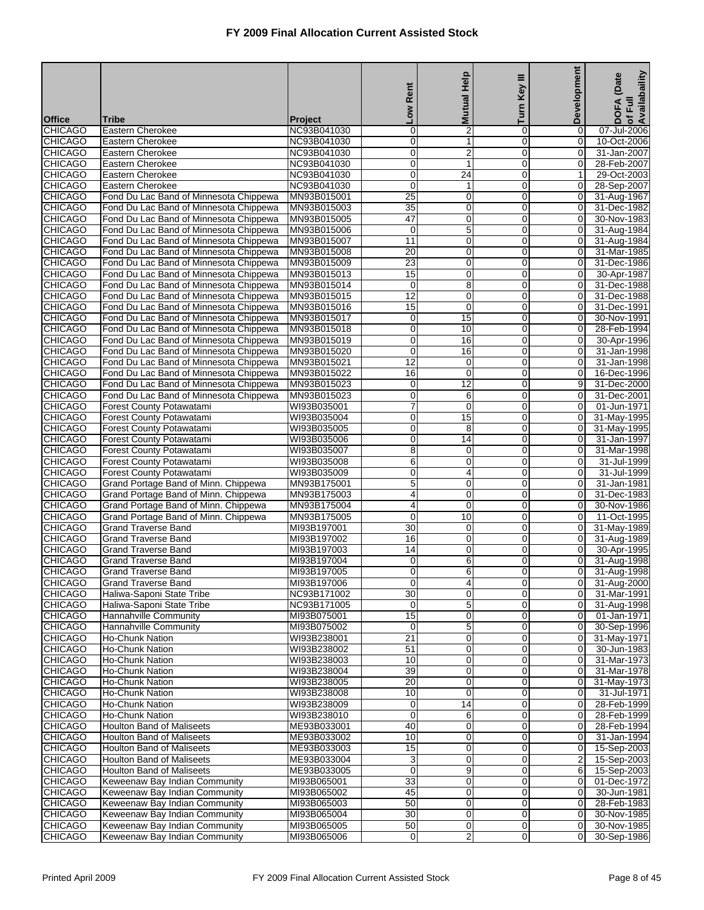# FY 2009 Final Allocation Current Assisted Stock

| Office | Tribe | Project | Low Rent | Mutual Help | Turn Key III | Development | DOFA (Date of Full Availability |
|---|---|---|---|---|---|---|---|
| CHICAGO | Eastern Cherokee | NC93B041030 | 0 | 2 | 0 | 0 | 07-Jul-2006 |
| CHICAGO | Eastern Cherokee | NC93B041030 | 0 | 1 | 0 | 0 | 10-Oct-2006 |
| CHICAGO | Eastern Cherokee | NC93B041030 | 0 | 2 | 0 | 0 | 31-Jan-2007 |
| CHICAGO | Eastern Cherokee | NC93B041030 | 0 | 1 | 0 | 0 | 28-Feb-2007 |
| CHICAGO | Eastern Cherokee | NC93B041030 | 0 | 24 | 0 | 1 | 29-Oct-2003 |
| CHICAGO | Eastern Cherokee | NC93B041030 | 0 | 1 | 0 | 0 | 28-Sep-2007 |
| CHICAGO | Fond Du Lac Band of Minnesota Chippewa | MN93B015001 | 25 | 0 | 0 | 0 | 31-Aug-1967 |
| CHICAGO | Fond Du Lac Band of Minnesota Chippewa | MN93B015003 | 35 | 0 | 0 | 0 | 31-Dec-1982 |
| CHICAGO | Fond Du Lac Band of Minnesota Chippewa | MN93B015005 | 47 | 0 | 0 | 0 | 30-Nov-1983 |
| CHICAGO | Fond Du Lac Band of Minnesota Chippewa | MN93B015006 | 0 | 5 | 0 | 0 | 31-Aug-1984 |
| CHICAGO | Fond Du Lac Band of Minnesota Chippewa | MN93B015007 | 11 | 0 | 0 | 0 | 31-Aug-1984 |
| CHICAGO | Fond Du Lac Band of Minnesota Chippewa | MN93B015008 | 20 | 0 | 0 | 0 | 31-Mar-1985 |
| CHICAGO | Fond Du Lac Band of Minnesota Chippewa | MN93B015009 | 23 | 0 | 0 | 0 | 31-Dec-1986 |
| CHICAGO | Fond Du Lac Band of Minnesota Chippewa | MN93B015013 | 15 | 0 | 0 | 0 | 30-Apr-1987 |
| CHICAGO | Fond Du Lac Band of Minnesota Chippewa | MN93B015014 | 0 | 8 | 0 | 0 | 31-Dec-1988 |
| CHICAGO | Fond Du Lac Band of Minnesota Chippewa | MN93B015015 | 12 | 0 | 0 | 0 | 31-Dec-1988 |
| CHICAGO | Fond Du Lac Band of Minnesota Chippewa | MN93B015016 | 15 | 0 | 0 | 0 | 31-Dec-1991 |
| CHICAGO | Fond Du Lac Band of Minnesota Chippewa | MN93B015017 | 0 | 15 | 0 | 0 | 30-Nov-1991 |
| CHICAGO | Fond Du Lac Band of Minnesota Chippewa | MN93B015018 | 0 | 10 | 0 | 0 | 28-Feb-1994 |
| CHICAGO | Fond Du Lac Band of Minnesota Chippewa | MN93B015019 | 0 | 16 | 0 | 0 | 30-Apr-1996 |
| CHICAGO | Fond Du Lac Band of Minnesota Chippewa | MN93B015020 | 0 | 16 | 0 | 0 | 31-Jan-1998 |
| CHICAGO | Fond Du Lac Band of Minnesota Chippewa | MN93B015021 | 12 | 0 | 0 | 0 | 31-Jan-1998 |
| CHICAGO | Fond Du Lac Band of Minnesota Chippewa | MN93B015022 | 16 | 0 | 0 | 0 | 16-Dec-1996 |
| CHICAGO | Fond Du Lac Band of Minnesota Chippewa | MN93B015023 | 0 | 12 | 0 | 9 | 31-Dec-2000 |
| CHICAGO | Fond Du Lac Band of Minnesota Chippewa | MN93B015023 | 0 | 6 | 0 | 0 | 31-Dec-2001 |
| CHICAGO | Forest County Potawatami | WI93B035001 | 7 | 0 | 0 | 0 | 01-Jun-1971 |
| CHICAGO | Forest County Potawatami | WI93B035004 | 0 | 15 | 0 | 0 | 31-May-1995 |
| CHICAGO | Forest County Potawatami | WI93B035005 | 0 | 8 | 0 | 0 | 31-May-1995 |
| CHICAGO | Forest County Potawatami | WI93B035006 | 0 | 14 | 0 | 0 | 31-Jan-1997 |
| CHICAGO | Forest County Potawatami | WI93B035007 | 8 | 0 | 0 | 0 | 31-Mar-1998 |
| CHICAGO | Forest County Potawatami | WI93B035008 | 6 | 0 | 0 | 0 | 31-Jul-1999 |
| CHICAGO | Forest County Potawatami | WI93B035009 | 0 | 4 | 0 | 0 | 31-Jul-1999 |
| CHICAGO | Grand Portage Band of Minn. Chippewa | MN93B175001 | 5 | 0 | 0 | 0 | 31-Jan-1981 |
| CHICAGO | Grand Portage Band of Minn. Chippewa | MN93B175003 | 4 | 0 | 0 | 0 | 31-Dec-1983 |
| CHICAGO | Grand Portage Band of Minn. Chippewa | MN93B175004 | 4 | 0 | 0 | 0 | 30-Nov-1986 |
| CHICAGO | Grand Portage Band of Minn. Chippewa | MN93B175005 | 0 | 10 | 0 | 0 | 11-Oct-1995 |
| CHICAGO | Grand Traverse Band | MI93B197001 | 30 | 0 | 0 | 0 | 31-May-1989 |
| CHICAGO | Grand Traverse Band | MI93B197002 | 16 | 0 | 0 | 0 | 31-Aug-1989 |
| CHICAGO | Grand Traverse Band | MI93B197003 | 14 | 0 | 0 | 0 | 30-Apr-1995 |
| CHICAGO | Grand Traverse Band | MI93B197004 | 0 | 6 | 0 | 0 | 31-Aug-1998 |
| CHICAGO | Grand Traverse Band | MI93B197005 | 0 | 6 | 0 | 0 | 31-Aug-1998 |
| CHICAGO | Grand Traverse Band | MI93B197006 | 0 | 4 | 0 | 0 | 31-Aug-2000 |
| CHICAGO | Haliwa-Saponi State Tribe | NC93B171002 | 30 | 0 | 0 | 0 | 31-Mar-1991 |
| CHICAGO | Haliwa-Saponi State Tribe | NC93B171005 | 0 | 5 | 0 | 0 | 31-Aug-1998 |
| CHICAGO | Hannahville Community | MI93B075001 | 15 | 0 | 0 | 0 | 01-Jan-1971 |
| CHICAGO | Hannahville Community | MI93B075002 | 0 | 5 | 0 | 0 | 30-Sep-1996 |
| CHICAGO | Ho-Chunk Nation | WI93B238001 | 21 | 0 | 0 | 0 | 31-May-1971 |
| CHICAGO | Ho-Chunk Nation | WI93B238002 | 51 | 0 | 0 | 0 | 30-Jun-1983 |
| CHICAGO | Ho-Chunk Nation | WI93B238003 | 10 | 0 | 0 | 0 | 31-Mar-1973 |
| CHICAGO | Ho-Chunk Nation | WI93B238004 | 39 | 0 | 0 | 0 | 31-Mar-1978 |
| CHICAGO | Ho-Chunk Nation | WI93B238005 | 20 | 0 | 0 | 0 | 31-May-1973 |
| CHICAGO | Ho-Chunk Nation | WI93B238008 | 10 | 0 | 0 | 0 | 31-Jul-1971 |
| CHICAGO | Ho-Chunk Nation | WI93B238009 | 0 | 14 | 0 | 0 | 28-Feb-1999 |
| CHICAGO | Ho-Chunk Nation | WI93B238010 | 0 | 6 | 0 | 0 | 28-Feb-1999 |
| CHICAGO | Houlton Band of Maliseets | ME93B033001 | 40 | 0 | 0 | 0 | 28-Feb-1994 |
| CHICAGO | Houlton Band of Maliseets | ME93B033002 | 10 | 0 | 0 | 0 | 31-Jan-1994 |
| CHICAGO | Houlton Band of Maliseets | ME93B033003 | 15 | 0 | 0 | 0 | 15-Sep-2003 |
| CHICAGO | Houlton Band of Maliseets | ME93B033004 | 3 | 0 | 0 | 2 | 15-Sep-2003 |
| CHICAGO | Houlton Band of Maliseets | ME93B033005 | 0 | 9 | 0 | 6 | 15-Sep-2003 |
| CHICAGO | Keweenaw Bay Indian Community | MI93B065001 | 33 | 0 | 0 | 0 | 01-Dec-1972 |
| CHICAGO | Keweenaw Bay Indian Community | MI93B065002 | 45 | 0 | 0 | 0 | 30-Jun-1981 |
| CHICAGO | Keweenaw Bay Indian Community | MI93B065003 | 50 | 0 | 0 | 0 | 28-Feb-1983 |
| CHICAGO | Keweenaw Bay Indian Community | MI93B065004 | 30 | 0 | 0 | 0 | 30-Nov-1985 |
| CHICAGO | Keweenaw Bay Indian Community | MI93B065005 | 50 | 0 | 0 | 0 | 30-Nov-1985 |
| CHICAGO | Keweenaw Bay Indian Community | MI93B065006 | 0 | 2 | 0 | 0 | 30-Sep-1986 |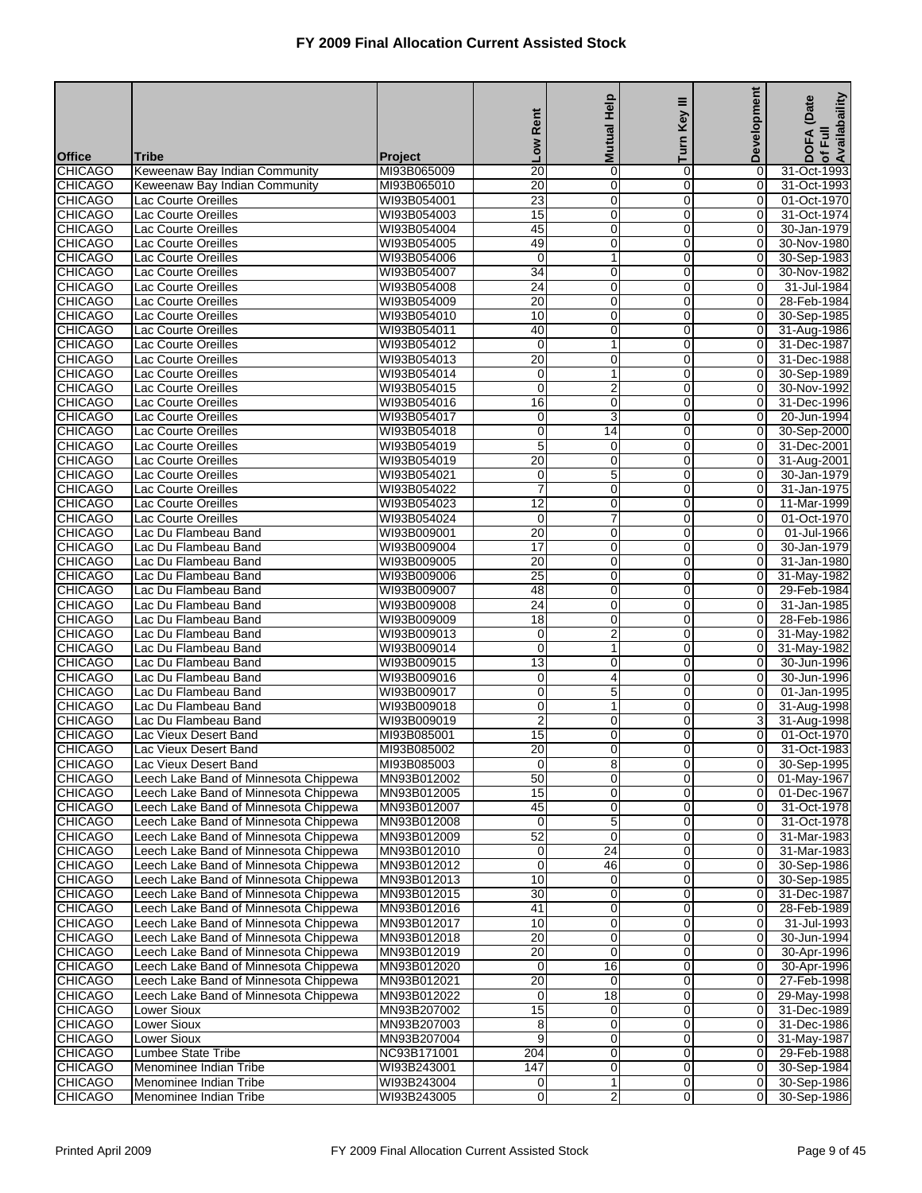# FY 2009 Final Allocation Current Assisted Stock

| Office | Tribe | Project | Low Rent | Mutual Help | Turn Key III | Development | DOFA (Date of Full Availability |
|---|---|---|---|---|---|---|---|
| CHICAGO | Keweenaw Bay Indian Community | MI93B065009 | 20 | 0 | 0 | 0 | 31-Oct-1993 |
| CHICAGO | Keweenaw Bay Indian Community | MI93B065010 | 20 | 0 | 0 | 0 | 31-Oct-1993 |
| CHICAGO | Lac Courte Oreilles | WI93B054001 | 23 | 0 | 0 | 0 | 01-Oct-1970 |
| CHICAGO | Lac Courte Oreilles | WI93B054003 | 15 | 0 | 0 | 0 | 31-Oct-1974 |
| CHICAGO | Lac Courte Oreilles | WI93B054004 | 45 | 0 | 0 | 0 | 30-Jan-1979 |
| CHICAGO | Lac Courte Oreilles | WI93B054005 | 49 | 0 | 0 | 0 | 30-Nov-1980 |
| CHICAGO | Lac Courte Oreilles | WI93B054006 | 0 | 1 | 0 | 0 | 30-Sep-1983 |
| CHICAGO | Lac Courte Oreilles | WI93B054007 | 34 | 0 | 0 | 0 | 30-Nov-1982 |
| CHICAGO | Lac Courte Oreilles | WI93B054008 | 24 | 0 | 0 | 0 | 31-Jul-1984 |
| CHICAGO | Lac Courte Oreilles | WI93B054009 | 20 | 0 | 0 | 0 | 28-Feb-1984 |
| CHICAGO | Lac Courte Oreilles | WI93B054010 | 10 | 0 | 0 | 0 | 30-Sep-1985 |
| CHICAGO | Lac Courte Oreilles | WI93B054011 | 40 | 0 | 0 | 0 | 31-Aug-1986 |
| CHICAGO | Lac Courte Oreilles | WI93B054012 | 0 | 1 | 0 | 0 | 31-Dec-1987 |
| CHICAGO | Lac Courte Oreilles | WI93B054013 | 20 | 0 | 0 | 0 | 31-Dec-1988 |
| CHICAGO | Lac Courte Oreilles | WI93B054014 | 0 | 1 | 0 | 0 | 30-Sep-1989 |
| CHICAGO | Lac Courte Oreilles | WI93B054015 | 0 | 2 | 0 | 0 | 30-Nov-1992 |
| CHICAGO | Lac Courte Oreilles | WI93B054016 | 16 | 0 | 0 | 0 | 31-Dec-1996 |
| CHICAGO | Lac Courte Oreilles | WI93B054017 | 0 | 3 | 0 | 0 | 20-Jun-1994 |
| CHICAGO | Lac Courte Oreilles | WI93B054018 | 0 | 14 | 0 | 0 | 30-Sep-2000 |
| CHICAGO | Lac Courte Oreilles | WI93B054019 | 5 | 0 | 0 | 0 | 31-Dec-2001 |
| CHICAGO | Lac Courte Oreilles | WI93B054019 | 20 | 0 | 0 | 0 | 31-Aug-2001 |
| CHICAGO | Lac Courte Oreilles | WI93B054021 | 0 | 5 | 0 | 0 | 30-Jan-1979 |
| CHICAGO | Lac Courte Oreilles | WI93B054022 | 7 | 0 | 0 | 0 | 31-Jan-1975 |
| CHICAGO | Lac Courte Oreilles | WI93B054023 | 12 | 0 | 0 | 0 | 11-Mar-1999 |
| CHICAGO | Lac Courte Oreilles | WI93B054024 | 0 | 7 | 0 | 0 | 01-Oct-1970 |
| CHICAGO | Lac Du Flambeau Band | WI93B009001 | 20 | 0 | 0 | 0 | 01-Jul-1966 |
| CHICAGO | Lac Du Flambeau Band | WI93B009004 | 17 | 0 | 0 | 0 | 30-Jan-1979 |
| CHICAGO | Lac Du Flambeau Band | WI93B009005 | 20 | 0 | 0 | 0 | 31-Jan-1980 |
| CHICAGO | Lac Du Flambeau Band | WI93B009006 | 25 | 0 | 0 | 0 | 31-May-1982 |
| CHICAGO | Lac Du Flambeau Band | WI93B009007 | 48 | 0 | 0 | 0 | 29-Feb-1984 |
| CHICAGO | Lac Du Flambeau Band | WI93B009008 | 24 | 0 | 0 | 0 | 31-Jan-1985 |
| CHICAGO | Lac Du Flambeau Band | WI93B009009 | 18 | 0 | 0 | 0 | 28-Feb-1986 |
| CHICAGO | Lac Du Flambeau Band | WI93B009013 | 0 | 2 | 0 | 0 | 31-May-1982 |
| CHICAGO | Lac Du Flambeau Band | WI93B009014 | 0 | 1 | 0 | 0 | 31-May-1982 |
| CHICAGO | Lac Du Flambeau Band | WI93B009015 | 13 | 0 | 0 | 0 | 30-Jun-1996 |
| CHICAGO | Lac Du Flambeau Band | WI93B009016 | 0 | 4 | 0 | 0 | 30-Jun-1996 |
| CHICAGO | Lac Du Flambeau Band | WI93B009017 | 0 | 5 | 0 | 0 | 01-Jan-1995 |
| CHICAGO | Lac Du Flambeau Band | WI93B009018 | 0 | 1 | 0 | 0 | 31-Aug-1998 |
| CHICAGO | Lac Du Flambeau Band | WI93B009019 | 2 | 0 | 0 | 3 | 31-Aug-1998 |
| CHICAGO | Lac Vieux Desert Band | MI93B085001 | 15 | 0 | 0 | 0 | 01-Oct-1970 |
| CHICAGO | Lac Vieux Desert Band | MI93B085002 | 20 | 0 | 0 | 0 | 31-Oct-1983 |
| CHICAGO | Lac Vieux Desert Band | MI93B085003 | 0 | 8 | 0 | 0 | 30-Sep-1995 |
| CHICAGO | Leech Lake Band of Minnesota Chippewa | MN93B012002 | 50 | 0 | 0 | 0 | 01-May-1967 |
| CHICAGO | Leech Lake Band of Minnesota Chippewa | MN93B012005 | 15 | 0 | 0 | 0 | 01-Dec-1967 |
| CHICAGO | Leech Lake Band of Minnesota Chippewa | MN93B012007 | 45 | 0 | 0 | 0 | 31-Oct-1978 |
| CHICAGO | Leech Lake Band of Minnesota Chippewa | MN93B012008 | 0 | 5 | 0 | 0 | 31-Oct-1978 |
| CHICAGO | Leech Lake Band of Minnesota Chippewa | MN93B012009 | 52 | 0 | 0 | 0 | 31-Mar-1983 |
| CHICAGO | Leech Lake Band of Minnesota Chippewa | MN93B012010 | 0 | 24 | 0 | 0 | 31-Mar-1983 |
| CHICAGO | Leech Lake Band of Minnesota Chippewa | MN93B012012 | 0 | 46 | 0 | 0 | 30-Sep-1986 |
| CHICAGO | Leech Lake Band of Minnesota Chippewa | MN93B012013 | 10 | 0 | 0 | 0 | 30-Sep-1985 |
| CHICAGO | Leech Lake Band of Minnesota Chippewa | MN93B012015 | 30 | 0 | 0 | 0 | 31-Dec-1987 |
| CHICAGO | Leech Lake Band of Minnesota Chippewa | MN93B012016 | 41 | 0 | 0 | 0 | 28-Feb-1989 |
| CHICAGO | Leech Lake Band of Minnesota Chippewa | MN93B012017 | 10 | 0 | 0 | 0 | 31-Jul-1993 |
| CHICAGO | Leech Lake Band of Minnesota Chippewa | MN93B012018 | 20 | 0 | 0 | 0 | 30-Jun-1994 |
| CHICAGO | Leech Lake Band of Minnesota Chippewa | MN93B012019 | 20 | 0 | 0 | 0 | 30-Apr-1996 |
| CHICAGO | Leech Lake Band of Minnesota Chippewa | MN93B012020 | 0 | 16 | 0 | 0 | 30-Apr-1996 |
| CHICAGO | Leech Lake Band of Minnesota Chippewa | MN93B012021 | 20 | 0 | 0 | 0 | 27-Feb-1998 |
| CHICAGO | Leech Lake Band of Minnesota Chippewa | MN93B012022 | 0 | 18 | 0 | 0 | 29-May-1998 |
| CHICAGO | Lower Sioux | MN93B207002 | 15 | 0 | 0 | 0 | 31-Dec-1989 |
| CHICAGO | Lower Sioux | MN93B207003 | 8 | 0 | 0 | 0 | 31-Dec-1986 |
| CHICAGO | Lower Sioux | MN93B207004 | 9 | 0 | 0 | 0 | 31-May-1987 |
| CHICAGO | Lumbee State Tribe | NC93B171001 | 204 | 0 | 0 | 0 | 29-Feb-1988 |
| CHICAGO | Menominee Indian Tribe | WI93B243001 | 147 | 0 | 0 | 0 | 30-Sep-1984 |
| CHICAGO | Menominee Indian Tribe | WI93B243004 | 0 | 1 | 0 | 0 | 30-Sep-1986 |
| CHICAGO | Menominee Indian Tribe | WI93B243005 | 0 | 2 | 0 | 0 | 30-Sep-1986 |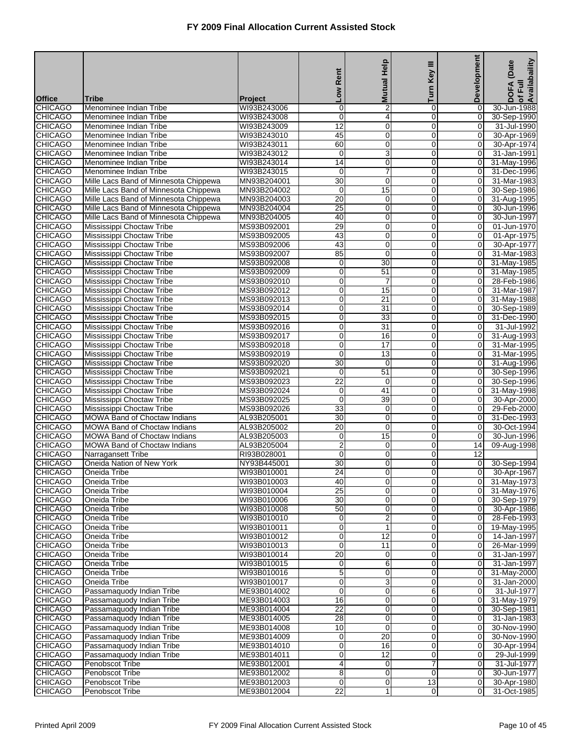# FY 2009 Final Allocation Current Assisted Stock

| Office | Tribe | Project | Low Rent | Mutual Help | Turn Key III | Development | DOFA (Date of Full Availabaility |
|---|---|---|---|---|---|---|---|
| CHICAGO | Menominee Indian Tribe | WI93B243006 | 0 | 2 | 0 | 0 | 30-Jun-1988 |
| CHICAGO | Menominee Indian Tribe | WI93B243008 | 0 | 4 | 0 | 0 | 30-Sep-1990 |
| CHICAGO | Menominee Indian Tribe | WI93B243009 | 12 | 0 | 0 | 0 | 31-Jul-1990 |
| CHICAGO | Menominee Indian Tribe | WI93B243010 | 45 | 0 | 0 | 0 | 30-Apr-1969 |
| CHICAGO | Menominee Indian Tribe | WI93B243011 | 60 | 0 | 0 | 0 | 30-Apr-1974 |
| CHICAGO | Menominee Indian Tribe | WI93B243012 | 0 | 3 | 0 | 0 | 31-Jan-1991 |
| CHICAGO | Menominee Indian Tribe | WI93B243014 | 14 | 0 | 0 | 0 | 31-May-1996 |
| CHICAGO | Menominee Indian Tribe | WI93B243015 | 0 | 7 | 0 | 0 | 31-Dec-1996 |
| CHICAGO | Mille Lacs Band of Minnesota Chippewa | MN93B204001 | 30 | 0 | 0 | 0 | 31-Mar-1983 |
| CHICAGO | Mille Lacs Band of Minnesota Chippewa | MN93B204002 | 0 | 15 | 0 | 0 | 30-Sep-1986 |
| CHICAGO | Mille Lacs Band of Minnesota Chippewa | MN93B204003 | 20 | 0 | 0 | 0 | 31-Aug-1995 |
| CHICAGO | Mille Lacs Band of Minnesota Chippewa | MN93B204004 | 25 | 0 | 0 | 0 | 30-Jun-1996 |
| CHICAGO | Mille Lacs Band of Minnesota Chippewa | MN93B204005 | 40 | 0 | 0 | 0 | 30-Jun-1997 |
| CHICAGO | Mississippi Choctaw Tribe | MS93B092001 | 29 | 0 | 0 | 0 | 01-Jun-1970 |
| CHICAGO | Mississippi Choctaw Tribe | MS93B092005 | 43 | 0 | 0 | 0 | 01-Apr-1975 |
| CHICAGO | Mississippi Choctaw Tribe | MS93B092006 | 43 | 0 | 0 | 0 | 30-Apr-1977 |
| CHICAGO | Mississippi Choctaw Tribe | MS93B092007 | 85 | 0 | 0 | 0 | 31-Mar-1983 |
| CHICAGO | Mississippi Choctaw Tribe | MS93B092008 | 0 | 30 | 0 | 0 | 31-May-1985 |
| CHICAGO | Mississippi Choctaw Tribe | MS93B092009 | 0 | 51 | 0 | 0 | 31-May-1985 |
| CHICAGO | Mississippi Choctaw Tribe | MS93B092010 | 0 | 7 | 0 | 0 | 28-Feb-1986 |
| CHICAGO | Mississippi Choctaw Tribe | MS93B092012 | 0 | 15 | 0 | 0 | 31-Mar-1987 |
| CHICAGO | Mississippi Choctaw Tribe | MS93B092013 | 0 | 21 | 0 | 0 | 31-May-1988 |
| CHICAGO | Mississippi Choctaw Tribe | MS93B092014 | 0 | 31 | 0 | 0 | 30-Sep-1989 |
| CHICAGO | Mississippi Choctaw Tribe | MS93B092015 | 0 | 33 | 0 | 0 | 31-Dec-1990 |
| CHICAGO | Mississippi Choctaw Tribe | MS93B092016 | 0 | 31 | 0 | 0 | 31-Jul-1992 |
| CHICAGO | Mississippi Choctaw Tribe | MS93B092017 | 0 | 16 | 0 | 0 | 31-Aug-1993 |
| CHICAGO | Mississippi Choctaw Tribe | MS93B092018 | 0 | 17 | 0 | 0 | 31-Mar-1995 |
| CHICAGO | Mississippi Choctaw Tribe | MS93B092019 | 0 | 13 | 0 | 0 | 31-Mar-1995 |
| CHICAGO | Mississippi Choctaw Tribe | MS93B092020 | 30 | 0 | 0 | 0 | 31-Aug-1996 |
| CHICAGO | Mississippi Choctaw Tribe | MS93B092021 | 0 | 51 | 0 | 0 | 30-Sep-1996 |
| CHICAGO | Mississippi Choctaw Tribe | MS93B092023 | 22 | 0 | 0 | 0 | 30-Sep-1996 |
| CHICAGO | Mississippi Choctaw Tribe | MS93B092024 | 0 | 41 | 0 | 0 | 31-May-1998 |
| CHICAGO | Mississippi Choctaw Tribe | MS93B092025 | 0 | 39 | 0 | 0 | 30-Apr-2000 |
| CHICAGO | Mississippi Choctaw Tribe | MS93B092026 | 33 | 0 | 0 | 0 | 29-Feb-2000 |
| CHICAGO | MOWA Band of Choctaw Indians | AL93B205001 | 30 | 0 | 0 | 0 | 31-Dec-1993 |
| CHICAGO | MOWA Band of Choctaw Indians | AL93B205002 | 20 | 0 | 0 | 0 | 30-Oct-1994 |
| CHICAGO | MOWA Band of Choctaw Indians | AL93B205003 | 0 | 15 | 0 | 0 | 30-Jun-1996 |
| CHICAGO | MOWA Band of Choctaw Indians | AL93B205004 | 2 | 0 | 0 | 14 | 09-Aug-1998 |
| CHICAGO | Narragansett Tribe | RI93B028001 | 0 | 0 | 0 | 12 | |
| CHICAGO | Oneida Nation of New York | NY93B445001 | 30 | 0 | 0 | 0 | 30-Sep-1994 |
| CHICAGO | Oneida Tribe | WI93B010001 | 24 | 0 | 0 | 0 | 30-Apr-1967 |
| CHICAGO | Oneida Tribe | WI93B010003 | 40 | 0 | 0 | 0 | 31-May-1973 |
| CHICAGO | Oneida Tribe | WI93B010004 | 25 | 0 | 0 | 0 | 31-May-1976 |
| CHICAGO | Oneida Tribe | WI93B010006 | 30 | 0 | 0 | 0 | 30-Sep-1979 |
| CHICAGO | Oneida Tribe | WI93B010008 | 50 | 0 | 0 | 0 | 30-Apr-1986 |
| CHICAGO | Oneida Tribe | WI93B010010 | 0 | 2 | 0 | 0 | 28-Feb-1993 |
| CHICAGO | Oneida Tribe | WI93B010011 | 0 | 1 | 0 | 0 | 19-May-1995 |
| CHICAGO | Oneida Tribe | WI93B010012 | 0 | 12 | 0 | 0 | 14-Jan-1997 |
| CHICAGO | Oneida Tribe | WI93B010013 | 0 | 11 | 0 | 0 | 26-Mar-1999 |
| CHICAGO | Oneida Tribe | WI93B010014 | 20 | 0 | 0 | 0 | 31-Jan-1997 |
| CHICAGO | Oneida Tribe | WI93B010015 | 0 | 6 | 0 | 0 | 31-Jan-1997 |
| CHICAGO | Oneida Tribe | WI93B010016 | 5 | 0 | 0 | 0 | 31-May-2000 |
| CHICAGO | Oneida Tribe | WI93B010017 | 0 | 3 | 0 | 0 | 31-Jan-2000 |
| CHICAGO | Passamaquody Indian Tribe | ME93B014002 | 0 | 0 | 6 | 0 | 31-Jul-1977 |
| CHICAGO | Passamaquody Indian Tribe | ME93B014003 | 16 | 0 | 0 | 0 | 31-May-1979 |
| CHICAGO | Passamaquody Indian Tribe | ME93B014004 | 22 | 0 | 0 | 0 | 30-Sep-1981 |
| CHICAGO | Passamaquody Indian Tribe | ME93B014005 | 28 | 0 | 0 | 0 | 31-Jan-1983 |
| CHICAGO | Passamaquody Indian Tribe | ME93B014008 | 10 | 0 | 0 | 0 | 30-Nov-1990 |
| CHICAGO | Passamaquody Indian Tribe | ME93B014009 | 0 | 20 | 0 | 0 | 30-Nov-1990 |
| CHICAGO | Passamaquody Indian Tribe | ME93B014010 | 0 | 16 | 0 | 0 | 30-Apr-1994 |
| CHICAGO | Passamaquody Indian Tribe | ME93B014011 | 0 | 12 | 0 | 0 | 29-Jul-1999 |
| CHICAGO | Penobscot Tribe | ME93B012001 | 4 | 0 | 7 | 0 | 31-Jul-1977 |
| CHICAGO | Penobscot Tribe | ME93B012002 | 8 | 0 | 0 | 0 | 30-Jun-1977 |
| CHICAGO | Penobscot Tribe | ME93B012003 | 0 | 0 | 13 | 0 | 30-Apr-1980 |
| CHICAGO | Penobscot Tribe | ME93B012004 | 22 | 1 | 0 | 0 | 31-Oct-1985 |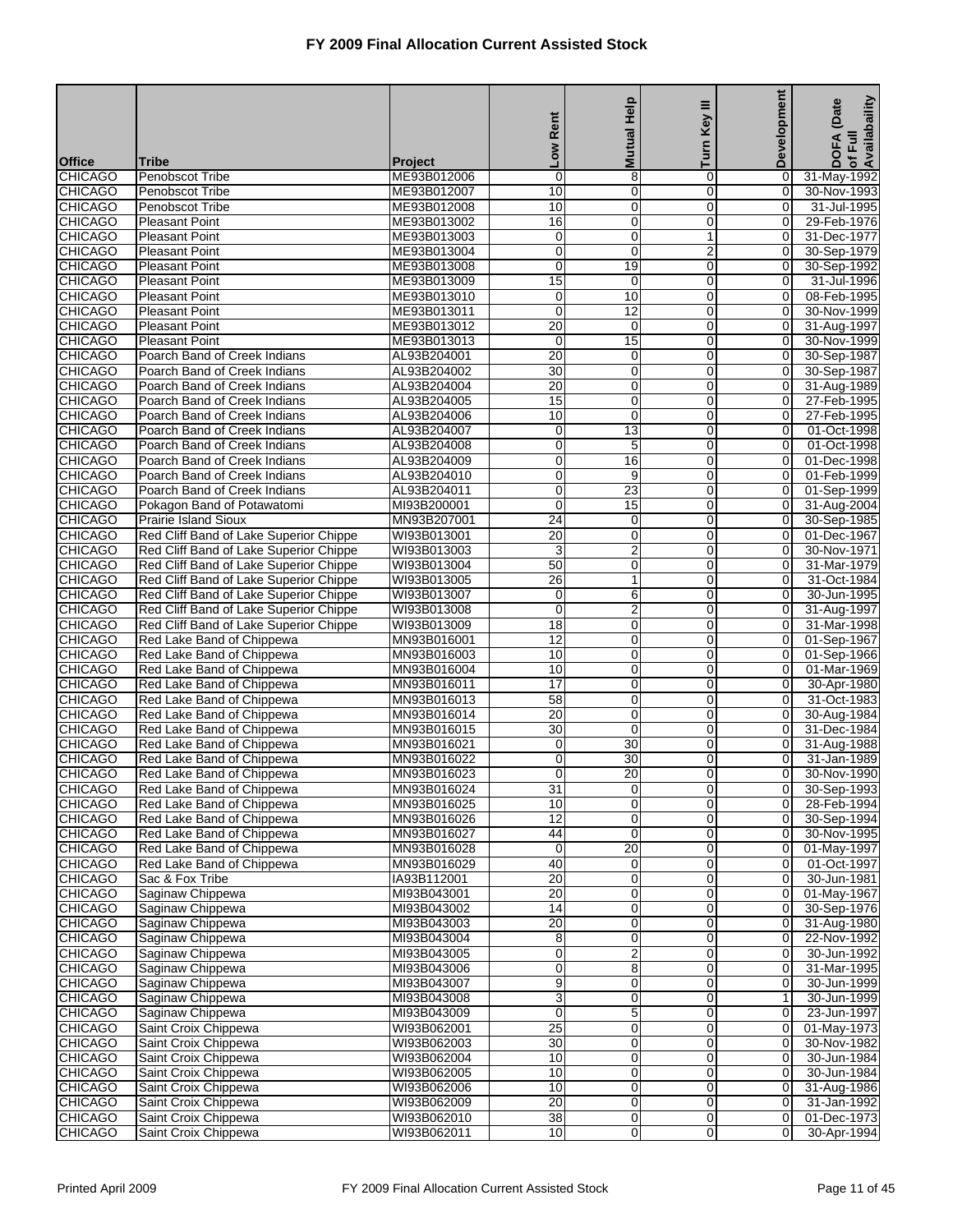# FY 2009 Final Allocation Current Assisted Stock

| Office | Tribe | Project | Low Rent | Mutual Help | Turn Key III | Development | DOFA (Date of Full Availability |
|---|---|---|---|---|---|---|---|
| CHICAGO | Penobscot Tribe | ME93B012006 | 0 | 8 | 0 | 0 | 31-May-1992 |
| CHICAGO | Penobscot Tribe | ME93B012007 | 10 | 0 | 0 | 0 | 30-Nov-1993 |
| CHICAGO | Penobscot Tribe | ME93B012008 | 10 | 0 | 0 | 0 | 31-Jul-1995 |
| CHICAGO | Pleasant Point | ME93B013002 | 16 | 0 | 0 | 0 | 29-Feb-1976 |
| CHICAGO | Pleasant Point | ME93B013003 | 0 | 0 | 1 | 0 | 31-Dec-1977 |
| CHICAGO | Pleasant Point | ME93B013004 | 0 | 0 | 2 | 0 | 30-Sep-1979 |
| CHICAGO | Pleasant Point | ME93B013008 | 0 | 19 | 0 | 0 | 30-Sep-1992 |
| CHICAGO | Pleasant Point | ME93B013009 | 15 | 0 | 0 | 0 | 31-Jul-1996 |
| CHICAGO | Pleasant Point | ME93B013010 | 0 | 10 | 0 | 0 | 08-Feb-1995 |
| CHICAGO | Pleasant Point | ME93B013011 | 0 | 12 | 0 | 0 | 30-Nov-1999 |
| CHICAGO | Pleasant Point | ME93B013012 | 20 | 0 | 0 | 0 | 31-Aug-1997 |
| CHICAGO | Pleasant Point | ME93B013013 | 0 | 15 | 0 | 0 | 30-Nov-1999 |
| CHICAGO | Poarch Band of Creek Indians | AL93B204001 | 20 | 0 | 0 | 0 | 30-Sep-1987 |
| CHICAGO | Poarch Band of Creek Indians | AL93B204002 | 30 | 0 | 0 | 0 | 30-Sep-1987 |
| CHICAGO | Poarch Band of Creek Indians | AL93B204004 | 20 | 0 | 0 | 0 | 31-Aug-1989 |
| CHICAGO | Poarch Band of Creek Indians | AL93B204005 | 15 | 0 | 0 | 0 | 27-Feb-1995 |
| CHICAGO | Poarch Band of Creek Indians | AL93B204006 | 10 | 0 | 0 | 0 | 27-Feb-1995 |
| CHICAGO | Poarch Band of Creek Indians | AL93B204007 | 0 | 13 | 0 | 0 | 01-Oct-1998 |
| CHICAGO | Poarch Band of Creek Indians | AL93B204008 | 0 | 5 | 0 | 0 | 01-Oct-1998 |
| CHICAGO | Poarch Band of Creek Indians | AL93B204009 | 0 | 16 | 0 | 0 | 01-Dec-1998 |
| CHICAGO | Poarch Band of Creek Indians | AL93B204010 | 0 | 9 | 0 | 0 | 01-Feb-1999 |
| CHICAGO | Poarch Band of Creek Indians | AL93B204011 | 0 | 23 | 0 | 0 | 01-Sep-1999 |
| CHICAGO | Pokagon Band of Potawatomi | MI93B200001 | 0 | 15 | 0 | 0 | 31-Aug-2004 |
| CHICAGO | Prairie Island Sioux | MN93B207001 | 24 | 0 | 0 | 0 | 30-Sep-1985 |
| CHICAGO | Red Cliff Band of Lake Superior Chippe | WI93B013001 | 20 | 0 | 0 | 0 | 01-Dec-1967 |
| CHICAGO | Red Cliff Band of Lake Superior Chippe | WI93B013003 | 3 | 2 | 0 | 0 | 30-Nov-1971 |
| CHICAGO | Red Cliff Band of Lake Superior Chippe | WI93B013004 | 50 | 0 | 0 | 0 | 31-Mar-1979 |
| CHICAGO | Red Cliff Band of Lake Superior Chippe | WI93B013005 | 26 | 1 | 0 | 0 | 31-Oct-1984 |
| CHICAGO | Red Cliff Band of Lake Superior Chippe | WI93B013007 | 0 | 6 | 0 | 0 | 30-Jun-1995 |
| CHICAGO | Red Cliff Band of Lake Superior Chippe | WI93B013008 | 0 | 2 | 0 | 0 | 31-Aug-1997 |
| CHICAGO | Red Cliff Band of Lake Superior Chippe | WI93B013009 | 18 | 0 | 0 | 0 | 31-Mar-1998 |
| CHICAGO | Red Lake Band of Chippewa | MN93B016001 | 12 | 0 | 0 | 0 | 01-Sep-1967 |
| CHICAGO | Red Lake Band of Chippewa | MN93B016003 | 10 | 0 | 0 | 0 | 01-Sep-1966 |
| CHICAGO | Red Lake Band of Chippewa | MN93B016004 | 10 | 0 | 0 | 0 | 01-Mar-1969 |
| CHICAGO | Red Lake Band of Chippewa | MN93B016011 | 17 | 0 | 0 | 0 | 30-Apr-1980 |
| CHICAGO | Red Lake Band of Chippewa | MN93B016013 | 58 | 0 | 0 | 0 | 31-Oct-1983 |
| CHICAGO | Red Lake Band of Chippewa | MN93B016014 | 20 | 0 | 0 | 0 | 30-Aug-1984 |
| CHICAGO | Red Lake Band of Chippewa | MN93B016015 | 30 | 0 | 0 | 0 | 31-Dec-1984 |
| CHICAGO | Red Lake Band of Chippewa | MN93B016021 | 0 | 30 | 0 | 0 | 31-Aug-1988 |
| CHICAGO | Red Lake Band of Chippewa | MN93B016022 | 0 | 30 | 0 | 0 | 31-Jan-1989 |
| CHICAGO | Red Lake Band of Chippewa | MN93B016023 | 0 | 20 | 0 | 0 | 30-Nov-1990 |
| CHICAGO | Red Lake Band of Chippewa | MN93B016024 | 31 | 0 | 0 | 0 | 30-Sep-1993 |
| CHICAGO | Red Lake Band of Chippewa | MN93B016025 | 10 | 0 | 0 | 0 | 28-Feb-1994 |
| CHICAGO | Red Lake Band of Chippewa | MN93B016026 | 12 | 0 | 0 | 0 | 30-Sep-1994 |
| CHICAGO | Red Lake Band of Chippewa | MN93B016027 | 44 | 0 | 0 | 0 | 30-Nov-1995 |
| CHICAGO | Red Lake Band of Chippewa | MN93B016028 | 0 | 20 | 0 | 0 | 01-May-1997 |
| CHICAGO | Red Lake Band of Chippewa | MN93B016029 | 40 | 0 | 0 | 0 | 01-Oct-1997 |
| CHICAGO | Sac & Fox Tribe | IA93B112001 | 20 | 0 | 0 | 0 | 30-Jun-1981 |
| CHICAGO | Saginaw Chippewa | MI93B043001 | 20 | 0 | 0 | 0 | 01-May-1967 |
| CHICAGO | Saginaw Chippewa | MI93B043002 | 14 | 0 | 0 | 0 | 30-Sep-1976 |
| CHICAGO | Saginaw Chippewa | MI93B043003 | 20 | 0 | 0 | 0 | 31-Aug-1980 |
| CHICAGO | Saginaw Chippewa | MI93B043004 | 8 | 0 | 0 | 0 | 22-Nov-1992 |
| CHICAGO | Saginaw Chippewa | MI93B043005 | 0 | 2 | 0 | 0 | 30-Jun-1992 |
| CHICAGO | Saginaw Chippewa | MI93B043006 | 0 | 8 | 0 | 0 | 31-Mar-1995 |
| CHICAGO | Saginaw Chippewa | MI93B043007 | 9 | 0 | 0 | 0 | 30-Jun-1999 |
| CHICAGO | Saginaw Chippewa | MI93B043008 | 3 | 0 | 0 | 1 | 30-Jun-1999 |
| CHICAGO | Saginaw Chippewa | MI93B043009 | 0 | 5 | 0 | 0 | 23-Jun-1997 |
| CHICAGO | Saint Croix Chippewa | WI93B062001 | 25 | 0 | 0 | 0 | 01-May-1973 |
| CHICAGO | Saint Croix Chippewa | WI93B062003 | 30 | 0 | 0 | 0 | 30-Nov-1982 |
| CHICAGO | Saint Croix Chippewa | WI93B062004 | 10 | 0 | 0 | 0 | 30-Jun-1984 |
| CHICAGO | Saint Croix Chippewa | WI93B062005 | 10 | 0 | 0 | 0 | 30-Jun-1984 |
| CHICAGO | Saint Croix Chippewa | WI93B062006 | 10 | 0 | 0 | 0 | 31-Aug-1986 |
| CHICAGO | Saint Croix Chippewa | WI93B062009 | 20 | 0 | 0 | 0 | 31-Jan-1992 |
| CHICAGO | Saint Croix Chippewa | WI93B062010 | 38 | 0 | 0 | 0 | 01-Dec-1973 |
| CHICAGO | Saint Croix Chippewa | WI93B062011 | 10 | 0 | 0 | 0 | 30-Apr-1994 |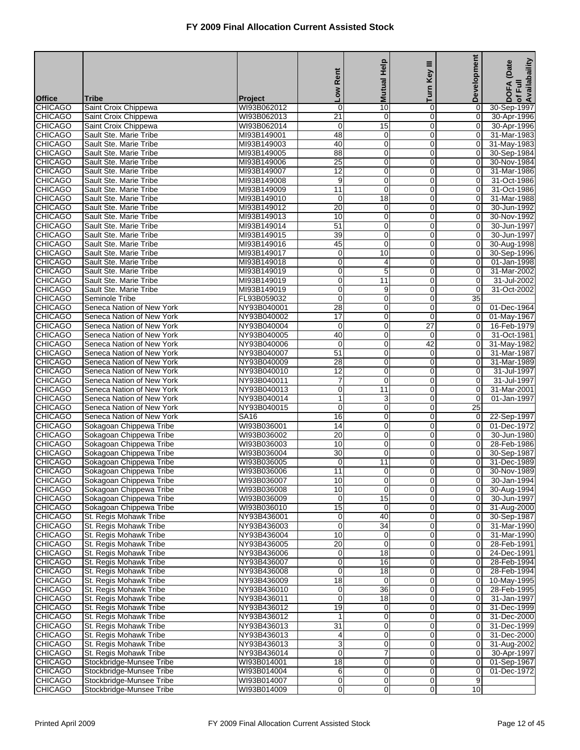# FY 2009 Final Allocation Current Assisted Stock

| Office | Tribe | Project | Low Rent | Mutual Help | Turn Key III | Development | DOFA (Date of Full Availability |
|---|---|---|---|---|---|---|---|
| CHICAGO | Saint Croix Chippewa | WI93B062012 | 0 | 10 | 0 | 0 | 30-Sep-1997 |
| CHICAGO | Saint Croix Chippewa | WI93B062013 | 21 | 0 | 0 | 0 | 30-Apr-1996 |
| CHICAGO | Saint Croix Chippewa | WI93B062014 | 0 | 15 | 0 | 0 | 30-Apr-1996 |
| CHICAGO | Sault Ste. Marie Tribe | MI93B149001 | 48 | 0 | 0 | 0 | 31-Mar-1983 |
| CHICAGO | Sault Ste. Marie Tribe | MI93B149003 | 40 | 0 | 0 | 0 | 31-May-1983 |
| CHICAGO | Sault Ste. Marie Tribe | MI93B149005 | 88 | 0 | 0 | 0 | 30-Sep-1984 |
| CHICAGO | Sault Ste. Marie Tribe | MI93B149006 | 25 | 0 | 0 | 0 | 30-Nov-1984 |
| CHICAGO | Sault Ste. Marie Tribe | MI93B149007 | 12 | 0 | 0 | 0 | 31-Mar-1986 |
| CHICAGO | Sault Ste. Marie Tribe | MI93B149008 | 9 | 0 | 0 | 0 | 31-Oct-1986 |
| CHICAGO | Sault Ste. Marie Tribe | MI93B149009 | 11 | 0 | 0 | 0 | 31-Oct-1986 |
| CHICAGO | Sault Ste. Marie Tribe | MI93B149010 | 0 | 18 | 0 | 0 | 31-Mar-1988 |
| CHICAGO | Sault Ste. Marie Tribe | MI93B149012 | 20 | 0 | 0 | 0 | 30-Jun-1992 |
| CHICAGO | Sault Ste. Marie Tribe | MI93B149013 | 10 | 0 | 0 | 0 | 30-Nov-1992 |
| CHICAGO | Sault Ste. Marie Tribe | MI93B149014 | 51 | 0 | 0 | 0 | 30-Jun-1997 |
| CHICAGO | Sault Ste. Marie Tribe | MI93B149015 | 39 | 0 | 0 | 0 | 30-Jun-1997 |
| CHICAGO | Sault Ste. Marie Tribe | MI93B149016 | 45 | 0 | 0 | 0 | 30-Aug-1998 |
| CHICAGO | Sault Ste. Marie Tribe | MI93B149017 | 0 | 10 | 0 | 0 | 30-Sep-1996 |
| CHICAGO | Sault Ste. Marie Tribe | MI93B149018 | 0 | 4 | 0 | 0 | 01-Jan-1998 |
| CHICAGO | Sault Ste. Marie Tribe | MI93B149019 | 0 | 5 | 0 | 0 | 31-Mar-2002 |
| CHICAGO | Sault Ste. Marie Tribe | MI93B149019 | 0 | 11 | 0 | 0 | 31-Jul-2002 |
| CHICAGO | Sault Ste. Marie Tribe | MI93B149019 | 0 | 9 | 0 | 0 | 31-Oct-2002 |
| CHICAGO | Seminole Tribe | FL93B059032 | 0 | 0 | 0 | 35 | |
| CHICAGO | Seneca Nation of New York | NY93B040001 | 28 | 0 | 0 | 0 | 01-Dec-1964 |
| CHICAGO | Seneca Nation of New York | NY93B040002 | 17 | 0 | 0 | 0 | 01-May-1967 |
| CHICAGO | Seneca Nation of New York | NY93B040004 | 0 | 0 | 27 | 0 | 16-Feb-1979 |
| CHICAGO | Seneca Nation of New York | NY93B040005 | 40 | 0 | 0 | 0 | 31-Oct-1981 |
| CHICAGO | Seneca Nation of New York | NY93B040006 | 0 | 0 | 42 | 0 | 31-May-1982 |
| CHICAGO | Seneca Nation of New York | NY93B040007 | 51 | 0 | 0 | 0 | 31-Mar-1987 |
| CHICAGO | Seneca Nation of New York | NY93B040009 | 28 | 0 | 0 | 0 | 31-Mar-1989 |
| CHICAGO | Seneca Nation of New York | NY93B040010 | 12 | 0 | 0 | 0 | 31-Jul-1997 |
| CHICAGO | Seneca Nation of New York | NY93B040011 | 7 | 0 | 0 | 0 | 31-Jul-1997 |
| CHICAGO | Seneca Nation of New York | NY93B040013 | 0 | 11 | 0 | 0 | 31-Mar-2001 |
| CHICAGO | Seneca Nation of New York | NY93B040014 | 1 | 3 | 0 | 0 | 01-Jan-1997 |
| CHICAGO | Seneca Nation of New York | NY93B040015 | 0 | 0 | 0 | 25 | |
| CHICAGO | Seneca Nation of New York | SA16 | 16 | 0 | 0 | 0 | 22-Sep-1997 |
| CHICAGO | Sokagoan Chippewa Tribe | WI93B036001 | 14 | 0 | 0 | 0 | 01-Dec-1972 |
| CHICAGO | Sokagoan Chippewa Tribe | WI93B036002 | 20 | 0 | 0 | 0 | 30-Jun-1980 |
| CHICAGO | Sokagoan Chippewa Tribe | WI93B036003 | 10 | 0 | 0 | 0 | 28-Feb-1986 |
| CHICAGO | Sokagoan Chippewa Tribe | WI93B036004 | 30 | 0 | 0 | 0 | 30-Sep-1987 |
| CHICAGO | Sokagoan Chippewa Tribe | WI93B036005 | 0 | 11 | 0 | 0 | 31-Dec-1989 |
| CHICAGO | Sokagoan Chippewa Tribe | WI93B036006 | 11 | 0 | 0 | 0 | 30-Nov-1989 |
| CHICAGO | Sokagoan Chippewa Tribe | WI93B036007 | 10 | 0 | 0 | 0 | 30-Jan-1994 |
| CHICAGO | Sokagoan Chippewa Tribe | WI93B036008 | 10 | 0 | 0 | 0 | 30-Aug-1994 |
| CHICAGO | Sokagoan Chippewa Tribe | WI93B036009 | 0 | 15 | 0 | 0 | 30-Jun-1997 |
| CHICAGO | Sokagoan Chippewa Tribe | WI93B036010 | 15 | 0 | 0 | 0 | 31-Aug-2000 |
| CHICAGO | St. Regis Mohawk Tribe | NY93B436001 | 0 | 40 | 0 | 0 | 30-Sep-1987 |
| CHICAGO | St. Regis Mohawk Tribe | NY93B436003 | 0 | 34 | 0 | 0 | 31-Mar-1990 |
| CHICAGO | St. Regis Mohawk Tribe | NY93B436004 | 10 | 0 | 0 | 0 | 31-Mar-1990 |
| CHICAGO | St. Regis Mohawk Tribe | NY93B436005 | 20 | 0 | 0 | 0 | 28-Feb-1991 |
| CHICAGO | St. Regis Mohawk Tribe | NY93B436006 | 0 | 18 | 0 | 0 | 24-Dec-1991 |
| CHICAGO | St. Regis Mohawk Tribe | NY93B436007 | 0 | 16 | 0 | 0 | 28-Feb-1994 |
| CHICAGO | St. Regis Mohawk Tribe | NY93B436008 | 0 | 18 | 0 | 0 | 28-Feb-1994 |
| CHICAGO | St. Regis Mohawk Tribe | NY93B436009 | 18 | 0 | 0 | 0 | 10-May-1995 |
| CHICAGO | St. Regis Mohawk Tribe | NY93B436010 | 0 | 36 | 0 | 0 | 28-Feb-1995 |
| CHICAGO | St. Regis Mohawk Tribe | NY93B436011 | 0 | 18 | 0 | 0 | 31-Jan-1997 |
| CHICAGO | St. Regis Mohawk Tribe | NY93B436012 | 19 | 0 | 0 | 0 | 31-Dec-1999 |
| CHICAGO | St. Regis Mohawk Tribe | NY93B436012 | 1 | 0 | 0 | 0 | 31-Dec-2000 |
| CHICAGO | St. Regis Mohawk Tribe | NY93B436013 | 31 | 0 | 0 | 0 | 31-Dec-1999 |
| CHICAGO | St. Regis Mohawk Tribe | NY93B436013 | 4 | 0 | 0 | 0 | 31-Dec-2000 |
| CHICAGO | St. Regis Mohawk Tribe | NY93B436013 | 3 | 0 | 0 | 0 | 31-Aug-2002 |
| CHICAGO | St. Regis Mohawk Tribe | NY93B436014 | 0 | 7 | 0 | 0 | 30-Apr-1997 |
| CHICAGO | Stockbridge-Munsee Tribe | WI93B014001 | 18 | 0 | 0 | 0 | 01-Sep-1967 |
| CHICAGO | Stockbridge-Munsee Tribe | WI93B014004 | 6 | 0 | 0 | 0 | 01-Dec-1972 |
| CHICAGO | Stockbridge-Munsee Tribe | WI93B014007 | 0 | 0 | 0 | 9 | |
| CHICAGO | Stockbridge-Munsee Tribe | WI93B014009 | 0 | 0 | 0 | 10 | |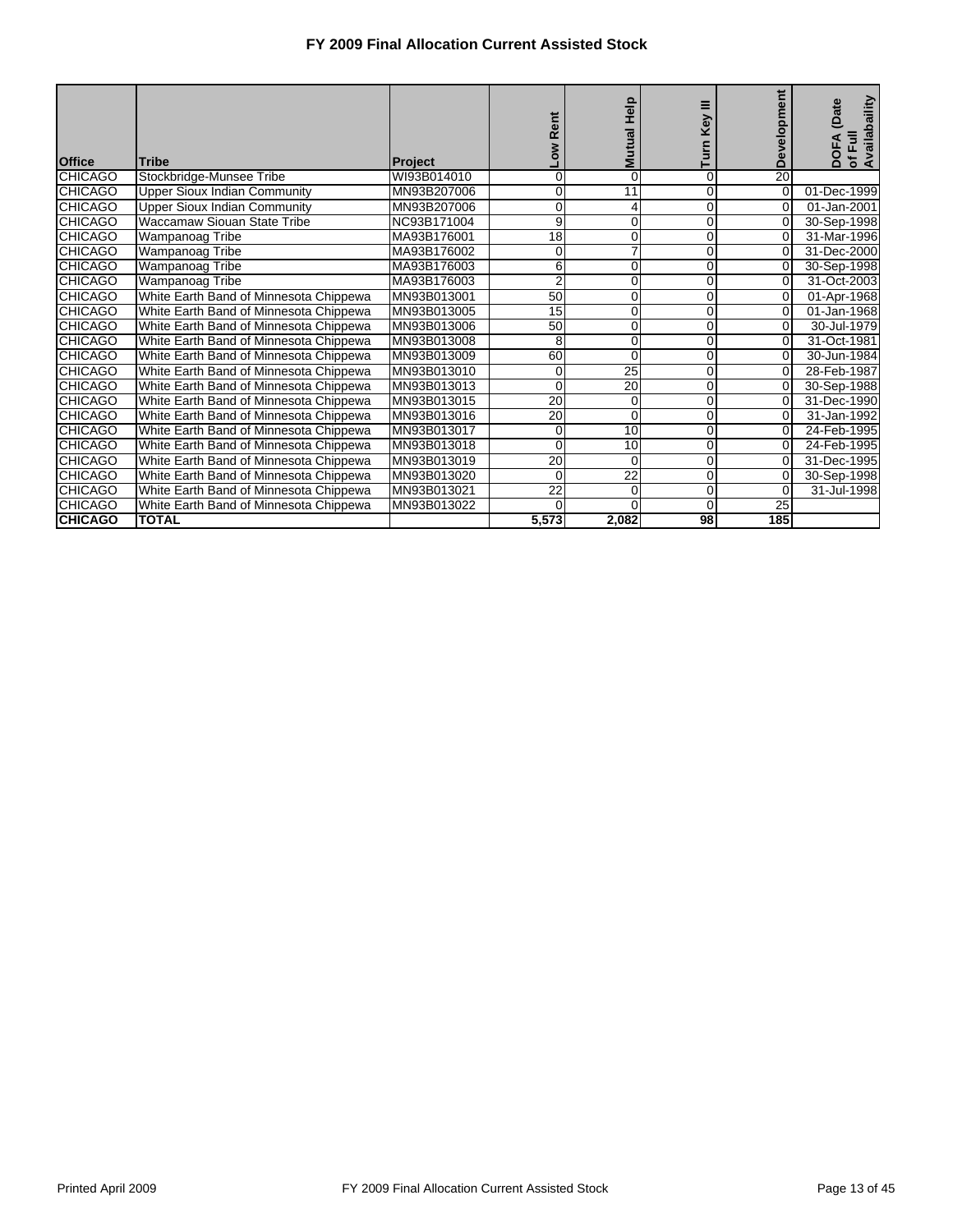# FY 2009 Final Allocation Current Assisted Stock

| Office | Tribe | Project | Low Rent | Mutual Help | Turn Key III | Development | DOFA (Date of Full Availability |
|---|---|---|---|---|---|---|---|
| CHICAGO | Stockbridge-Munsee Tribe | WI93B014010 | 0 | 0 | 0 | 20 | |
| CHICAGO | Upper Sioux Indian Community | MN93B207006 | 0 | 11 | 0 | 0 | 01-Dec-1999 |
| CHICAGO | Upper Sioux Indian Community | MN93B207006 | 0 | 4 | 0 | 0 | 01-Jan-2001 |
| CHICAGO | Waccamaw Siouan State Tribe | NC93B171004 | 9 | 0 | 0 | 0 | 30-Sep-1998 |
| CHICAGO | Wampanoag Tribe | MA93B176001 | 18 | 0 | 0 | 0 | 31-Mar-1996 |
| CHICAGO | Wampanoag Tribe | MA93B176002 | 0 | 7 | 0 | 0 | 31-Dec-2000 |
| CHICAGO | Wampanoag Tribe | MA93B176003 | 6 | 0 | 0 | 0 | 30-Sep-1998 |
| CHICAGO | Wampanoag Tribe | MA93B176003 | 2 | 0 | 0 | 0 | 31-Oct-2003 |
| CHICAGO | White Earth Band of Minnesota Chippewa | MN93B013001 | 50 | 0 | 0 | 0 | 01-Apr-1968 |
| CHICAGO | White Earth Band of Minnesota Chippewa | MN93B013005 | 15 | 0 | 0 | 0 | 01-Jan-1968 |
| CHICAGO | White Earth Band of Minnesota Chippewa | MN93B013006 | 50 | 0 | 0 | 0 | 30-Jul-1979 |
| CHICAGO | White Earth Band of Minnesota Chippewa | MN93B013008 | 8 | 0 | 0 | 0 | 31-Oct-1981 |
| CHICAGO | White Earth Band of Minnesota Chippewa | MN93B013009 | 60 | 0 | 0 | 0 | 30-Jun-1984 |
| CHICAGO | White Earth Band of Minnesota Chippewa | MN93B013010 | 0 | 25 | 0 | 0 | 28-Feb-1987 |
| CHICAGO | White Earth Band of Minnesota Chippewa | MN93B013013 | 0 | 20 | 0 | 0 | 30-Sep-1988 |
| CHICAGO | White Earth Band of Minnesota Chippewa | MN93B013015 | 20 | 0 | 0 | 0 | 31-Dec-1990 |
| CHICAGO | White Earth Band of Minnesota Chippewa | MN93B013016 | 20 | 0 | 0 | 0 | 31-Jan-1992 |
| CHICAGO | White Earth Band of Minnesota Chippewa | MN93B013017 | 0 | 10 | 0 | 0 | 24-Feb-1995 |
| CHICAGO | White Earth Band of Minnesota Chippewa | MN93B013018 | 0 | 10 | 0 | 0 | 24-Feb-1995 |
| CHICAGO | White Earth Band of Minnesota Chippewa | MN93B013019 | 20 | 0 | 0 | 0 | 31-Dec-1995 |
| CHICAGO | White Earth Band of Minnesota Chippewa | MN93B013020 | 0 | 22 | 0 | 0 | 30-Sep-1998 |
| CHICAGO | White Earth Band of Minnesota Chippewa | MN93B013021 | 22 | 0 | 0 | 0 | 31-Jul-1998 |
| CHICAGO | White Earth Band of Minnesota Chippewa | MN93B013022 | 0 | 0 | 0 | 25 | |
| **CHICAGO** | **TOTAL** | | **5,573** | **2,082** | **98** | **185** | |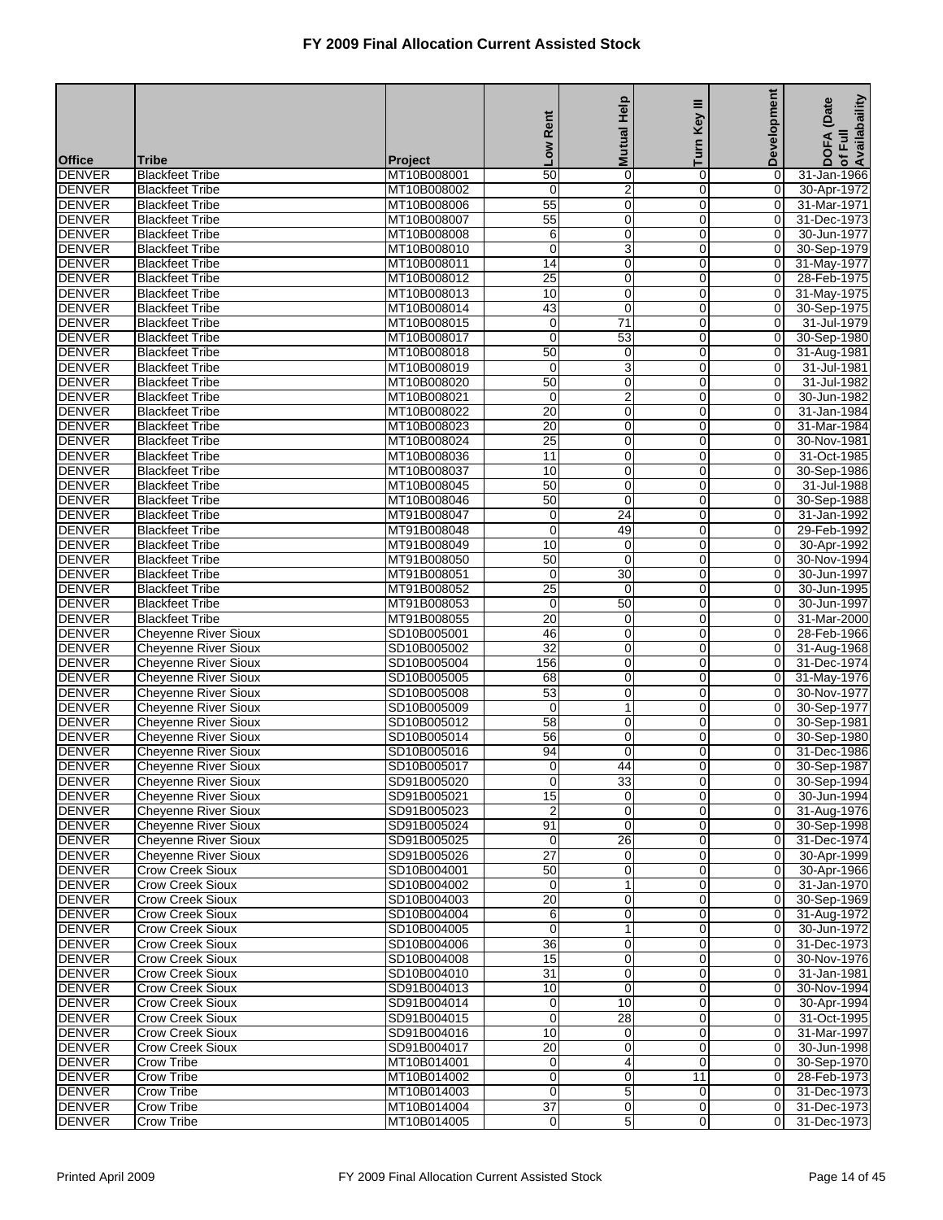# FY 2009 Final Allocation Current Assisted Stock

| Office | Tribe | Project | Low Rent | Mutual Help | Turn Key III | Development | DOFA (Date of Full Availability) |
|---|---|---|---|---|---|---|---|
| DENVER | Blackfeet Tribe | MT10B008001 | 50 | 0 | 0 | 0 | 31-Jan-1966 |
| DENVER | Blackfeet Tribe | MT10B008002 | 0 | 2 | 0 | 0 | 30-Apr-1972 |
| DENVER | Blackfeet Tribe | MT10B008006 | 55 | 0 | 0 | 0 | 31-Mar-1971 |
| DENVER | Blackfeet Tribe | MT10B008007 | 55 | 0 | 0 | 0 | 31-Dec-1973 |
| DENVER | Blackfeet Tribe | MT10B008008 | 6 | 0 | 0 | 0 | 30-Jun-1977 |
| DENVER | Blackfeet Tribe | MT10B008010 | 0 | 3 | 0 | 0 | 30-Sep-1979 |
| DENVER | Blackfeet Tribe | MT10B008011 | 14 | 0 | 0 | 0 | 31-May-1977 |
| DENVER | Blackfeet Tribe | MT10B008012 | 25 | 0 | 0 | 0 | 28-Feb-1975 |
| DENVER | Blackfeet Tribe | MT10B008013 | 10 | 0 | 0 | 0 | 31-May-1975 |
| DENVER | Blackfeet Tribe | MT10B008014 | 43 | 0 | 0 | 0 | 30-Sep-1975 |
| DENVER | Blackfeet Tribe | MT10B008015 | 0 | 71 | 0 | 0 | 31-Jul-1979 |
| DENVER | Blackfeet Tribe | MT10B008017 | 0 | 53 | 0 | 0 | 30-Sep-1980 |
| DENVER | Blackfeet Tribe | MT10B008018 | 50 | 0 | 0 | 0 | 31-Aug-1981 |
| DENVER | Blackfeet Tribe | MT10B008019 | 0 | 3 | 0 | 0 | 31-Jul-1981 |
| DENVER | Blackfeet Tribe | MT10B008020 | 50 | 0 | 0 | 0 | 31-Jul-1982 |
| DENVER | Blackfeet Tribe | MT10B008021 | 0 | 2 | 0 | 0 | 30-Jun-1982 |
| DENVER | Blackfeet Tribe | MT10B008022 | 20 | 0 | 0 | 0 | 31-Jan-1984 |
| DENVER | Blackfeet Tribe | MT10B008023 | 20 | 0 | 0 | 0 | 31-Mar-1984 |
| DENVER | Blackfeet Tribe | MT10B008024 | 25 | 0 | 0 | 0 | 30-Nov-1981 |
| DENVER | Blackfeet Tribe | MT10B008036 | 11 | 0 | 0 | 0 | 31-Oct-1985 |
| DENVER | Blackfeet Tribe | MT10B008037 | 10 | 0 | 0 | 0 | 30-Sep-1986 |
| DENVER | Blackfeet Tribe | MT10B008045 | 50 | 0 | 0 | 0 | 31-Jul-1988 |
| DENVER | Blackfeet Tribe | MT10B008046 | 50 | 0 | 0 | 0 | 30-Sep-1988 |
| DENVER | Blackfeet Tribe | MT91B008047 | 0 | 24 | 0 | 0 | 31-Jan-1992 |
| DENVER | Blackfeet Tribe | MT91B008048 | 0 | 49 | 0 | 0 | 29-Feb-1992 |
| DENVER | Blackfeet Tribe | MT91B008049 | 10 | 0 | 0 | 0 | 30-Apr-1992 |
| DENVER | Blackfeet Tribe | MT91B008050 | 50 | 0 | 0 | 0 | 30-Nov-1994 |
| DENVER | Blackfeet Tribe | MT91B008051 | 0 | 30 | 0 | 0 | 30-Jun-1997 |
| DENVER | Blackfeet Tribe | MT91B008052 | 25 | 0 | 0 | 0 | 30-Jun-1995 |
| DENVER | Blackfeet Tribe | MT91B008053 | 0 | 50 | 0 | 0 | 30-Jun-1997 |
| DENVER | Blackfeet Tribe | MT91B008055 | 20 | 0 | 0 | 0 | 31-Mar-2000 |
| DENVER | Cheyenne River Sioux | SD10B005001 | 46 | 0 | 0 | 0 | 28-Feb-1966 |
| DENVER | Cheyenne River Sioux | SD10B005002 | 32 | 0 | 0 | 0 | 31-Aug-1968 |
| DENVER | Cheyenne River Sioux | SD10B005004 | 156 | 0 | 0 | 0 | 31-Dec-1974 |
| DENVER | Cheyenne River Sioux | SD10B005005 | 68 | 0 | 0 | 0 | 31-May-1976 |
| DENVER | Cheyenne River Sioux | SD10B005008 | 53 | 0 | 0 | 0 | 30-Nov-1977 |
| DENVER | Cheyenne River Sioux | SD10B005009 | 0 | 1 | 0 | 0 | 30-Sep-1977 |
| DENVER | Cheyenne River Sioux | SD10B005012 | 58 | 0 | 0 | 0 | 30-Sep-1981 |
| DENVER | Cheyenne River Sioux | SD10B005014 | 56 | 0 | 0 | 0 | 30-Sep-1980 |
| DENVER | Cheyenne River Sioux | SD10B005016 | 94 | 0 | 0 | 0 | 31-Dec-1986 |
| DENVER | Cheyenne River Sioux | SD10B005017 | 0 | 44 | 0 | 0 | 30-Sep-1987 |
| DENVER | Cheyenne River Sioux | SD91B005020 | 0 | 33 | 0 | 0 | 30-Sep-1994 |
| DENVER | Cheyenne River Sioux | SD91B005021 | 15 | 0 | 0 | 0 | 30-Jun-1994 |
| DENVER | Cheyenne River Sioux | SD91B005023 | 2 | 0 | 0 | 0 | 31-Aug-1976 |
| DENVER | Cheyenne River Sioux | SD91B005024 | 91 | 0 | 0 | 0 | 30-Sep-1998 |
| DENVER | Cheyenne River Sioux | SD91B005025 | 0 | 26 | 0 | 0 | 31-Dec-1974 |
| DENVER | Cheyenne River Sioux | SD91B005026 | 27 | 0 | 0 | 0 | 30-Apr-1999 |
| DENVER | Crow Creek Sioux | SD10B004001 | 50 | 0 | 0 | 0 | 30-Apr-1966 |
| DENVER | Crow Creek Sioux | SD10B004002 | 0 | 1 | 0 | 0 | 31-Jan-1970 |
| DENVER | Crow Creek Sioux | SD10B004003 | 20 | 0 | 0 | 0 | 30-Sep-1969 |
| DENVER | Crow Creek Sioux | SD10B004004 | 6 | 0 | 0 | 0 | 31-Aug-1972 |
| DENVER | Crow Creek Sioux | SD10B004005 | 0 | 1 | 0 | 0 | 30-Jun-1972 |
| DENVER | Crow Creek Sioux | SD10B004006 | 36 | 0 | 0 | 0 | 31-Dec-1973 |
| DENVER | Crow Creek Sioux | SD10B004008 | 15 | 0 | 0 | 0 | 30-Nov-1976 |
| DENVER | Crow Creek Sioux | SD10B004010 | 31 | 0 | 0 | 0 | 31-Jan-1981 |
| DENVER | Crow Creek Sioux | SD91B004013 | 10 | 0 | 0 | 0 | 30-Nov-1994 |
| DENVER | Crow Creek Sioux | SD91B004014 | 0 | 10 | 0 | 0 | 30-Apr-1994 |
| DENVER | Crow Creek Sioux | SD91B004015 | 0 | 28 | 0 | 0 | 31-Oct-1995 |
| DENVER | Crow Creek Sioux | SD91B004016 | 10 | 0 | 0 | 0 | 31-Mar-1997 |
| DENVER | Crow Creek Sioux | SD91B004017 | 20 | 0 | 0 | 0 | 30-Jun-1998 |
| DENVER | Crow Tribe | MT10B014001 | 0 | 4 | 0 | 0 | 30-Sep-1970 |
| DENVER | Crow Tribe | MT10B014002 | 0 | 0 | 11 | 0 | 28-Feb-1973 |
| DENVER | Crow Tribe | MT10B014003 | 0 | 5 | 0 | 0 | 31-Dec-1973 |
| DENVER | Crow Tribe | MT10B014004 | 37 | 0 | 0 | 0 | 31-Dec-1973 |
| DENVER | Crow Tribe | MT10B014005 | 0 | 5 | 0 | 0 | 31-Dec-1973 |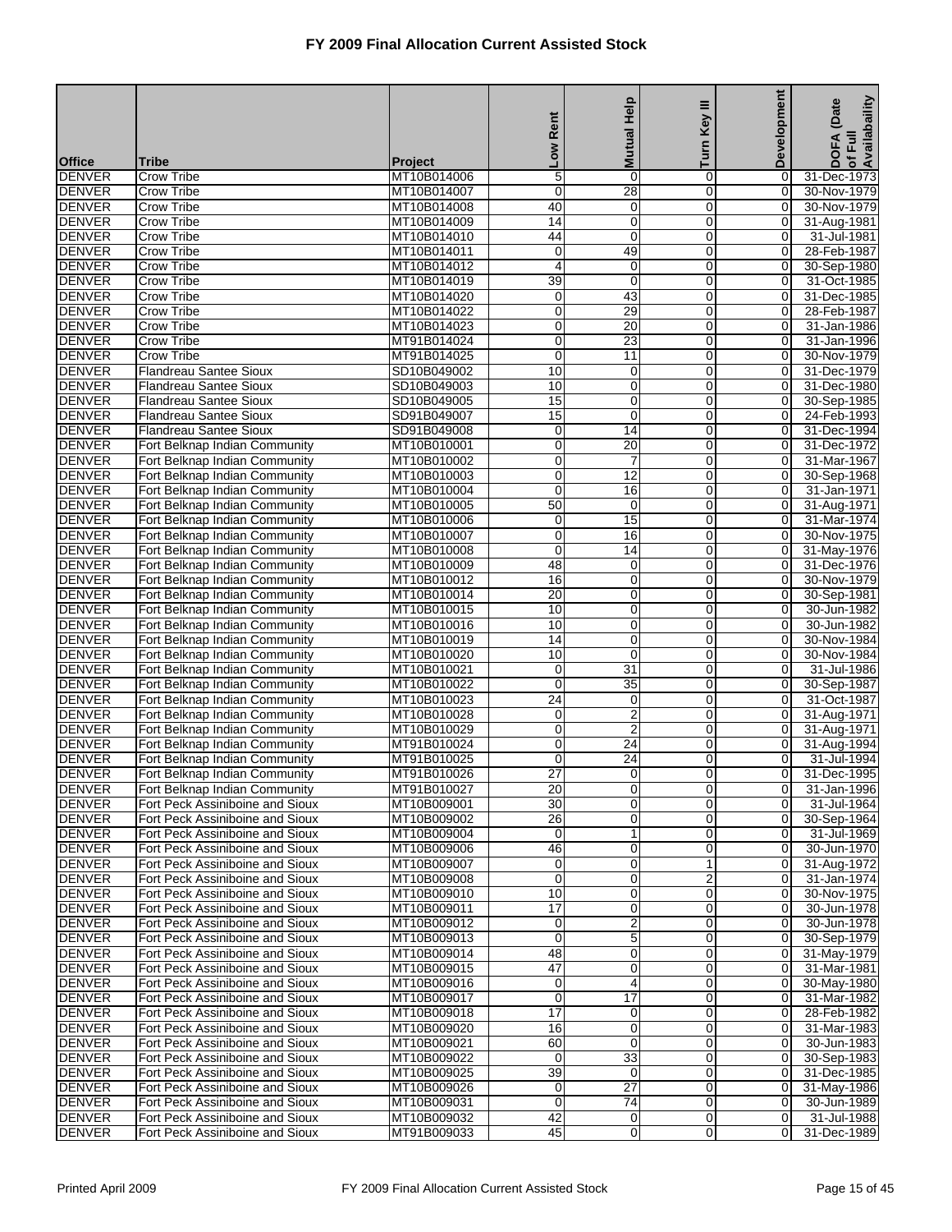# FY 2009 Final Allocation Current Assisted Stock

| Office | Tribe | Project | Low Rent | Mutual Help | Turn Key III | Development | DOFA (Date of Full Availability) |
|---|---|---|---|---|---|---|---|
| DENVER | Crow Tribe | MT10B014006 | 5 | 0 | 0 | 0 | 31-Dec-1973 |
| DENVER | Crow Tribe | MT10B014007 | 0 | 28 | 0 | 0 | 30-Nov-1979 |
| DENVER | Crow Tribe | MT10B014008 | 40 | 0 | 0 | 0 | 30-Nov-1979 |
| DENVER | Crow Tribe | MT10B014009 | 14 | 0 | 0 | 0 | 31-Aug-1981 |
| DENVER | Crow Tribe | MT10B014010 | 44 | 0 | 0 | 0 | 31-Jul-1981 |
| DENVER | Crow Tribe | MT10B014011 | 0 | 49 | 0 | 0 | 28-Feb-1987 |
| DENVER | Crow Tribe | MT10B014012 | 4 | 0 | 0 | 0 | 30-Sep-1980 |
| DENVER | Crow Tribe | MT10B014019 | 39 | 0 | 0 | 0 | 31-Oct-1985 |
| DENVER | Crow Tribe | MT10B014020 | 0 | 43 | 0 | 0 | 31-Dec-1985 |
| DENVER | Crow Tribe | MT10B014022 | 0 | 29 | 0 | 0 | 28-Feb-1987 |
| DENVER | Crow Tribe | MT10B014023 | 0 | 20 | 0 | 0 | 31-Jan-1986 |
| DENVER | Crow Tribe | MT91B014024 | 0 | 23 | 0 | 0 | 31-Jan-1996 |
| DENVER | Crow Tribe | MT91B014025 | 0 | 11 | 0 | 0 | 30-Nov-1979 |
| DENVER | Flandreau Santee Sioux | SD10B049002 | 10 | 0 | 0 | 0 | 31-Dec-1979 |
| DENVER | Flandreau Santee Sioux | SD10B049003 | 10 | 0 | 0 | 0 | 31-Dec-1980 |
| DENVER | Flandreau Santee Sioux | SD10B049005 | 15 | 0 | 0 | 0 | 30-Sep-1985 |
| DENVER | Flandreau Santee Sioux | SD91B049007 | 15 | 0 | 0 | 0 | 24-Feb-1993 |
| DENVER | Flandreau Santee Sioux | SD91B049008 | 0 | 14 | 0 | 0 | 31-Dec-1994 |
| DENVER | Fort Belknap Indian Community | MT10B010001 | 0 | 20 | 0 | 0 | 31-Dec-1972 |
| DENVER | Fort Belknap Indian Community | MT10B010002 | 0 | 7 | 0 | 0 | 31-Mar-1967 |
| DENVER | Fort Belknap Indian Community | MT10B010003 | 0 | 12 | 0 | 0 | 30-Sep-1968 |
| DENVER | Fort Belknap Indian Community | MT10B010004 | 0 | 16 | 0 | 0 | 31-Jan-1971 |
| DENVER | Fort Belknap Indian Community | MT10B010005 | 50 | 0 | 0 | 0 | 31-Aug-1971 |
| DENVER | Fort Belknap Indian Community | MT10B010006 | 0 | 15 | 0 | 0 | 31-Mar-1974 |
| DENVER | Fort Belknap Indian Community | MT10B010007 | 0 | 16 | 0 | 0 | 30-Nov-1975 |
| DENVER | Fort Belknap Indian Community | MT10B010008 | 0 | 14 | 0 | 0 | 31-May-1976 |
| DENVER | Fort Belknap Indian Community | MT10B010009 | 48 | 0 | 0 | 0 | 31-Dec-1976 |
| DENVER | Fort Belknap Indian Community | MT10B010012 | 16 | 0 | 0 | 0 | 30-Nov-1979 |
| DENVER | Fort Belknap Indian Community | MT10B010014 | 20 | 0 | 0 | 0 | 30-Sep-1981 |
| DENVER | Fort Belknap Indian Community | MT10B010015 | 10 | 0 | 0 | 0 | 30-Jun-1982 |
| DENVER | Fort Belknap Indian Community | MT10B010016 | 10 | 0 | 0 | 0 | 30-Jun-1982 |
| DENVER | Fort Belknap Indian Community | MT10B010019 | 14 | 0 | 0 | 0 | 30-Nov-1984 |
| DENVER | Fort Belknap Indian Community | MT10B010020 | 10 | 0 | 0 | 0 | 30-Nov-1984 |
| DENVER | Fort Belknap Indian Community | MT10B010021 | 0 | 31 | 0 | 0 | 31-Jul-1986 |
| DENVER | Fort Belknap Indian Community | MT10B010022 | 0 | 35 | 0 | 0 | 30-Sep-1987 |
| DENVER | Fort Belknap Indian Community | MT10B010023 | 24 | 0 | 0 | 0 | 31-Oct-1987 |
| DENVER | Fort Belknap Indian Community | MT10B010028 | 0 | 2 | 0 | 0 | 31-Aug-1971 |
| DENVER | Fort Belknap Indian Community | MT10B010029 | 0 | 2 | 0 | 0 | 31-Aug-1971 |
| DENVER | Fort Belknap Indian Community | MT91B010024 | 0 | 24 | 0 | 0 | 31-Aug-1994 |
| DENVER | Fort Belknap Indian Community | MT91B010025 | 0 | 24 | 0 | 0 | 31-Jul-1994 |
| DENVER | Fort Belknap Indian Community | MT91B010026 | 27 | 0 | 0 | 0 | 31-Dec-1995 |
| DENVER | Fort Belknap Indian Community | MT91B010027 | 20 | 0 | 0 | 0 | 31-Jan-1996 |
| DENVER | Fort Peck Assiniboine and Sioux | MT10B009001 | 30 | 0 | 0 | 0 | 31-Jul-1964 |
| DENVER | Fort Peck Assiniboine and Sioux | MT10B009002 | 26 | 0 | 0 | 0 | 30-Sep-1964 |
| DENVER | Fort Peck Assiniboine and Sioux | MT10B009004 | 0 | 1 | 0 | 0 | 31-Jul-1969 |
| DENVER | Fort Peck Assiniboine and Sioux | MT10B009006 | 46 | 0 | 0 | 0 | 30-Jun-1970 |
| DENVER | Fort Peck Assiniboine and Sioux | MT10B009007 | 0 | 0 | 1 | 0 | 31-Aug-1972 |
| DENVER | Fort Peck Assiniboine and Sioux | MT10B009008 | 0 | 0 | 2 | 0 | 31-Jan-1974 |
| DENVER | Fort Peck Assiniboine and Sioux | MT10B009010 | 10 | 0 | 0 | 0 | 30-Nov-1975 |
| DENVER | Fort Peck Assiniboine and Sioux | MT10B009011 | 17 | 0 | 0 | 0 | 30-Jun-1978 |
| DENVER | Fort Peck Assiniboine and Sioux | MT10B009012 | 0 | 2 | 0 | 0 | 30-Jun-1978 |
| DENVER | Fort Peck Assiniboine and Sioux | MT10B009013 | 0 | 5 | 0 | 0 | 30-Sep-1979 |
| DENVER | Fort Peck Assiniboine and Sioux | MT10B009014 | 48 | 0 | 0 | 0 | 31-May-1979 |
| DENVER | Fort Peck Assiniboine and Sioux | MT10B009015 | 47 | 0 | 0 | 0 | 31-Mar-1981 |
| DENVER | Fort Peck Assiniboine and Sioux | MT10B009016 | 0 | 4 | 0 | 0 | 30-May-1980 |
| DENVER | Fort Peck Assiniboine and Sioux | MT10B009017 | 0 | 17 | 0 | 0 | 31-Mar-1982 |
| DENVER | Fort Peck Assiniboine and Sioux | MT10B009018 | 17 | 0 | 0 | 0 | 28-Feb-1982 |
| DENVER | Fort Peck Assiniboine and Sioux | MT10B009020 | 16 | 0 | 0 | 0 | 31-Mar-1983 |
| DENVER | Fort Peck Assiniboine and Sioux | MT10B009021 | 60 | 0 | 0 | 0 | 30-Jun-1983 |
| DENVER | Fort Peck Assiniboine and Sioux | MT10B009022 | 0 | 33 | 0 | 0 | 30-Sep-1983 |
| DENVER | Fort Peck Assiniboine and Sioux | MT10B009025 | 39 | 0 | 0 | 0 | 31-Dec-1985 |
| DENVER | Fort Peck Assiniboine and Sioux | MT10B009026 | 0 | 27 | 0 | 0 | 31-May-1986 |
| DENVER | Fort Peck Assiniboine and Sioux | MT10B009031 | 0 | 74 | 0 | 0 | 30-Jun-1989 |
| DENVER | Fort Peck Assiniboine and Sioux | MT10B009032 | 42 | 0 | 0 | 0 | 31-Jul-1988 |
| DENVER | Fort Peck Assiniboine and Sioux | MT91B009033 | 45 | 0 | 0 | 0 | 31-Dec-1989 |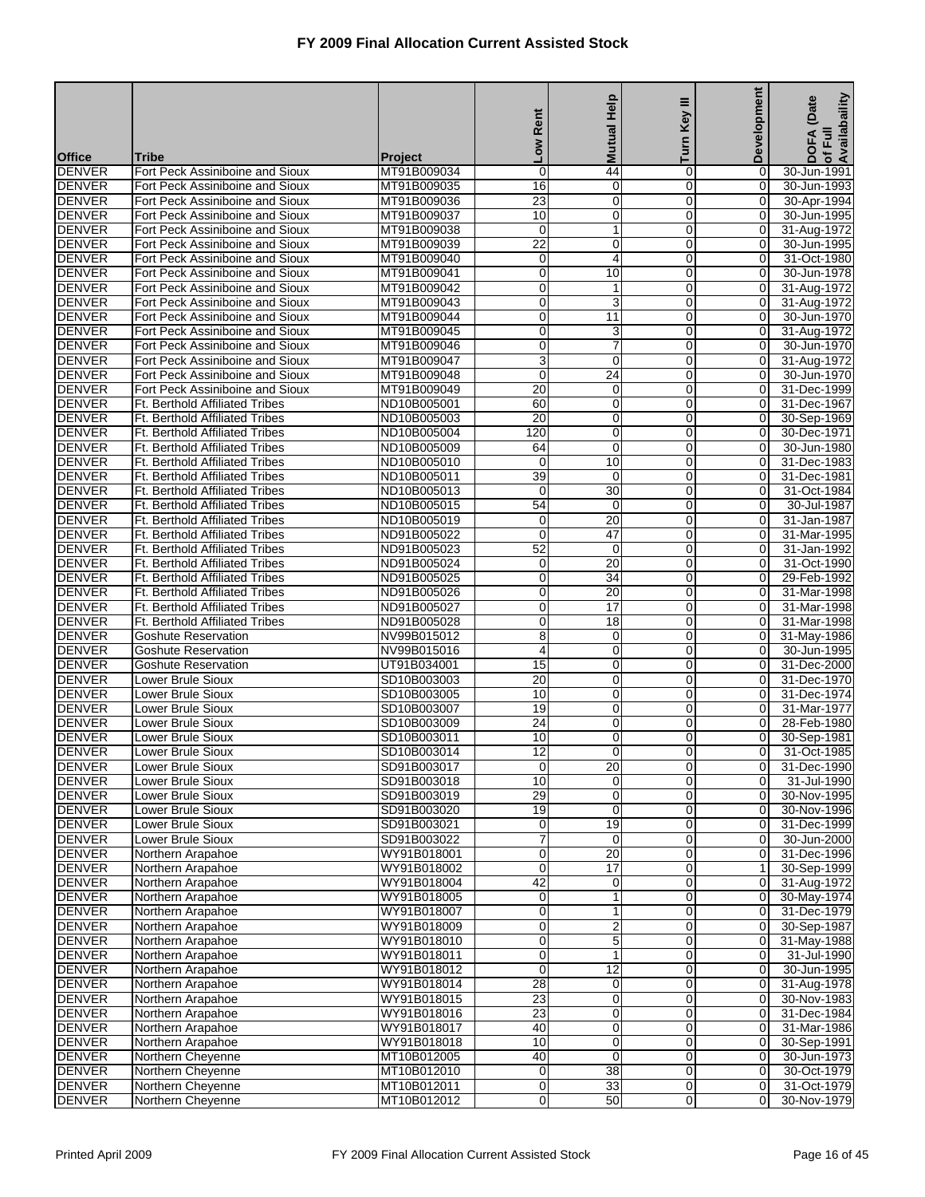# FY 2009 Final Allocation Current Assisted Stock

| Office | Tribe | Project | Low Rent | Mutual Help | Turn Key III | Development | DOFA (Date of Full Availability |
|---|---|---|---|---|---|---|---|
| DENVER | Fort Peck Assiniboine and Sioux | MT91B009034 | 0 | 44 | 0 | 0 | 30-Jun-1991 |
| DENVER | Fort Peck Assiniboine and Sioux | MT91B009035 | 16 | 0 | 0 | 0 | 30-Jun-1993 |
| DENVER | Fort Peck Assiniboine and Sioux | MT91B009036 | 23 | 0 | 0 | 0 | 30-Apr-1994 |
| DENVER | Fort Peck Assiniboine and Sioux | MT91B009037 | 10 | 0 | 0 | 0 | 30-Jun-1995 |
| DENVER | Fort Peck Assiniboine and Sioux | MT91B009038 | 0 | 1 | 0 | 0 | 31-Aug-1972 |
| DENVER | Fort Peck Assiniboine and Sioux | MT91B009039 | 22 | 0 | 0 | 0 | 30-Jun-1995 |
| DENVER | Fort Peck Assiniboine and Sioux | MT91B009040 | 0 | 4 | 0 | 0 | 31-Oct-1980 |
| DENVER | Fort Peck Assiniboine and Sioux | MT91B009041 | 0 | 10 | 0 | 0 | 30-Jun-1978 |
| DENVER | Fort Peck Assiniboine and Sioux | MT91B009042 | 0 | 1 | 0 | 0 | 31-Aug-1972 |
| DENVER | Fort Peck Assiniboine and Sioux | MT91B009043 | 0 | 3 | 0 | 0 | 31-Aug-1972 |
| DENVER | Fort Peck Assiniboine and Sioux | MT91B009044 | 0 | 11 | 0 | 0 | 30-Jun-1970 |
| DENVER | Fort Peck Assiniboine and Sioux | MT91B009045 | 0 | 3 | 0 | 0 | 31-Aug-1972 |
| DENVER | Fort Peck Assiniboine and Sioux | MT91B009046 | 0 | 7 | 0 | 0 | 30-Jun-1970 |
| DENVER | Fort Peck Assiniboine and Sioux | MT91B009047 | 3 | 0 | 0 | 0 | 31-Aug-1972 |
| DENVER | Fort Peck Assiniboine and Sioux | MT91B009048 | 0 | 24 | 0 | 0 | 30-Jun-1970 |
| DENVER | Fort Peck Assiniboine and Sioux | MT91B009049 | 20 | 0 | 0 | 0 | 31-Dec-1999 |
| DENVER | Ft. Berthold Affiliated Tribes | ND10B005001 | 60 | 0 | 0 | 0 | 31-Dec-1967 |
| DENVER | Ft. Berthold Affiliated Tribes | ND10B005003 | 20 | 0 | 0 | 0 | 30-Sep-1969 |
| DENVER | Ft. Berthold Affiliated Tribes | ND10B005004 | 120 | 0 | 0 | 0 | 30-Dec-1971 |
| DENVER | Ft. Berthold Affiliated Tribes | ND10B005009 | 64 | 0 | 0 | 0 | 30-Jun-1980 |
| DENVER | Ft. Berthold Affiliated Tribes | ND10B005010 | 0 | 10 | 0 | 0 | 31-Dec-1983 |
| DENVER | Ft. Berthold Affiliated Tribes | ND10B005011 | 39 | 0 | 0 | 0 | 31-Dec-1981 |
| DENVER | Ft. Berthold Affiliated Tribes | ND10B005013 | 0 | 30 | 0 | 0 | 31-Oct-1984 |
| DENVER | Ft. Berthold Affiliated Tribes | ND10B005015 | 54 | 0 | 0 | 0 | 30-Jul-1987 |
| DENVER | Ft. Berthold Affiliated Tribes | ND10B005019 | 0 | 20 | 0 | 0 | 31-Jan-1987 |
| DENVER | Ft. Berthold Affiliated Tribes | ND91B005022 | 0 | 47 | 0 | 0 | 31-Mar-1995 |
| DENVER | Ft. Berthold Affiliated Tribes | ND91B005023 | 52 | 0 | 0 | 0 | 31-Jan-1992 |
| DENVER | Ft. Berthold Affiliated Tribes | ND91B005024 | 0 | 20 | 0 | 0 | 31-Oct-1990 |
| DENVER | Ft. Berthold Affiliated Tribes | ND91B005025 | 0 | 34 | 0 | 0 | 29-Feb-1992 |
| DENVER | Ft. Berthold Affiliated Tribes | ND91B005026 | 0 | 20 | 0 | 0 | 31-Mar-1998 |
| DENVER | Ft. Berthold Affiliated Tribes | ND91B005027 | 0 | 17 | 0 | 0 | 31-Mar-1998 |
| DENVER | Ft. Berthold Affiliated Tribes | ND91B005028 | 0 | 18 | 0 | 0 | 31-Mar-1998 |
| DENVER | Goshute Reservation | NV99B015012 | 8 | 0 | 0 | 0 | 31-May-1986 |
| DENVER | Goshute Reservation | NV99B015016 | 4 | 0 | 0 | 0 | 30-Jun-1995 |
| DENVER | Goshute Reservation | UT91B034001 | 15 | 0 | 0 | 0 | 31-Dec-2000 |
| DENVER | Lower Brule Sioux | SD10B003003 | 20 | 0 | 0 | 0 | 31-Dec-1970 |
| DENVER | Lower Brule Sioux | SD10B003005 | 10 | 0 | 0 | 0 | 31-Dec-1974 |
| DENVER | Lower Brule Sioux | SD10B003007 | 19 | 0 | 0 | 0 | 31-Mar-1977 |
| DENVER | Lower Brule Sioux | SD10B003009 | 24 | 0 | 0 | 0 | 28-Feb-1980 |
| DENVER | Lower Brule Sioux | SD10B003011 | 10 | 0 | 0 | 0 | 30-Sep-1981 |
| DENVER | Lower Brule Sioux | SD10B003014 | 12 | 0 | 0 | 0 | 31-Oct-1985 |
| DENVER | Lower Brule Sioux | SD91B003017 | 0 | 20 | 0 | 0 | 31-Dec-1990 |
| DENVER | Lower Brule Sioux | SD91B003018 | 10 | 0 | 0 | 0 | 31-Jul-1990 |
| DENVER | Lower Brule Sioux | SD91B003019 | 29 | 0 | 0 | 0 | 30-Nov-1995 |
| DENVER | Lower Brule Sioux | SD91B003020 | 19 | 0 | 0 | 0 | 30-Nov-1996 |
| DENVER | Lower Brule Sioux | SD91B003021 | 0 | 19 | 0 | 0 | 31-Dec-1999 |
| DENVER | Lower Brule Sioux | SD91B003022 | 7 | 0 | 0 | 0 | 30-Jun-2000 |
| DENVER | Northern Arapahoe | WY91B018001 | 0 | 20 | 0 | 0 | 31-Dec-1996 |
| DENVER | Northern Arapahoe | WY91B018002 | 0 | 17 | 0 | 1 | 30-Sep-1999 |
| DENVER | Northern Arapahoe | WY91B018004 | 42 | 0 | 0 | 0 | 31-Aug-1972 |
| DENVER | Northern Arapahoe | WY91B018005 | 0 | 1 | 0 | 0 | 30-May-1974 |
| DENVER | Northern Arapahoe | WY91B018007 | 0 | 1 | 0 | 0 | 31-Dec-1979 |
| DENVER | Northern Arapahoe | WY91B018009 | 0 | 2 | 0 | 0 | 30-Sep-1987 |
| DENVER | Northern Arapahoe | WY91B018010 | 0 | 5 | 0 | 0 | 31-May-1988 |
| DENVER | Northern Arapahoe | WY91B018011 | 0 | 1 | 0 | 0 | 31-Jul-1990 |
| DENVER | Northern Arapahoe | WY91B018012 | 0 | 12 | 0 | 0 | 30-Jun-1995 |
| DENVER | Northern Arapahoe | WY91B018014 | 28 | 0 | 0 | 0 | 31-Aug-1978 |
| DENVER | Northern Arapahoe | WY91B018015 | 23 | 0 | 0 | 0 | 30-Nov-1983 |
| DENVER | Northern Arapahoe | WY91B018016 | 23 | 0 | 0 | 0 | 31-Dec-1984 |
| DENVER | Northern Arapahoe | WY91B018017 | 40 | 0 | 0 | 0 | 31-Mar-1986 |
| DENVER | Northern Arapahoe | WY91B018018 | 10 | 0 | 0 | 0 | 30-Sep-1991 |
| DENVER | Northern Cheyenne | MT10B012005 | 40 | 0 | 0 | 0 | 30-Jun-1973 |
| DENVER | Northern Cheyenne | MT10B012010 | 0 | 38 | 0 | 0 | 30-Oct-1979 |
| DENVER | Northern Cheyenne | MT10B012011 | 0 | 33 | 0 | 0 | 31-Oct-1979 |
| DENVER | Northern Cheyenne | MT10B012012 | 0 | 50 | 0 | 0 | 30-Nov-1979 |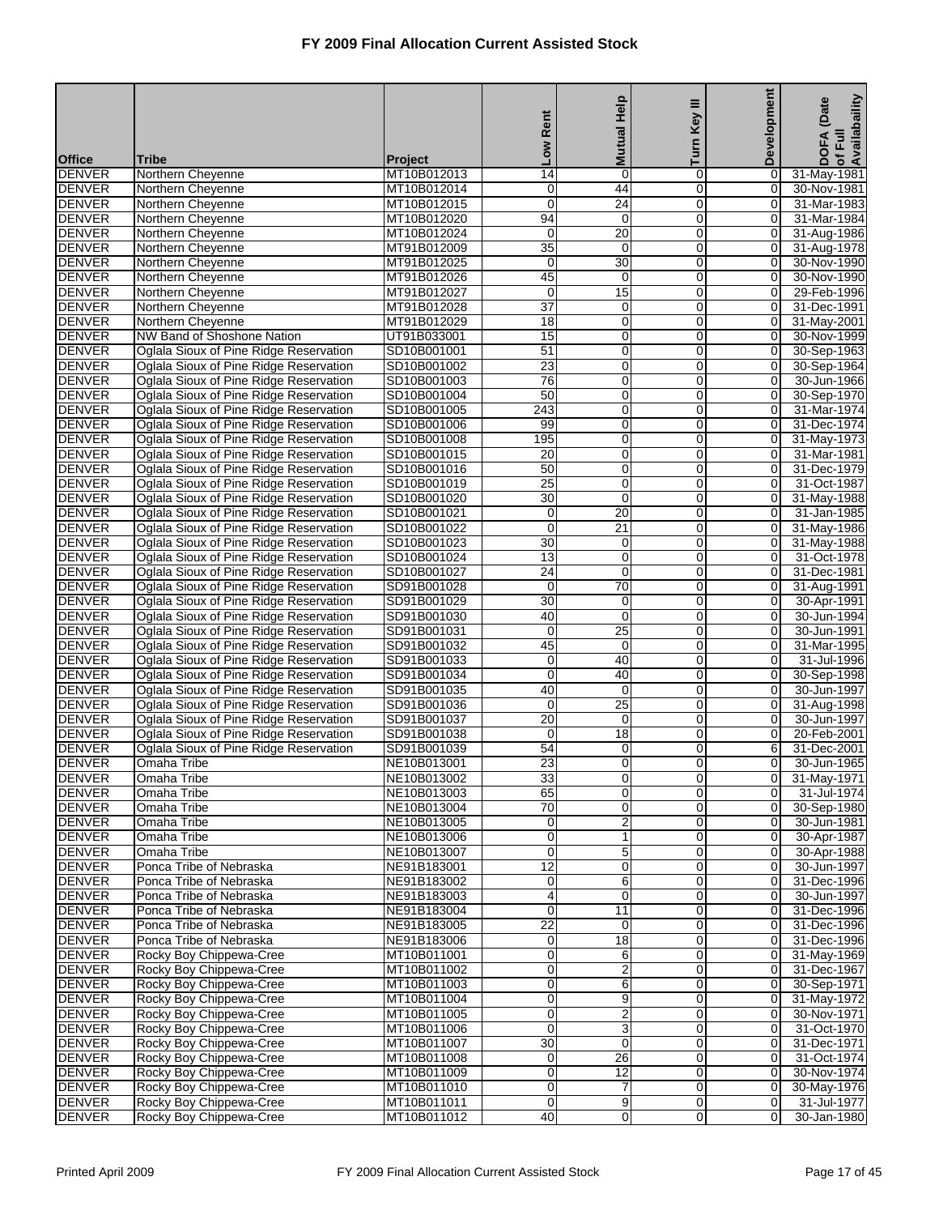# FY 2009 Final Allocation Current Assisted Stock

| Office | Tribe | Project | Low Rent | Mutual Help | Turn Key III | Development | DOFA (Date of Full Availability |
|---|---|---|---|---|---|---|---|
| DENVER | Northern Cheyenne | MT10B012013 | 14 | 0 | 0 | 0 | 31-May-1981 |
| DENVER | Northern Cheyenne | MT10B012014 | 0 | 44 | 0 | 0 | 30-Nov-1981 |
| DENVER | Northern Cheyenne | MT10B012015 | 0 | 24 | 0 | 0 | 31-Mar-1983 |
| DENVER | Northern Cheyenne | MT10B012020 | 94 | 0 | 0 | 0 | 31-Mar-1984 |
| DENVER | Northern Cheyenne | MT10B012024 | 0 | 20 | 0 | 0 | 31-Aug-1986 |
| DENVER | Northern Cheyenne | MT91B012009 | 35 | 0 | 0 | 0 | 31-Aug-1978 |
| DENVER | Northern Cheyenne | MT91B012025 | 0 | 30 | 0 | 0 | 30-Nov-1990 |
| DENVER | Northern Cheyenne | MT91B012026 | 45 | 0 | 0 | 0 | 30-Nov-1990 |
| DENVER | Northern Cheyenne | MT91B012027 | 0 | 15 | 0 | 0 | 29-Feb-1996 |
| DENVER | Northern Cheyenne | MT91B012028 | 37 | 0 | 0 | 0 | 31-Dec-1991 |
| DENVER | Northern Cheyenne | MT91B012029 | 18 | 0 | 0 | 0 | 31-May-2001 |
| DENVER | NW Band of Shoshone Nation | UT91B033001 | 15 | 0 | 0 | 0 | 30-Nov-1999 |
| DENVER | Oglala Sioux of Pine Ridge Reservation | SD10B001001 | 51 | 0 | 0 | 0 | 30-Sep-1963 |
| DENVER | Oglala Sioux of Pine Ridge Reservation | SD10B001002 | 23 | 0 | 0 | 0 | 30-Sep-1964 |
| DENVER | Oglala Sioux of Pine Ridge Reservation | SD10B001003 | 76 | 0 | 0 | 0 | 30-Jun-1966 |
| DENVER | Oglala Sioux of Pine Ridge Reservation | SD10B001004 | 50 | 0 | 0 | 0 | 30-Sep-1970 |
| DENVER | Oglala Sioux of Pine Ridge Reservation | SD10B001005 | 243 | 0 | 0 | 0 | 31-Mar-1974 |
| DENVER | Oglala Sioux of Pine Ridge Reservation | SD10B001006 | 99 | 0 | 0 | 0 | 31-Dec-1974 |
| DENVER | Oglala Sioux of Pine Ridge Reservation | SD10B001008 | 195 | 0 | 0 | 0 | 31-May-1973 |
| DENVER | Oglala Sioux of Pine Ridge Reservation | SD10B001015 | 20 | 0 | 0 | 0 | 31-Mar-1981 |
| DENVER | Oglala Sioux of Pine Ridge Reservation | SD10B001016 | 50 | 0 | 0 | 0 | 31-Dec-1979 |
| DENVER | Oglala Sioux of Pine Ridge Reservation | SD10B001019 | 25 | 0 | 0 | 0 | 31-Oct-1987 |
| DENVER | Oglala Sioux of Pine Ridge Reservation | SD10B001020 | 30 | 0 | 0 | 0 | 31-May-1988 |
| DENVER | Oglala Sioux of Pine Ridge Reservation | SD10B001021 | 0 | 20 | 0 | 0 | 31-Jan-1985 |
| DENVER | Oglala Sioux of Pine Ridge Reservation | SD10B001022 | 0 | 21 | 0 | 0 | 31-May-1986 |
| DENVER | Oglala Sioux of Pine Ridge Reservation | SD10B001023 | 30 | 0 | 0 | 0 | 31-May-1988 |
| DENVER | Oglala Sioux of Pine Ridge Reservation | SD10B001024 | 13 | 0 | 0 | 0 | 31-Oct-1978 |
| DENVER | Oglala Sioux of Pine Ridge Reservation | SD10B001027 | 24 | 0 | 0 | 0 | 31-Dec-1981 |
| DENVER | Oglala Sioux of Pine Ridge Reservation | SD91B001028 | 0 | 70 | 0 | 0 | 31-Aug-1991 |
| DENVER | Oglala Sioux of Pine Ridge Reservation | SD91B001029 | 30 | 0 | 0 | 0 | 30-Apr-1991 |
| DENVER | Oglala Sioux of Pine Ridge Reservation | SD91B001030 | 40 | 0 | 0 | 0 | 30-Jun-1994 |
| DENVER | Oglala Sioux of Pine Ridge Reservation | SD91B001031 | 0 | 25 | 0 | 0 | 30-Jun-1991 |
| DENVER | Oglala Sioux of Pine Ridge Reservation | SD91B001032 | 45 | 0 | 0 | 0 | 31-Mar-1995 |
| DENVER | Oglala Sioux of Pine Ridge Reservation | SD91B001033 | 0 | 40 | 0 | 0 | 31-Jul-1996 |
| DENVER | Oglala Sioux of Pine Ridge Reservation | SD91B001034 | 0 | 40 | 0 | 0 | 30-Sep-1998 |
| DENVER | Oglala Sioux of Pine Ridge Reservation | SD91B001035 | 40 | 0 | 0 | 0 | 30-Jun-1997 |
| DENVER | Oglala Sioux of Pine Ridge Reservation | SD91B001036 | 0 | 25 | 0 | 0 | 31-Aug-1998 |
| DENVER | Oglala Sioux of Pine Ridge Reservation | SD91B001037 | 20 | 0 | 0 | 0 | 30-Jun-1997 |
| DENVER | Oglala Sioux of Pine Ridge Reservation | SD91B001038 | 0 | 18 | 0 | 0 | 20-Feb-2001 |
| DENVER | Oglala Sioux of Pine Ridge Reservation | SD91B001039 | 54 | 0 | 0 | 6 | 31-Dec-2001 |
| DENVER | Omaha Tribe | NE10B013001 | 23 | 0 | 0 | 0 | 30-Jun-1965 |
| DENVER | Omaha Tribe | NE10B013002 | 33 | 0 | 0 | 0 | 31-May-1971 |
| DENVER | Omaha Tribe | NE10B013003 | 65 | 0 | 0 | 0 | 31-Jul-1974 |
| DENVER | Omaha Tribe | NE10B013004 | 70 | 0 | 0 | 0 | 30-Sep-1980 |
| DENVER | Omaha Tribe | NE10B013005 | 0 | 2 | 0 | 0 | 30-Jun-1981 |
| DENVER | Omaha Tribe | NE10B013006 | 0 | 1 | 0 | 0 | 30-Apr-1987 |
| DENVER | Omaha Tribe | NE10B013007 | 0 | 5 | 0 | 0 | 30-Apr-1988 |
| DENVER | Ponca Tribe of Nebraska | NE91B183001 | 12 | 0 | 0 | 0 | 30-Jun-1997 |
| DENVER | Ponca Tribe of Nebraska | NE91B183002 | 0 | 6 | 0 | 0 | 31-Dec-1996 |
| DENVER | Ponca Tribe of Nebraska | NE91B183003 | 4 | 0 | 0 | 0 | 30-Jun-1997 |
| DENVER | Ponca Tribe of Nebraska | NE91B183004 | 0 | 11 | 0 | 0 | 31-Dec-1996 |
| DENVER | Ponca Tribe of Nebraska | NE91B183005 | 22 | 0 | 0 | 0 | 31-Dec-1996 |
| DENVER | Ponca Tribe of Nebraska | NE91B183006 | 0 | 18 | 0 | 0 | 31-Dec-1996 |
| DENVER | Rocky Boy Chippewa-Cree | MT10B011001 | 0 | 6 | 0 | 0 | 31-May-1969 |
| DENVER | Rocky Boy Chippewa-Cree | MT10B011002 | 0 | 2 | 0 | 0 | 31-Dec-1967 |
| DENVER | Rocky Boy Chippewa-Cree | MT10B011003 | 0 | 6 | 0 | 0 | 30-Sep-1971 |
| DENVER | Rocky Boy Chippewa-Cree | MT10B011004 | 0 | 9 | 0 | 0 | 31-May-1972 |
| DENVER | Rocky Boy Chippewa-Cree | MT10B011005 | 0 | 2 | 0 | 0 | 30-Nov-1971 |
| DENVER | Rocky Boy Chippewa-Cree | MT10B011006 | 0 | 3 | 0 | 0 | 31-Oct-1970 |
| DENVER | Rocky Boy Chippewa-Cree | MT10B011007 | 30 | 0 | 0 | 0 | 31-Dec-1971 |
| DENVER | Rocky Boy Chippewa-Cree | MT10B011008 | 0 | 26 | 0 | 0 | 31-Oct-1974 |
| DENVER | Rocky Boy Chippewa-Cree | MT10B011009 | 0 | 12 | 0 | 0 | 30-Nov-1974 |
| DENVER | Rocky Boy Chippewa-Cree | MT10B011010 | 0 | 7 | 0 | 0 | 30-May-1976 |
| DENVER | Rocky Boy Chippewa-Cree | MT10B011011 | 0 | 9 | 0 | 0 | 31-Jul-1977 |
| DENVER | Rocky Boy Chippewa-Cree | MT10B011012 | 40 | 0 | 0 | 0 | 30-Jan-1980 |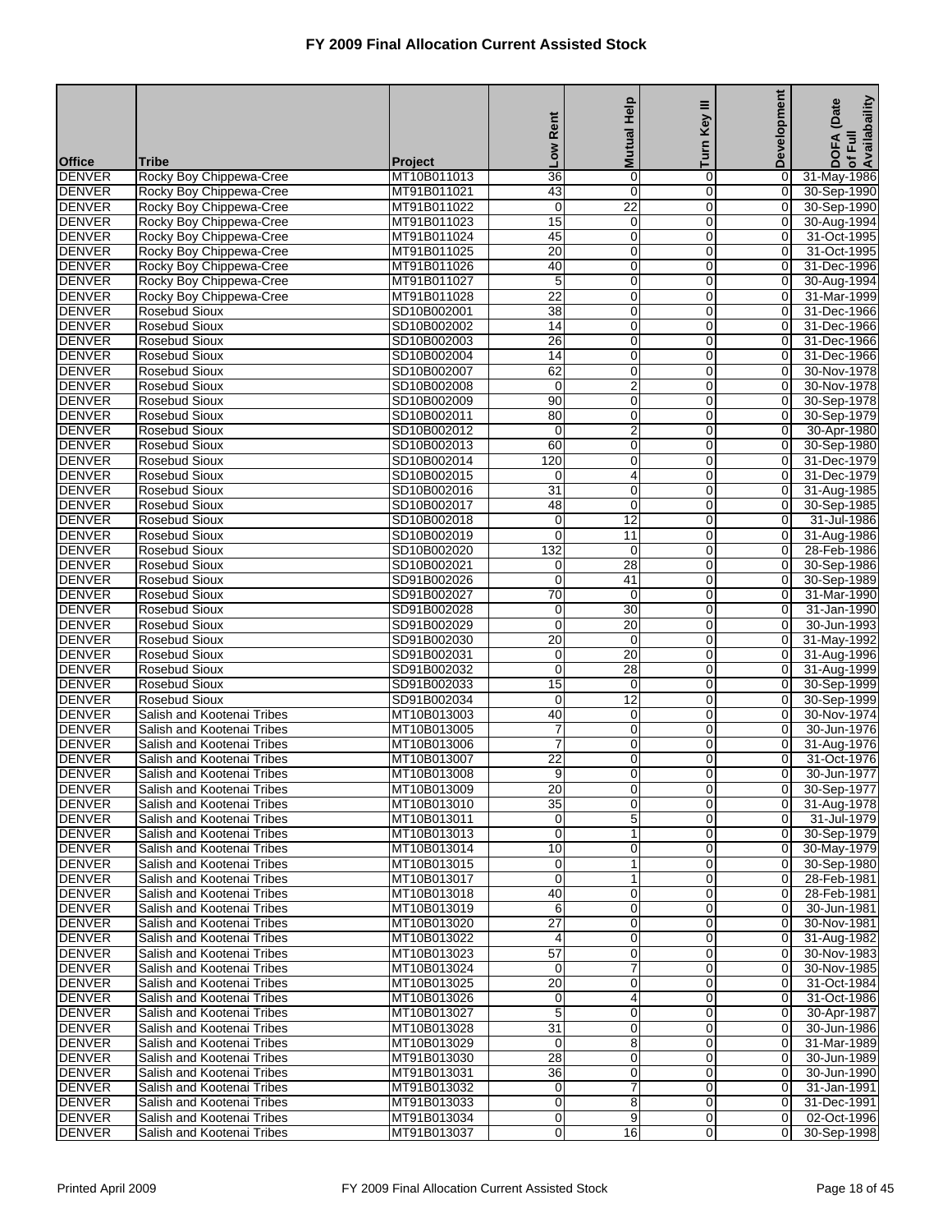# FY 2009 Final Allocation Current Assisted Stock

| Office | Tribe | Project | Low Rent | Mutual Help | Turn Key III | Development | DOFA (Date of Full Availability |
|---|---|---|---|---|---|---|---|
| DENVER | Rocky Boy Chippewa-Cree | MT10B011013 | 36 | 0 | 0 | 0 | 31-May-1986 |
| DENVER | Rocky Boy Chippewa-Cree | MT91B011021 | 43 | 0 | 0 | 0 | 30-Sep-1990 |
| DENVER | Rocky Boy Chippewa-Cree | MT91B011022 | 0 | 22 | 0 | 0 | 30-Sep-1990 |
| DENVER | Rocky Boy Chippewa-Cree | MT91B011023 | 15 | 0 | 0 | 0 | 30-Aug-1994 |
| DENVER | Rocky Boy Chippewa-Cree | MT91B011024 | 45 | 0 | 0 | 0 | 31-Oct-1995 |
| DENVER | Rocky Boy Chippewa-Cree | MT91B011025 | 20 | 0 | 0 | 0 | 31-Oct-1995 |
| DENVER | Rocky Boy Chippewa-Cree | MT91B011026 | 40 | 0 | 0 | 0 | 31-Dec-1996 |
| DENVER | Rocky Boy Chippewa-Cree | MT91B011027 | 5 | 0 | 0 | 0 | 30-Aug-1994 |
| DENVER | Rocky Boy Chippewa-Cree | MT91B011028 | 22 | 0 | 0 | 0 | 31-Mar-1999 |
| DENVER | Rosebud Sioux | SD10B002001 | 38 | 0 | 0 | 0 | 31-Dec-1966 |
| DENVER | Rosebud Sioux | SD10B002002 | 14 | 0 | 0 | 0 | 31-Dec-1966 |
| DENVER | Rosebud Sioux | SD10B002003 | 26 | 0 | 0 | 0 | 31-Dec-1966 |
| DENVER | Rosebud Sioux | SD10B002004 | 14 | 0 | 0 | 0 | 31-Dec-1966 |
| DENVER | Rosebud Sioux | SD10B002007 | 62 | 0 | 0 | 0 | 30-Nov-1978 |
| DENVER | Rosebud Sioux | SD10B002008 | 0 | 2 | 0 | 0 | 30-Nov-1978 |
| DENVER | Rosebud Sioux | SD10B002009 | 90 | 0 | 0 | 0 | 30-Sep-1978 |
| DENVER | Rosebud Sioux | SD10B002011 | 80 | 0 | 0 | 0 | 30-Sep-1979 |
| DENVER | Rosebud Sioux | SD10B002012 | 0 | 2 | 0 | 0 | 30-Apr-1980 |
| DENVER | Rosebud Sioux | SD10B002013 | 60 | 0 | 0 | 0 | 30-Sep-1980 |
| DENVER | Rosebud Sioux | SD10B002014 | 120 | 0 | 0 | 0 | 31-Dec-1979 |
| DENVER | Rosebud Sioux | SD10B002015 | 0 | 4 | 0 | 0 | 31-Dec-1979 |
| DENVER | Rosebud Sioux | SD10B002016 | 31 | 0 | 0 | 0 | 31-Aug-1985 |
| DENVER | Rosebud Sioux | SD10B002017 | 48 | 0 | 0 | 0 | 30-Sep-1985 |
| DENVER | Rosebud Sioux | SD10B002018 | 0 | 12 | 0 | 0 | 31-Jul-1986 |
| DENVER | Rosebud Sioux | SD10B002019 | 0 | 11 | 0 | 0 | 31-Aug-1986 |
| DENVER | Rosebud Sioux | SD10B002020 | 132 | 0 | 0 | 0 | 28-Feb-1986 |
| DENVER | Rosebud Sioux | SD10B002021 | 0 | 28 | 0 | 0 | 30-Sep-1986 |
| DENVER | Rosebud Sioux | SD91B002026 | 0 | 41 | 0 | 0 | 30-Sep-1989 |
| DENVER | Rosebud Sioux | SD91B002027 | 70 | 0 | 0 | 0 | 31-Mar-1990 |
| DENVER | Rosebud Sioux | SD91B002028 | 0 | 30 | 0 | 0 | 31-Jan-1990 |
| DENVER | Rosebud Sioux | SD91B002029 | 0 | 20 | 0 | 0 | 30-Jun-1993 |
| DENVER | Rosebud Sioux | SD91B002030 | 20 | 0 | 0 | 0 | 31-May-1992 |
| DENVER | Rosebud Sioux | SD91B002031 | 0 | 20 | 0 | 0 | 31-Aug-1996 |
| DENVER | Rosebud Sioux | SD91B002032 | 0 | 28 | 0 | 0 | 31-Aug-1999 |
| DENVER | Rosebud Sioux | SD91B002033 | 15 | 0 | 0 | 0 | 30-Sep-1999 |
| DENVER | Rosebud Sioux | SD91B002034 | 0 | 12 | 0 | 0 | 30-Sep-1999 |
| DENVER | Salish and Kootenai Tribes | MT10B013003 | 40 | 0 | 0 | 0 | 30-Nov-1974 |
| DENVER | Salish and Kootenai Tribes | MT10B013005 | 7 | 0 | 0 | 0 | 30-Jun-1976 |
| DENVER | Salish and Kootenai Tribes | MT10B013006 | 7 | 0 | 0 | 0 | 31-Aug-1976 |
| DENVER | Salish and Kootenai Tribes | MT10B013007 | 22 | 0 | 0 | 0 | 31-Oct-1976 |
| DENVER | Salish and Kootenai Tribes | MT10B013008 | 9 | 0 | 0 | 0 | 30-Jun-1977 |
| DENVER | Salish and Kootenai Tribes | MT10B013009 | 20 | 0 | 0 | 0 | 30-Sep-1977 |
| DENVER | Salish and Kootenai Tribes | MT10B013010 | 35 | 0 | 0 | 0 | 31-Aug-1978 |
| DENVER | Salish and Kootenai Tribes | MT10B013011 | 0 | 5 | 0 | 0 | 31-Jul-1979 |
| DENVER | Salish and Kootenai Tribes | MT10B013013 | 0 | 1 | 0 | 0 | 30-Sep-1979 |
| DENVER | Salish and Kootenai Tribes | MT10B013014 | 10 | 0 | 0 | 0 | 30-May-1979 |
| DENVER | Salish and Kootenai Tribes | MT10B013015 | 0 | 1 | 0 | 0 | 30-Sep-1980 |
| DENVER | Salish and Kootenai Tribes | MT10B013017 | 0 | 1 | 0 | 0 | 28-Feb-1981 |
| DENVER | Salish and Kootenai Tribes | MT10B013018 | 40 | 0 | 0 | 0 | 28-Feb-1981 |
| DENVER | Salish and Kootenai Tribes | MT10B013019 | 6 | 0 | 0 | 0 | 30-Jun-1981 |
| DENVER | Salish and Kootenai Tribes | MT10B013020 | 27 | 0 | 0 | 0 | 30-Nov-1981 |
| DENVER | Salish and Kootenai Tribes | MT10B013022 | 4 | 0 | 0 | 0 | 31-Aug-1982 |
| DENVER | Salish and Kootenai Tribes | MT10B013023 | 57 | 0 | 0 | 0 | 30-Nov-1983 |
| DENVER | Salish and Kootenai Tribes | MT10B013024 | 0 | 7 | 0 | 0 | 30-Nov-1985 |
| DENVER | Salish and Kootenai Tribes | MT10B013025 | 20 | 0 | 0 | 0 | 31-Oct-1984 |
| DENVER | Salish and Kootenai Tribes | MT10B013026 | 0 | 4 | 0 | 0 | 31-Oct-1986 |
| DENVER | Salish and Kootenai Tribes | MT10B013027 | 5 | 0 | 0 | 0 | 30-Apr-1987 |
| DENVER | Salish and Kootenai Tribes | MT10B013028 | 31 | 0 | 0 | 0 | 30-Jun-1986 |
| DENVER | Salish and Kootenai Tribes | MT10B013029 | 0 | 8 | 0 | 0 | 31-Mar-1989 |
| DENVER | Salish and Kootenai Tribes | MT91B013030 | 28 | 0 | 0 | 0 | 30-Jun-1989 |
| DENVER | Salish and Kootenai Tribes | MT91B013031 | 36 | 0 | 0 | 0 | 30-Jun-1990 |
| DENVER | Salish and Kootenai Tribes | MT91B013032 | 0 | 7 | 0 | 0 | 31-Jan-1991 |
| DENVER | Salish and Kootenai Tribes | MT91B013033 | 0 | 8 | 0 | 0 | 31-Dec-1991 |
| DENVER | Salish and Kootenai Tribes | MT91B013034 | 0 | 9 | 0 | 0 | 02-Oct-1996 |
| DENVER | Salish and Kootenai Tribes | MT91B013037 | 0 | 16 | 0 | 0 | 30-Sep-1998 |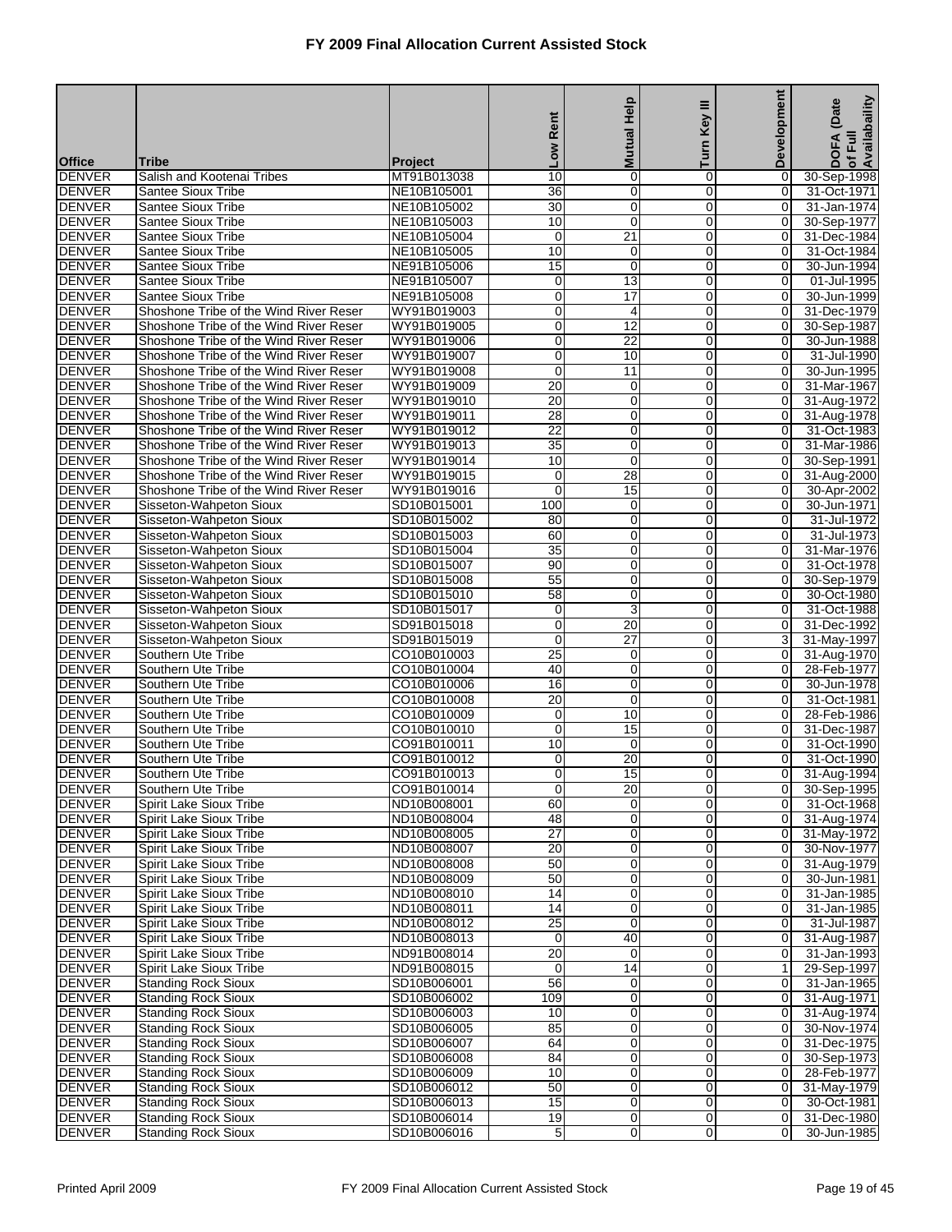# FY 2009 Final Allocation Current Assisted Stock

| Office | Tribe | Project | Low Rent | Mutual Help | Turn Key III | Development | DOFA (Date of Full Availabaility |
|---|---|---|---|---|---|---|---|
| DENVER | Salish and Kootenai Tribes | MT91B013038 | 10 | 0 | 0 | 0 | 30-Sep-1998 |
| DENVER | Santee Sioux Tribe | NE10B105001 | 36 | 0 | 0 | 0 | 31-Oct-1971 |
| DENVER | Santee Sioux Tribe | NE10B105002 | 30 | 0 | 0 | 0 | 31-Jan-1974 |
| DENVER | Santee Sioux Tribe | NE10B105003 | 10 | 0 | 0 | 0 | 30-Sep-1977 |
| DENVER | Santee Sioux Tribe | NE10B105004 | 0 | 21 | 0 | 0 | 31-Dec-1984 |
| DENVER | Santee Sioux Tribe | NE10B105005 | 10 | 0 | 0 | 0 | 31-Oct-1984 |
| DENVER | Santee Sioux Tribe | NE91B105006 | 15 | 0 | 0 | 0 | 30-Jun-1994 |
| DENVER | Santee Sioux Tribe | NE91B105007 | 0 | 13 | 0 | 0 | 01-Jul-1995 |
| DENVER | Santee Sioux Tribe | NE91B105008 | 0 | 17 | 0 | 0 | 30-Jun-1999 |
| DENVER | Shoshone Tribe of the Wind River Reser | WY91B019003 | 0 | 4 | 0 | 0 | 31-Dec-1979 |
| DENVER | Shoshone Tribe of the Wind River Reser | WY91B019005 | 0 | 12 | 0 | 0 | 30-Sep-1987 |
| DENVER | Shoshone Tribe of the Wind River Reser | WY91B019006 | 0 | 22 | 0 | 0 | 30-Jun-1988 |
| DENVER | Shoshone Tribe of the Wind River Reser | WY91B019007 | 0 | 10 | 0 | 0 | 31-Jul-1990 |
| DENVER | Shoshone Tribe of the Wind River Reser | WY91B019008 | 0 | 11 | 0 | 0 | 30-Jun-1995 |
| DENVER | Shoshone Tribe of the Wind River Reser | WY91B019009 | 20 | 0 | 0 | 0 | 31-Mar-1967 |
| DENVER | Shoshone Tribe of the Wind River Reser | WY91B019010 | 20 | 0 | 0 | 0 | 31-Aug-1972 |
| DENVER | Shoshone Tribe of the Wind River Reser | WY91B019011 | 28 | 0 | 0 | 0 | 31-Aug-1978 |
| DENVER | Shoshone Tribe of the Wind River Reser | WY91B019012 | 22 | 0 | 0 | 0 | 31-Oct-1983 |
| DENVER | Shoshone Tribe of the Wind River Reser | WY91B019013 | 35 | 0 | 0 | 0 | 31-Mar-1986 |
| DENVER | Shoshone Tribe of the Wind River Reser | WY91B019014 | 10 | 0 | 0 | 0 | 30-Sep-1991 |
| DENVER | Shoshone Tribe of the Wind River Reser | WY91B019015 | 0 | 28 | 0 | 0 | 31-Aug-2000 |
| DENVER | Shoshone Tribe of the Wind River Reser | WY91B019016 | 0 | 15 | 0 | 0 | 30-Apr-2002 |
| DENVER | Sisseton-Wahpeton Sioux | SD10B015001 | 100 | 0 | 0 | 0 | 30-Jun-1971 |
| DENVER | Sisseton-Wahpeton Sioux | SD10B015002 | 80 | 0 | 0 | 0 | 31-Jul-1972 |
| DENVER | Sisseton-Wahpeton Sioux | SD10B015003 | 60 | 0 | 0 | 0 | 31-Jul-1973 |
| DENVER | Sisseton-Wahpeton Sioux | SD10B015004 | 35 | 0 | 0 | 0 | 31-Mar-1976 |
| DENVER | Sisseton-Wahpeton Sioux | SD10B015007 | 90 | 0 | 0 | 0 | 31-Oct-1978 |
| DENVER | Sisseton-Wahpeton Sioux | SD10B015008 | 55 | 0 | 0 | 0 | 30-Sep-1979 |
| DENVER | Sisseton-Wahpeton Sioux | SD10B015010 | 58 | 0 | 0 | 0 | 30-Oct-1980 |
| DENVER | Sisseton-Wahpeton Sioux | SD10B015017 | 0 | 3 | 0 | 0 | 31-Oct-1988 |
| DENVER | Sisseton-Wahpeton Sioux | SD91B015018 | 0 | 20 | 0 | 0 | 31-Dec-1992 |
| DENVER | Sisseton-Wahpeton Sioux | SD91B015019 | 0 | 27 | 0 | 3 | 31-May-1997 |
| DENVER | Southern Ute Tribe | CO10B010003 | 25 | 0 | 0 | 0 | 31-Aug-1970 |
| DENVER | Southern Ute Tribe | CO10B010004 | 40 | 0 | 0 | 0 | 28-Feb-1977 |
| DENVER | Southern Ute Tribe | CO10B010006 | 16 | 0 | 0 | 0 | 30-Jun-1978 |
| DENVER | Southern Ute Tribe | CO10B010008 | 20 | 0 | 0 | 0 | 31-Oct-1981 |
| DENVER | Southern Ute Tribe | CO10B010009 | 0 | 10 | 0 | 0 | 28-Feb-1986 |
| DENVER | Southern Ute Tribe | CO10B010010 | 0 | 15 | 0 | 0 | 31-Dec-1987 |
| DENVER | Southern Ute Tribe | CO91B010011 | 10 | 0 | 0 | 0 | 31-Oct-1990 |
| DENVER | Southern Ute Tribe | CO91B010012 | 0 | 20 | 0 | 0 | 31-Oct-1990 |
| DENVER | Southern Ute Tribe | CO91B010013 | 0 | 15 | 0 | 0 | 31-Aug-1994 |
| DENVER | Southern Ute Tribe | CO91B010014 | 0 | 20 | 0 | 0 | 30-Sep-1995 |
| DENVER | Spirit Lake Sioux Tribe | ND10B008001 | 60 | 0 | 0 | 0 | 31-Oct-1968 |
| DENVER | Spirit Lake Sioux Tribe | ND10B008004 | 48 | 0 | 0 | 0 | 31-Aug-1974 |
| DENVER | Spirit Lake Sioux Tribe | ND10B008005 | 27 | 0 | 0 | 0 | 31-May-1972 |
| DENVER | Spirit Lake Sioux Tribe | ND10B008007 | 20 | 0 | 0 | 0 | 30-Nov-1977 |
| DENVER | Spirit Lake Sioux Tribe | ND10B008008 | 50 | 0 | 0 | 0 | 31-Aug-1979 |
| DENVER | Spirit Lake Sioux Tribe | ND10B008009 | 50 | 0 | 0 | 0 | 30-Jun-1981 |
| DENVER | Spirit Lake Sioux Tribe | ND10B008010 | 14 | 0 | 0 | 0 | 31-Jan-1985 |
| DENVER | Spirit Lake Sioux Tribe | ND10B008011 | 14 | 0 | 0 | 0 | 31-Jan-1985 |
| DENVER | Spirit Lake Sioux Tribe | ND10B008012 | 25 | 0 | 0 | 0 | 31-Jul-1987 |
| DENVER | Spirit Lake Sioux Tribe | ND10B008013 | 0 | 40 | 0 | 0 | 31-Aug-1987 |
| DENVER | Spirit Lake Sioux Tribe | ND91B008014 | 20 | 0 | 0 | 0 | 31-Jan-1993 |
| DENVER | Spirit Lake Sioux Tribe | ND91B008015 | 0 | 14 | 0 | 1 | 29-Sep-1997 |
| DENVER | Standing Rock Sioux | SD10B006001 | 56 | 0 | 0 | 0 | 31-Jan-1965 |
| DENVER | Standing Rock Sioux | SD10B006002 | 109 | 0 | 0 | 0 | 31-Aug-1971 |
| DENVER | Standing Rock Sioux | SD10B006003 | 10 | 0 | 0 | 0 | 31-Aug-1974 |
| DENVER | Standing Rock Sioux | SD10B006005 | 85 | 0 | 0 | 0 | 30-Nov-1974 |
| DENVER | Standing Rock Sioux | SD10B006007 | 64 | 0 | 0 | 0 | 31-Dec-1975 |
| DENVER | Standing Rock Sioux | SD10B006008 | 84 | 0 | 0 | 0 | 30-Sep-1973 |
| DENVER | Standing Rock Sioux | SD10B006009 | 10 | 0 | 0 | 0 | 28-Feb-1977 |
| DENVER | Standing Rock Sioux | SD10B006012 | 50 | 0 | 0 | 0 | 31-May-1979 |
| DENVER | Standing Rock Sioux | SD10B006013 | 15 | 0 | 0 | 0 | 30-Oct-1981 |
| DENVER | Standing Rock Sioux | SD10B006014 | 19 | 0 | 0 | 0 | 31-Dec-1980 |
| DENVER | Standing Rock Sioux | SD10B006016 | 5 | 0 | 0 | 0 | 30-Jun-1985 |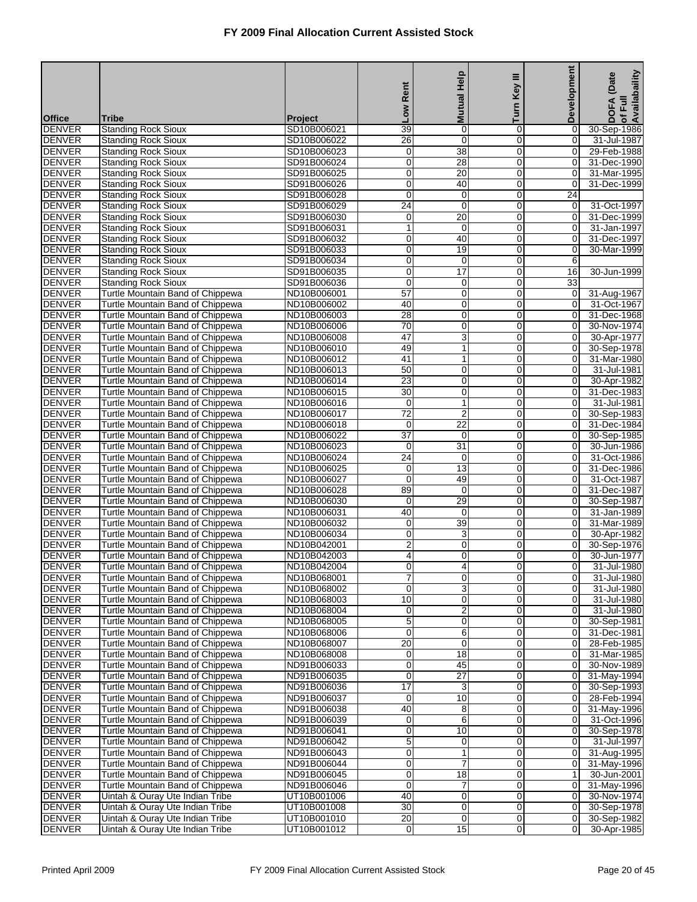# FY 2009 Final Allocation Current Assisted Stock

| Office | Tribe | Project | Low Rent | Mutual Help | Turn Key III | Development | DOFA (Date of Full Availabaility |
|---|---|---|---|---|---|---|---|
| DENVER | Standing Rock Sioux | SD10B006021 | 39 | 0 | 0 | 0 | 30-Sep-1986 |
| DENVER | Standing Rock Sioux | SD10B006022 | 26 | 0 | 0 | 0 | 31-Jul-1987 |
| DENVER | Standing Rock Sioux | SD10B006023 | 0 | 38 | 0 | 0 | 29-Feb-1988 |
| DENVER | Standing Rock Sioux | SD91B006024 | 0 | 28 | 0 | 0 | 31-Dec-1990 |
| DENVER | Standing Rock Sioux | SD91B006025 | 0 | 20 | 0 | 0 | 31-Mar-1995 |
| DENVER | Standing Rock Sioux | SD91B006026 | 0 | 40 | 0 | 0 | 31-Dec-1999 |
| DENVER | Standing Rock Sioux | SD91B006028 | 0 | 0 | 0 | 24 | |
| DENVER | Standing Rock Sioux | SD91B006029 | 24 | 0 | 0 | 0 | 31-Oct-1997 |
| DENVER | Standing Rock Sioux | SD91B006030 | 0 | 20 | 0 | 0 | 31-Dec-1999 |
| DENVER | Standing Rock Sioux | SD91B006031 | 1 | 0 | 0 | 0 | 31-Jan-1997 |
| DENVER | Standing Rock Sioux | SD91B006032 | 0 | 40 | 0 | 0 | 31-Dec-1997 |
| DENVER | Standing Rock Sioux | SD91B006033 | 0 | 19 | 0 | 0 | 30-Mar-1999 |
| DENVER | Standing Rock Sioux | SD91B006034 | 0 | 0 | 0 | 6 | |
| DENVER | Standing Rock Sioux | SD91B006035 | 0 | 17 | 0 | 16 | 30-Jun-1999 |
| DENVER | Standing Rock Sioux | SD91B006036 | 0 | 0 | 0 | 33 | |
| DENVER | Turtle Mountain Band of Chippewa | ND10B006001 | 57 | 0 | 0 | 0 | 31-Aug-1967 |
| DENVER | Turtle Mountain Band of Chippewa | ND10B006002 | 40 | 0 | 0 | 0 | 31-Oct-1967 |
| DENVER | Turtle Mountain Band of Chippewa | ND10B006003 | 28 | 0 | 0 | 0 | 31-Dec-1968 |
| DENVER | Turtle Mountain Band of Chippewa | ND10B006006 | 70 | 0 | 0 | 0 | 30-Nov-1974 |
| DENVER | Turtle Mountain Band of Chippewa | ND10B006008 | 47 | 3 | 0 | 0 | 30-Apr-1977 |
| DENVER | Turtle Mountain Band of Chippewa | ND10B006010 | 49 | 1 | 0 | 0 | 30-Sep-1978 |
| DENVER | Turtle Mountain Band of Chippewa | ND10B006012 | 41 | 1 | 0 | 0 | 31-Mar-1980 |
| DENVER | Turtle Mountain Band of Chippewa | ND10B006013 | 50 | 0 | 0 | 0 | 31-Jul-1981 |
| DENVER | Turtle Mountain Band of Chippewa | ND10B006014 | 23 | 0 | 0 | 0 | 30-Apr-1982 |
| DENVER | Turtle Mountain Band of Chippewa | ND10B006015 | 30 | 0 | 0 | 0 | 31-Dec-1983 |
| DENVER | Turtle Mountain Band of Chippewa | ND10B006016 | 0 | 1 | 0 | 0 | 31-Jul-1981 |
| DENVER | Turtle Mountain Band of Chippewa | ND10B006017 | 72 | 2 | 0 | 0 | 30-Sep-1983 |
| DENVER | Turtle Mountain Band of Chippewa | ND10B006018 | 0 | 22 | 0 | 0 | 31-Dec-1984 |
| DENVER | Turtle Mountain Band of Chippewa | ND10B006022 | 37 | 0 | 0 | 0 | 30-Sep-1985 |
| DENVER | Turtle Mountain Band of Chippewa | ND10B006023 | 0 | 31 | 0 | 0 | 30-Jun-1986 |
| DENVER | Turtle Mountain Band of Chippewa | ND10B006024 | 24 | 0 | 0 | 0 | 31-Oct-1986 |
| DENVER | Turtle Mountain Band of Chippewa | ND10B006025 | 0 | 13 | 0 | 0 | 31-Dec-1986 |
| DENVER | Turtle Mountain Band of Chippewa | ND10B006027 | 0 | 49 | 0 | 0 | 31-Oct-1987 |
| DENVER | Turtle Mountain Band of Chippewa | ND10B006028 | 89 | 0 | 0 | 0 | 31-Dec-1987 |
| DENVER | Turtle Mountain Band of Chippewa | ND10B006030 | 0 | 29 | 0 | 0 | 30-Sep-1987 |
| DENVER | Turtle Mountain Band of Chippewa | ND10B006031 | 40 | 0 | 0 | 0 | 31-Jan-1989 |
| DENVER | Turtle Mountain Band of Chippewa | ND10B006032 | 0 | 39 | 0 | 0 | 31-Mar-1989 |
| DENVER | Turtle Mountain Band of Chippewa | ND10B006034 | 0 | 3 | 0 | 0 | 30-Apr-1982 |
| DENVER | Turtle Mountain Band of Chippewa | ND10B042001 | 2 | 0 | 0 | 0 | 30-Sep-1976 |
| DENVER | Turtle Mountain Band of Chippewa | ND10B042003 | 4 | 0 | 0 | 0 | 30-Jun-1977 |
| DENVER | Turtle Mountain Band of Chippewa | ND10B042004 | 0 | 4 | 0 | 0 | 31-Jul-1980 |
| DENVER | Turtle Mountain Band of Chippewa | ND10B068001 | 7 | 0 | 0 | 0 | 31-Jul-1980 |
| DENVER | Turtle Mountain Band of Chippewa | ND10B068002 | 0 | 3 | 0 | 0 | 31-Jul-1980 |
| DENVER | Turtle Mountain Band of Chippewa | ND10B068003 | 10 | 0 | 0 | 0 | 31-Jul-1980 |
| DENVER | Turtle Mountain Band of Chippewa | ND10B068004 | 0 | 2 | 0 | 0 | 31-Jul-1980 |
| DENVER | Turtle Mountain Band of Chippewa | ND10B068005 | 5 | 0 | 0 | 0 | 30-Sep-1981 |
| DENVER | Turtle Mountain Band of Chippewa | ND10B068006 | 0 | 6 | 0 | 0 | 31-Dec-1981 |
| DENVER | Turtle Mountain Band of Chippewa | ND10B068007 | 20 | 0 | 0 | 0 | 28-Feb-1985 |
| DENVER | Turtle Mountain Band of Chippewa | ND10B068008 | 0 | 18 | 0 | 0 | 31-Mar-1985 |
| DENVER | Turtle Mountain Band of Chippewa | ND91B006033 | 0 | 45 | 0 | 0 | 30-Nov-1989 |
| DENVER | Turtle Mountain Band of Chippewa | ND91B006035 | 0 | 27 | 0 | 0 | 31-May-1994 |
| DENVER | Turtle Mountain Band of Chippewa | ND91B006036 | 17 | 3 | 0 | 0 | 30-Sep-1993 |
| DENVER | Turtle Mountain Band of Chippewa | ND91B006037 | 0 | 10 | 0 | 0 | 28-Feb-1994 |
| DENVER | Turtle Mountain Band of Chippewa | ND91B006038 | 40 | 8 | 0 | 0 | 31-May-1996 |
| DENVER | Turtle Mountain Band of Chippewa | ND91B006039 | 0 | 6 | 0 | 0 | 31-Oct-1996 |
| DENVER | Turtle Mountain Band of Chippewa | ND91B006041 | 0 | 10 | 0 | 0 | 30-Sep-1978 |
| DENVER | Turtle Mountain Band of Chippewa | ND91B006042 | 5 | 0 | 0 | 0 | 31-Jul-1997 |
| DENVER | Turtle Mountain Band of Chippewa | ND91B006043 | 0 | 1 | 0 | 0 | 31-Aug-1995 |
| DENVER | Turtle Mountain Band of Chippewa | ND91B006044 | 0 | 7 | 0 | 0 | 31-May-1996 |
| DENVER | Turtle Mountain Band of Chippewa | ND91B006045 | 0 | 18 | 0 | 1 | 30-Jun-2001 |
| DENVER | Turtle Mountain Band of Chippewa | ND91B006046 | 0 | 7 | 0 | 0 | 31-May-1996 |
| DENVER | Uintah & Ouray Ute Indian Tribe | UT10B001006 | 40 | 0 | 0 | 0 | 30-Nov-1974 |
| DENVER | Uintah & Ouray Ute Indian Tribe | UT10B001008 | 30 | 0 | 0 | 0 | 30-Sep-1978 |
| DENVER | Uintah & Ouray Ute Indian Tribe | UT10B001010 | 20 | 0 | 0 | 0 | 30-Sep-1982 |
| DENVER | Uintah & Ouray Ute Indian Tribe | UT10B001012 | 0 | 15 | 0 | 0 | 30-Apr-1985 |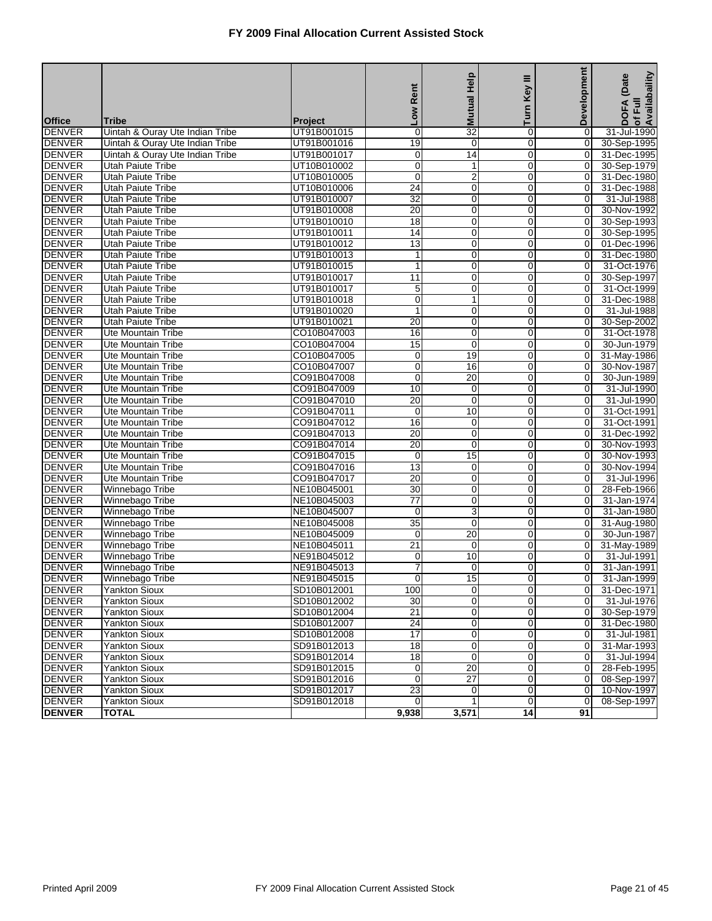# FY 2009 Final Allocation Current Assisted Stock

| Office | Tribe | Project | Low Rent | Mutual Help | Turn Key III | Development | DOFA (Date of Full Availabaility |
|---|---|---|---|---|---|---|---|
| DENVER | Uintah & Ouray Ute Indian Tribe | UT91B001015 | 0 | 32 | 0 | 0 | 31-Jul-1990 |
| DENVER | Uintah & Ouray Ute Indian Tribe | UT91B001016 | 19 | 0 | 0 | 0 | 30-Sep-1995 |
| DENVER | Uintah & Ouray Ute Indian Tribe | UT91B001017 | 0 | 14 | 0 | 0 | 31-Dec-1995 |
| DENVER | Utah Paiute Tribe | UT10B010002 | 0 | 1 | 0 | 0 | 30-Sep-1979 |
| DENVER | Utah Paiute Tribe | UT10B010005 | 0 | 2 | 0 | 0 | 31-Dec-1980 |
| DENVER | Utah Paiute Tribe | UT10B010006 | 24 | 0 | 0 | 0 | 31-Dec-1988 |
| DENVER | Utah Paiute Tribe | UT91B010007 | 32 | 0 | 0 | 0 | 31-Jul-1988 |
| DENVER | Utah Paiute Tribe | UT91B010008 | 20 | 0 | 0 | 0 | 30-Nov-1992 |
| DENVER | Utah Paiute Tribe | UT91B010010 | 18 | 0 | 0 | 0 | 30-Sep-1993 |
| DENVER | Utah Paiute Tribe | UT91B010011 | 14 | 0 | 0 | 0 | 30-Sep-1995 |
| DENVER | Utah Paiute Tribe | UT91B010012 | 13 | 0 | 0 | 0 | 01-Dec-1996 |
| DENVER | Utah Paiute Tribe | UT91B010013 | 1 | 0 | 0 | 0 | 31-Dec-1980 |
| DENVER | Utah Paiute Tribe | UT91B010015 | 1 | 0 | 0 | 0 | 31-Oct-1976 |
| DENVER | Utah Paiute Tribe | UT91B010017 | 11 | 0 | 0 | 0 | 30-Sep-1997 |
| DENVER | Utah Paiute Tribe | UT91B010017 | 5 | 0 | 0 | 0 | 31-Oct-1999 |
| DENVER | Utah Paiute Tribe | UT91B010018 | 0 | 1 | 0 | 0 | 31-Dec-1988 |
| DENVER | Utah Paiute Tribe | UT91B010020 | 1 | 0 | 0 | 0 | 31-Jul-1988 |
| DENVER | Utah Paiute Tribe | UT91B010021 | 20 | 0 | 0 | 0 | 30-Sep-2002 |
| DENVER | Ute Mountain Tribe | CO10B047003 | 16 | 0 | 0 | 0 | 31-Oct-1978 |
| DENVER | Ute Mountain Tribe | CO10B047004 | 15 | 0 | 0 | 0 | 30-Jun-1979 |
| DENVER | Ute Mountain Tribe | CO10B047005 | 0 | 19 | 0 | 0 | 31-May-1986 |
| DENVER | Ute Mountain Tribe | CO10B047007 | 0 | 16 | 0 | 0 | 30-Nov-1987 |
| DENVER | Ute Mountain Tribe | CO91B047008 | 0 | 20 | 0 | 0 | 30-Jun-1989 |
| DENVER | Ute Mountain Tribe | CO91B047009 | 10 | 0 | 0 | 0 | 31-Jul-1990 |
| DENVER | Ute Mountain Tribe | CO91B047010 | 20 | 0 | 0 | 0 | 31-Jul-1990 |
| DENVER | Ute Mountain Tribe | CO91B047011 | 0 | 10 | 0 | 0 | 31-Oct-1991 |
| DENVER | Ute Mountain Tribe | CO91B047012 | 16 | 0 | 0 | 0 | 31-Oct-1991 |
| DENVER | Ute Mountain Tribe | CO91B047013 | 20 | 0 | 0 | 0 | 31-Dec-1992 |
| DENVER | Ute Mountain Tribe | CO91B047014 | 20 | 0 | 0 | 0 | 30-Nov-1993 |
| DENVER | Ute Mountain Tribe | CO91B047015 | 0 | 15 | 0 | 0 | 30-Nov-1993 |
| DENVER | Ute Mountain Tribe | CO91B047016 | 13 | 0 | 0 | 0 | 30-Nov-1994 |
| DENVER | Ute Mountain Tribe | CO91B047017 | 20 | 0 | 0 | 0 | 31-Jul-1996 |
| DENVER | Winnebago Tribe | NE10B045001 | 30 | 0 | 0 | 0 | 28-Feb-1966 |
| DENVER | Winnebago Tribe | NE10B045003 | 77 | 0 | 0 | 0 | 31-Jan-1974 |
| DENVER | Winnebago Tribe | NE10B045007 | 0 | 3 | 0 | 0 | 31-Jan-1980 |
| DENVER | Winnebago Tribe | NE10B045008 | 35 | 0 | 0 | 0 | 31-Aug-1980 |
| DENVER | Winnebago Tribe | NE10B045009 | 0 | 20 | 0 | 0 | 30-Jun-1987 |
| DENVER | Winnebago Tribe | NE10B045011 | 21 | 0 | 0 | 0 | 31-May-1989 |
| DENVER | Winnebago Tribe | NE91B045012 | 0 | 10 | 0 | 0 | 31-Jul-1991 |
| DENVER | Winnebago Tribe | NE91B045013 | 7 | 0 | 0 | 0 | 31-Jan-1991 |
| DENVER | Winnebago Tribe | NE91B045015 | 0 | 15 | 0 | 0 | 31-Jan-1999 |
| DENVER | Yankton Sioux | SD10B012001 | 100 | 0 | 0 | 0 | 31-Dec-1971 |
| DENVER | Yankton Sioux | SD10B012002 | 30 | 0 | 0 | 0 | 31-Jul-1976 |
| DENVER | Yankton Sioux | SD10B012004 | 21 | 0 | 0 | 0 | 30-Sep-1979 |
| DENVER | Yankton Sioux | SD10B012007 | 24 | 0 | 0 | 0 | 31-Dec-1980 |
| DENVER | Yankton Sioux | SD10B012008 | 17 | 0 | 0 | 0 | 31-Jul-1981 |
| DENVER | Yankton Sioux | SD91B012013 | 18 | 0 | 0 | 0 | 31-Mar-1993 |
| DENVER | Yankton Sioux | SD91B012014 | 18 | 0 | 0 | 0 | 31-Jul-1994 |
| DENVER | Yankton Sioux | SD91B012015 | 0 | 20 | 0 | 0 | 28-Feb-1995 |
| DENVER | Yankton Sioux | SD91B012016 | 0 | 27 | 0 | 0 | 08-Sep-1997 |
| DENVER | Yankton Sioux | SD91B012017 | 23 | 0 | 0 | 0 | 10-Nov-1997 |
| DENVER | Yankton Sioux | SD91B012018 | 0 | 1 | 0 | 0 | 08-Sep-1997 |
| **DENVER** | **TOTAL** | | **9,938** | **3,571** | **14** | **91** | |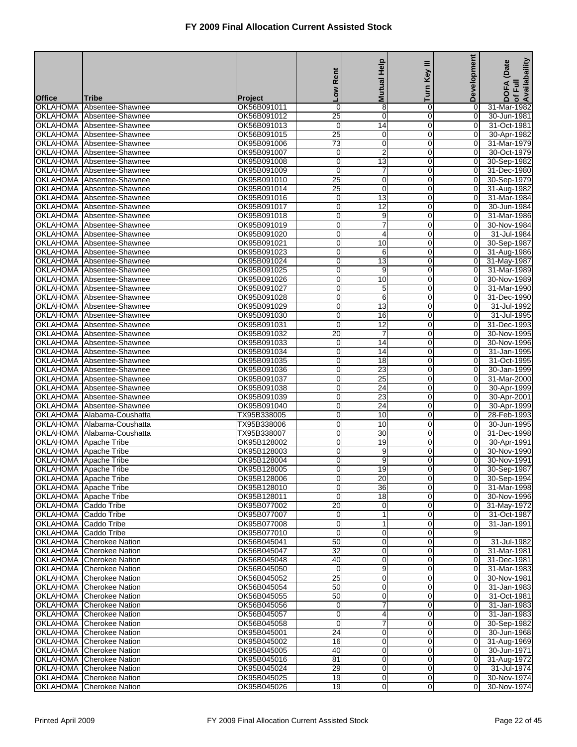# FY 2009 Final Allocation Current Assisted Stock

| Office | Tribe | Project | Low Rent | Mutual Help | Turn Key III | Development | DOFA (Date of Full Availability) |
|---|---|---|---|---|---|---|---|
| OKLAHOMA | Absentee-Shawnee | OK56B091011 | 0 | 8 | 0 | 0 | 31-Mar-1982 |
| OKLAHOMA | Absentee-Shawnee | OK56B091012 | 25 | 0 | 0 | 0 | 30-Jun-1981 |
| OKLAHOMA | Absentee-Shawnee | OK56B091013 | 0 | 14 | 0 | 0 | 31-Oct-1981 |
| OKLAHOMA | Absentee-Shawnee | OK56B091015 | 25 | 0 | 0 | 0 | 30-Apr-1982 |
| OKLAHOMA | Absentee-Shawnee | OK95B091006 | 73 | 0 | 0 | 0 | 31-Mar-1979 |
| OKLAHOMA | Absentee-Shawnee | OK95B091007 | 0 | 2 | 0 | 0 | 30-Oct-1979 |
| OKLAHOMA | Absentee-Shawnee | OK95B091008 | 0 | 13 | 0 | 0 | 30-Sep-1982 |
| OKLAHOMA | Absentee-Shawnee | OK95B091009 | 0 | 7 | 0 | 0 | 31-Dec-1980 |
| OKLAHOMA | Absentee-Shawnee | OK95B091010 | 25 | 0 | 0 | 0 | 30-Sep-1979 |
| OKLAHOMA | Absentee-Shawnee | OK95B091014 | 25 | 0 | 0 | 0 | 31-Aug-1982 |
| OKLAHOMA | Absentee-Shawnee | OK95B091016 | 0 | 13 | 0 | 0 | 31-Mar-1984 |
| OKLAHOMA | Absentee-Shawnee | OK95B091017 | 0 | 12 | 0 | 0 | 30-Jun-1984 |
| OKLAHOMA | Absentee-Shawnee | OK95B091018 | 0 | 9 | 0 | 0 | 31-Mar-1986 |
| OKLAHOMA | Absentee-Shawnee | OK95B091019 | 0 | 7 | 0 | 0 | 30-Nov-1984 |
| OKLAHOMA | Absentee-Shawnee | OK95B091020 | 0 | 4 | 0 | 0 | 31-Jul-1984 |
| OKLAHOMA | Absentee-Shawnee | OK95B091021 | 0 | 10 | 0 | 0 | 30-Sep-1987 |
| OKLAHOMA | Absentee-Shawnee | OK95B091023 | 0 | 6 | 0 | 0 | 31-Aug-1986 |
| OKLAHOMA | Absentee-Shawnee | OK95B091024 | 0 | 13 | 0 | 0 | 31-May-1987 |
| OKLAHOMA | Absentee-Shawnee | OK95B091025 | 0 | 9 | 0 | 0 | 31-Mar-1989 |
| OKLAHOMA | Absentee-Shawnee | OK95B091026 | 0 | 10 | 0 | 0 | 30-Nov-1989 |
| OKLAHOMA | Absentee-Shawnee | OK95B091027 | 0 | 5 | 0 | 0 | 31-Mar-1990 |
| OKLAHOMA | Absentee-Shawnee | OK95B091028 | 0 | 6 | 0 | 0 | 31-Dec-1990 |
| OKLAHOMA | Absentee-Shawnee | OK95B091029 | 0 | 13 | 0 | 0 | 31-Jul-1992 |
| OKLAHOMA | Absentee-Shawnee | OK95B091030 | 0 | 16 | 0 | 0 | 31-Jul-1995 |
| OKLAHOMA | Absentee-Shawnee | OK95B091031 | 0 | 12 | 0 | 0 | 31-Dec-1993 |
| OKLAHOMA | Absentee-Shawnee | OK95B091032 | 20 | 7 | 0 | 0 | 30-Nov-1995 |
| OKLAHOMA | Absentee-Shawnee | OK95B091033 | 0 | 14 | 0 | 0 | 30-Nov-1996 |
| OKLAHOMA | Absentee-Shawnee | OK95B091034 | 0 | 14 | 0 | 0 | 31-Jan-1995 |
| OKLAHOMA | Absentee-Shawnee | OK95B091035 | 0 | 18 | 0 | 0 | 31-Oct-1995 |
| OKLAHOMA | Absentee-Shawnee | OK95B091036 | 0 | 23 | 0 | 0 | 30-Jan-1999 |
| OKLAHOMA | Absentee-Shawnee | OK95B091037 | 0 | 25 | 0 | 0 | 31-Mar-2000 |
| OKLAHOMA | Absentee-Shawnee | OK95B091038 | 0 | 24 | 0 | 0 | 30-Apr-1999 |
| OKLAHOMA | Absentee-Shawnee | OK95B091039 | 0 | 23 | 0 | 0 | 30-Apr-2001 |
| OKLAHOMA | Absentee-Shawnee | OK95B091040 | 0 | 24 | 0 | 0 | 30-Apr-1999 |
| OKLAHOMA | Alabama-Coushatta | TX95B338005 | 0 | 10 | 0 | 0 | 28-Feb-1993 |
| OKLAHOMA | Alabama-Coushatta | TX95B338006 | 0 | 10 | 0 | 0 | 30-Jun-1995 |
| OKLAHOMA | Alabama-Coushatta | TX95B338007 | 0 | 30 | 0 | 0 | 31-Dec-1998 |
| OKLAHOMA | Apache Tribe | OK95B128002 | 0 | 19 | 0 | 0 | 30-Apr-1991 |
| OKLAHOMA | Apache Tribe | OK95B128003 | 0 | 9 | 0 | 0 | 30-Nov-1990 |
| OKLAHOMA | Apache Tribe | OK95B128004 | 0 | 9 | 0 | 0 | 30-Nov-1991 |
| OKLAHOMA | Apache Tribe | OK95B128005 | 0 | 19 | 0 | 0 | 30-Sep-1987 |
| OKLAHOMA | Apache Tribe | OK95B128006 | 0 | 20 | 0 | 0 | 30-Sep-1994 |
| OKLAHOMA | Apache Tribe | OK95B128010 | 0 | 36 | 0 | 0 | 31-Mar-1998 |
| OKLAHOMA | Apache Tribe | OK95B128011 | 0 | 18 | 0 | 0 | 30-Nov-1996 |
| OKLAHOMA | Caddo Tribe | OK95B077002 | 20 | 0 | 0 | 0 | 31-May-1972 |
| OKLAHOMA | Caddo Tribe | OK95B077007 | 0 | 1 | 0 | 0 | 31-Oct-1987 |
| OKLAHOMA | Caddo Tribe | OK95B077008 | 0 | 1 | 0 | 0 | 31-Jan-1991 |
| OKLAHOMA | Caddo Tribe | OK95B077010 | 0 | 0 | 0 | 9 | |
| OKLAHOMA | Cherokee Nation | OK56B045041 | 50 | 0 | 0 | 0 | 31-Jul-1982 |
| OKLAHOMA | Cherokee Nation | OK56B045047 | 32 | 0 | 0 | 0 | 31-Mar-1981 |
| OKLAHOMA | Cherokee Nation | OK56B045048 | 40 | 0 | 0 | 0 | 31-Dec-1981 |
| OKLAHOMA | Cherokee Nation | OK56B045050 | 0 | 9 | 0 | 0 | 31-Mar-1983 |
| OKLAHOMA | Cherokee Nation | OK56B045052 | 25 | 0 | 0 | 0 | 30-Nov-1981 |
| OKLAHOMA | Cherokee Nation | OK56B045054 | 50 | 0 | 0 | 0 | 31-Jan-1983 |
| OKLAHOMA | Cherokee Nation | OK56B045055 | 50 | 0 | 0 | 0 | 31-Oct-1981 |
| OKLAHOMA | Cherokee Nation | OK56B045056 | 0 | 7 | 0 | 0 | 31-Jan-1983 |
| OKLAHOMA | Cherokee Nation | OK56B045057 | 0 | 4 | 0 | 0 | 31-Jan-1983 |
| OKLAHOMA | Cherokee Nation | OK56B045058 | 0 | 7 | 0 | 0 | 30-Sep-1982 |
| OKLAHOMA | Cherokee Nation | OK95B045001 | 24 | 0 | 0 | 0 | 30-Jun-1968 |
| OKLAHOMA | Cherokee Nation | OK95B045002 | 16 | 0 | 0 | 0 | 31-Aug-1969 |
| OKLAHOMA | Cherokee Nation | OK95B045005 | 40 | 0 | 0 | 0 | 30-Jun-1971 |
| OKLAHOMA | Cherokee Nation | OK95B045016 | 81 | 0 | 0 | 0 | 31-Aug-1972 |
| OKLAHOMA | Cherokee Nation | OK95B045024 | 29 | 0 | 0 | 0 | 31-Jul-1974 |
| OKLAHOMA | Cherokee Nation | OK95B045025 | 19 | 0 | 0 | 0 | 30-Nov-1974 |
| OKLAHOMA | Cherokee Nation | OK95B045026 | 19 | 0 | 0 | 0 | 30-Nov-1974 |

Printed April 2009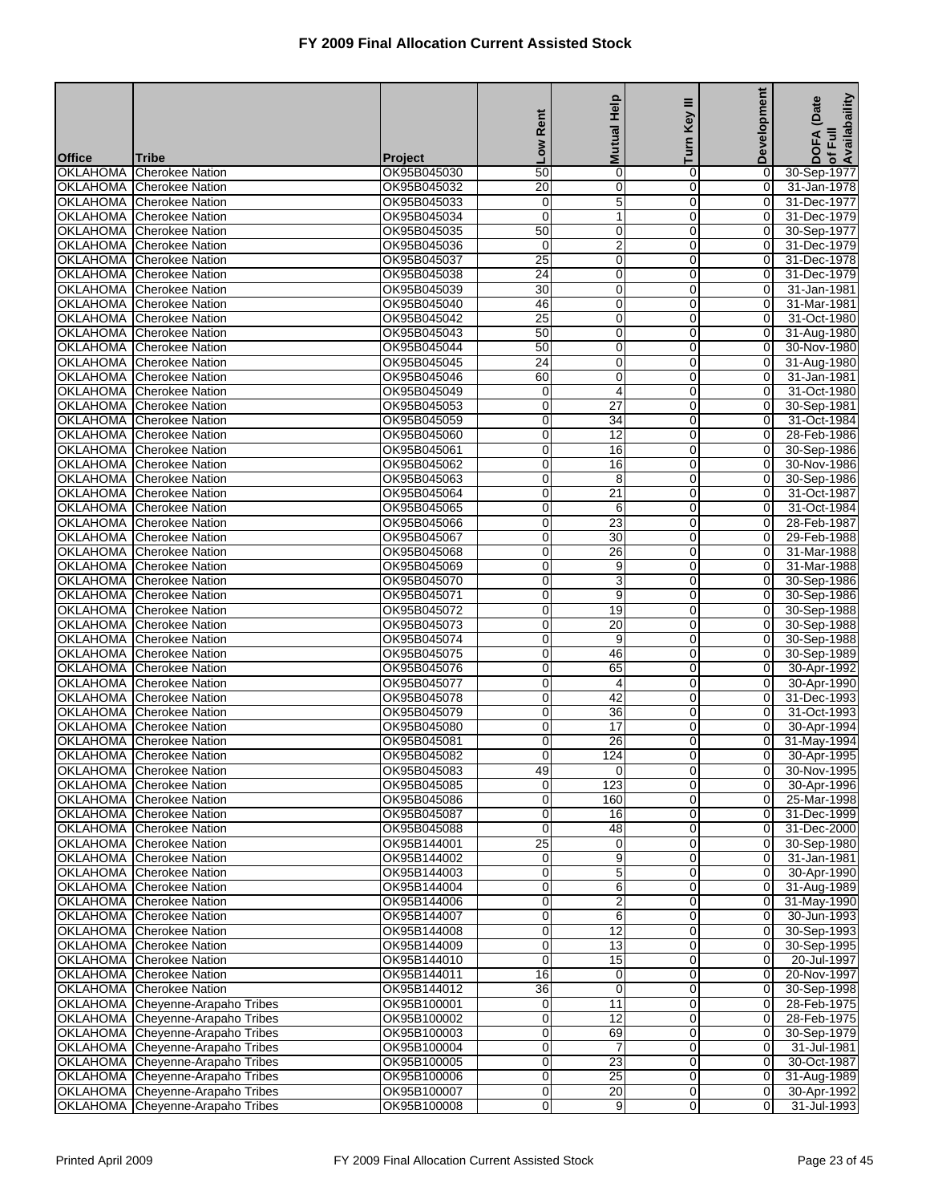# FY 2009 Final Allocation Current Assisted Stock

| Office | Tribe | Project | Low Rent | Mutual Help | Turn Key III | Development | DOFA (Date of Full Availability |
|---|---|---|---|---|---|---|---|
| OKLAHOMA | Cherokee Nation | OK95B045030 | 50 | 0 | 0 | 0 | 30-Sep-1977 |
| OKLAHOMA | Cherokee Nation | OK95B045032 | 20 | 0 | 0 | 0 | 31-Jan-1978 |
| OKLAHOMA | Cherokee Nation | OK95B045033 | 0 | 5 | 0 | 0 | 31-Dec-1977 |
| OKLAHOMA | Cherokee Nation | OK95B045034 | 0 | 1 | 0 | 0 | 31-Dec-1979 |
| OKLAHOMA | Cherokee Nation | OK95B045035 | 50 | 0 | 0 | 0 | 30-Sep-1977 |
| OKLAHOMA | Cherokee Nation | OK95B045036 | 0 | 2 | 0 | 0 | 31-Dec-1979 |
| OKLAHOMA | Cherokee Nation | OK95B045037 | 25 | 0 | 0 | 0 | 31-Dec-1978 |
| OKLAHOMA | Cherokee Nation | OK95B045038 | 24 | 0 | 0 | 0 | 31-Dec-1979 |
| OKLAHOMA | Cherokee Nation | OK95B045039 | 30 | 0 | 0 | 0 | 31-Jan-1981 |
| OKLAHOMA | Cherokee Nation | OK95B045040 | 46 | 0 | 0 | 0 | 31-Mar-1981 |
| OKLAHOMA | Cherokee Nation | OK95B045042 | 25 | 0 | 0 | 0 | 31-Oct-1980 |
| OKLAHOMA | Cherokee Nation | OK95B045043 | 50 | 0 | 0 | 0 | 31-Aug-1980 |
| OKLAHOMA | Cherokee Nation | OK95B045044 | 50 | 0 | 0 | 0 | 30-Nov-1980 |
| OKLAHOMA | Cherokee Nation | OK95B045045 | 24 | 0 | 0 | 0 | 31-Aug-1980 |
| OKLAHOMA | Cherokee Nation | OK95B045046 | 60 | 0 | 0 | 0 | 31-Jan-1981 |
| OKLAHOMA | Cherokee Nation | OK95B045049 | 0 | 4 | 0 | 0 | 31-Oct-1980 |
| OKLAHOMA | Cherokee Nation | OK95B045053 | 0 | 27 | 0 | 0 | 30-Sep-1981 |
| OKLAHOMA | Cherokee Nation | OK95B045059 | 0 | 34 | 0 | 0 | 31-Oct-1984 |
| OKLAHOMA | Cherokee Nation | OK95B045060 | 0 | 12 | 0 | 0 | 28-Feb-1986 |
| OKLAHOMA | Cherokee Nation | OK95B045061 | 0 | 16 | 0 | 0 | 30-Sep-1986 |
| OKLAHOMA | Cherokee Nation | OK95B045062 | 0 | 16 | 0 | 0 | 30-Nov-1986 |
| OKLAHOMA | Cherokee Nation | OK95B045063 | 0 | 8 | 0 | 0 | 30-Sep-1986 |
| OKLAHOMA | Cherokee Nation | OK95B045064 | 0 | 21 | 0 | 0 | 31-Oct-1987 |
| OKLAHOMA | Cherokee Nation | OK95B045065 | 0 | 6 | 0 | 0 | 31-Oct-1984 |
| OKLAHOMA | Cherokee Nation | OK95B045066 | 0 | 23 | 0 | 0 | 28-Feb-1987 |
| OKLAHOMA | Cherokee Nation | OK95B045067 | 0 | 30 | 0 | 0 | 29-Feb-1988 |
| OKLAHOMA | Cherokee Nation | OK95B045068 | 0 | 26 | 0 | 0 | 31-Mar-1988 |
| OKLAHOMA | Cherokee Nation | OK95B045069 | 0 | 9 | 0 | 0 | 31-Mar-1988 |
| OKLAHOMA | Cherokee Nation | OK95B045070 | 0 | 3 | 0 | 0 | 30-Sep-1986 |
| OKLAHOMA | Cherokee Nation | OK95B045071 | 0 | 9 | 0 | 0 | 30-Sep-1986 |
| OKLAHOMA | Cherokee Nation | OK95B045072 | 0 | 19 | 0 | 0 | 30-Sep-1988 |
| OKLAHOMA | Cherokee Nation | OK95B045073 | 0 | 20 | 0 | 0 | 30-Sep-1988 |
| OKLAHOMA | Cherokee Nation | OK95B045074 | 0 | 9 | 0 | 0 | 30-Sep-1988 |
| OKLAHOMA | Cherokee Nation | OK95B045075 | 0 | 46 | 0 | 0 | 30-Sep-1989 |
| OKLAHOMA | Cherokee Nation | OK95B045076 | 0 | 65 | 0 | 0 | 30-Apr-1992 |
| OKLAHOMA | Cherokee Nation | OK95B045077 | 0 | 4 | 0 | 0 | 30-Apr-1990 |
| OKLAHOMA | Cherokee Nation | OK95B045078 | 0 | 42 | 0 | 0 | 31-Dec-1993 |
| OKLAHOMA | Cherokee Nation | OK95B045079 | 0 | 36 | 0 | 0 | 31-Oct-1993 |
| OKLAHOMA | Cherokee Nation | OK95B045080 | 0 | 17 | 0 | 0 | 30-Apr-1994 |
| OKLAHOMA | Cherokee Nation | OK95B045081 | 0 | 26 | 0 | 0 | 31-May-1994 |
| OKLAHOMA | Cherokee Nation | OK95B045082 | 0 | 124 | 0 | 0 | 30-Apr-1995 |
| OKLAHOMA | Cherokee Nation | OK95B045083 | 49 | 0 | 0 | 0 | 30-Nov-1995 |
| OKLAHOMA | Cherokee Nation | OK95B045085 | 0 | 123 | 0 | 0 | 30-Apr-1996 |
| OKLAHOMA | Cherokee Nation | OK95B045086 | 0 | 160 | 0 | 0 | 25-Mar-1998 |
| OKLAHOMA | Cherokee Nation | OK95B045087 | 0 | 16 | 0 | 0 | 31-Dec-1999 |
| OKLAHOMA | Cherokee Nation | OK95B045088 | 0 | 48 | 0 | 0 | 31-Dec-2000 |
| OKLAHOMA | Cherokee Nation | OK95B144001 | 25 | 0 | 0 | 0 | 30-Sep-1980 |
| OKLAHOMA | Cherokee Nation | OK95B144002 | 0 | 9 | 0 | 0 | 31-Jan-1981 |
| OKLAHOMA | Cherokee Nation | OK95B144003 | 0 | 5 | 0 | 0 | 30-Apr-1990 |
| OKLAHOMA | Cherokee Nation | OK95B144004 | 0 | 6 | 0 | 0 | 31-Aug-1989 |
| OKLAHOMA | Cherokee Nation | OK95B144006 | 0 | 2 | 0 | 0 | 31-May-1990 |
| OKLAHOMA | Cherokee Nation | OK95B144007 | 0 | 6 | 0 | 0 | 30-Jun-1993 |
| OKLAHOMA | Cherokee Nation | OK95B144008 | 0 | 12 | 0 | 0 | 30-Sep-1993 |
| OKLAHOMA | Cherokee Nation | OK95B144009 | 0 | 13 | 0 | 0 | 30-Sep-1995 |
| OKLAHOMA | Cherokee Nation | OK95B144010 | 0 | 15 | 0 | 0 | 20-Jul-1997 |
| OKLAHOMA | Cherokee Nation | OK95B144011 | 16 | 0 | 0 | 0 | 20-Nov-1997 |
| OKLAHOMA | Cherokee Nation | OK95B144012 | 36 | 0 | 0 | 0 | 30-Sep-1998 |
| OKLAHOMA | Cheyenne-Arapaho Tribes | OK95B100001 | 0 | 11 | 0 | 0 | 28-Feb-1975 |
| OKLAHOMA | Cheyenne-Arapaho Tribes | OK95B100002 | 0 | 12 | 0 | 0 | 28-Feb-1975 |
| OKLAHOMA | Cheyenne-Arapaho Tribes | OK95B100003 | 0 | 69 | 0 | 0 | 30-Sep-1979 |
| OKLAHOMA | Cheyenne-Arapaho Tribes | OK95B100004 | 0 | 7 | 0 | 0 | 31-Jul-1981 |
| OKLAHOMA | Cheyenne-Arapaho Tribes | OK95B100005 | 0 | 23 | 0 | 0 | 30-Oct-1987 |
| OKLAHOMA | Cheyenne-Arapaho Tribes | OK95B100006 | 0 | 25 | 0 | 0 | 31-Aug-1989 |
| OKLAHOMA | Cheyenne-Arapaho Tribes | OK95B100007 | 0 | 20 | 0 | 0 | 30-Apr-1992 |
| OKLAHOMA | Cheyenne-Arapaho Tribes | OK95B100008 | 0 | 9 | 0 | 0 | 31-Jul-1993 |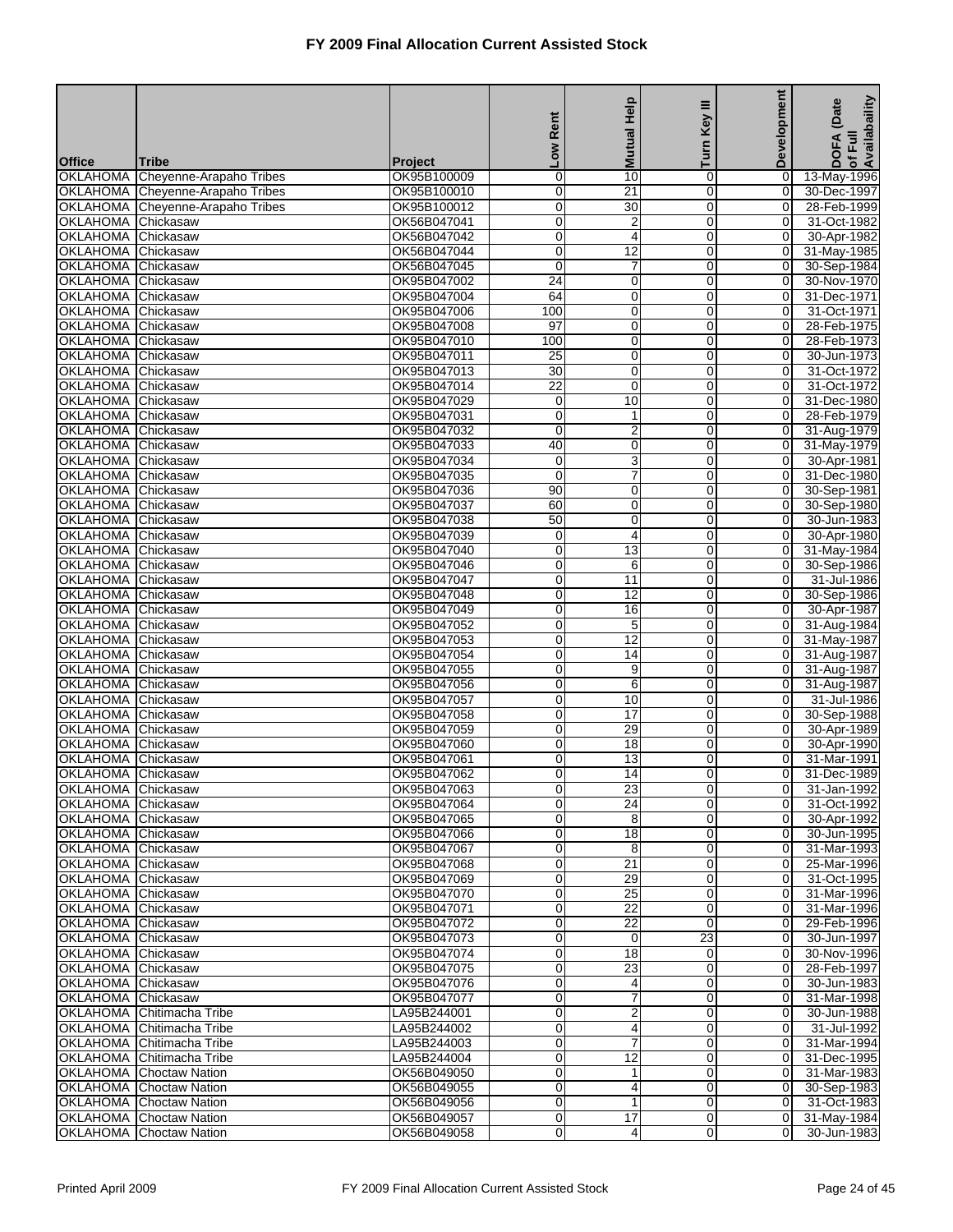# FY 2009 Final Allocation Current Assisted Stock

| Office | Tribe | Project | Low Rent | Mutual Help | Turn Key III | Development | DOFA (Date of Full Availability |
|---|---|---|---|---|---|---|---|
| OKLAHOMA | Cheyenne-Arapaho Tribes | OK95B100009 | 0 | 10 | 0 | 0 | 13-May-1996 |
| OKLAHOMA | Cheyenne-Arapaho Tribes | OK95B100010 | 0 | 21 | 0 | 0 | 30-Dec-1997 |
| OKLAHOMA | Cheyenne-Arapaho Tribes | OK95B100012 | 0 | 30 | 0 | 0 | 28-Feb-1999 |
| OKLAHOMA | Chickasaw | OK56B047041 | 0 | 2 | 0 | 0 | 31-Oct-1982 |
| OKLAHOMA | Chickasaw | OK56B047042 | 0 | 4 | 0 | 0 | 30-Apr-1982 |
| OKLAHOMA | Chickasaw | OK56B047044 | 0 | 12 | 0 | 0 | 31-May-1985 |
| OKLAHOMA | Chickasaw | OK56B047045 | 0 | 7 | 0 | 0 | 30-Sep-1984 |
| OKLAHOMA | Chickasaw | OK95B047002 | 24 | 0 | 0 | 0 | 30-Nov-1970 |
| OKLAHOMA | Chickasaw | OK95B047004 | 64 | 0 | 0 | 0 | 31-Dec-1971 |
| OKLAHOMA | Chickasaw | OK95B047006 | 100 | 0 | 0 | 0 | 31-Oct-1971 |
| OKLAHOMA | Chickasaw | OK95B047008 | 97 | 0 | 0 | 0 | 28-Feb-1975 |
| OKLAHOMA | Chickasaw | OK95B047010 | 100 | 0 | 0 | 0 | 28-Feb-1973 |
| OKLAHOMA | Chickasaw | OK95B047011 | 25 | 0 | 0 | 0 | 30-Jun-1973 |
| OKLAHOMA | Chickasaw | OK95B047013 | 30 | 0 | 0 | 0 | 31-Oct-1972 |
| OKLAHOMA | Chickasaw | OK95B047014 | 22 | 0 | 0 | 0 | 31-Oct-1972 |
| OKLAHOMA | Chickasaw | OK95B047029 | 0 | 10 | 0 | 0 | 31-Dec-1980 |
| OKLAHOMA | Chickasaw | OK95B047031 | 0 | 1 | 0 | 0 | 28-Feb-1979 |
| OKLAHOMA | Chickasaw | OK95B047032 | 0 | 2 | 0 | 0 | 31-Aug-1979 |
| OKLAHOMA | Chickasaw | OK95B047033 | 40 | 0 | 0 | 0 | 31-May-1979 |
| OKLAHOMA | Chickasaw | OK95B047034 | 0 | 3 | 0 | 0 | 30-Apr-1981 |
| OKLAHOMA | Chickasaw | OK95B047035 | 0 | 7 | 0 | 0 | 31-Dec-1980 |
| OKLAHOMA | Chickasaw | OK95B047036 | 90 | 0 | 0 | 0 | 30-Sep-1981 |
| OKLAHOMA | Chickasaw | OK95B047037 | 60 | 0 | 0 | 0 | 30-Sep-1980 |
| OKLAHOMA | Chickasaw | OK95B047038 | 50 | 0 | 0 | 0 | 30-Jun-1983 |
| OKLAHOMA | Chickasaw | OK95B047039 | 0 | 4 | 0 | 0 | 30-Apr-1980 |
| OKLAHOMA | Chickasaw | OK95B047040 | 0 | 13 | 0 | 0 | 31-May-1984 |
| OKLAHOMA | Chickasaw | OK95B047046 | 0 | 6 | 0 | 0 | 30-Sep-1986 |
| OKLAHOMA | Chickasaw | OK95B047047 | 0 | 11 | 0 | 0 | 31-Jul-1986 |
| OKLAHOMA | Chickasaw | OK95B047048 | 0 | 12 | 0 | 0 | 30-Sep-1986 |
| OKLAHOMA | Chickasaw | OK95B047049 | 0 | 16 | 0 | 0 | 30-Apr-1987 |
| OKLAHOMA | Chickasaw | OK95B047052 | 0 | 5 | 0 | 0 | 31-Aug-1984 |
| OKLAHOMA | Chickasaw | OK95B047053 | 0 | 12 | 0 | 0 | 31-May-1987 |
| OKLAHOMA | Chickasaw | OK95B047054 | 0 | 14 | 0 | 0 | 31-Aug-1987 |
| OKLAHOMA | Chickasaw | OK95B047055 | 0 | 9 | 0 | 0 | 31-Aug-1987 |
| OKLAHOMA | Chickasaw | OK95B047056 | 0 | 6 | 0 | 0 | 31-Aug-1987 |
| OKLAHOMA | Chickasaw | OK95B047057 | 0 | 10 | 0 | 0 | 31-Jul-1986 |
| OKLAHOMA | Chickasaw | OK95B047058 | 0 | 17 | 0 | 0 | 30-Sep-1988 |
| OKLAHOMA | Chickasaw | OK95B047059 | 0 | 29 | 0 | 0 | 30-Apr-1989 |
| OKLAHOMA | Chickasaw | OK95B047060 | 0 | 18 | 0 | 0 | 30-Apr-1990 |
| OKLAHOMA | Chickasaw | OK95B047061 | 0 | 13 | 0 | 0 | 31-Mar-1991 |
| OKLAHOMA | Chickasaw | OK95B047062 | 0 | 14 | 0 | 0 | 31-Dec-1989 |
| OKLAHOMA | Chickasaw | OK95B047063 | 0 | 23 | 0 | 0 | 31-Jan-1992 |
| OKLAHOMA | Chickasaw | OK95B047064 | 0 | 24 | 0 | 0 | 31-Oct-1992 |
| OKLAHOMA | Chickasaw | OK95B047065 | 0 | 8 | 0 | 0 | 30-Apr-1992 |
| OKLAHOMA | Chickasaw | OK95B047066 | 0 | 18 | 0 | 0 | 30-Jun-1995 |
| OKLAHOMA | Chickasaw | OK95B047067 | 0 | 8 | 0 | 0 | 31-Mar-1993 |
| OKLAHOMA | Chickasaw | OK95B047068 | 0 | 21 | 0 | 0 | 25-Mar-1996 |
| OKLAHOMA | Chickasaw | OK95B047069 | 0 | 29 | 0 | 0 | 31-Oct-1995 |
| OKLAHOMA | Chickasaw | OK95B047070 | 0 | 25 | 0 | 0 | 31-Mar-1996 |
| OKLAHOMA | Chickasaw | OK95B047071 | 0 | 22 | 0 | 0 | 31-Mar-1996 |
| OKLAHOMA | Chickasaw | OK95B047072 | 0 | 22 | 0 | 0 | 29-Feb-1996 |
| OKLAHOMA | Chickasaw | OK95B047073 | 0 | 0 | 23 | 0 | 30-Jun-1997 |
| OKLAHOMA | Chickasaw | OK95B047074 | 0 | 18 | 0 | 0 | 30-Nov-1996 |
| OKLAHOMA | Chickasaw | OK95B047075 | 0 | 23 | 0 | 0 | 28-Feb-1997 |
| OKLAHOMA | Chickasaw | OK95B047076 | 0 | 4 | 0 | 0 | 30-Jun-1983 |
| OKLAHOMA | Chickasaw | OK95B047077 | 0 | 7 | 0 | 0 | 31-Mar-1998 |
| OKLAHOMA | Chitimacha Tribe | LA95B244001 | 0 | 2 | 0 | 0 | 30-Jun-1988 |
| OKLAHOMA | Chitimacha Tribe | LA95B244002 | 0 | 4 | 0 | 0 | 31-Jul-1992 |
| OKLAHOMA | Chitimacha Tribe | LA95B244003 | 0 | 7 | 0 | 0 | 31-Mar-1994 |
| OKLAHOMA | Chitimacha Tribe | LA95B244004 | 0 | 12 | 0 | 0 | 31-Dec-1995 |
| OKLAHOMA | Choctaw Nation | OK56B049050 | 0 | 1 | 0 | 0 | 31-Mar-1983 |
| OKLAHOMA | Choctaw Nation | OK56B049055 | 0 | 4 | 0 | 0 | 30-Sep-1983 |
| OKLAHOMA | Choctaw Nation | OK56B049056 | 0 | 1 | 0 | 0 | 31-Oct-1983 |
| OKLAHOMA | Choctaw Nation | OK56B049057 | 0 | 17 | 0 | 0 | 31-May-1984 |
| OKLAHOMA | Choctaw Nation | OK56B049058 | 0 | 4 | 0 | 0 | 30-Jun-1983 |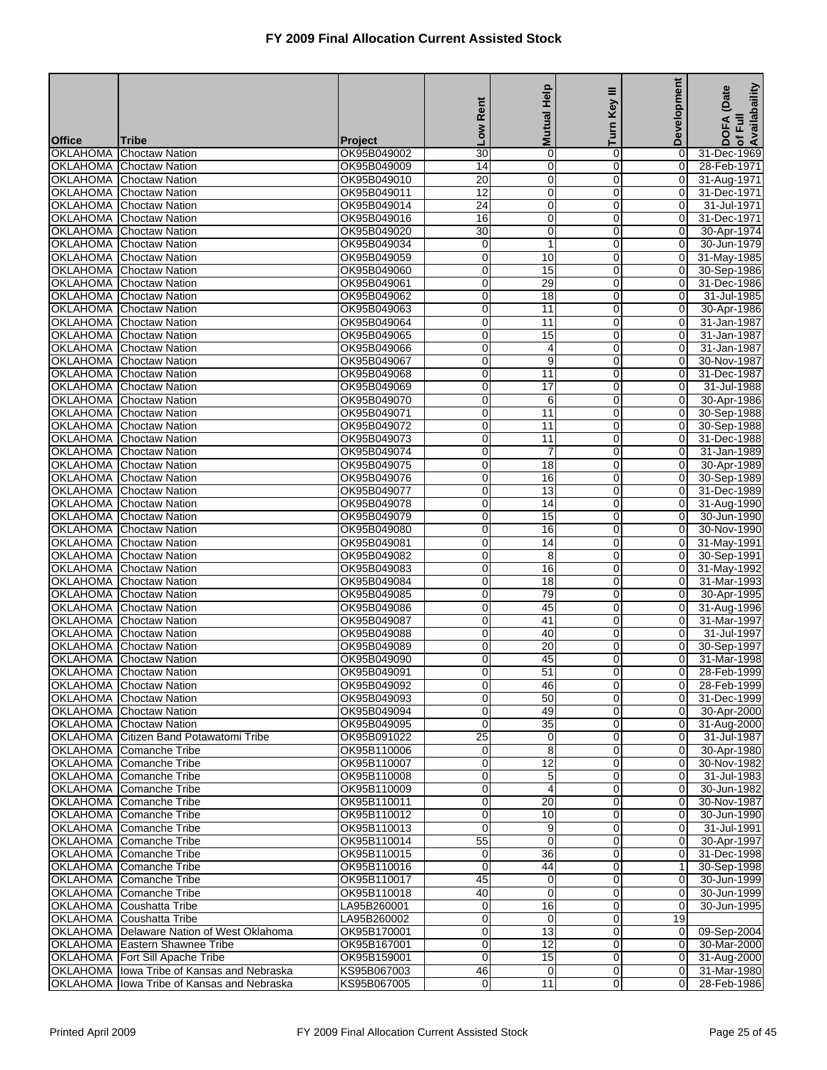# FY 2009 Final Allocation Current Assisted Stock

| Office | Tribe | Project | Low Rent | Mutual Help | Turn Key III | Development | DOFA (Date of Full Availability |
|---|---|---|---|---|---|---|---|
| OKLAHOMA | Choctaw Nation | OK95B049002 | 30 | 0 | 0 | 0 | 31-Dec-1969 |
| OKLAHOMA | Choctaw Nation | OK95B049009 | 14 | 0 | 0 | 0 | 28-Feb-1971 |
| OKLAHOMA | Choctaw Nation | OK95B049010 | 20 | 0 | 0 | 0 | 31-Aug-1971 |
| OKLAHOMA | Choctaw Nation | OK95B049011 | 12 | 0 | 0 | 0 | 31-Dec-1971 |
| OKLAHOMA | Choctaw Nation | OK95B049014 | 24 | 0 | 0 | 0 | 31-Jul-1971 |
| OKLAHOMA | Choctaw Nation | OK95B049016 | 16 | 0 | 0 | 0 | 31-Dec-1971 |
| OKLAHOMA | Choctaw Nation | OK95B049020 | 30 | 0 | 0 | 0 | 30-Apr-1974 |
| OKLAHOMA | Choctaw Nation | OK95B049034 | 0 | 1 | 0 | 0 | 30-Jun-1979 |
| OKLAHOMA | Choctaw Nation | OK95B049059 | 0 | 10 | 0 | 0 | 31-May-1985 |
| OKLAHOMA | Choctaw Nation | OK95B049060 | 0 | 15 | 0 | 0 | 30-Sep-1986 |
| OKLAHOMA | Choctaw Nation | OK95B049061 | 0 | 29 | 0 | 0 | 31-Dec-1986 |
| OKLAHOMA | Choctaw Nation | OK95B049062 | 0 | 18 | 0 | 0 | 31-Jul-1985 |
| OKLAHOMA | Choctaw Nation | OK95B049063 | 0 | 11 | 0 | 0 | 30-Apr-1986 |
| OKLAHOMA | Choctaw Nation | OK95B049064 | 0 | 11 | 0 | 0 | 31-Jan-1987 |
| OKLAHOMA | Choctaw Nation | OK95B049065 | 0 | 15 | 0 | 0 | 31-Jan-1987 |
| OKLAHOMA | Choctaw Nation | OK95B049066 | 0 | 4 | 0 | 0 | 31-Jan-1987 |
| OKLAHOMA | Choctaw Nation | OK95B049067 | 0 | 9 | 0 | 0 | 30-Nov-1987 |
| OKLAHOMA | Choctaw Nation | OK95B049068 | 0 | 11 | 0 | 0 | 31-Dec-1987 |
| OKLAHOMA | Choctaw Nation | OK95B049069 | 0 | 17 | 0 | 0 | 31-Jul-1988 |
| OKLAHOMA | Choctaw Nation | OK95B049070 | 0 | 6 | 0 | 0 | 30-Apr-1986 |
| OKLAHOMA | Choctaw Nation | OK95B049071 | 0 | 11 | 0 | 0 | 30-Sep-1988 |
| OKLAHOMA | Choctaw Nation | OK95B049072 | 0 | 11 | 0 | 0 | 30-Sep-1988 |
| OKLAHOMA | Choctaw Nation | OK95B049073 | 0 | 11 | 0 | 0 | 31-Dec-1988 |
| OKLAHOMA | Choctaw Nation | OK95B049074 | 0 | 7 | 0 | 0 | 31-Jan-1989 |
| OKLAHOMA | Choctaw Nation | OK95B049075 | 0 | 18 | 0 | 0 | 30-Apr-1989 |
| OKLAHOMA | Choctaw Nation | OK95B049076 | 0 | 16 | 0 | 0 | 30-Sep-1989 |
| OKLAHOMA | Choctaw Nation | OK95B049077 | 0 | 13 | 0 | 0 | 31-Dec-1989 |
| OKLAHOMA | Choctaw Nation | OK95B049078 | 0 | 14 | 0 | 0 | 31-Aug-1990 |
| OKLAHOMA | Choctaw Nation | OK95B049079 | 0 | 15 | 0 | 0 | 30-Jun-1990 |
| OKLAHOMA | Choctaw Nation | OK95B049080 | 0 | 16 | 0 | 0 | 30-Nov-1990 |
| OKLAHOMA | Choctaw Nation | OK95B049081 | 0 | 14 | 0 | 0 | 31-May-1991 |
| OKLAHOMA | Choctaw Nation | OK95B049082 | 0 | 8 | 0 | 0 | 30-Sep-1991 |
| OKLAHOMA | Choctaw Nation | OK95B049083 | 0 | 16 | 0 | 0 | 31-May-1992 |
| OKLAHOMA | Choctaw Nation | OK95B049084 | 0 | 18 | 0 | 0 | 31-Mar-1993 |
| OKLAHOMA | Choctaw Nation | OK95B049085 | 0 | 79 | 0 | 0 | 30-Apr-1995 |
| OKLAHOMA | Choctaw Nation | OK95B049086 | 0 | 45 | 0 | 0 | 31-Aug-1996 |
| OKLAHOMA | Choctaw Nation | OK95B049087 | 0 | 41 | 0 | 0 | 31-Mar-1997 |
| OKLAHOMA | Choctaw Nation | OK95B049088 | 0 | 40 | 0 | 0 | 31-Jul-1997 |
| OKLAHOMA | Choctaw Nation | OK95B049089 | 0 | 20 | 0 | 0 | 30-Sep-1997 |
| OKLAHOMA | Choctaw Nation | OK95B049090 | 0 | 45 | 0 | 0 | 31-Mar-1998 |
| OKLAHOMA | Choctaw Nation | OK95B049091 | 0 | 51 | 0 | 0 | 28-Feb-1999 |
| OKLAHOMA | Choctaw Nation | OK95B049092 | 0 | 46 | 0 | 0 | 28-Feb-1999 |
| OKLAHOMA | Choctaw Nation | OK95B049093 | 0 | 50 | 0 | 0 | 31-Dec-1999 |
| OKLAHOMA | Choctaw Nation | OK95B049094 | 0 | 49 | 0 | 0 | 30-Apr-2000 |
| OKLAHOMA | Choctaw Nation | OK95B049095 | 0 | 35 | 0 | 0 | 31-Aug-2000 |
| OKLAHOMA | Citizen Band Potawatomi Tribe | OK95B091022 | 25 | 0 | 0 | 0 | 31-Jul-1987 |
| OKLAHOMA | Comanche Tribe | OK95B110006 | 0 | 8 | 0 | 0 | 30-Apr-1980 |
| OKLAHOMA | Comanche Tribe | OK95B110007 | 0 | 12 | 0 | 0 | 30-Nov-1982 |
| OKLAHOMA | Comanche Tribe | OK95B110008 | 0 | 5 | 0 | 0 | 31-Jul-1983 |
| OKLAHOMA | Comanche Tribe | OK95B110009 | 0 | 4 | 0 | 0 | 30-Jun-1982 |
| OKLAHOMA | Comanche Tribe | OK95B110011 | 0 | 20 | 0 | 0 | 30-Nov-1987 |
| OKLAHOMA | Comanche Tribe | OK95B110012 | 0 | 10 | 0 | 0 | 30-Jun-1990 |
| OKLAHOMA | Comanche Tribe | OK95B110013 | 0 | 9 | 0 | 0 | 31-Jul-1991 |
| OKLAHOMA | Comanche Tribe | OK95B110014 | 55 | 0 | 0 | 0 | 30-Apr-1997 |
| OKLAHOMA | Comanche Tribe | OK95B110015 | 0 | 36 | 0 | 0 | 31-Dec-1998 |
| OKLAHOMA | Comanche Tribe | OK95B110016 | 0 | 44 | 0 | 1 | 30-Sep-1998 |
| OKLAHOMA | Comanche Tribe | OK95B110017 | 45 | 0 | 0 | 0 | 30-Jun-1999 |
| OKLAHOMA | Comanche Tribe | OK95B110018 | 40 | 0 | 0 | 0 | 30-Jun-1999 |
| OKLAHOMA | Coushatta Tribe | LA95B260001 | 0 | 16 | 0 | 0 | 30-Jun-1995 |
| OKLAHOMA | Coushatta Tribe | LA95B260002 | 0 | 0 | 0 | 19 | |
| OKLAHOMA | Delaware Nation of West Oklahoma | OK95B170001 | 0 | 13 | 0 | 0 | 09-Sep-2004 |
| OKLAHOMA | Eastern Shawnee Tribe | OK95B167001 | 0 | 12 | 0 | 0 | 30-Mar-2000 |
| OKLAHOMA | Fort Sill Apache Tribe | OK95B159001 | 0 | 15 | 0 | 0 | 31-Aug-2000 |
| OKLAHOMA | Iowa Tribe of Kansas and Nebraska | KS95B067003 | 46 | 0 | 0 | 0 | 31-Mar-1980 |
| OKLAHOMA | Iowa Tribe of Kansas and Nebraska | KS95B067005 | 0 | 11 | 0 | 0 | 28-Feb-1986 |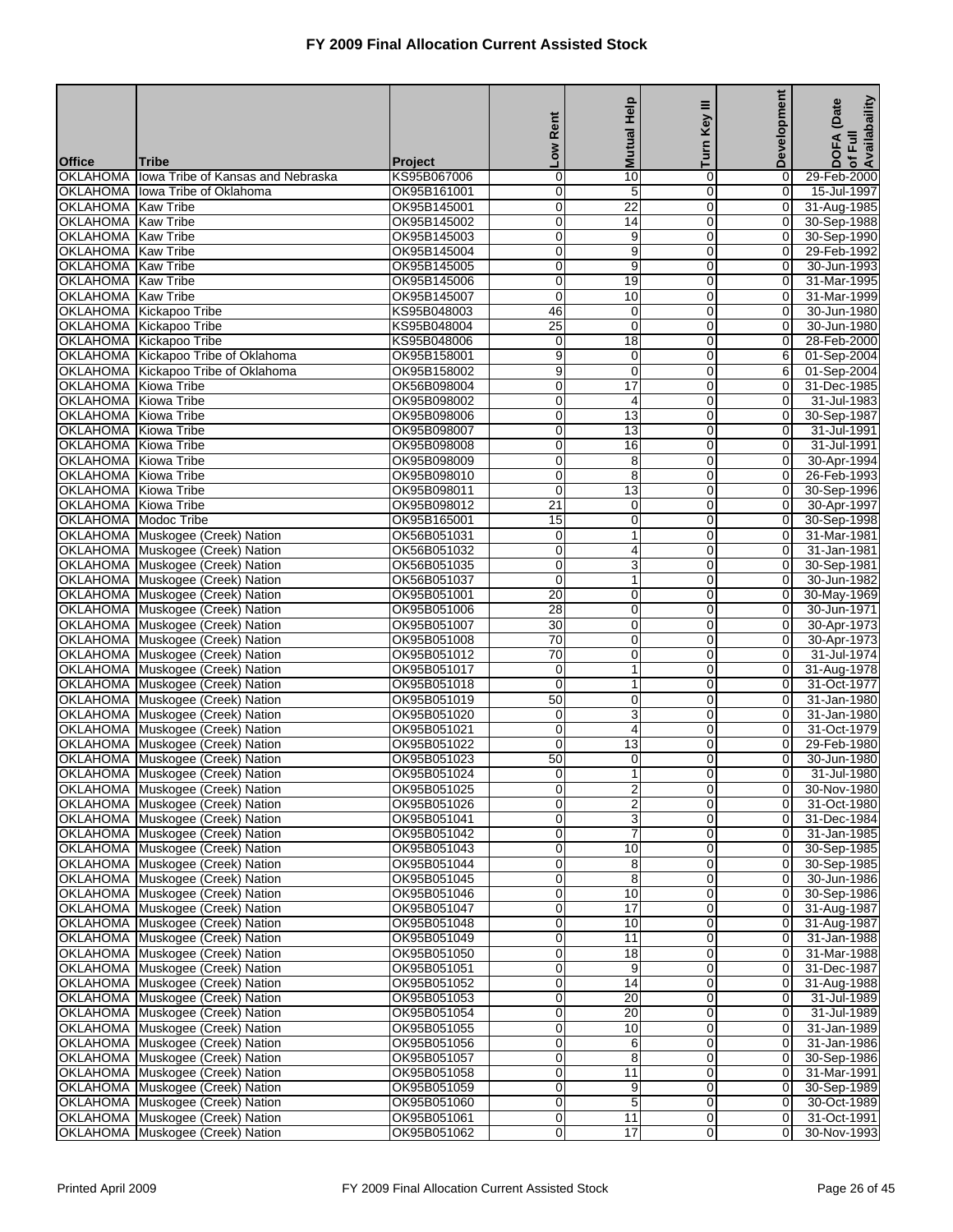# FY 2009 Final Allocation Current Assisted Stock

| Office | Tribe | Project | Low Rent | Mutual Help | Turn Key III | Development | DOFA (Date of Full Availability |
|---|---|---|---|---|---|---|---|
| OKLAHOMA | Iowa Tribe of Kansas and Nebraska | KS95B067006 | 0 | 10 | 0 | 0 | 29-Feb-2000 |
| OKLAHOMA | Iowa Tribe of Oklahoma | OK95B161001 | 0 | 5 | 0 | 0 | 15-Jul-1997 |
| OKLAHOMA | Kaw Tribe | OK95B145001 | 0 | 22 | 0 | 0 | 31-Aug-1985 |
| OKLAHOMA | Kaw Tribe | OK95B145002 | 0 | 14 | 0 | 0 | 30-Sep-1988 |
| OKLAHOMA | Kaw Tribe | OK95B145003 | 0 | 9 | 0 | 0 | 30-Sep-1990 |
| OKLAHOMA | Kaw Tribe | OK95B145004 | 0 | 9 | 0 | 0 | 29-Feb-1992 |
| OKLAHOMA | Kaw Tribe | OK95B145005 | 0 | 9 | 0 | 0 | 30-Jun-1993 |
| OKLAHOMA | Kaw Tribe | OK95B145006 | 0 | 19 | 0 | 0 | 31-Mar-1995 |
| OKLAHOMA | Kaw Tribe | OK95B145007 | 0 | 10 | 0 | 0 | 31-Mar-1999 |
| OKLAHOMA | Kickapoo Tribe | KS95B048003 | 46 | 0 | 0 | 0 | 30-Jun-1980 |
| OKLAHOMA | Kickapoo Tribe | KS95B048004 | 25 | 0 | 0 | 0 | 30-Jun-1980 |
| OKLAHOMA | Kickapoo Tribe | KS95B048006 | 0 | 18 | 0 | 0 | 28-Feb-2000 |
| OKLAHOMA | Kickapoo Tribe of Oklahoma | OK95B158001 | 9 | 0 | 0 | 6 | 01-Sep-2004 |
| OKLAHOMA | Kickapoo Tribe of Oklahoma | OK95B158002 | 9 | 0 | 0 | 6 | 01-Sep-2004 |
| OKLAHOMA | Kiowa Tribe | OK56B098004 | 0 | 17 | 0 | 0 | 31-Dec-1985 |
| OKLAHOMA | Kiowa Tribe | OK95B098002 | 0 | 4 | 0 | 0 | 31-Jul-1983 |
| OKLAHOMA | Kiowa Tribe | OK95B098006 | 0 | 13 | 0 | 0 | 30-Sep-1987 |
| OKLAHOMA | Kiowa Tribe | OK95B098007 | 0 | 13 | 0 | 0 | 31-Jul-1991 |
| OKLAHOMA | Kiowa Tribe | OK95B098008 | 0 | 16 | 0 | 0 | 31-Jul-1991 |
| OKLAHOMA | Kiowa Tribe | OK95B098009 | 0 | 8 | 0 | 0 | 30-Apr-1994 |
| OKLAHOMA | Kiowa Tribe | OK95B098010 | 0 | 8 | 0 | 0 | 26-Feb-1993 |
| OKLAHOMA | Kiowa Tribe | OK95B098011 | 0 | 13 | 0 | 0 | 30-Sep-1996 |
| OKLAHOMA | Kiowa Tribe | OK95B098012 | 21 | 0 | 0 | 0 | 30-Apr-1997 |
| OKLAHOMA | Modoc Tribe | OK95B165001 | 15 | 0 | 0 | 0 | 30-Sep-1998 |
| OKLAHOMA | Muskogee (Creek) Nation | OK56B051031 | 0 | 1 | 0 | 0 | 31-Mar-1981 |
| OKLAHOMA | Muskogee (Creek) Nation | OK56B051032 | 0 | 4 | 0 | 0 | 31-Jan-1981 |
| OKLAHOMA | Muskogee (Creek) Nation | OK56B051035 | 0 | 3 | 0 | 0 | 30-Sep-1981 |
| OKLAHOMA | Muskogee (Creek) Nation | OK56B051037 | 0 | 1 | 0 | 0 | 30-Jun-1982 |
| OKLAHOMA | Muskogee (Creek) Nation | OK95B051001 | 20 | 0 | 0 | 0 | 30-May-1969 |
| OKLAHOMA | Muskogee (Creek) Nation | OK95B051006 | 28 | 0 | 0 | 0 | 30-Jun-1971 |
| OKLAHOMA | Muskogee (Creek) Nation | OK95B051007 | 30 | 0 | 0 | 0 | 30-Apr-1973 |
| OKLAHOMA | Muskogee (Creek) Nation | OK95B051008 | 70 | 0 | 0 | 0 | 30-Apr-1973 |
| OKLAHOMA | Muskogee (Creek) Nation | OK95B051012 | 70 | 0 | 0 | 0 | 31-Jul-1974 |
| OKLAHOMA | Muskogee (Creek) Nation | OK95B051017 | 0 | 1 | 0 | 0 | 31-Aug-1978 |
| OKLAHOMA | Muskogee (Creek) Nation | OK95B051018 | 0 | 1 | 0 | 0 | 31-Oct-1977 |
| OKLAHOMA | Muskogee (Creek) Nation | OK95B051019 | 50 | 0 | 0 | 0 | 31-Jan-1980 |
| OKLAHOMA | Muskogee (Creek) Nation | OK95B051020 | 0 | 3 | 0 | 0 | 31-Jan-1980 |
| OKLAHOMA | Muskogee (Creek) Nation | OK95B051021 | 0 | 4 | 0 | 0 | 31-Oct-1979 |
| OKLAHOMA | Muskogee (Creek) Nation | OK95B051022 | 0 | 13 | 0 | 0 | 29-Feb-1980 |
| OKLAHOMA | Muskogee (Creek) Nation | OK95B051023 | 50 | 0 | 0 | 0 | 30-Jun-1980 |
| OKLAHOMA | Muskogee (Creek) Nation | OK95B051024 | 0 | 1 | 0 | 0 | 31-Jul-1980 |
| OKLAHOMA | Muskogee (Creek) Nation | OK95B051025 | 0 | 2 | 0 | 0 | 30-Nov-1980 |
| OKLAHOMA | Muskogee (Creek) Nation | OK95B051026 | 0 | 2 | 0 | 0 | 31-Oct-1980 |
| OKLAHOMA | Muskogee (Creek) Nation | OK95B051041 | 0 | 3 | 0 | 0 | 31-Dec-1984 |
| OKLAHOMA | Muskogee (Creek) Nation | OK95B051042 | 0 | 7 | 0 | 0 | 31-Jan-1985 |
| OKLAHOMA | Muskogee (Creek) Nation | OK95B051043 | 0 | 10 | 0 | 0 | 30-Sep-1985 |
| OKLAHOMA | Muskogee (Creek) Nation | OK95B051044 | 0 | 8 | 0 | 0 | 30-Sep-1985 |
| OKLAHOMA | Muskogee (Creek) Nation | OK95B051045 | 0 | 8 | 0 | 0 | 30-Jun-1986 |
| OKLAHOMA | Muskogee (Creek) Nation | OK95B051046 | 0 | 10 | 0 | 0 | 30-Sep-1986 |
| OKLAHOMA | Muskogee (Creek) Nation | OK95B051047 | 0 | 17 | 0 | 0 | 31-Aug-1987 |
| OKLAHOMA | Muskogee (Creek) Nation | OK95B051048 | 0 | 10 | 0 | 0 | 31-Aug-1987 |
| OKLAHOMA | Muskogee (Creek) Nation | OK95B051049 | 0 | 11 | 0 | 0 | 31-Jan-1988 |
| OKLAHOMA | Muskogee (Creek) Nation | OK95B051050 | 0 | 18 | 0 | 0 | 31-Mar-1988 |
| OKLAHOMA | Muskogee (Creek) Nation | OK95B051051 | 0 | 9 | 0 | 0 | 31-Dec-1987 |
| OKLAHOMA | Muskogee (Creek) Nation | OK95B051052 | 0 | 14 | 0 | 0 | 31-Aug-1988 |
| OKLAHOMA | Muskogee (Creek) Nation | OK95B051053 | 0 | 20 | 0 | 0 | 31-Jul-1989 |
| OKLAHOMA | Muskogee (Creek) Nation | OK95B051054 | 0 | 20 | 0 | 0 | 31-Jul-1989 |
| OKLAHOMA | Muskogee (Creek) Nation | OK95B051055 | 0 | 10 | 0 | 0 | 31-Jan-1989 |
| OKLAHOMA | Muskogee (Creek) Nation | OK95B051056 | 0 | 6 | 0 | 0 | 31-Jan-1986 |
| OKLAHOMA | Muskogee (Creek) Nation | OK95B051057 | 0 | 8 | 0 | 0 | 30-Sep-1986 |
| OKLAHOMA | Muskogee (Creek) Nation | OK95B051058 | 0 | 11 | 0 | 0 | 31-Mar-1991 |
| OKLAHOMA | Muskogee (Creek) Nation | OK95B051059 | 0 | 9 | 0 | 0 | 30-Sep-1989 |
| OKLAHOMA | Muskogee (Creek) Nation | OK95B051060 | 0 | 5 | 0 | 0 | 30-Oct-1989 |
| OKLAHOMA | Muskogee (Creek) Nation | OK95B051061 | 0 | 11 | 0 | 0 | 31-Oct-1991 |
| OKLAHOMA | Muskogee (Creek) Nation | OK95B051062 | 0 | 17 | 0 | 0 | 30-Nov-1993 |

Printed April 2009 FY 2009 Final Allocation Current Assisted Stock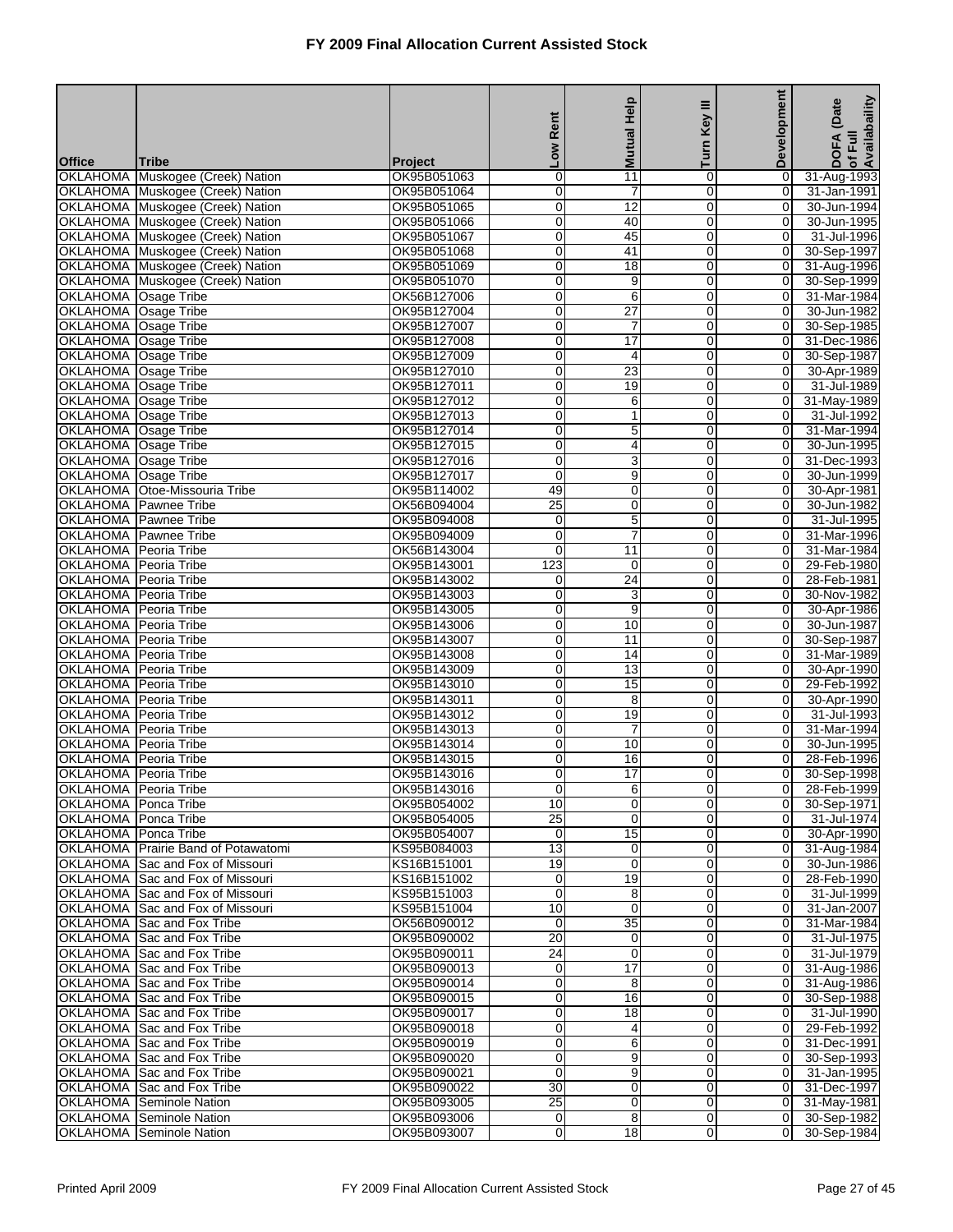# FY 2009 Final Allocation Current Assisted Stock

| Office | Tribe | Project | Low Rent | Mutual Help | Turn Key III | Development | DOFA (Date of Full Availabaility |
|---|---|---|---|---|---|---|---|
| OKLAHOMA | Muskogee (Creek) Nation | OK95B051063 | 0 | 11 | 0 | 0 | 31-Aug-1993 |
| OKLAHOMA | Muskogee (Creek) Nation | OK95B051064 | 0 | 7 | 0 | 0 | 31-Jan-1991 |
| OKLAHOMA | Muskogee (Creek) Nation | OK95B051065 | 0 | 12 | 0 | 0 | 30-Jun-1994 |
| OKLAHOMA | Muskogee (Creek) Nation | OK95B051066 | 0 | 40 | 0 | 0 | 30-Jun-1995 |
| OKLAHOMA | Muskogee (Creek) Nation | OK95B051067 | 0 | 45 | 0 | 0 | 31-Jul-1996 |
| OKLAHOMA | Muskogee (Creek) Nation | OK95B051068 | 0 | 41 | 0 | 0 | 30-Sep-1997 |
| OKLAHOMA | Muskogee (Creek) Nation | OK95B051069 | 0 | 18 | 0 | 0 | 31-Aug-1996 |
| OKLAHOMA | Muskogee (Creek) Nation | OK95B051070 | 0 | 9 | 0 | 0 | 30-Sep-1999 |
| OKLAHOMA | Osage Tribe | OK56B127006 | 0 | 6 | 0 | 0 | 31-Mar-1984 |
| OKLAHOMA | Osage Tribe | OK95B127004 | 0 | 27 | 0 | 0 | 30-Jun-1982 |
| OKLAHOMA | Osage Tribe | OK95B127007 | 0 | 7 | 0 | 0 | 30-Sep-1985 |
| OKLAHOMA | Osage Tribe | OK95B127008 | 0 | 17 | 0 | 0 | 31-Dec-1986 |
| OKLAHOMA | Osage Tribe | OK95B127009 | 0 | 4 | 0 | 0 | 30-Sep-1987 |
| OKLAHOMA | Osage Tribe | OK95B127010 | 0 | 23 | 0 | 0 | 30-Apr-1989 |
| OKLAHOMA | Osage Tribe | OK95B127011 | 0 | 19 | 0 | 0 | 31-Jul-1989 |
| OKLAHOMA | Osage Tribe | OK95B127012 | 0 | 6 | 0 | 0 | 31-May-1989 |
| OKLAHOMA | Osage Tribe | OK95B127013 | 0 | 1 | 0 | 0 | 31-Jul-1992 |
| OKLAHOMA | Osage Tribe | OK95B127014 | 0 | 5 | 0 | 0 | 31-Mar-1994 |
| OKLAHOMA | Osage Tribe | OK95B127015 | 0 | 4 | 0 | 0 | 30-Jun-1995 |
| OKLAHOMA | Osage Tribe | OK95B127016 | 0 | 3 | 0 | 0 | 31-Dec-1993 |
| OKLAHOMA | Osage Tribe | OK95B127017 | 0 | 9 | 0 | 0 | 30-Jun-1999 |
| OKLAHOMA | Otoe-Missouria Tribe | OK95B114002 | 49 | 0 | 0 | 0 | 30-Apr-1981 |
| OKLAHOMA | Pawnee Tribe | OK56B094004 | 25 | 0 | 0 | 0 | 30-Jun-1982 |
| OKLAHOMA | Pawnee Tribe | OK95B094008 | 0 | 5 | 0 | 0 | 31-Jul-1995 |
| OKLAHOMA | Pawnee Tribe | OK95B094009 | 0 | 7 | 0 | 0 | 31-Mar-1996 |
| OKLAHOMA | Peoria Tribe | OK56B143004 | 0 | 11 | 0 | 0 | 31-Mar-1984 |
| OKLAHOMA | Peoria Tribe | OK95B143001 | 123 | 0 | 0 | 0 | 29-Feb-1980 |
| OKLAHOMA | Peoria Tribe | OK95B143002 | 0 | 24 | 0 | 0 | 28-Feb-1981 |
| OKLAHOMA | Peoria Tribe | OK95B143003 | 0 | 3 | 0 | 0 | 30-Nov-1982 |
| OKLAHOMA | Peoria Tribe | OK95B143005 | 0 | 9 | 0 | 0 | 30-Apr-1986 |
| OKLAHOMA | Peoria Tribe | OK95B143006 | 0 | 10 | 0 | 0 | 30-Jun-1987 |
| OKLAHOMA | Peoria Tribe | OK95B143007 | 0 | 11 | 0 | 0 | 30-Sep-1987 |
| OKLAHOMA | Peoria Tribe | OK95B143008 | 0 | 14 | 0 | 0 | 31-Mar-1989 |
| OKLAHOMA | Peoria Tribe | OK95B143009 | 0 | 13 | 0 | 0 | 30-Apr-1990 |
| OKLAHOMA | Peoria Tribe | OK95B143010 | 0 | 15 | 0 | 0 | 29-Feb-1992 |
| OKLAHOMA | Peoria Tribe | OK95B143011 | 0 | 8 | 0 | 0 | 30-Apr-1990 |
| OKLAHOMA | Peoria Tribe | OK95B143012 | 0 | 19 | 0 | 0 | 31-Jul-1993 |
| OKLAHOMA | Peoria Tribe | OK95B143013 | 0 | 7 | 0 | 0 | 31-Mar-1994 |
| OKLAHOMA | Peoria Tribe | OK95B143014 | 0 | 10 | 0 | 0 | 30-Jun-1995 |
| OKLAHOMA | Peoria Tribe | OK95B143015 | 0 | 16 | 0 | 0 | 28-Feb-1996 |
| OKLAHOMA | Peoria Tribe | OK95B143016 | 0 | 17 | 0 | 0 | 30-Sep-1998 |
| OKLAHOMA | Peoria Tribe | OK95B143016 | 0 | 6 | 0 | 0 | 28-Feb-1999 |
| OKLAHOMA | Ponca Tribe | OK95B054002 | 10 | 0 | 0 | 0 | 30-Sep-1971 |
| OKLAHOMA | Ponca Tribe | OK95B054005 | 25 | 0 | 0 | 0 | 31-Jul-1974 |
| OKLAHOMA | Ponca Tribe | OK95B054007 | 0 | 15 | 0 | 0 | 30-Apr-1990 |
| OKLAHOMA | Prairie Band of Potawatomi | KS95B084003 | 13 | 0 | 0 | 0 | 31-Aug-1984 |
| OKLAHOMA | Sac and Fox of Missouri | KS16B151001 | 19 | 0 | 0 | 0 | 30-Jun-1986 |
| OKLAHOMA | Sac and Fox of Missouri | KS16B151002 | 0 | 19 | 0 | 0 | 28-Feb-1990 |
| OKLAHOMA | Sac and Fox of Missouri | KS95B151003 | 0 | 8 | 0 | 0 | 31-Jul-1999 |
| OKLAHOMA | Sac and Fox of Missouri | KS95B151004 | 10 | 0 | 0 | 0 | 31-Jan-2007 |
| OKLAHOMA | Sac and Fox Tribe | OK56B090012 | 0 | 35 | 0 | 0 | 31-Mar-1984 |
| OKLAHOMA | Sac and Fox Tribe | OK95B090002 | 20 | 0 | 0 | 0 | 31-Jul-1975 |
| OKLAHOMA | Sac and Fox Tribe | OK95B090011 | 24 | 0 | 0 | 0 | 31-Jul-1979 |
| OKLAHOMA | Sac and Fox Tribe | OK95B090013 | 0 | 17 | 0 | 0 | 31-Aug-1986 |
| OKLAHOMA | Sac and Fox Tribe | OK95B090014 | 0 | 8 | 0 | 0 | 31-Aug-1986 |
| OKLAHOMA | Sac and Fox Tribe | OK95B090015 | 0 | 16 | 0 | 0 | 30-Sep-1988 |
| OKLAHOMA | Sac and Fox Tribe | OK95B090017 | 0 | 18 | 0 | 0 | 31-Jul-1990 |
| OKLAHOMA | Sac and Fox Tribe | OK95B090018 | 0 | 4 | 0 | 0 | 29-Feb-1992 |
| OKLAHOMA | Sac and Fox Tribe | OK95B090019 | 0 | 6 | 0 | 0 | 31-Dec-1991 |
| OKLAHOMA | Sac and Fox Tribe | OK95B090020 | 0 | 9 | 0 | 0 | 30-Sep-1993 |
| OKLAHOMA | Sac and Fox Tribe | OK95B090021 | 0 | 9 | 0 | 0 | 31-Jan-1995 |
| OKLAHOMA | Sac and Fox Tribe | OK95B090022 | 30 | 0 | 0 | 0 | 31-Dec-1997 |
| OKLAHOMA | Seminole Nation | OK95B093005 | 25 | 0 | 0 | 0 | 31-May-1981 |
| OKLAHOMA | Seminole Nation | OK95B093006 | 0 | 8 | 0 | 0 | 30-Sep-1982 |
| OKLAHOMA | Seminole Nation | OK95B093007 | 0 | 18 | 0 | 0 | 30-Sep-1984 |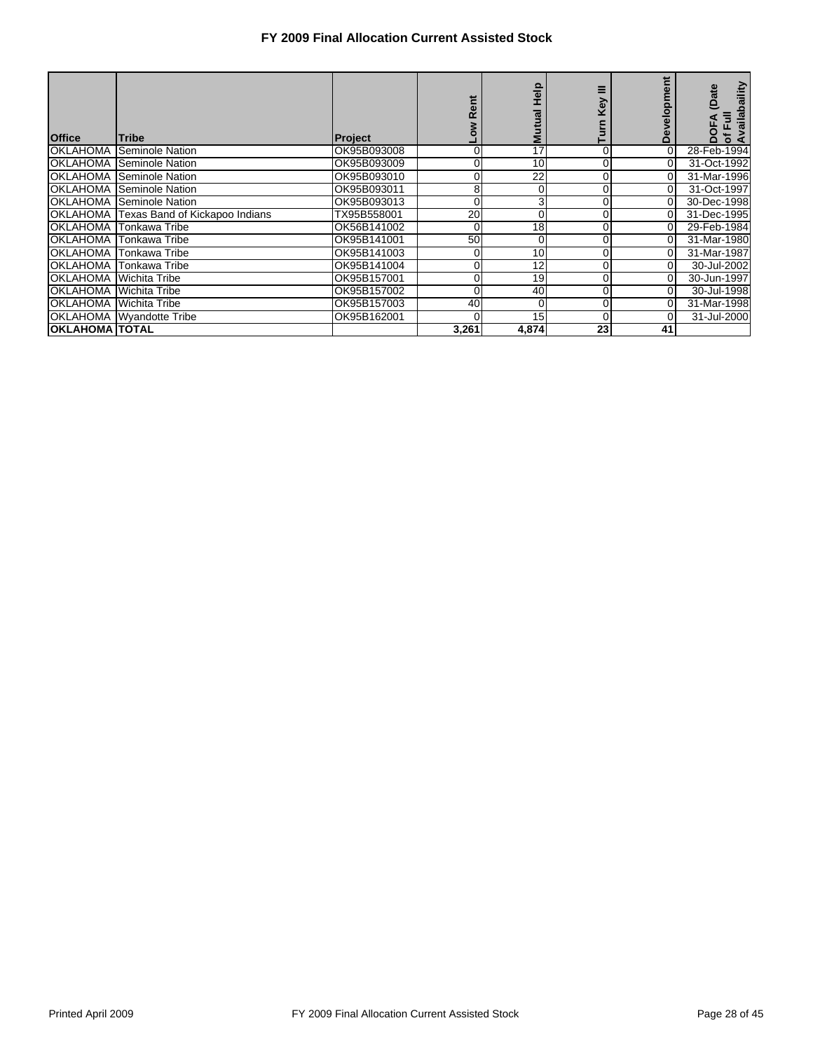# FY 2009 Final Allocation Current Assisted Stock

| Office | Tribe | Project | Low Rent | Mutual Help | Turn Key III | Development | DOFA (Date of Full Availabaility |
|---|---|---|---|---|---|---|---|
| OKLAHOMA | Seminole Nation | OK95B093008 | 0 | 17 | 0 | 0 | 28-Feb-1994 |
| OKLAHOMA | Seminole Nation | OK95B093009 | 0 | 10 | 0 | 0 | 31-Oct-1992 |
| OKLAHOMA | Seminole Nation | OK95B093010 | 0 | 22 | 0 | 0 | 31-Mar-1996 |
| OKLAHOMA | Seminole Nation | OK95B093011 | 8 | 0 | 0 | 0 | 31-Oct-1997 |
| OKLAHOMA | Seminole Nation | OK95B093013 | 0 | 3 | 0 | 0 | 30-Dec-1998 |
| OKLAHOMA | Texas Band of Kickapoo Indians | TX95B558001 | 20 | 0 | 0 | 0 | 31-Dec-1995 |
| OKLAHOMA | Tonkawa Tribe | OK56B141002 | 0 | 18 | 0 | 0 | 29-Feb-1984 |
| OKLAHOMA | Tonkawa Tribe | OK95B141001 | 50 | 0 | 0 | 0 | 31-Mar-1980 |
| OKLAHOMA | Tonkawa Tribe | OK95B141003 | 0 | 10 | 0 | 0 | 31-Mar-1987 |
| OKLAHOMA | Tonkawa Tribe | OK95B141004 | 0 | 12 | 0 | 0 | 30-Jul-2002 |
| OKLAHOMA | Wichita Tribe | OK95B157001 | 0 | 19 | 0 | 0 | 30-Jun-1997 |
| OKLAHOMA | Wichita Tribe | OK95B157002 | 0 | 40 | 0 | 0 | 30-Jul-1998 |
| OKLAHOMA | Wichita Tribe | OK95B157003 | 40 | 0 | 0 | 0 | 31-Mar-1998 |
| OKLAHOMA | Wyandotte Tribe | OK95B162001 | 0 | 15 | 0 | 0 | 31-Jul-2000 |
| **OKLAHOMA** | **TOTAL** | | **3,261** | **4,874** | **23** | **41** | |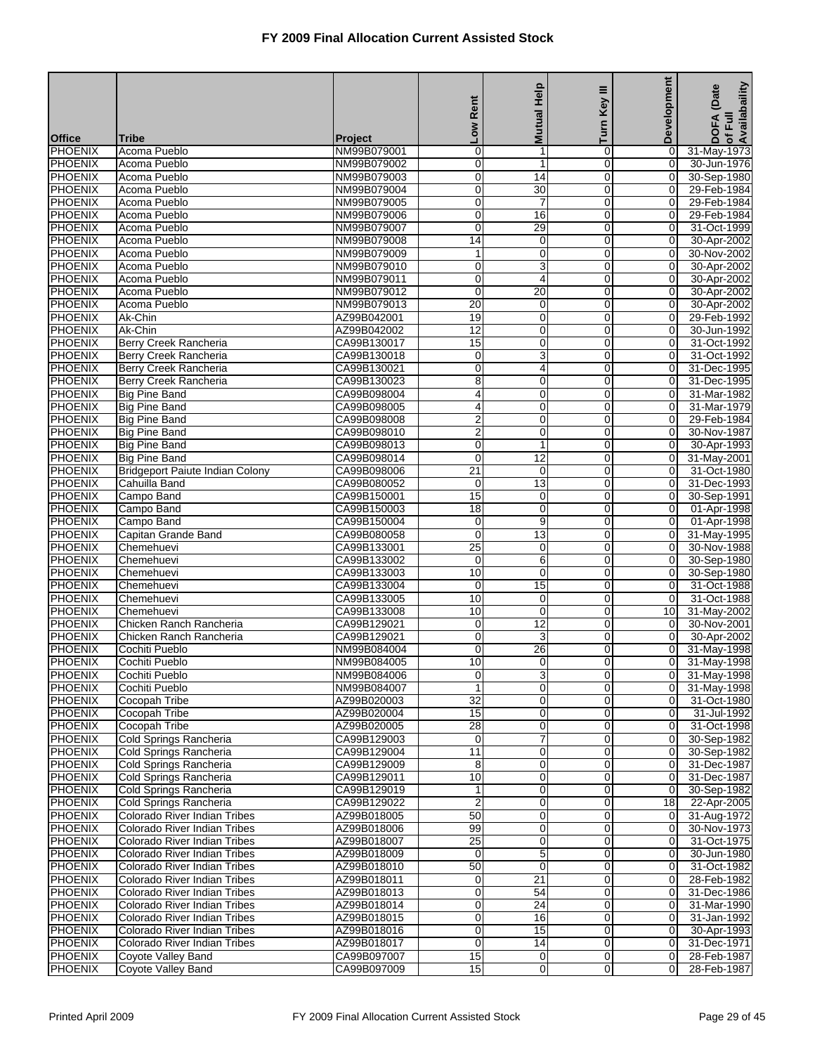# FY 2009 Final Allocation Current Assisted Stock

| Office | Tribe | Project | Low Rent | Mutual Help | Turn Key III | Development | DOFA (Date of Full Availabaility |
|---|---|---|---|---|---|---|---|
| PHOENIX | Acoma Pueblo | NM99B079001 | 0 | 1 | 0 | 0 | 31-May-1973 |
| PHOENIX | Acoma Pueblo | NM99B079002 | 0 | 1 | 0 | 0 | 30-Jun-1976 |
| PHOENIX | Acoma Pueblo | NM99B079003 | 0 | 14 | 0 | 0 | 30-Sep-1980 |
| PHOENIX | Acoma Pueblo | NM99B079004 | 0 | 30 | 0 | 0 | 29-Feb-1984 |
| PHOENIX | Acoma Pueblo | NM99B079005 | 0 | 7 | 0 | 0 | 29-Feb-1984 |
| PHOENIX | Acoma Pueblo | NM99B079006 | 0 | 16 | 0 | 0 | 29-Feb-1984 |
| PHOENIX | Acoma Pueblo | NM99B079007 | 0 | 29 | 0 | 0 | 31-Oct-1999 |
| PHOENIX | Acoma Pueblo | NM99B079008 | 14 | 0 | 0 | 0 | 30-Apr-2002 |
| PHOENIX | Acoma Pueblo | NM99B079009 | 1 | 0 | 0 | 0 | 30-Nov-2002 |
| PHOENIX | Acoma Pueblo | NM99B079010 | 0 | 3 | 0 | 0 | 30-Apr-2002 |
| PHOENIX | Acoma Pueblo | NM99B079011 | 0 | 4 | 0 | 0 | 30-Apr-2002 |
| PHOENIX | Acoma Pueblo | NM99B079012 | 0 | 20 | 0 | 0 | 30-Apr-2002 |
| PHOENIX | Acoma Pueblo | NM99B079013 | 20 | 0 | 0 | 0 | 30-Apr-2002 |
| PHOENIX | Ak-Chin | AZ99B042001 | 19 | 0 | 0 | 0 | 29-Feb-1992 |
| PHOENIX | Ak-Chin | AZ99B042002 | 12 | 0 | 0 | 0 | 30-Jun-1992 |
| PHOENIX | Berry Creek Rancheria | CA99B130017 | 15 | 0 | 0 | 0 | 31-Oct-1992 |
| PHOENIX | Berry Creek Rancheria | CA99B130018 | 0 | 3 | 0 | 0 | 31-Oct-1992 |
| PHOENIX | Berry Creek Rancheria | CA99B130021 | 0 | 4 | 0 | 0 | 31-Dec-1995 |
| PHOENIX | Berry Creek Rancheria | CA99B130023 | 8 | 0 | 0 | 0 | 31-Dec-1995 |
| PHOENIX | Big Pine Band | CA99B098004 | 4 | 0 | 0 | 0 | 31-Mar-1982 |
| PHOENIX | Big Pine Band | CA99B098005 | 4 | 0 | 0 | 0 | 31-Mar-1979 |
| PHOENIX | Big Pine Band | CA99B098008 | 2 | 0 | 0 | 0 | 29-Feb-1984 |
| PHOENIX | Big Pine Band | CA99B098010 | 2 | 0 | 0 | 0 | 30-Nov-1987 |
| PHOENIX | Big Pine Band | CA99B098013 | 0 | 1 | 0 | 0 | 30-Apr-1993 |
| PHOENIX | Big Pine Band | CA99B098014 | 0 | 12 | 0 | 0 | 31-May-2001 |
| PHOENIX | Bridgeport Paiute Indian Colony | CA99B098006 | 21 | 0 | 0 | 0 | 31-Oct-1980 |
| PHOENIX | Cahuilla Band | CA99B080052 | 0 | 13 | 0 | 0 | 31-Dec-1993 |
| PHOENIX | Campo Band | CA99B150001 | 15 | 0 | 0 | 0 | 30-Sep-1991 |
| PHOENIX | Campo Band | CA99B150003 | 18 | 0 | 0 | 0 | 01-Apr-1998 |
| PHOENIX | Campo Band | CA99B150004 | 0 | 9 | 0 | 0 | 01-Apr-1998 |
| PHOENIX | Capitan Grande Band | CA99B080058 | 0 | 13 | 0 | 0 | 31-May-1995 |
| PHOENIX | Chemehuevi | CA99B133001 | 25 | 0 | 0 | 0 | 30-Nov-1988 |
| PHOENIX | Chemehuevi | CA99B133002 | 0 | 6 | 0 | 0 | 30-Sep-1980 |
| PHOENIX | Chemehuevi | CA99B133003 | 10 | 0 | 0 | 0 | 30-Sep-1980 |
| PHOENIX | Chemehuevi | CA99B133004 | 0 | 15 | 0 | 0 | 31-Oct-1988 |
| PHOENIX | Chemehuevi | CA99B133005 | 10 | 0 | 0 | 0 | 31-Oct-1988 |
| PHOENIX | Chemehuevi | CA99B133008 | 10 | 0 | 0 | 10 | 31-May-2002 |
| PHOENIX | Chicken Ranch Rancheria | CA99B129021 | 0 | 12 | 0 | 0 | 30-Nov-2001 |
| PHOENIX | Chicken Ranch Rancheria | CA99B129021 | 0 | 3 | 0 | 0 | 30-Apr-2002 |
| PHOENIX | Cochiti Pueblo | NM99B084004 | 0 | 26 | 0 | 0 | 31-May-1998 |
| PHOENIX | Cochiti Pueblo | NM99B084005 | 10 | 0 | 0 | 0 | 31-May-1998 |
| PHOENIX | Cochiti Pueblo | NM99B084006 | 0 | 3 | 0 | 0 | 31-May-1998 |
| PHOENIX | Cochiti Pueblo | NM99B084007 | 1 | 0 | 0 | 0 | 31-May-1998 |
| PHOENIX | Cocopah Tribe | AZ99B020003 | 32 | 0 | 0 | 0 | 31-Oct-1980 |
| PHOENIX | Cocopah Tribe | AZ99B020004 | 15 | 0 | 0 | 0 | 31-Jul-1992 |
| PHOENIX | Cocopah Tribe | AZ99B020005 | 28 | 0 | 0 | 0 | 31-Oct-1998 |
| PHOENIX | Cold Springs Rancheria | CA99B129003 | 0 | 7 | 0 | 0 | 30-Sep-1982 |
| PHOENIX | Cold Springs Rancheria | CA99B129004 | 11 | 0 | 0 | 0 | 30-Sep-1982 |
| PHOENIX | Cold Springs Rancheria | CA99B129009 | 8 | 0 | 0 | 0 | 31-Dec-1987 |
| PHOENIX | Cold Springs Rancheria | CA99B129011 | 10 | 0 | 0 | 0 | 31-Dec-1987 |
| PHOENIX | Cold Springs Rancheria | CA99B129019 | 1 | 0 | 0 | 0 | 30-Sep-1982 |
| PHOENIX | Cold Springs Rancheria | CA99B129022 | 2 | 0 | 0 | 18 | 22-Apr-2005 |
| PHOENIX | Colorado River Indian Tribes | AZ99B018005 | 50 | 0 | 0 | 0 | 31-Aug-1972 |
| PHOENIX | Colorado River Indian Tribes | AZ99B018006 | 99 | 0 | 0 | 0 | 30-Nov-1973 |
| PHOENIX | Colorado River Indian Tribes | AZ99B018007 | 25 | 0 | 0 | 0 | 31-Oct-1975 |
| PHOENIX | Colorado River Indian Tribes | AZ99B018009 | 0 | 5 | 0 | 0 | 30-Jun-1980 |
| PHOENIX | Colorado River Indian Tribes | AZ99B018010 | 50 | 0 | 0 | 0 | 31-Oct-1982 |
| PHOENIX | Colorado River Indian Tribes | AZ99B018011 | 0 | 21 | 0 | 0 | 28-Feb-1982 |
| PHOENIX | Colorado River Indian Tribes | AZ99B018013 | 0 | 54 | 0 | 0 | 31-Dec-1986 |
| PHOENIX | Colorado River Indian Tribes | AZ99B018014 | 0 | 24 | 0 | 0 | 31-Mar-1990 |
| PHOENIX | Colorado River Indian Tribes | AZ99B018015 | 0 | 16 | 0 | 0 | 31-Jan-1992 |
| PHOENIX | Colorado River Indian Tribes | AZ99B018016 | 0 | 15 | 0 | 0 | 30-Apr-1993 |
| PHOENIX | Colorado River Indian Tribes | AZ99B018017 | 0 | 14 | 0 | 0 | 31-Dec-1971 |
| PHOENIX | Coyote Valley Band | CA99B097007 | 15 | 0 | 0 | 0 | 28-Feb-1987 |
| PHOENIX | Coyote Valley Band | CA99B097009 | 15 | 0 | 0 | 0 | 28-Feb-1987 |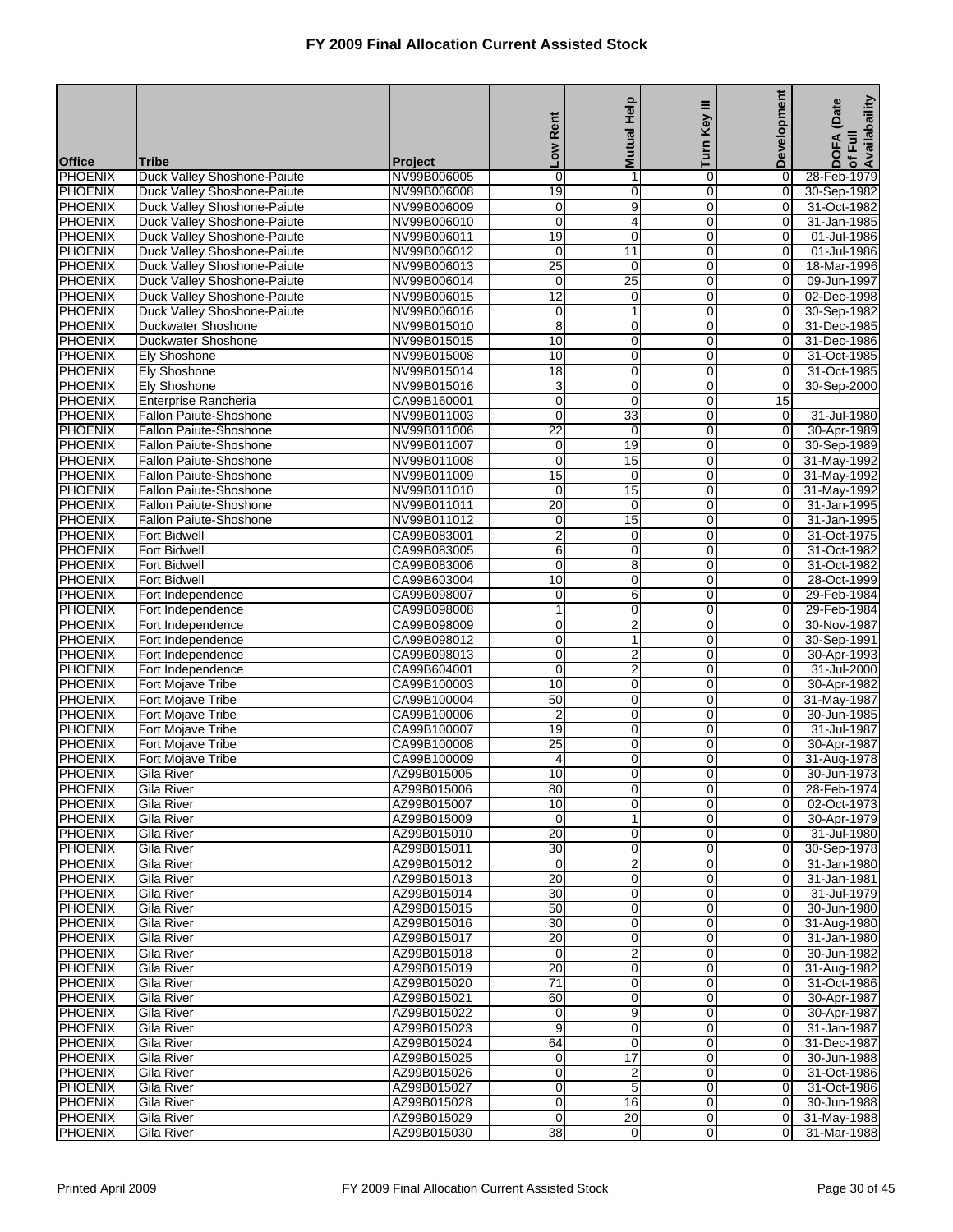# FY 2009 Final Allocation Current Assisted Stock

| Office | Tribe | Project | Low Rent | Mutual Help | Turn Key III | Development | DOFA (Date of Full Availabaility |
|---|---|---|---|---|---|---|---|
| PHOENIX | Duck Valley Shoshone-Paiute | NV99B006005 | 0 | 1 | 0 | 0 | 28-Feb-1979 |
| PHOENIX | Duck Valley Shoshone-Paiute | NV99B006008 | 19 | 0 | 0 | 0 | 30-Sep-1982 |
| PHOENIX | Duck Valley Shoshone-Paiute | NV99B006009 | 0 | 9 | 0 | 0 | 31-Oct-1982 |
| PHOENIX | Duck Valley Shoshone-Paiute | NV99B006010 | 0 | 4 | 0 | 0 | 31-Jan-1985 |
| PHOENIX | Duck Valley Shoshone-Paiute | NV99B006011 | 19 | 0 | 0 | 0 | 01-Jul-1986 |
| PHOENIX | Duck Valley Shoshone-Paiute | NV99B006012 | 0 | 11 | 0 | 0 | 01-Jul-1986 |
| PHOENIX | Duck Valley Shoshone-Paiute | NV99B006013 | 25 | 0 | 0 | 0 | 18-Mar-1996 |
| PHOENIX | Duck Valley Shoshone-Paiute | NV99B006014 | 0 | 25 | 0 | 0 | 09-Jun-1997 |
| PHOENIX | Duck Valley Shoshone-Paiute | NV99B006015 | 12 | 0 | 0 | 0 | 02-Dec-1998 |
| PHOENIX | Duck Valley Shoshone-Paiute | NV99B006016 | 0 | 1 | 0 | 0 | 30-Sep-1982 |
| PHOENIX | Duckwater Shoshone | NV99B015010 | 8 | 0 | 0 | 0 | 31-Dec-1985 |
| PHOENIX | Duckwater Shoshone | NV99B015015 | 10 | 0 | 0 | 0 | 31-Dec-1986 |
| PHOENIX | Ely Shoshone | NV99B015008 | 10 | 0 | 0 | 0 | 31-Oct-1985 |
| PHOENIX | Ely Shoshone | NV99B015014 | 18 | 0 | 0 | 0 | 31-Oct-1985 |
| PHOENIX | Ely Shoshone | NV99B015016 | 3 | 0 | 0 | 0 | 30-Sep-2000 |
| PHOENIX | Enterprise Rancheria | CA99B160001 | 0 | 0 | 0 | 15 | |
| PHOENIX | Fallon Paiute-Shoshone | NV99B011003 | 0 | 33 | 0 | 0 | 31-Jul-1980 |
| PHOENIX | Fallon Paiute-Shoshone | NV99B011006 | 22 | 0 | 0 | 0 | 30-Apr-1989 |
| PHOENIX | Fallon Paiute-Shoshone | NV99B011007 | 0 | 19 | 0 | 0 | 30-Sep-1989 |
| PHOENIX | Fallon Paiute-Shoshone | NV99B011008 | 0 | 15 | 0 | 0 | 31-May-1992 |
| PHOENIX | Fallon Paiute-Shoshone | NV99B011009 | 15 | 0 | 0 | 0 | 31-May-1992 |
| PHOENIX | Fallon Paiute-Shoshone | NV99B011010 | 0 | 15 | 0 | 0 | 31-May-1992 |
| PHOENIX | Fallon Paiute-Shoshone | NV99B011011 | 20 | 0 | 0 | 0 | 31-Jan-1995 |
| PHOENIX | Fallon Paiute-Shoshone | NV99B011012 | 0 | 15 | 0 | 0 | 31-Jan-1995 |
| PHOENIX | Fort Bidwell | CA99B083001 | 2 | 0 | 0 | 0 | 31-Oct-1975 |
| PHOENIX | Fort Bidwell | CA99B083005 | 6 | 0 | 0 | 0 | 31-Oct-1982 |
| PHOENIX | Fort Bidwell | CA99B083006 | 0 | 8 | 0 | 0 | 31-Oct-1982 |
| PHOENIX | Fort Bidwell | CA99B603004 | 10 | 0 | 0 | 0 | 28-Oct-1999 |
| PHOENIX | Fort Independence | CA99B098007 | 0 | 6 | 0 | 0 | 29-Feb-1984 |
| PHOENIX | Fort Independence | CA99B098008 | 1 | 0 | 0 | 0 | 29-Feb-1984 |
| PHOENIX | Fort Independence | CA99B098009 | 0 | 2 | 0 | 0 | 30-Nov-1987 |
| PHOENIX | Fort Independence | CA99B098012 | 0 | 1 | 0 | 0 | 30-Sep-1991 |
| PHOENIX | Fort Independence | CA99B098013 | 0 | 2 | 0 | 0 | 30-Apr-1993 |
| PHOENIX | Fort Independence | CA99B604001 | 0 | 2 | 0 | 0 | 31-Jul-2000 |
| PHOENIX | Fort Mojave Tribe | CA99B100003 | 10 | 0 | 0 | 0 | 30-Apr-1982 |
| PHOENIX | Fort Mojave Tribe | CA99B100004 | 50 | 0 | 0 | 0 | 31-May-1987 |
| PHOENIX | Fort Mojave Tribe | CA99B100006 | 2 | 0 | 0 | 0 | 30-Jun-1985 |
| PHOENIX | Fort Mojave Tribe | CA99B100007 | 19 | 0 | 0 | 0 | 31-Jul-1987 |
| PHOENIX | Fort Mojave Tribe | CA99B100008 | 25 | 0 | 0 | 0 | 30-Apr-1987 |
| PHOENIX | Fort Mojave Tribe | CA99B100009 | 4 | 0 | 0 | 0 | 31-Aug-1978 |
| PHOENIX | Gila River | AZ99B015005 | 10 | 0 | 0 | 0 | 30-Jun-1973 |
| PHOENIX | Gila River | AZ99B015006 | 80 | 0 | 0 | 0 | 28-Feb-1974 |
| PHOENIX | Gila River | AZ99B015007 | 10 | 0 | 0 | 0 | 02-Oct-1973 |
| PHOENIX | Gila River | AZ99B015009 | 0 | 1 | 0 | 0 | 30-Apr-1979 |
| PHOENIX | Gila River | AZ99B015010 | 20 | 0 | 0 | 0 | 31-Jul-1980 |
| PHOENIX | Gila River | AZ99B015011 | 30 | 0 | 0 | 0 | 30-Sep-1978 |
| PHOENIX | Gila River | AZ99B015012 | 0 | 2 | 0 | 0 | 31-Jan-1980 |
| PHOENIX | Gila River | AZ99B015013 | 20 | 0 | 0 | 0 | 31-Jan-1981 |
| PHOENIX | Gila River | AZ99B015014 | 30 | 0 | 0 | 0 | 31-Jul-1979 |
| PHOENIX | Gila River | AZ99B015015 | 50 | 0 | 0 | 0 | 30-Jun-1980 |
| PHOENIX | Gila River | AZ99B015016 | 30 | 0 | 0 | 0 | 31-Aug-1980 |
| PHOENIX | Gila River | AZ99B015017 | 20 | 0 | 0 | 0 | 31-Jan-1980 |
| PHOENIX | Gila River | AZ99B015018 | 0 | 2 | 0 | 0 | 30-Jun-1982 |
| PHOENIX | Gila River | AZ99B015019 | 20 | 0 | 0 | 0 | 31-Aug-1982 |
| PHOENIX | Gila River | AZ99B015020 | 71 | 0 | 0 | 0 | 31-Oct-1986 |
| PHOENIX | Gila River | AZ99B015021 | 60 | 0 | 0 | 0 | 30-Apr-1987 |
| PHOENIX | Gila River | AZ99B015022 | 0 | 9 | 0 | 0 | 30-Apr-1987 |
| PHOENIX | Gila River | AZ99B015023 | 9 | 0 | 0 | 0 | 31-Jan-1987 |
| PHOENIX | Gila River | AZ99B015024 | 64 | 0 | 0 | 0 | 31-Dec-1987 |
| PHOENIX | Gila River | AZ99B015025 | 0 | 17 | 0 | 0 | 30-Jun-1988 |
| PHOENIX | Gila River | AZ99B015026 | 0 | 2 | 0 | 0 | 31-Oct-1986 |
| PHOENIX | Gila River | AZ99B015027 | 0 | 5 | 0 | 0 | 31-Oct-1986 |
| PHOENIX | Gila River | AZ99B015028 | 0 | 16 | 0 | 0 | 30-Jun-1988 |
| PHOENIX | Gila River | AZ99B015029 | 0 | 20 | 0 | 0 | 31-May-1988 |
| PHOENIX | Gila River | AZ99B015030 | 38 | 0 | 0 | 0 | 31-Mar-1988 |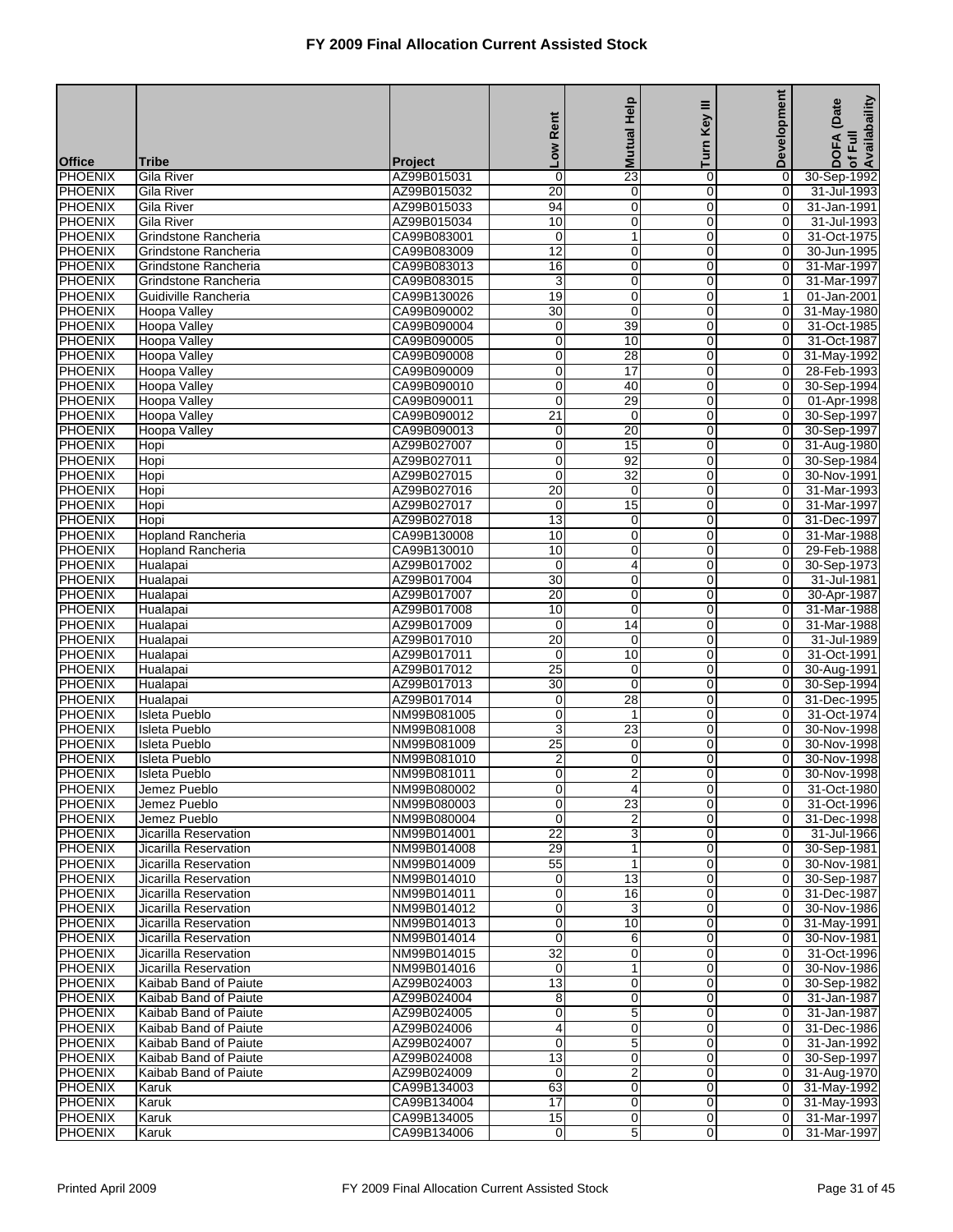# FY 2009 Final Allocation Current Assisted Stock

| Office | Tribe | Project | Low Rent | Mutual Help | Turn Key III | Development | DOFA (Date of Full Availability |
|---|---|---|---|---|---|---|---|
| PHOENIX | Gila River | AZ99B015031 | 0 | 23 | 0 | 0 | 30-Sep-1992 |
| PHOENIX | Gila River | AZ99B015032 | 20 | 0 | 0 | 0 | 31-Jul-1993 |
| PHOENIX | Gila River | AZ99B015033 | 94 | 0 | 0 | 0 | 31-Jan-1991 |
| PHOENIX | Gila River | AZ99B015034 | 10 | 0 | 0 | 0 | 31-Jul-1993 |
| PHOENIX | Grindstone Rancheria | CA99B083001 | 0 | 1 | 0 | 0 | 31-Oct-1975 |
| PHOENIX | Grindstone Rancheria | CA99B083009 | 12 | 0 | 0 | 0 | 30-Jun-1995 |
| PHOENIX | Grindstone Rancheria | CA99B083013 | 16 | 0 | 0 | 0 | 31-Mar-1997 |
| PHOENIX | Grindstone Rancheria | CA99B083015 | 3 | 0 | 0 | 0 | 31-Mar-1997 |
| PHOENIX | Guidiville Rancheria | CA99B130026 | 19 | 0 | 0 | 1 | 01-Jan-2001 |
| PHOENIX | Hoopa Valley | CA99B090002 | 30 | 0 | 0 | 0 | 31-May-1980 |
| PHOENIX | Hoopa Valley | CA99B090004 | 0 | 39 | 0 | 0 | 31-Oct-1985 |
| PHOENIX | Hoopa Valley | CA99B090005 | 0 | 10 | 0 | 0 | 31-Oct-1987 |
| PHOENIX | Hoopa Valley | CA99B090008 | 0 | 28 | 0 | 0 | 31-May-1992 |
| PHOENIX | Hoopa Valley | CA99B090009 | 0 | 17 | 0 | 0 | 28-Feb-1993 |
| PHOENIX | Hoopa Valley | CA99B090010 | 0 | 40 | 0 | 0 | 30-Sep-1994 |
| PHOENIX | Hoopa Valley | CA99B090011 | 0 | 29 | 0 | 0 | 01-Apr-1998 |
| PHOENIX | Hoopa Valley | CA99B090012 | 21 | 0 | 0 | 0 | 30-Sep-1997 |
| PHOENIX | Hoopa Valley | CA99B090013 | 0 | 20 | 0 | 0 | 30-Sep-1997 |
| PHOENIX | Hopi | AZ99B027007 | 0 | 15 | 0 | 0 | 31-Aug-1980 |
| PHOENIX | Hopi | AZ99B027011 | 0 | 92 | 0 | 0 | 30-Sep-1984 |
| PHOENIX | Hopi | AZ99B027015 | 0 | 32 | 0 | 0 | 30-Nov-1991 |
| PHOENIX | Hopi | AZ99B027016 | 20 | 0 | 0 | 0 | 31-Mar-1993 |
| PHOENIX | Hopi | AZ99B027017 | 0 | 15 | 0 | 0 | 31-Mar-1997 |
| PHOENIX | Hopi | AZ99B027018 | 13 | 0 | 0 | 0 | 31-Dec-1997 |
| PHOENIX | Hopland Rancheria | CA99B130008 | 10 | 0 | 0 | 0 | 31-Mar-1988 |
| PHOENIX | Hopland Rancheria | CA99B130010 | 10 | 0 | 0 | 0 | 29-Feb-1988 |
| PHOENIX | Hualapai | AZ99B017002 | 0 | 4 | 0 | 0 | 30-Sep-1973 |
| PHOENIX | Hualapai | AZ99B017004 | 30 | 0 | 0 | 0 | 31-Jul-1981 |
| PHOENIX | Hualapai | AZ99B017007 | 20 | 0 | 0 | 0 | 30-Apr-1987 |
| PHOENIX | Hualapai | AZ99B017008 | 10 | 0 | 0 | 0 | 31-Mar-1988 |
| PHOENIX | Hualapai | AZ99B017009 | 0 | 14 | 0 | 0 | 31-Mar-1988 |
| PHOENIX | Hualapai | AZ99B017010 | 20 | 0 | 0 | 0 | 31-Jul-1989 |
| PHOENIX | Hualapai | AZ99B017011 | 0 | 10 | 0 | 0 | 31-Oct-1991 |
| PHOENIX | Hualapai | AZ99B017012 | 25 | 0 | 0 | 0 | 30-Aug-1991 |
| PHOENIX | Hualapai | AZ99B017013 | 30 | 0 | 0 | 0 | 30-Sep-1994 |
| PHOENIX | Hualapai | AZ99B017014 | 0 | 28 | 0 | 0 | 31-Dec-1995 |
| PHOENIX | Isleta Pueblo | NM99B081005 | 0 | 1 | 0 | 0 | 31-Oct-1974 |
| PHOENIX | Isleta Pueblo | NM99B081008 | 3 | 23 | 0 | 0 | 30-Nov-1998 |
| PHOENIX | Isleta Pueblo | NM99B081009 | 25 | 0 | 0 | 0 | 30-Nov-1998 |
| PHOENIX | Isleta Pueblo | NM99B081010 | 2 | 0 | 0 | 0 | 30-Nov-1998 |
| PHOENIX | Isleta Pueblo | NM99B081011 | 0 | 2 | 0 | 0 | 30-Nov-1998 |
| PHOENIX | Jemez Pueblo | NM99B080002 | 0 | 4 | 0 | 0 | 31-Oct-1980 |
| PHOENIX | Jemez Pueblo | NM99B080003 | 0 | 23 | 0 | 0 | 31-Oct-1996 |
| PHOENIX | Jemez Pueblo | NM99B080004 | 0 | 2 | 0 | 0 | 31-Dec-1998 |
| PHOENIX | Jicarilla Reservation | NM99B014001 | 22 | 3 | 0 | 0 | 31-Jul-1966 |
| PHOENIX | Jicarilla Reservation | NM99B014008 | 29 | 1 | 0 | 0 | 30-Sep-1981 |
| PHOENIX | Jicarilla Reservation | NM99B014009 | 55 | 1 | 0 | 0 | 30-Nov-1981 |
| PHOENIX | Jicarilla Reservation | NM99B014010 | 0 | 13 | 0 | 0 | 30-Sep-1987 |
| PHOENIX | Jicarilla Reservation | NM99B014011 | 0 | 16 | 0 | 0 | 31-Dec-1987 |
| PHOENIX | Jicarilla Reservation | NM99B014012 | 0 | 3 | 0 | 0 | 30-Nov-1986 |
| PHOENIX | Jicarilla Reservation | NM99B014013 | 0 | 10 | 0 | 0 | 31-May-1991 |
| PHOENIX | Jicarilla Reservation | NM99B014014 | 0 | 6 | 0 | 0 | 30-Nov-1981 |
| PHOENIX | Jicarilla Reservation | NM99B014015 | 32 | 0 | 0 | 0 | 31-Oct-1996 |
| PHOENIX | Jicarilla Reservation | NM99B014016 | 0 | 1 | 0 | 0 | 30-Nov-1986 |
| PHOENIX | Kaibab Band of Paiute | AZ99B024003 | 13 | 0 | 0 | 0 | 30-Sep-1982 |
| PHOENIX | Kaibab Band of Paiute | AZ99B024004 | 8 | 0 | 0 | 0 | 31-Jan-1987 |
| PHOENIX | Kaibab Band of Paiute | AZ99B024005 | 0 | 5 | 0 | 0 | 31-Jan-1987 |
| PHOENIX | Kaibab Band of Paiute | AZ99B024006 | 4 | 0 | 0 | 0 | 31-Dec-1986 |
| PHOENIX | Kaibab Band of Paiute | AZ99B024007 | 0 | 5 | 0 | 0 | 31-Jan-1992 |
| PHOENIX | Kaibab Band of Paiute | AZ99B024008 | 13 | 0 | 0 | 0 | 30-Sep-1997 |
| PHOENIX | Kaibab Band of Paiute | AZ99B024009 | 0 | 2 | 0 | 0 | 31-Aug-1970 |
| PHOENIX | Karuk | CA99B134003 | 63 | 0 | 0 | 0 | 31-May-1992 |
| PHOENIX | Karuk | CA99B134004 | 17 | 0 | 0 | 0 | 31-May-1993 |
| PHOENIX | Karuk | CA99B134005 | 15 | 0 | 0 | 0 | 31-Mar-1997 |
| PHOENIX | Karuk | CA99B134006 | 0 | 5 | 0 | 0 | 31-Mar-1997 |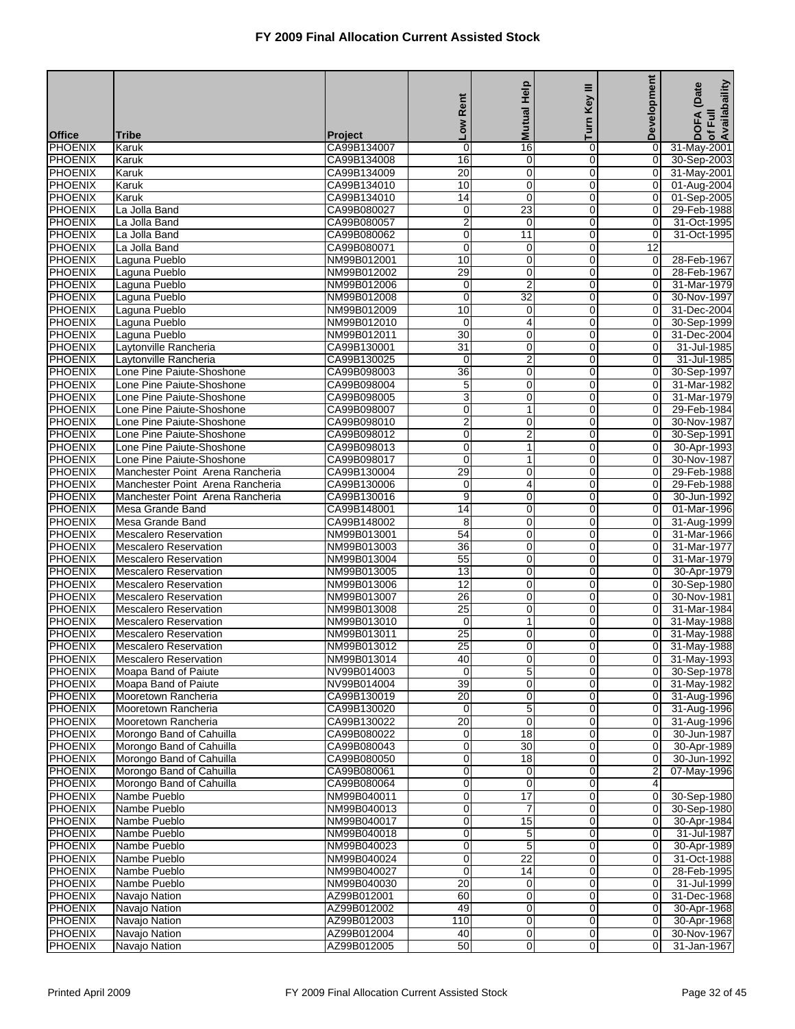# FY 2009 Final Allocation Current Assisted Stock

| Office | Tribe | Project | Low Rent | Mutual Help | Turn Key III | Development | DOFA (Date of Full Availabaility |
|---|---|---|---|---|---|---|---|
| PHOENIX | Karuk | CA99B134007 | 0 | 16 | 0 | 0 | 31-May-2001 |
| PHOENIX | Karuk | CA99B134008 | 16 | 0 | 0 | 0 | 30-Sep-2003 |
| PHOENIX | Karuk | CA99B134009 | 20 | 0 | 0 | 0 | 31-May-2001 |
| PHOENIX | Karuk | CA99B134010 | 10 | 0 | 0 | 0 | 01-Aug-2004 |
| PHOENIX | Karuk | CA99B134010 | 14 | 0 | 0 | 0 | 01-Sep-2005 |
| PHOENIX | La Jolla Band | CA99B080027 | 0 | 23 | 0 | 0 | 29-Feb-1988 |
| PHOENIX | La Jolla Band | CA99B080057 | 2 | 0 | 0 | 0 | 31-Oct-1995 |
| PHOENIX | La Jolla Band | CA99B080062 | 0 | 11 | 0 | 0 | 31-Oct-1995 |
| PHOENIX | La Jolla Band | CA99B080071 | 0 | 0 | 0 | 12 | |
| PHOENIX | Laguna Pueblo | NM99B012001 | 10 | 0 | 0 | 0 | 28-Feb-1967 |
| PHOENIX | Laguna Pueblo | NM99B012002 | 29 | 0 | 0 | 0 | 28-Feb-1967 |
| PHOENIX | Laguna Pueblo | NM99B012006 | 0 | 2 | 0 | 0 | 31-Mar-1979 |
| PHOENIX | Laguna Pueblo | NM99B012008 | 0 | 32 | 0 | 0 | 30-Nov-1997 |
| PHOENIX | Laguna Pueblo | NM99B012009 | 10 | 0 | 0 | 0 | 31-Dec-2004 |
| PHOENIX | Laguna Pueblo | NM99B012010 | 0 | 4 | 0 | 0 | 30-Sep-1999 |
| PHOENIX | Laguna Pueblo | NM99B012011 | 30 | 0 | 0 | 0 | 31-Dec-2004 |
| PHOENIX | Laytonville Rancheria | CA99B130001 | 31 | 0 | 0 | 0 | 31-Jul-1985 |
| PHOENIX | Laytonville Rancheria | CA99B130025 | 0 | 2 | 0 | 0 | 31-Jul-1985 |
| PHOENIX | Lone Pine Paiute-Shoshone | CA99B098003 | 36 | 0 | 0 | 0 | 30-Sep-1997 |
| PHOENIX | Lone Pine Paiute-Shoshone | CA99B098004 | 5 | 0 | 0 | 0 | 31-Mar-1982 |
| PHOENIX | Lone Pine Paiute-Shoshone | CA99B098005 | 3 | 0 | 0 | 0 | 31-Mar-1979 |
| PHOENIX | Lone Pine Paiute-Shoshone | CA99B098007 | 0 | 1 | 0 | 0 | 29-Feb-1984 |
| PHOENIX | Lone Pine Paiute-Shoshone | CA99B098010 | 2 | 0 | 0 | 0 | 30-Nov-1987 |
| PHOENIX | Lone Pine Paiute-Shoshone | CA99B098012 | 0 | 2 | 0 | 0 | 30-Sep-1991 |
| PHOENIX | Lone Pine Paiute-Shoshone | CA99B098013 | 0 | 1 | 0 | 0 | 30-Apr-1993 |
| PHOENIX | Lone Pine Paiute-Shoshone | CA99B098017 | 0 | 1 | 0 | 0 | 30-Nov-1987 |
| PHOENIX | Manchester Point Arena Rancheria | CA99B130004 | 29 | 0 | 0 | 0 | 29-Feb-1988 |
| PHOENIX | Manchester Point Arena Rancheria | CA99B130006 | 0 | 4 | 0 | 0 | 29-Feb-1988 |
| PHOENIX | Manchester Point Arena Rancheria | CA99B130016 | 9 | 0 | 0 | 0 | 30-Jun-1992 |
| PHOENIX | Mesa Grande Band | CA99B148001 | 14 | 0 | 0 | 0 | 01-Mar-1996 |
| PHOENIX | Mesa Grande Band | CA99B148002 | 8 | 0 | 0 | 0 | 31-Aug-1999 |
| PHOENIX | Mescalero Reservation | NM99B013001 | 54 | 0 | 0 | 0 | 31-Mar-1966 |
| PHOENIX | Mescalero Reservation | NM99B013003 | 36 | 0 | 0 | 0 | 31-Mar-1977 |
| PHOENIX | Mescalero Reservation | NM99B013004 | 55 | 0 | 0 | 0 | 31-Mar-1979 |
| PHOENIX | Mescalero Reservation | NM99B013005 | 13 | 0 | 0 | 0 | 30-Apr-1979 |
| PHOENIX | Mescalero Reservation | NM99B013006 | 12 | 0 | 0 | 0 | 30-Sep-1980 |
| PHOENIX | Mescalero Reservation | NM99B013007 | 26 | 0 | 0 | 0 | 30-Nov-1981 |
| PHOENIX | Mescalero Reservation | NM99B013008 | 25 | 0 | 0 | 0 | 31-Mar-1984 |
| PHOENIX | Mescalero Reservation | NM99B013010 | 0 | 1 | 0 | 0 | 31-May-1988 |
| PHOENIX | Mescalero Reservation | NM99B013011 | 25 | 0 | 0 | 0 | 31-May-1988 |
| PHOENIX | Mescalero Reservation | NM99B013012 | 25 | 0 | 0 | 0 | 31-May-1988 |
| PHOENIX | Mescalero Reservation | NM99B013014 | 40 | 0 | 0 | 0 | 31-May-1993 |
| PHOENIX | Moapa Band of Paiute | NV99B014003 | 0 | 5 | 0 | 0 | 30-Sep-1978 |
| PHOENIX | Moapa Band of Paiute | NV99B014004 | 39 | 0 | 0 | 0 | 31-May-1982 |
| PHOENIX | Mooretown Rancheria | CA99B130019 | 20 | 0 | 0 | 0 | 31-Aug-1996 |
| PHOENIX | Mooretown Rancheria | CA99B130020 | 0 | 5 | 0 | 0 | 31-Aug-1996 |
| PHOENIX | Mooretown Rancheria | CA99B130022 | 20 | 0 | 0 | 0 | 31-Aug-1996 |
| PHOENIX | Morongo Band of Cahuilla | CA99B080022 | 0 | 18 | 0 | 0 | 30-Jun-1987 |
| PHOENIX | Morongo Band of Cahuilla | CA99B080043 | 0 | 30 | 0 | 0 | 30-Apr-1989 |
| PHOENIX | Morongo Band of Cahuilla | CA99B080050 | 0 | 18 | 0 | 0 | 30-Jun-1992 |
| PHOENIX | Morongo Band of Cahuilla | CA99B080061 | 0 | 0 | 0 | 2 | 07-May-1996 |
| PHOENIX | Morongo Band of Cahuilla | CA99B080064 | 0 | 0 | 0 | 4 | |
| PHOENIX | Nambe Pueblo | NM99B040011 | 0 | 17 | 0 | 0 | 30-Sep-1980 |
| PHOENIX | Nambe Pueblo | NM99B040013 | 0 | 7 | 0 | 0 | 30-Sep-1980 |
| PHOENIX | Nambe Pueblo | NM99B040017 | 0 | 15 | 0 | 0 | 30-Apr-1984 |
| PHOENIX | Nambe Pueblo | NM99B040018 | 0 | 5 | 0 | 0 | 31-Jul-1987 |
| PHOENIX | Nambe Pueblo | NM99B040023 | 0 | 5 | 0 | 0 | 30-Apr-1989 |
| PHOENIX | Nambe Pueblo | NM99B040024 | 0 | 22 | 0 | 0 | 31-Oct-1988 |
| PHOENIX | Nambe Pueblo | NM99B040027 | 0 | 14 | 0 | 0 | 28-Feb-1995 |
| PHOENIX | Nambe Pueblo | NM99B040030 | 20 | 0 | 0 | 0 | 31-Jul-1999 |
| PHOENIX | Navajo Nation | AZ99B012001 | 60 | 0 | 0 | 0 | 31-Dec-1968 |
| PHOENIX | Navajo Nation | AZ99B012002 | 49 | 0 | 0 | 0 | 30-Apr-1968 |
| PHOENIX | Navajo Nation | AZ99B012003 | 110 | 0 | 0 | 0 | 30-Apr-1968 |
| PHOENIX | Navajo Nation | AZ99B012004 | 40 | 0 | 0 | 0 | 30-Nov-1967 |
| PHOENIX | Navajo Nation | AZ99B012005 | 50 | 0 | 0 | 0 | 31-Jan-1967 |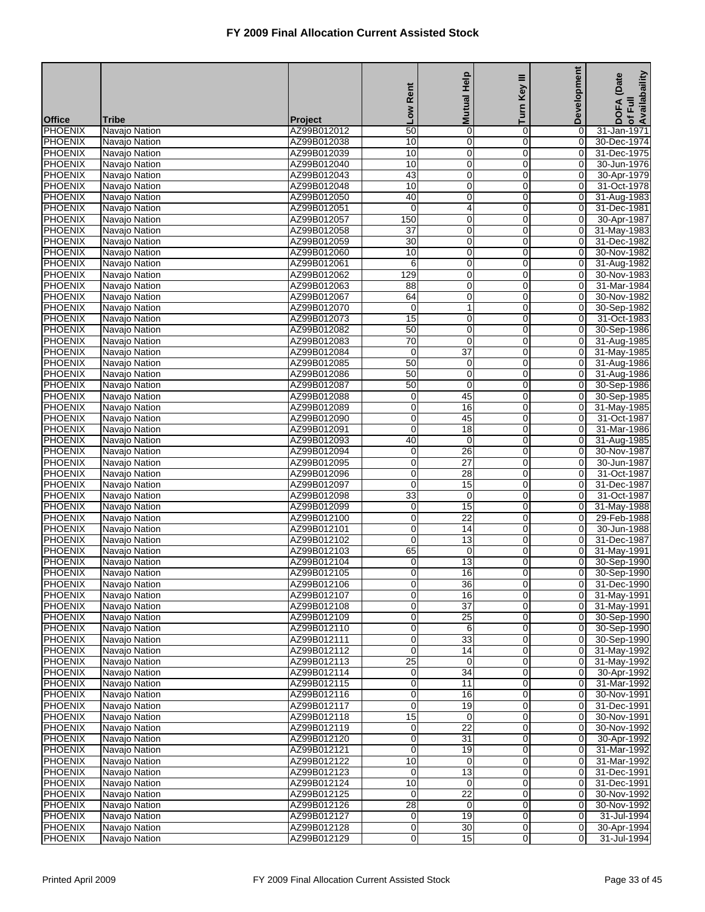# FY 2009 Final Allocation Current Assisted Stock

| Office | Tribe | Project | Low Rent | Mutual Help | Turn Key III | Development | DOFA (Date of Full Availability |
|---|---|---|---|---|---|---|---|
| PHOENIX | Navajo Nation | AZ99B012012 | 50 | 0 | 0 | 0 | 31-Jan-1971 |
| PHOENIX | Navajo Nation | AZ99B012038 | 10 | 0 | 0 | 0 | 30-Dec-1974 |
| PHOENIX | Navajo Nation | AZ99B012039 | 10 | 0 | 0 | 0 | 31-Dec-1975 |
| PHOENIX | Navajo Nation | AZ99B012040 | 10 | 0 | 0 | 0 | 30-Jun-1976 |
| PHOENIX | Navajo Nation | AZ99B012043 | 43 | 0 | 0 | 0 | 30-Apr-1979 |
| PHOENIX | Navajo Nation | AZ99B012048 | 10 | 0 | 0 | 0 | 31-Oct-1978 |
| PHOENIX | Navajo Nation | AZ99B012050 | 40 | 0 | 0 | 0 | 31-Aug-1983 |
| PHOENIX | Navajo Nation | AZ99B012051 | 0 | 4 | 0 | 0 | 31-Dec-1981 |
| PHOENIX | Navajo Nation | AZ99B012057 | 150 | 0 | 0 | 0 | 30-Apr-1987 |
| PHOENIX | Navajo Nation | AZ99B012058 | 37 | 0 | 0 | 0 | 31-May-1983 |
| PHOENIX | Navajo Nation | AZ99B012059 | 30 | 0 | 0 | 0 | 31-Dec-1982 |
| PHOENIX | Navajo Nation | AZ99B012060 | 10 | 0 | 0 | 0 | 30-Nov-1982 |
| PHOENIX | Navajo Nation | AZ99B012061 | 6 | 0 | 0 | 0 | 31-Aug-1982 |
| PHOENIX | Navajo Nation | AZ99B012062 | 129 | 0 | 0 | 0 | 30-Nov-1983 |
| PHOENIX | Navajo Nation | AZ99B012063 | 88 | 0 | 0 | 0 | 31-Mar-1984 |
| PHOENIX | Navajo Nation | AZ99B012067 | 64 | 0 | 0 | 0 | 30-Nov-1982 |
| PHOENIX | Navajo Nation | AZ99B012070 | 0 | 1 | 0 | 0 | 30-Sep-1982 |
| PHOENIX | Navajo Nation | AZ99B012073 | 15 | 0 | 0 | 0 | 31-Oct-1983 |
| PHOENIX | Navajo Nation | AZ99B012082 | 50 | 0 | 0 | 0 | 30-Sep-1986 |
| PHOENIX | Navajo Nation | AZ99B012083 | 70 | 0 | 0 | 0 | 31-Aug-1985 |
| PHOENIX | Navajo Nation | AZ99B012084 | 0 | 37 | 0 | 0 | 31-May-1985 |
| PHOENIX | Navajo Nation | AZ99B012085 | 50 | 0 | 0 | 0 | 31-Aug-1986 |
| PHOENIX | Navajo Nation | AZ99B012086 | 50 | 0 | 0 | 0 | 31-Aug-1986 |
| PHOENIX | Navajo Nation | AZ99B012087 | 50 | 0 | 0 | 0 | 30-Sep-1986 |
| PHOENIX | Navajo Nation | AZ99B012088 | 0 | 45 | 0 | 0 | 30-Sep-1985 |
| PHOENIX | Navajo Nation | AZ99B012089 | 0 | 16 | 0 | 0 | 31-May-1985 |
| PHOENIX | Navajo Nation | AZ99B012090 | 0 | 45 | 0 | 0 | 31-Oct-1987 |
| PHOENIX | Navajo Nation | AZ99B012091 | 0 | 18 | 0 | 0 | 31-Mar-1986 |
| PHOENIX | Navajo Nation | AZ99B012093 | 40 | 0 | 0 | 0 | 31-Aug-1985 |
| PHOENIX | Navajo Nation | AZ99B012094 | 0 | 26 | 0 | 0 | 30-Nov-1987 |
| PHOENIX | Navajo Nation | AZ99B012095 | 0 | 27 | 0 | 0 | 30-Jun-1987 |
| PHOENIX | Navajo Nation | AZ99B012096 | 0 | 28 | 0 | 0 | 31-Oct-1987 |
| PHOENIX | Navajo Nation | AZ99B012097 | 0 | 15 | 0 | 0 | 31-Dec-1987 |
| PHOENIX | Navajo Nation | AZ99B012098 | 33 | 0 | 0 | 0 | 31-Oct-1987 |
| PHOENIX | Navajo Nation | AZ99B012099 | 0 | 15 | 0 | 0 | 31-May-1988 |
| PHOENIX | Navajo Nation | AZ99B012100 | 0 | 22 | 0 | 0 | 29-Feb-1988 |
| PHOENIX | Navajo Nation | AZ99B012101 | 0 | 14 | 0 | 0 | 30-Jun-1988 |
| PHOENIX | Navajo Nation | AZ99B012102 | 0 | 13 | 0 | 0 | 31-Dec-1987 |
| PHOENIX | Navajo Nation | AZ99B012103 | 65 | 0 | 0 | 0 | 31-May-1991 |
| PHOENIX | Navajo Nation | AZ99B012104 | 0 | 13 | 0 | 0 | 30-Sep-1990 |
| PHOENIX | Navajo Nation | AZ99B012105 | 0 | 16 | 0 | 0 | 30-Sep-1990 |
| PHOENIX | Navajo Nation | AZ99B012106 | 0 | 36 | 0 | 0 | 31-Dec-1990 |
| PHOENIX | Navajo Nation | AZ99B012107 | 0 | 16 | 0 | 0 | 31-May-1991 |
| PHOENIX | Navajo Nation | AZ99B012108 | 0 | 37 | 0 | 0 | 31-May-1991 |
| PHOENIX | Navajo Nation | AZ99B012109 | 0 | 25 | 0 | 0 | 30-Sep-1990 |
| PHOENIX | Navajo Nation | AZ99B012110 | 0 | 6 | 0 | 0 | 30-Sep-1990 |
| PHOENIX | Navajo Nation | AZ99B012111 | 0 | 33 | 0 | 0 | 30-Sep-1990 |
| PHOENIX | Navajo Nation | AZ99B012112 | 0 | 14 | 0 | 0 | 31-May-1992 |
| PHOENIX | Navajo Nation | AZ99B012113 | 25 | 0 | 0 | 0 | 31-May-1992 |
| PHOENIX | Navajo Nation | AZ99B012114 | 0 | 34 | 0 | 0 | 30-Apr-1992 |
| PHOENIX | Navajo Nation | AZ99B012115 | 0 | 11 | 0 | 0 | 31-Mar-1992 |
| PHOENIX | Navajo Nation | AZ99B012116 | 0 | 16 | 0 | 0 | 30-Nov-1991 |
| PHOENIX | Navajo Nation | AZ99B012117 | 0 | 19 | 0 | 0 | 31-Dec-1991 |
| PHOENIX | Navajo Nation | AZ99B012118 | 15 | 0 | 0 | 0 | 30-Nov-1991 |
| PHOENIX | Navajo Nation | AZ99B012119 | 0 | 22 | 0 | 0 | 30-Nov-1992 |
| PHOENIX | Navajo Nation | AZ99B012120 | 0 | 31 | 0 | 0 | 30-Apr-1992 |
| PHOENIX | Navajo Nation | AZ99B012121 | 0 | 19 | 0 | 0 | 31-Mar-1992 |
| PHOENIX | Navajo Nation | AZ99B012122 | 10 | 0 | 0 | 0 | 31-Mar-1992 |
| PHOENIX | Navajo Nation | AZ99B012123 | 0 | 13 | 0 | 0 | 31-Dec-1991 |
| PHOENIX | Navajo Nation | AZ99B012124 | 10 | 0 | 0 | 0 | 31-Dec-1991 |
| PHOENIX | Navajo Nation | AZ99B012125 | 0 | 22 | 0 | 0 | 30-Nov-1992 |
| PHOENIX | Navajo Nation | AZ99B012126 | 28 | 0 | 0 | 0 | 30-Nov-1992 |
| PHOENIX | Navajo Nation | AZ99B012127 | 0 | 19 | 0 | 0 | 31-Jul-1994 |
| PHOENIX | Navajo Nation | AZ99B012128 | 0 | 30 | 0 | 0 | 30-Apr-1994 |
| PHOENIX | Navajo Nation | AZ99B012129 | 0 | 15 | 0 | 0 | 31-Jul-1994 |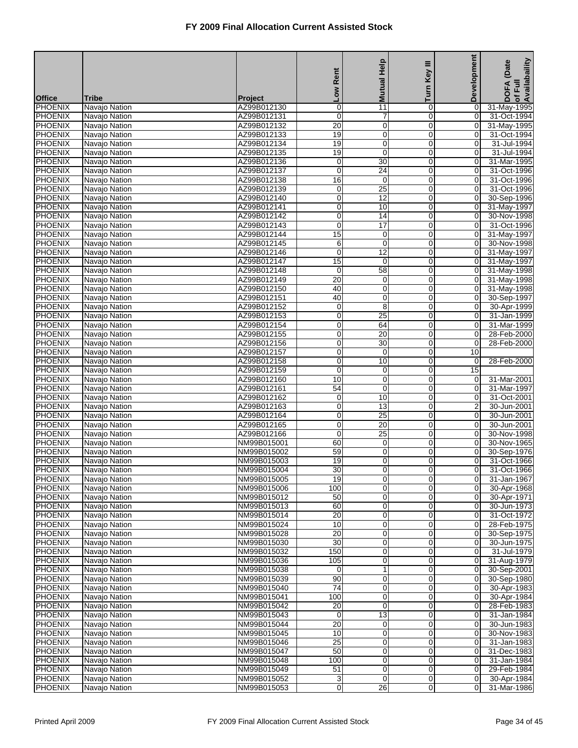# FY 2009 Final Allocation Current Assisted Stock

| Office | Tribe | Project | Low Rent | Mutual Help | Turn Key III | Development | DOFA (Date of Full Availabaility |
|---|---|---|---|---|---|---|---|
| PHOENIX | Navajo Nation | AZ99B012130 | 0 | 11 | 0 | 0 | 31-May-1995 |
| PHOENIX | Navajo Nation | AZ99B012131 | 0 | 7 | 0 | 0 | 31-Oct-1994 |
| PHOENIX | Navajo Nation | AZ99B012132 | 20 | 0 | 0 | 0 | 31-May-1995 |
| PHOENIX | Navajo Nation | AZ99B012133 | 19 | 0 | 0 | 0 | 31-Oct-1994 |
| PHOENIX | Navajo Nation | AZ99B012134 | 19 | 0 | 0 | 0 | 31-Jul-1994 |
| PHOENIX | Navajo Nation | AZ99B012135 | 19 | 0 | 0 | 0 | 31-Jul-1994 |
| PHOENIX | Navajo Nation | AZ99B012136 | 0 | 30 | 0 | 0 | 31-Mar-1995 |
| PHOENIX | Navajo Nation | AZ99B012137 | 0 | 24 | 0 | 0 | 31-Oct-1996 |
| PHOENIX | Navajo Nation | AZ99B012138 | 16 | 0 | 0 | 0 | 31-Oct-1996 |
| PHOENIX | Navajo Nation | AZ99B012139 | 0 | 25 | 0 | 0 | 31-Oct-1996 |
| PHOENIX | Navajo Nation | AZ99B012140 | 0 | 12 | 0 | 0 | 30-Sep-1996 |
| PHOENIX | Navajo Nation | AZ99B012141 | 0 | 10 | 0 | 0 | 31-May-1997 |
| PHOENIX | Navajo Nation | AZ99B012142 | 0 | 14 | 0 | 0 | 30-Nov-1998 |
| PHOENIX | Navajo Nation | AZ99B012143 | 0 | 17 | 0 | 0 | 31-Oct-1996 |
| PHOENIX | Navajo Nation | AZ99B012144 | 15 | 0 | 0 | 0 | 31-May-1997 |
| PHOENIX | Navajo Nation | AZ99B012145 | 6 | 0 | 0 | 0 | 30-Nov-1998 |
| PHOENIX | Navajo Nation | AZ99B012146 | 0 | 12 | 0 | 0 | 31-May-1997 |
| PHOENIX | Navajo Nation | AZ99B012147 | 15 | 0 | 0 | 0 | 31-May-1997 |
| PHOENIX | Navajo Nation | AZ99B012148 | 0 | 58 | 0 | 0 | 31-May-1998 |
| PHOENIX | Navajo Nation | AZ99B012149 | 20 | 0 | 0 | 0 | 31-May-1998 |
| PHOENIX | Navajo Nation | AZ99B012150 | 40 | 0 | 0 | 0 | 31-May-1998 |
| PHOENIX | Navajo Nation | AZ99B012151 | 40 | 0 | 0 | 0 | 30-Sep-1997 |
| PHOENIX | Navajo Nation | AZ99B012152 | 0 | 8 | 0 | 0 | 30-Apr-1999 |
| PHOENIX | Navajo Nation | AZ99B012153 | 0 | 25 | 0 | 0 | 31-Jan-1999 |
| PHOENIX | Navajo Nation | AZ99B012154 | 0 | 64 | 0 | 0 | 31-Mar-1999 |
| PHOENIX | Navajo Nation | AZ99B012155 | 0 | 20 | 0 | 0 | 28-Feb-2000 |
| PHOENIX | Navajo Nation | AZ99B012156 | 0 | 30 | 0 | 0 | 28-Feb-2000 |
| PHOENIX | Navajo Nation | AZ99B012157 | 0 | 0 | 0 | 10 | |
| PHOENIX | Navajo Nation | AZ99B012158 | 0 | 10 | 0 | 0 | 28-Feb-2000 |
| PHOENIX | Navajo Nation | AZ99B012159 | 0 | 0 | 0 | 15 | |
| PHOENIX | Navajo Nation | AZ99B012160 | 10 | 0 | 0 | 0 | 31-Mar-2001 |
| PHOENIX | Navajo Nation | AZ99B012161 | 54 | 0 | 0 | 0 | 31-Mar-1997 |
| PHOENIX | Navajo Nation | AZ99B012162 | 0 | 10 | 0 | 0 | 31-Oct-2001 |
| PHOENIX | Navajo Nation | AZ99B012163 | 0 | 13 | 0 | 2 | 30-Jun-2001 |
| PHOENIX | Navajo Nation | AZ99B012164 | 0 | 25 | 0 | 0 | 30-Jun-2001 |
| PHOENIX | Navajo Nation | AZ99B012165 | 0 | 20 | 0 | 0 | 30-Jun-2001 |
| PHOENIX | Navajo Nation | AZ99B012166 | 0 | 25 | 0 | 0 | 30-Nov-1998 |
| PHOENIX | Navajo Nation | NM99B015001 | 60 | 0 | 0 | 0 | 30-Nov-1965 |
| PHOENIX | Navajo Nation | NM99B015002 | 59 | 0 | 0 | 0 | 30-Sep-1976 |
| PHOENIX | Navajo Nation | NM99B015003 | 19 | 0 | 0 | 0 | 31-Oct-1966 |
| PHOENIX | Navajo Nation | NM99B015004 | 30 | 0 | 0 | 0 | 31-Oct-1966 |
| PHOENIX | Navajo Nation | NM99B015005 | 19 | 0 | 0 | 0 | 31-Jan-1967 |
| PHOENIX | Navajo Nation | NM99B015006 | 100 | 0 | 0 | 0 | 30-Apr-1968 |
| PHOENIX | Navajo Nation | NM99B015012 | 50 | 0 | 0 | 0 | 30-Apr-1971 |
| PHOENIX | Navajo Nation | NM99B015013 | 60 | 0 | 0 | 0 | 30-Jun-1973 |
| PHOENIX | Navajo Nation | NM99B015014 | 20 | 0 | 0 | 0 | 31-Oct-1972 |
| PHOENIX | Navajo Nation | NM99B015024 | 10 | 0 | 0 | 0 | 28-Feb-1975 |
| PHOENIX | Navajo Nation | NM99B015028 | 20 | 0 | 0 | 0 | 30-Sep-1975 |
| PHOENIX | Navajo Nation | NM99B015030 | 30 | 0 | 0 | 0 | 30-Jun-1975 |
| PHOENIX | Navajo Nation | NM99B015032 | 150 | 0 | 0 | 0 | 31-Jul-1979 |
| PHOENIX | Navajo Nation | NM99B015036 | 105 | 0 | 0 | 0 | 31-Aug-1979 |
| PHOENIX | Navajo Nation | NM99B015038 | 0 | 1 | 0 | 0 | 30-Sep-2001 |
| PHOENIX | Navajo Nation | NM99B015039 | 90 | 0 | 0 | 0 | 30-Sep-1980 |
| PHOENIX | Navajo Nation | NM99B015040 | 74 | 0 | 0 | 0 | 30-Apr-1983 |
| PHOENIX | Navajo Nation | NM99B015041 | 100 | 0 | 0 | 0 | 30-Apr-1984 |
| PHOENIX | Navajo Nation | NM99B015042 | 20 | 0 | 0 | 0 | 28-Feb-1983 |
| PHOENIX | Navajo Nation | NM99B015043 | 0 | 13 | 0 | 0 | 31-Jan-1984 |
| PHOENIX | Navajo Nation | NM99B015044 | 20 | 0 | 0 | 0 | 30-Jun-1983 |
| PHOENIX | Navajo Nation | NM99B015045 | 10 | 0 | 0 | 0 | 30-Nov-1983 |
| PHOENIX | Navajo Nation | NM99B015046 | 25 | 0 | 0 | 0 | 31-Jan-1983 |
| PHOENIX | Navajo Nation | NM99B015047 | 50 | 0 | 0 | 0 | 31-Dec-1983 |
| PHOENIX | Navajo Nation | NM99B015048 | 100 | 0 | 0 | 0 | 31-Jan-1984 |
| PHOENIX | Navajo Nation | NM99B015049 | 51 | 0 | 0 | 0 | 29-Feb-1984 |
| PHOENIX | Navajo Nation | NM99B015052 | 3 | 0 | 0 | 0 | 30-Apr-1984 |
| PHOENIX | Navajo Nation | NM99B015053 | 0 | 26 | 0 | 0 | 31-Mar-1986 |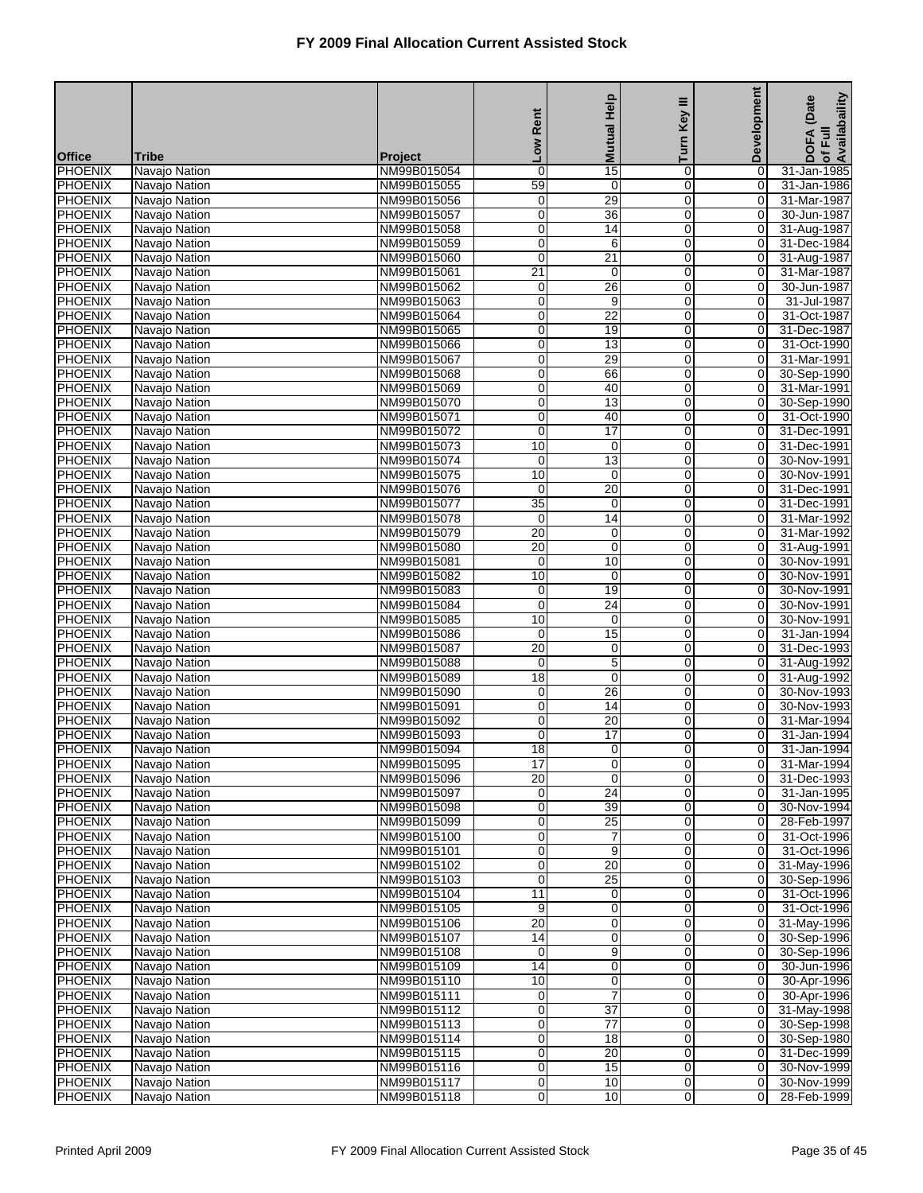# FY 2009 Final Allocation Current Assisted Stock

| Office | Tribe | Project | Low Rent | Mutual Help | Turn Key III | Development | DOFA (Date of Full Availabaility |
|---|---|---|---|---|---|---|---|
| PHOENIX | Navajo Nation | NM99B015054 | 0 | 15 | 0 | 0 | 31-Jan-1985 |
| PHOENIX | Navajo Nation | NM99B015055 | 59 | 0 | 0 | 0 | 31-Jan-1986 |
| PHOENIX | Navajo Nation | NM99B015056 | 0 | 29 | 0 | 0 | 31-Mar-1987 |
| PHOENIX | Navajo Nation | NM99B015057 | 0 | 36 | 0 | 0 | 30-Jun-1987 |
| PHOENIX | Navajo Nation | NM99B015058 | 0 | 14 | 0 | 0 | 31-Aug-1987 |
| PHOENIX | Navajo Nation | NM99B015059 | 0 | 6 | 0 | 0 | 31-Dec-1984 |
| PHOENIX | Navajo Nation | NM99B015060 | 0 | 21 | 0 | 0 | 31-Aug-1987 |
| PHOENIX | Navajo Nation | NM99B015061 | 21 | 0 | 0 | 0 | 31-Mar-1987 |
| PHOENIX | Navajo Nation | NM99B015062 | 0 | 26 | 0 | 0 | 30-Jun-1987 |
| PHOENIX | Navajo Nation | NM99B015063 | 0 | 9 | 0 | 0 | 31-Jul-1987 |
| PHOENIX | Navajo Nation | NM99B015064 | 0 | 22 | 0 | 0 | 31-Oct-1987 |
| PHOENIX | Navajo Nation | NM99B015065 | 0 | 19 | 0 | 0 | 31-Dec-1987 |
| PHOENIX | Navajo Nation | NM99B015066 | 0 | 13 | 0 | 0 | 31-Oct-1990 |
| PHOENIX | Navajo Nation | NM99B015067 | 0 | 29 | 0 | 0 | 31-Mar-1991 |
| PHOENIX | Navajo Nation | NM99B015068 | 0 | 66 | 0 | 0 | 30-Sep-1990 |
| PHOENIX | Navajo Nation | NM99B015069 | 0 | 40 | 0 | 0 | 31-Mar-1991 |
| PHOENIX | Navajo Nation | NM99B015070 | 0 | 13 | 0 | 0 | 30-Sep-1990 |
| PHOENIX | Navajo Nation | NM99B015071 | 0 | 40 | 0 | 0 | 31-Oct-1990 |
| PHOENIX | Navajo Nation | NM99B015072 | 0 | 17 | 0 | 0 | 31-Dec-1991 |
| PHOENIX | Navajo Nation | NM99B015073 | 10 | 0 | 0 | 0 | 31-Dec-1991 |
| PHOENIX | Navajo Nation | NM99B015074 | 0 | 13 | 0 | 0 | 30-Nov-1991 |
| PHOENIX | Navajo Nation | NM99B015075 | 10 | 0 | 0 | 0 | 30-Nov-1991 |
| PHOENIX | Navajo Nation | NM99B015076 | 0 | 20 | 0 | 0 | 31-Dec-1991 |
| PHOENIX | Navajo Nation | NM99B015077 | 35 | 0 | 0 | 0 | 31-Dec-1991 |
| PHOENIX | Navajo Nation | NM99B015078 | 0 | 14 | 0 | 0 | 31-Mar-1992 |
| PHOENIX | Navajo Nation | NM99B015079 | 20 | 0 | 0 | 0 | 31-Mar-1992 |
| PHOENIX | Navajo Nation | NM99B015080 | 20 | 0 | 0 | 0 | 31-Aug-1991 |
| PHOENIX | Navajo Nation | NM99B015081 | 0 | 10 | 0 | 0 | 30-Nov-1991 |
| PHOENIX | Navajo Nation | NM99B015082 | 10 | 0 | 0 | 0 | 30-Nov-1991 |
| PHOENIX | Navajo Nation | NM99B015083 | 0 | 19 | 0 | 0 | 30-Nov-1991 |
| PHOENIX | Navajo Nation | NM99B015084 | 0 | 24 | 0 | 0 | 30-Nov-1991 |
| PHOENIX | Navajo Nation | NM99B015085 | 10 | 0 | 0 | 0 | 30-Nov-1991 |
| PHOENIX | Navajo Nation | NM99B015086 | 0 | 15 | 0 | 0 | 31-Jan-1994 |
| PHOENIX | Navajo Nation | NM99B015087 | 20 | 0 | 0 | 0 | 31-Dec-1993 |
| PHOENIX | Navajo Nation | NM99B015088 | 0 | 5 | 0 | 0 | 31-Aug-1992 |
| PHOENIX | Navajo Nation | NM99B015089 | 18 | 0 | 0 | 0 | 31-Aug-1992 |
| PHOENIX | Navajo Nation | NM99B015090 | 0 | 26 | 0 | 0 | 30-Nov-1993 |
| PHOENIX | Navajo Nation | NM99B015091 | 0 | 14 | 0 | 0 | 30-Nov-1993 |
| PHOENIX | Navajo Nation | NM99B015092 | 0 | 20 | 0 | 0 | 31-Mar-1994 |
| PHOENIX | Navajo Nation | NM99B015093 | 0 | 17 | 0 | 0 | 31-Jan-1994 |
| PHOENIX | Navajo Nation | NM99B015094 | 18 | 0 | 0 | 0 | 31-Jan-1994 |
| PHOENIX | Navajo Nation | NM99B015095 | 17 | 0 | 0 | 0 | 31-Mar-1994 |
| PHOENIX | Navajo Nation | NM99B015096 | 20 | 0 | 0 | 0 | 31-Dec-1993 |
| PHOENIX | Navajo Nation | NM99B015097 | 0 | 24 | 0 | 0 | 31-Jan-1995 |
| PHOENIX | Navajo Nation | NM99B015098 | 0 | 39 | 0 | 0 | 30-Nov-1994 |
| PHOENIX | Navajo Nation | NM99B015099 | 0 | 25 | 0 | 0 | 28-Feb-1997 |
| PHOENIX | Navajo Nation | NM99B015100 | 0 | 7 | 0 | 0 | 31-Oct-1996 |
| PHOENIX | Navajo Nation | NM99B015101 | 0 | 9 | 0 | 0 | 31-Oct-1996 |
| PHOENIX | Navajo Nation | NM99B015102 | 0 | 20 | 0 | 0 | 31-May-1996 |
| PHOENIX | Navajo Nation | NM99B015103 | 0 | 25 | 0 | 0 | 30-Sep-1996 |
| PHOENIX | Navajo Nation | NM99B015104 | 11 | 0 | 0 | 0 | 31-Oct-1996 |
| PHOENIX | Navajo Nation | NM99B015105 | 9 | 0 | 0 | 0 | 31-Oct-1996 |
| PHOENIX | Navajo Nation | NM99B015106 | 20 | 0 | 0 | 0 | 31-May-1996 |
| PHOENIX | Navajo Nation | NM99B015107 | 14 | 0 | 0 | 0 | 30-Sep-1996 |
| PHOENIX | Navajo Nation | NM99B015108 | 0 | 9 | 0 | 0 | 30-Sep-1996 |
| PHOENIX | Navajo Nation | NM99B015109 | 14 | 0 | 0 | 0 | 30-Jun-1996 |
| PHOENIX | Navajo Nation | NM99B015110 | 10 | 0 | 0 | 0 | 30-Apr-1996 |
| PHOENIX | Navajo Nation | NM99B015111 | 0 | 7 | 0 | 0 | 30-Apr-1996 |
| PHOENIX | Navajo Nation | NM99B015112 | 0 | 37 | 0 | 0 | 31-May-1998 |
| PHOENIX | Navajo Nation | NM99B015113 | 0 | 77 | 0 | 0 | 30-Sep-1998 |
| PHOENIX | Navajo Nation | NM99B015114 | 0 | 18 | 0 | 0 | 30-Sep-1980 |
| PHOENIX | Navajo Nation | NM99B015115 | 0 | 20 | 0 | 0 | 31-Dec-1999 |
| PHOENIX | Navajo Nation | NM99B015116 | 0 | 15 | 0 | 0 | 30-Nov-1999 |
| PHOENIX | Navajo Nation | NM99B015117 | 0 | 10 | 0 | 0 | 30-Nov-1999 |
| PHOENIX | Navajo Nation | NM99B015118 | 0 | 10 | 0 | 0 | 28-Feb-1999 |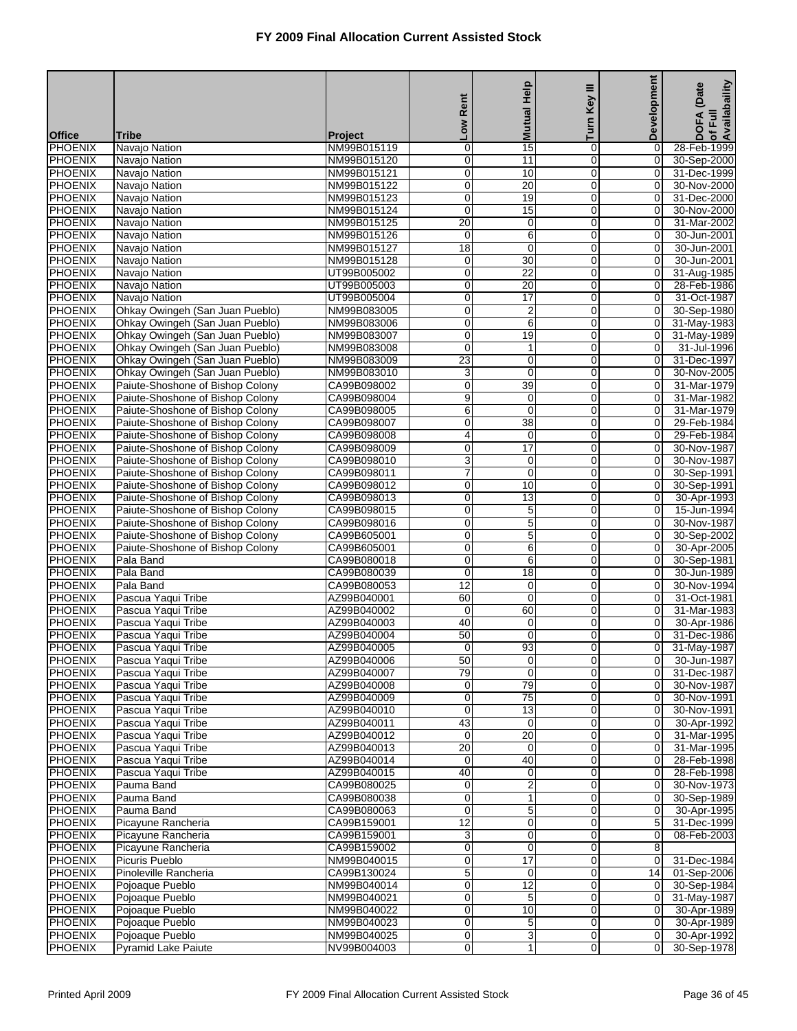# FY 2009 Final Allocation Current Assisted Stock

| Office | Tribe | Project | Low Rent | Mutual Help | Turn Key III | Development | DOFA (Date of Full Availability |
|---|---|---|---|---|---|---|---|
| PHOENIX | Navajo Nation | NM99B015119 | 0 | 15 | 0 | 0 | 28-Feb-1999 |
| PHOENIX | Navajo Nation | NM99B015120 | 0 | 11 | 0 | 0 | 30-Sep-2000 |
| PHOENIX | Navajo Nation | NM99B015121 | 0 | 10 | 0 | 0 | 31-Dec-1999 |
| PHOENIX | Navajo Nation | NM99B015122 | 0 | 20 | 0 | 0 | 30-Nov-2000 |
| PHOENIX | Navajo Nation | NM99B015123 | 0 | 19 | 0 | 0 | 31-Dec-2000 |
| PHOENIX | Navajo Nation | NM99B015124 | 0 | 15 | 0 | 0 | 30-Nov-2000 |
| PHOENIX | Navajo Nation | NM99B015125 | 20 | 0 | 0 | 0 | 31-Mar-2002 |
| PHOENIX | Navajo Nation | NM99B015126 | 0 | 6 | 0 | 0 | 30-Jun-2001 |
| PHOENIX | Navajo Nation | NM99B015127 | 18 | 0 | 0 | 0 | 30-Jun-2001 |
| PHOENIX | Navajo Nation | NM99B015128 | 0 | 30 | 0 | 0 | 30-Jun-2001 |
| PHOENIX | Navajo Nation | UT99B005002 | 0 | 22 | 0 | 0 | 31-Aug-1985 |
| PHOENIX | Navajo Nation | UT99B005003 | 0 | 20 | 0 | 0 | 28-Feb-1986 |
| PHOENIX | Navajo Nation | UT99B005004 | 0 | 17 | 0 | 0 | 31-Oct-1987 |
| PHOENIX | Ohkay Owingeh (San Juan Pueblo) | NM99B083005 | 0 | 2 | 0 | 0 | 30-Sep-1980 |
| PHOENIX | Ohkay Owingeh (San Juan Pueblo) | NM99B083006 | 0 | 6 | 0 | 0 | 31-May-1983 |
| PHOENIX | Ohkay Owingeh (San Juan Pueblo) | NM99B083007 | 0 | 19 | 0 | 0 | 31-May-1989 |
| PHOENIX | Ohkay Owingeh (San Juan Pueblo) | NM99B083008 | 0 | 1 | 0 | 0 | 31-Jul-1996 |
| PHOENIX | Ohkay Owingeh (San Juan Pueblo) | NM99B083009 | 23 | 0 | 0 | 0 | 31-Dec-1997 |
| PHOENIX | Ohkay Owingeh (San Juan Pueblo) | NM99B083010 | 3 | 0 | 0 | 0 | 30-Nov-2005 |
| PHOENIX | Paiute-Shoshone of Bishop Colony | CA99B098002 | 0 | 39 | 0 | 0 | 31-Mar-1979 |
| PHOENIX | Paiute-Shoshone of Bishop Colony | CA99B098004 | 9 | 0 | 0 | 0 | 31-Mar-1982 |
| PHOENIX | Paiute-Shoshone of Bishop Colony | CA99B098005 | 6 | 0 | 0 | 0 | 31-Mar-1979 |
| PHOENIX | Paiute-Shoshone of Bishop Colony | CA99B098007 | 0 | 38 | 0 | 0 | 29-Feb-1984 |
| PHOENIX | Paiute-Shoshone of Bishop Colony | CA99B098008 | 4 | 0 | 0 | 0 | 29-Feb-1984 |
| PHOENIX | Paiute-Shoshone of Bishop Colony | CA99B098009 | 0 | 17 | 0 | 0 | 30-Nov-1987 |
| PHOENIX | Paiute-Shoshone of Bishop Colony | CA99B098010 | 3 | 0 | 0 | 0 | 30-Nov-1987 |
| PHOENIX | Paiute-Shoshone of Bishop Colony | CA99B098011 | 7 | 0 | 0 | 0 | 30-Sep-1991 |
| PHOENIX | Paiute-Shoshone of Bishop Colony | CA99B098012 | 0 | 10 | 0 | 0 | 30-Sep-1991 |
| PHOENIX | Paiute-Shoshone of Bishop Colony | CA99B098013 | 0 | 13 | 0 | 0 | 30-Apr-1993 |
| PHOENIX | Paiute-Shoshone of Bishop Colony | CA99B098015 | 0 | 5 | 0 | 0 | 15-Jun-1994 |
| PHOENIX | Paiute-Shoshone of Bishop Colony | CA99B098016 | 0 | 5 | 0 | 0 | 30-Nov-1987 |
| PHOENIX | Paiute-Shoshone of Bishop Colony | CA99B605001 | 0 | 5 | 0 | 0 | 30-Sep-2002 |
| PHOENIX | Paiute-Shoshone of Bishop Colony | CA99B605001 | 0 | 6 | 0 | 0 | 30-Apr-2005 |
| PHOENIX | Pala Band | CA99B080018 | 0 | 6 | 0 | 0 | 30-Sep-1981 |
| PHOENIX | Pala Band | CA99B080039 | 0 | 18 | 0 | 0 | 30-Jun-1989 |
| PHOENIX | Pala Band | CA99B080053 | 12 | 0 | 0 | 0 | 30-Nov-1994 |
| PHOENIX | Pascua Yaqui Tribe | AZ99B040001 | 60 | 0 | 0 | 0 | 31-Oct-1981 |
| PHOENIX | Pascua Yaqui Tribe | AZ99B040002 | 0 | 60 | 0 | 0 | 31-Mar-1983 |
| PHOENIX | Pascua Yaqui Tribe | AZ99B040003 | 40 | 0 | 0 | 0 | 30-Apr-1986 |
| PHOENIX | Pascua Yaqui Tribe | AZ99B040004 | 50 | 0 | 0 | 0 | 31-Dec-1986 |
| PHOENIX | Pascua Yaqui Tribe | AZ99B040005 | 0 | 93 | 0 | 0 | 31-May-1987 |
| PHOENIX | Pascua Yaqui Tribe | AZ99B040006 | 50 | 0 | 0 | 0 | 30-Jun-1987 |
| PHOENIX | Pascua Yaqui Tribe | AZ99B040007 | 79 | 0 | 0 | 0 | 31-Dec-1987 |
| PHOENIX | Pascua Yaqui Tribe | AZ99B040008 | 0 | 79 | 0 | 0 | 30-Nov-1987 |
| PHOENIX | Pascua Yaqui Tribe | AZ99B040009 | 0 | 75 | 0 | 0 | 30-Nov-1991 |
| PHOENIX | Pascua Yaqui Tribe | AZ99B040010 | 0 | 13 | 0 | 0 | 30-Nov-1991 |
| PHOENIX | Pascua Yaqui Tribe | AZ99B040011 | 43 | 0 | 0 | 0 | 30-Apr-1992 |
| PHOENIX | Pascua Yaqui Tribe | AZ99B040012 | 0 | 20 | 0 | 0 | 31-Mar-1995 |
| PHOENIX | Pascua Yaqui Tribe | AZ99B040013 | 20 | 0 | 0 | 0 | 31-Mar-1995 |
| PHOENIX | Pascua Yaqui Tribe | AZ99B040014 | 0 | 40 | 0 | 0 | 28-Feb-1998 |
| PHOENIX | Pascua Yaqui Tribe | AZ99B040015 | 40 | 0 | 0 | 0 | 28-Feb-1998 |
| PHOENIX | Pauma Band | CA99B080025 | 0 | 2 | 0 | 0 | 30-Nov-1973 |
| PHOENIX | Pauma Band | CA99B080038 | 0 | 1 | 0 | 0 | 30-Sep-1989 |
| PHOENIX | Pauma Band | CA99B080063 | 0 | 5 | 0 | 0 | 30-Apr-1995 |
| PHOENIX | Picayune Rancheria | CA99B159001 | 12 | 0 | 0 | 5 | 31-Dec-1999 |
| PHOENIX | Picayune Rancheria | CA99B159001 | 3 | 0 | 0 | 0 | 08-Feb-2003 |
| PHOENIX | Picayune Rancheria | CA99B159002 | 0 | 0 | 0 | 8 | |
| PHOENIX | Picuris Pueblo | NM99B040015 | 0 | 17 | 0 | 0 | 31-Dec-1984 |
| PHOENIX | Pinoleville Rancheria | CA99B130024 | 5 | 0 | 0 | 14 | 01-Sep-2006 |
| PHOENIX | Pojoaque Pueblo | NM99B040014 | 0 | 12 | 0 | 0 | 30-Sep-1984 |
| PHOENIX | Pojoaque Pueblo | NM99B040021 | 0 | 5 | 0 | 0 | 31-May-1987 |
| PHOENIX | Pojoaque Pueblo | NM99B040022 | 0 | 10 | 0 | 0 | 30-Apr-1989 |
| PHOENIX | Pojoaque Pueblo | NM99B040023 | 0 | 5 | 0 | 0 | 30-Apr-1989 |
| PHOENIX | Pojoaque Pueblo | NM99B040025 | 0 | 3 | 0 | 0 | 30-Apr-1992 |
| PHOENIX | Pyramid Lake Paiute | NV99B004003 | 0 | 1 | 0 | 0 | 30-Sep-1978 |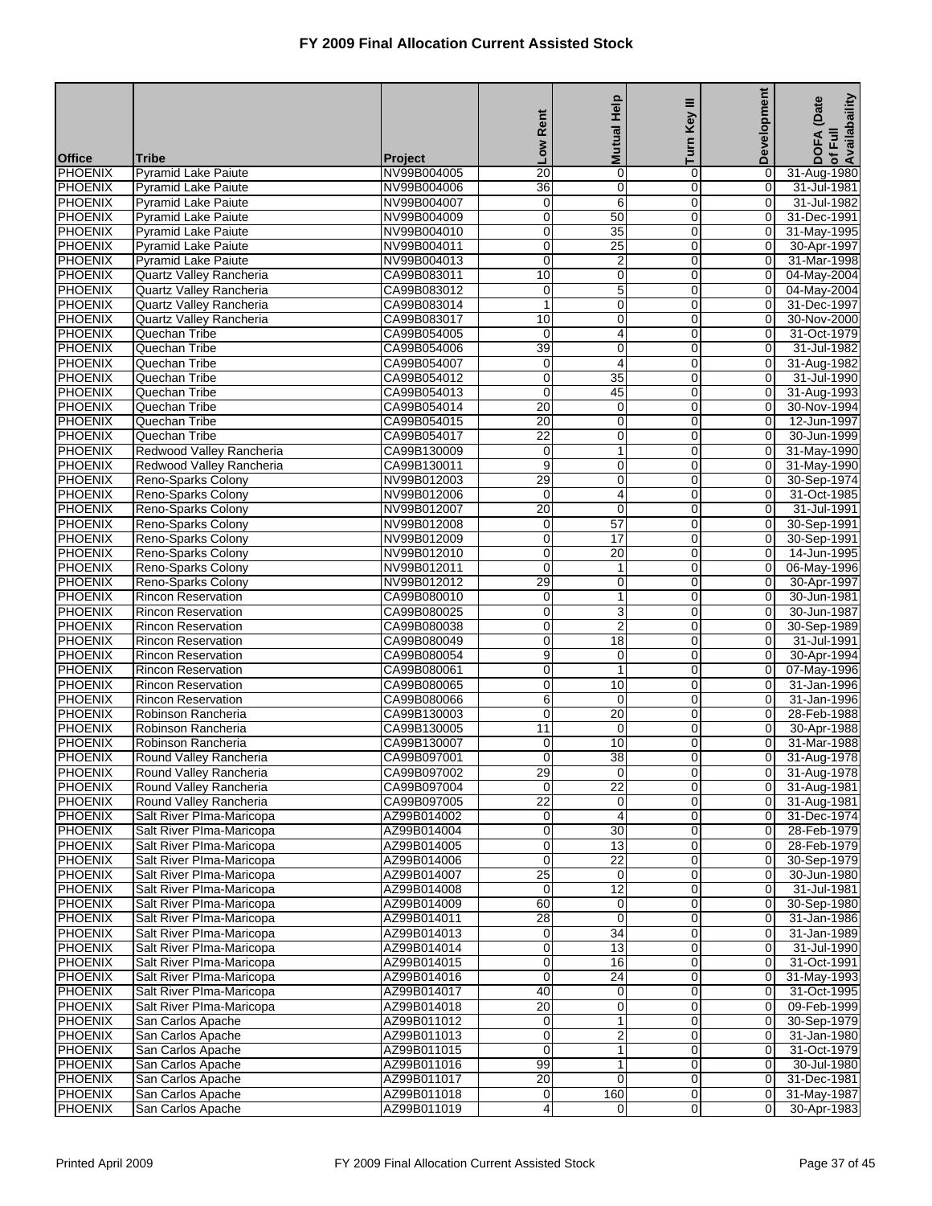# FY 2009 Final Allocation Current Assisted Stock

| Office | Tribe | Project | Low Rent | Mutual Help | Turn Key III | Development | DOFA (Date of Full Availabaility |
|---|---|---|---|---|---|---|---|
| PHOENIX | Pyramid Lake Paiute | NV99B004005 | 20 | 0 | 0 | 0 | 31-Aug-1980 |
| PHOENIX | Pyramid Lake Paiute | NV99B004006 | 36 | 0 | 0 | 0 | 31-Jul-1981 |
| PHOENIX | Pyramid Lake Paiute | NV99B004007 | 0 | 6 | 0 | 0 | 31-Jul-1982 |
| PHOENIX | Pyramid Lake Paiute | NV99B004009 | 0 | 50 | 0 | 0 | 31-Dec-1991 |
| PHOENIX | Pyramid Lake Paiute | NV99B004010 | 0 | 35 | 0 | 0 | 31-May-1995 |
| PHOENIX | Pyramid Lake Paiute | NV99B004011 | 0 | 25 | 0 | 0 | 30-Apr-1997 |
| PHOENIX | Pyramid Lake Paiute | NV99B004013 | 0 | 2 | 0 | 0 | 31-Mar-1998 |
| PHOENIX | Quartz Valley Rancheria | CA99B083011 | 10 | 0 | 0 | 0 | 04-May-2004 |
| PHOENIX | Quartz Valley Rancheria | CA99B083012 | 0 | 5 | 0 | 0 | 04-May-2004 |
| PHOENIX | Quartz Valley Rancheria | CA99B083014 | 1 | 0 | 0 | 0 | 31-Dec-1997 |
| PHOENIX | Quartz Valley Rancheria | CA99B083017 | 10 | 0 | 0 | 0 | 30-Nov-2000 |
| PHOENIX | Quechan Tribe | CA99B054005 | 0 | 4 | 0 | 0 | 31-Oct-1979 |
| PHOENIX | Quechan Tribe | CA99B054006 | 39 | 0 | 0 | 0 | 31-Jul-1982 |
| PHOENIX | Quechan Tribe | CA99B054007 | 0 | 4 | 0 | 0 | 31-Aug-1982 |
| PHOENIX | Quechan Tribe | CA99B054012 | 0 | 35 | 0 | 0 | 31-Jul-1990 |
| PHOENIX | Quechan Tribe | CA99B054013 | 0 | 45 | 0 | 0 | 31-Aug-1993 |
| PHOENIX | Quechan Tribe | CA99B054014 | 20 | 0 | 0 | 0 | 30-Nov-1994 |
| PHOENIX | Quechan Tribe | CA99B054015 | 20 | 0 | 0 | 0 | 12-Jun-1997 |
| PHOENIX | Quechan Tribe | CA99B054017 | 22 | 0 | 0 | 0 | 30-Jun-1999 |
| PHOENIX | Redwood Valley Rancheria | CA99B130009 | 0 | 1 | 0 | 0 | 31-May-1990 |
| PHOENIX | Redwood Valley Rancheria | CA99B130011 | 9 | 0 | 0 | 0 | 31-May-1990 |
| PHOENIX | Reno-Sparks Colony | NV99B012003 | 29 | 0 | 0 | 0 | 30-Sep-1974 |
| PHOENIX | Reno-Sparks Colony | NV99B012006 | 0 | 4 | 0 | 0 | 31-Oct-1985 |
| PHOENIX | Reno-Sparks Colony | NV99B012007 | 20 | 0 | 0 | 0 | 31-Jul-1991 |
| PHOENIX | Reno-Sparks Colony | NV99B012008 | 0 | 57 | 0 | 0 | 30-Sep-1991 |
| PHOENIX | Reno-Sparks Colony | NV99B012009 | 0 | 17 | 0 | 0 | 30-Sep-1991 |
| PHOENIX | Reno-Sparks Colony | NV99B012010 | 0 | 20 | 0 | 0 | 14-Jun-1995 |
| PHOENIX | Reno-Sparks Colony | NV99B012011 | 0 | 1 | 0 | 0 | 06-May-1996 |
| PHOENIX | Reno-Sparks Colony | NV99B012012 | 29 | 0 | 0 | 0 | 30-Apr-1997 |
| PHOENIX | Rincon Reservation | CA99B080010 | 0 | 1 | 0 | 0 | 30-Jun-1981 |
| PHOENIX | Rincon Reservation | CA99B080025 | 0 | 3 | 0 | 0 | 30-Jun-1987 |
| PHOENIX | Rincon Reservation | CA99B080038 | 0 | 2 | 0 | 0 | 30-Sep-1989 |
| PHOENIX | Rincon Reservation | CA99B080049 | 0 | 18 | 0 | 0 | 31-Jul-1991 |
| PHOENIX | Rincon Reservation | CA99B080054 | 9 | 0 | 0 | 0 | 30-Apr-1994 |
| PHOENIX | Rincon Reservation | CA99B080061 | 0 | 1 | 0 | 0 | 07-May-1996 |
| PHOENIX | Rincon Reservation | CA99B080065 | 0 | 10 | 0 | 0 | 31-Jan-1996 |
| PHOENIX | Rincon Reservation | CA99B080066 | 6 | 0 | 0 | 0 | 31-Jan-1996 |
| PHOENIX | Robinson Rancheria | CA99B130003 | 0 | 20 | 0 | 0 | 28-Feb-1988 |
| PHOENIX | Robinson Rancheria | CA99B130005 | 11 | 0 | 0 | 0 | 30-Apr-1988 |
| PHOENIX | Robinson Rancheria | CA99B130007 | 0 | 10 | 0 | 0 | 31-Mar-1988 |
| PHOENIX | Round Valley Rancheria | CA99B097001 | 0 | 38 | 0 | 0 | 31-Aug-1978 |
| PHOENIX | Round Valley Rancheria | CA99B097002 | 29 | 0 | 0 | 0 | 31-Aug-1978 |
| PHOENIX | Round Valley Rancheria | CA99B097004 | 0 | 22 | 0 | 0 | 31-Aug-1981 |
| PHOENIX | Round Valley Rancheria | CA99B097005 | 22 | 0 | 0 | 0 | 31-Aug-1981 |
| PHOENIX | Salt River PIma-Maricopa | AZ99B014002 | 0 | 4 | 0 | 0 | 31-Dec-1974 |
| PHOENIX | Salt River PIma-Maricopa | AZ99B014004 | 0 | 30 | 0 | 0 | 28-Feb-1979 |
| PHOENIX | Salt River PIma-Maricopa | AZ99B014005 | 0 | 13 | 0 | 0 | 28-Feb-1979 |
| PHOENIX | Salt River PIma-Maricopa | AZ99B014006 | 0 | 22 | 0 | 0 | 30-Sep-1979 |
| PHOENIX | Salt River PIma-Maricopa | AZ99B014007 | 25 | 0 | 0 | 0 | 30-Jun-1980 |
| PHOENIX | Salt River PIma-Maricopa | AZ99B014008 | 0 | 12 | 0 | 0 | 31-Jul-1981 |
| PHOENIX | Salt River PIma-Maricopa | AZ99B014009 | 60 | 0 | 0 | 0 | 30-Sep-1980 |
| PHOENIX | Salt River PIma-Maricopa | AZ99B014011 | 28 | 0 | 0 | 0 | 31-Jan-1986 |
| PHOENIX | Salt River PIma-Maricopa | AZ99B014013 | 0 | 34 | 0 | 0 | 31-Jan-1989 |
| PHOENIX | Salt River PIma-Maricopa | AZ99B014014 | 0 | 13 | 0 | 0 | 31-Jul-1990 |
| PHOENIX | Salt River PIma-Maricopa | AZ99B014015 | 0 | 16 | 0 | 0 | 31-Oct-1991 |
| PHOENIX | Salt River PIma-Maricopa | AZ99B014016 | 0 | 24 | 0 | 0 | 31-May-1993 |
| PHOENIX | Salt River PIma-Maricopa | AZ99B014017 | 40 | 0 | 0 | 0 | 31-Oct-1995 |
| PHOENIX | Salt River PIma-Maricopa | AZ99B014018 | 20 | 0 | 0 | 0 | 09-Feb-1999 |
| PHOENIX | San Carlos Apache | AZ99B011012 | 0 | 1 | 0 | 0 | 30-Sep-1979 |
| PHOENIX | San Carlos Apache | AZ99B011013 | 0 | 2 | 0 | 0 | 31-Jan-1980 |
| PHOENIX | San Carlos Apache | AZ99B011015 | 0 | 1 | 0 | 0 | 31-Oct-1979 |
| PHOENIX | San Carlos Apache | AZ99B011016 | 99 | 1 | 0 | 0 | 30-Jul-1980 |
| PHOENIX | San Carlos Apache | AZ99B011017 | 20 | 0 | 0 | 0 | 31-Dec-1981 |
| PHOENIX | San Carlos Apache | AZ99B011018 | 0 | 160 | 0 | 0 | 31-May-1987 |
| PHOENIX | San Carlos Apache | AZ99B011019 | 4 | 0 | 0 | 0 | 30-Apr-1983 |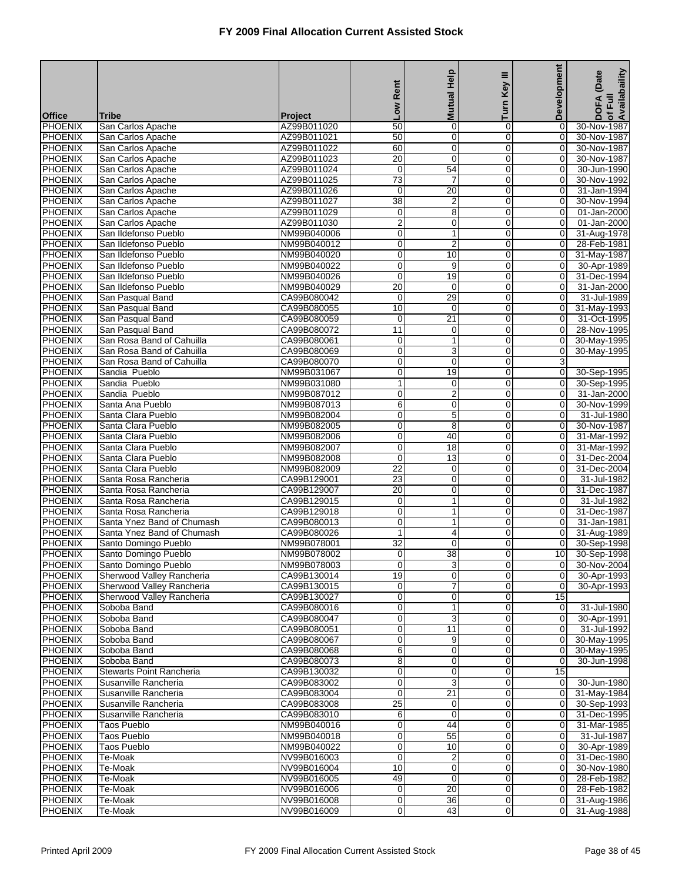# FY 2009 Final Allocation Current Assisted Stock

| Office | Tribe | Project | Low Rent | Mutual Help | Turn Key III | Development | DOFA (Date of Full Availability |
|---|---|---|---|---|---|---|---|
| PHOENIX | San Carlos Apache | AZ99B011020 | 50 | 0 | 0 | 0 | 30-Nov-1987 |
| PHOENIX | San Carlos Apache | AZ99B011021 | 50 | 0 | 0 | 0 | 30-Nov-1987 |
| PHOENIX | San Carlos Apache | AZ99B011022 | 60 | 0 | 0 | 0 | 30-Nov-1987 |
| PHOENIX | San Carlos Apache | AZ99B011023 | 20 | 0 | 0 | 0 | 30-Nov-1987 |
| PHOENIX | San Carlos Apache | AZ99B011024 | 0 | 54 | 0 | 0 | 30-Jun-1990 |
| PHOENIX | San Carlos Apache | AZ99B011025 | 73 | 7 | 0 | 0 | 30-Nov-1992 |
| PHOENIX | San Carlos Apache | AZ99B011026 | 0 | 20 | 0 | 0 | 31-Jan-1994 |
| PHOENIX | San Carlos Apache | AZ99B011027 | 38 | 2 | 0 | 0 | 30-Nov-1994 |
| PHOENIX | San Carlos Apache | AZ99B011029 | 0 | 8 | 0 | 0 | 01-Jan-2000 |
| PHOENIX | San Carlos Apache | AZ99B011030 | 2 | 0 | 0 | 0 | 01-Jan-2000 |
| PHOENIX | San Ildefonso Pueblo | NM99B040006 | 0 | 1 | 0 | 0 | 31-Aug-1978 |
| PHOENIX | San Ildefonso Pueblo | NM99B040012 | 0 | 2 | 0 | 0 | 28-Feb-1981 |
| PHOENIX | San Ildefonso Pueblo | NM99B040020 | 0 | 10 | 0 | 0 | 31-May-1987 |
| PHOENIX | San Ildefonso Pueblo | NM99B040022 | 0 | 9 | 0 | 0 | 30-Apr-1989 |
| PHOENIX | San Ildefonso Pueblo | NM99B040026 | 0 | 19 | 0 | 0 | 31-Dec-1994 |
| PHOENIX | San Ildefonso Pueblo | NM99B040029 | 20 | 0 | 0 | 0 | 31-Jan-2000 |
| PHOENIX | San Pasqual Band | CA99B080042 | 0 | 29 | 0 | 0 | 31-Jul-1989 |
| PHOENIX | San Pasqual Band | CA99B080055 | 10 | 0 | 0 | 0 | 31-May-1993 |
| PHOENIX | San Pasqual Band | CA99B080059 | 0 | 21 | 0 | 0 | 31-Oct-1995 |
| PHOENIX | San Pasqual Band | CA99B080072 | 11 | 0 | 0 | 0 | 28-Nov-1995 |
| PHOENIX | San Rosa Band of Cahuilla | CA99B080061 | 0 | 1 | 0 | 0 | 30-May-1995 |
| PHOENIX | San Rosa Band of Cahuilla | CA99B080069 | 0 | 3 | 0 | 0 | 30-May-1995 |
| PHOENIX | San Rosa Band of Cahuilla | CA99B080070 | 0 | 0 | 0 | 3 | |
| PHOENIX | Sandia Pueblo | NM99B031067 | 0 | 19 | 0 | 0 | 30-Sep-1995 |
| PHOENIX | Sandia Pueblo | NM99B031080 | 1 | 0 | 0 | 0 | 30-Sep-1995 |
| PHOENIX | Sandia Pueblo | NM99B087012 | 0 | 2 | 0 | 0 | 31-Jan-2000 |
| PHOENIX | Santa Ana Pueblo | NM99B087013 | 6 | 0 | 0 | 0 | 30-Nov-1999 |
| PHOENIX | Santa Clara Pueblo | NM99B082004 | 0 | 5 | 0 | 0 | 31-Jul-1980 |
| PHOENIX | Santa Clara Pueblo | NM99B082005 | 0 | 8 | 0 | 0 | 30-Nov-1987 |
| PHOENIX | Santa Clara Pueblo | NM99B082006 | 0 | 40 | 0 | 0 | 31-Mar-1992 |
| PHOENIX | Santa Clara Pueblo | NM99B082007 | 0 | 18 | 0 | 0 | 31-Mar-1992 |
| PHOENIX | Santa Clara Pueblo | NM99B082008 | 0 | 13 | 0 | 0 | 31-Dec-2004 |
| PHOENIX | Santa Clara Pueblo | NM99B082009 | 22 | 0 | 0 | 0 | 31-Dec-2004 |
| PHOENIX | Santa Rosa Rancheria | CA99B129001 | 23 | 0 | 0 | 0 | 31-Jul-1982 |
| PHOENIX | Santa Rosa Rancheria | CA99B129007 | 20 | 0 | 0 | 0 | 31-Dec-1987 |
| PHOENIX | Santa Rosa Rancheria | CA99B129015 | 0 | 1 | 0 | 0 | 31-Jul-1982 |
| PHOENIX | Santa Rosa Rancheria | CA99B129018 | 0 | 1 | 0 | 0 | 31-Dec-1987 |
| PHOENIX | Santa Ynez Band of Chumash | CA99B080013 | 0 | 1 | 0 | 0 | 31-Jan-1981 |
| PHOENIX | Santa Ynez Band of Chumash | CA99B080026 | 1 | 4 | 0 | 0 | 31-Aug-1989 |
| PHOENIX | Santo Domingo Pueblo | NM99B078001 | 32 | 0 | 0 | 0 | 30-Sep-1998 |
| PHOENIX | Santo Domingo Pueblo | NM99B078002 | 0 | 38 | 0 | 10 | 30-Sep-1998 |
| PHOENIX | Santo Domingo Pueblo | NM99B078003 | 0 | 3 | 0 | 0 | 30-Nov-2004 |
| PHOENIX | Sherwood Valley Rancheria | CA99B130014 | 19 | 0 | 0 | 0 | 30-Apr-1993 |
| PHOENIX | Sherwood Valley Rancheria | CA99B130015 | 0 | 7 | 0 | 0 | 30-Apr-1993 |
| PHOENIX | Sherwood Valley Rancheria | CA99B130027 | 0 | 0 | 0 | 15 | |
| PHOENIX | Soboba Band | CA99B080016 | 0 | 1 | 0 | 0 | 31-Jul-1980 |
| PHOENIX | Soboba Band | CA99B080047 | 0 | 3 | 0 | 0 | 30-Apr-1991 |
| PHOENIX | Soboba Band | CA99B080051 | 0 | 11 | 0 | 0 | 31-Jul-1992 |
| PHOENIX | Soboba Band | CA99B080067 | 0 | 9 | 0 | 0 | 30-May-1995 |
| PHOENIX | Soboba Band | CA99B080068 | 6 | 0 | 0 | 0 | 30-May-1995 |
| PHOENIX | Soboba Band | CA99B080073 | 8 | 0 | 0 | 0 | 30-Jun-1998 |
| PHOENIX | Stewarts Point Rancheria | CA99B130032 | 0 | 0 | 0 | 15 | |
| PHOENIX | Susanville Rancheria | CA99B083002 | 0 | 3 | 0 | 0 | 30-Jun-1980 |
| PHOENIX | Susanville Rancheria | CA99B083004 | 0 | 21 | 0 | 0 | 31-May-1984 |
| PHOENIX | Susanville Rancheria | CA99B083008 | 25 | 0 | 0 | 0 | 30-Sep-1993 |
| PHOENIX | Susanville Rancheria | CA99B083010 | 6 | 0 | 0 | 0 | 31-Dec-1995 |
| PHOENIX | Taos Pueblo | NM99B040016 | 0 | 44 | 0 | 0 | 31-Mar-1985 |
| PHOENIX | Taos Pueblo | NM99B040018 | 0 | 55 | 0 | 0 | 31-Jul-1987 |
| PHOENIX | Taos Pueblo | NM99B040022 | 0 | 10 | 0 | 0 | 30-Apr-1989 |
| PHOENIX | Te-Moak | NV99B016003 | 0 | 2 | 0 | 0 | 31-Dec-1980 |
| PHOENIX | Te-Moak | NV99B016004 | 10 | 0 | 0 | 0 | 30-Nov-1980 |
| PHOENIX | Te-Moak | NV99B016005 | 49 | 0 | 0 | 0 | 28-Feb-1982 |
| PHOENIX | Te-Moak | NV99B016006 | 0 | 20 | 0 | 0 | 28-Feb-1982 |
| PHOENIX | Te-Moak | NV99B016008 | 0 | 36 | 0 | 0 | 31-Aug-1986 |
| PHOENIX | Te-Moak | NV99B016009 | 0 | 43 | 0 | 0 | 31-Aug-1988 |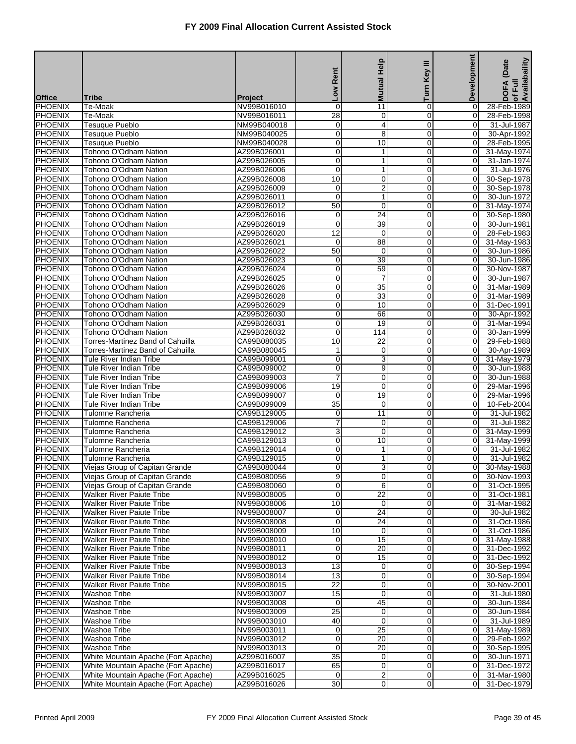# FY 2009 Final Allocation Current Assisted Stock

| Office | Tribe | Project | Low Rent | Mutual Help | Turn Key III | Development | DOFA (Date of Full Availabaility |
|---|---|---|---|---|---|---|---|
| PHOENIX | Te-Moak | NV99B016010 | 0 | 11 | 0 | 0 | 28-Feb-1989 |
| PHOENIX | Te-Moak | NV99B016011 | 28 | 0 | 0 | 0 | 28-Feb-1998 |
| PHOENIX | Tesuque Pueblo | NM99B040018 | 0 | 4 | 0 | 0 | 31-Jul-1987 |
| PHOENIX | Tesuque Pueblo | NM99B040025 | 0 | 8 | 0 | 0 | 30-Apr-1992 |
| PHOENIX | Tesuque Pueblo | NM99B040028 | 0 | 10 | 0 | 0 | 28-Feb-1995 |
| PHOENIX | Tohono O'Odham Nation | AZ99B026001 | 0 | 1 | 0 | 0 | 31-May-1974 |
| PHOENIX | Tohono O'Odham Nation | AZ99B026005 | 0 | 1 | 0 | 0 | 31-Jan-1974 |
| PHOENIX | Tohono O'Odham Nation | AZ99B026006 | 0 | 1 | 0 | 0 | 31-Jul-1976 |
| PHOENIX | Tohono O'Odham Nation | AZ99B026008 | 10 | 0 | 0 | 0 | 30-Sep-1978 |
| PHOENIX | Tohono O'Odham Nation | AZ99B026009 | 0 | 2 | 0 | 0 | 30-Sep-1978 |
| PHOENIX | Tohono O'Odham Nation | AZ99B026011 | 0 | 1 | 0 | 0 | 30-Jun-1972 |
| PHOENIX | Tohono O'Odham Nation | AZ99B026012 | 50 | 0 | 0 | 0 | 31-May-1974 |
| PHOENIX | Tohono O'Odham Nation | AZ99B026016 | 0 | 24 | 0 | 0 | 30-Sep-1980 |
| PHOENIX | Tohono O'Odham Nation | AZ99B026019 | 0 | 39 | 0 | 0 | 30-Jun-1981 |
| PHOENIX | Tohono O'Odham Nation | AZ99B026020 | 12 | 0 | 0 | 0 | 28-Feb-1983 |
| PHOENIX | Tohono O'Odham Nation | AZ99B026021 | 0 | 88 | 0 | 0 | 31-May-1983 |
| PHOENIX | Tohono O'Odham Nation | AZ99B026022 | 50 | 0 | 0 | 0 | 30-Jun-1986 |
| PHOENIX | Tohono O'Odham Nation | AZ99B026023 | 0 | 39 | 0 | 0 | 30-Jun-1986 |
| PHOENIX | Tohono O'Odham Nation | AZ99B026024 | 0 | 59 | 0 | 0 | 30-Nov-1987 |
| PHOENIX | Tohono O'Odham Nation | AZ99B026025 | 0 | 7 | 0 | 0 | 30-Jun-1987 |
| PHOENIX | Tohono O'Odham Nation | AZ99B026026 | 0 | 35 | 0 | 0 | 31-Mar-1989 |
| PHOENIX | Tohono O'Odham Nation | AZ99B026028 | 0 | 33 | 0 | 0 | 31-Mar-1989 |
| PHOENIX | Tohono O'Odham Nation | AZ99B026029 | 0 | 10 | 0 | 0 | 31-Dec-1991 |
| PHOENIX | Tohono O'Odham Nation | AZ99B026030 | 0 | 66 | 0 | 0 | 30-Apr-1992 |
| PHOENIX | Tohono O'Odham Nation | AZ99B026031 | 0 | 19 | 0 | 0 | 31-Mar-1994 |
| PHOENIX | Tohono O'Odham Nation | AZ99B026032 | 0 | 114 | 0 | 0 | 30-Jan-1999 |
| PHOENIX | Torres-Martinez Band of Cahuilla | CA99B080035 | 10 | 22 | 0 | 0 | 29-Feb-1988 |
| PHOENIX | Torres-Martinez Band of Cahuilla | CA99B080045 | 1 | 0 | 0 | 0 | 30-Apr-1989 |
| PHOENIX | Tule River Indian Tribe | CA99B099001 | 0 | 3 | 0 | 0 | 31-May-1979 |
| PHOENIX | Tule River Indian Tribe | CA99B099002 | 0 | 9 | 0 | 0 | 30-Jun-1988 |
| PHOENIX | Tule River Indian Tribe | CA99B099003 | 7 | 0 | 0 | 0 | 30-Jun-1988 |
| PHOENIX | Tule River Indian Tribe | CA99B099006 | 19 | 0 | 0 | 0 | 29-Mar-1996 |
| PHOENIX | Tule River Indian Tribe | CA99B099007 | 0 | 19 | 0 | 0 | 29-Mar-1996 |
| PHOENIX | Tule River Indian Tribe | CA99B099009 | 35 | 0 | 0 | 0 | 10-Feb-2004 |
| PHOENIX | Tulomne Rancheria | CA99B129005 | 0 | 11 | 0 | 0 | 31-Jul-1982 |
| PHOENIX | Tulomne Rancheria | CA99B129006 | 7 | 0 | 0 | 0 | 31-Jul-1982 |
| PHOENIX | Tulomne Rancheria | CA99B129012 | 3 | 0 | 0 | 0 | 31-May-1999 |
| PHOENIX | Tulomne Rancheria | CA99B129013 | 0 | 10 | 0 | 0 | 31-May-1999 |
| PHOENIX | Tulomne Rancheria | CA99B129014 | 0 | 1 | 0 | 0 | 31-Jul-1982 |
| PHOENIX | Tulomne Rancheria | CA99B129015 | 0 | 1 | 0 | 0 | 31-Jul-1982 |
| PHOENIX | Viejas Group of Capitan Grande | CA99B080044 | 0 | 3 | 0 | 0 | 30-May-1988 |
| PHOENIX | Viejas Group of Capitan Grande | CA99B080056 | 9 | 0 | 0 | 0 | 30-Nov-1993 |
| PHOENIX | Viejas Group of Capitan Grande | CA99B080060 | 0 | 6 | 0 | 0 | 31-Oct-1995 |
| PHOENIX | Walker River Paiute Tribe | NV99B008005 | 0 | 22 | 0 | 0 | 31-Oct-1981 |
| PHOENIX | Walker River Paiute Tribe | NV99B008006 | 10 | 0 | 0 | 0 | 31-Mar-1982 |
| PHOENIX | Walker River Paiute Tribe | NV99B008007 | 0 | 24 | 0 | 0 | 30-Jul-1982 |
| PHOENIX | Walker River Paiute Tribe | NV99B008008 | 0 | 24 | 0 | 0 | 31-Oct-1986 |
| PHOENIX | Walker River Paiute Tribe | NV99B008009 | 10 | 0 | 0 | 0 | 31-Oct-1986 |
| PHOENIX | Walker River Paiute Tribe | NV99B008010 | 0 | 15 | 0 | 0 | 31-May-1988 |
| PHOENIX | Walker River Paiute Tribe | NV99B008011 | 0 | 20 | 0 | 0 | 31-Dec-1992 |
| PHOENIX | Walker River Paiute Tribe | NV99B008012 | 0 | 15 | 0 | 0 | 31-Dec-1992 |
| PHOENIX | Walker River Paiute Tribe | NV99B008013 | 13 | 0 | 0 | 0 | 30-Sep-1994 |
| PHOENIX | Walker River Paiute Tribe | NV99B008014 | 13 | 0 | 0 | 0 | 30-Sep-1994 |
| PHOENIX | Walker River Paiute Tribe | NV99B008015 | 22 | 0 | 0 | 0 | 30-Nov-2001 |
| PHOENIX | Washoe Tribe | NV99B003007 | 15 | 0 | 0 | 0 | 31-Jul-1980 |
| PHOENIX | Washoe Tribe | NV99B003008 | 0 | 45 | 0 | 0 | 30-Jun-1984 |
| PHOENIX | Washoe Tribe | NV99B003009 | 25 | 0 | 0 | 0 | 30-Jun-1984 |
| PHOENIX | Washoe Tribe | NV99B003010 | 40 | 0 | 0 | 0 | 31-Jul-1989 |
| PHOENIX | Washoe Tribe | NV99B003011 | 0 | 25 | 0 | 0 | 31-May-1989 |
| PHOENIX | Washoe Tribe | NV99B003012 | 0 | 20 | 0 | 0 | 29-Feb-1992 |
| PHOENIX | Washoe Tribe | NV99B003013 | 0 | 20 | 0 | 0 | 30-Sep-1995 |
| PHOENIX | White Mountain Apache (Fort Apache) | AZ99B016007 | 35 | 0 | 0 | 0 | 30-Jun-1971 |
| PHOENIX | White Mountain Apache (Fort Apache) | AZ99B016017 | 65 | 0 | 0 | 0 | 31-Dec-1972 |
| PHOENIX | White Mountain Apache (Fort Apache) | AZ99B016025 | 0 | 2 | 0 | 0 | 31-Mar-1980 |
| PHOENIX | White Mountain Apache (Fort Apache) | AZ99B016026 | 30 | 0 | 0 | 0 | 31-Dec-1979 |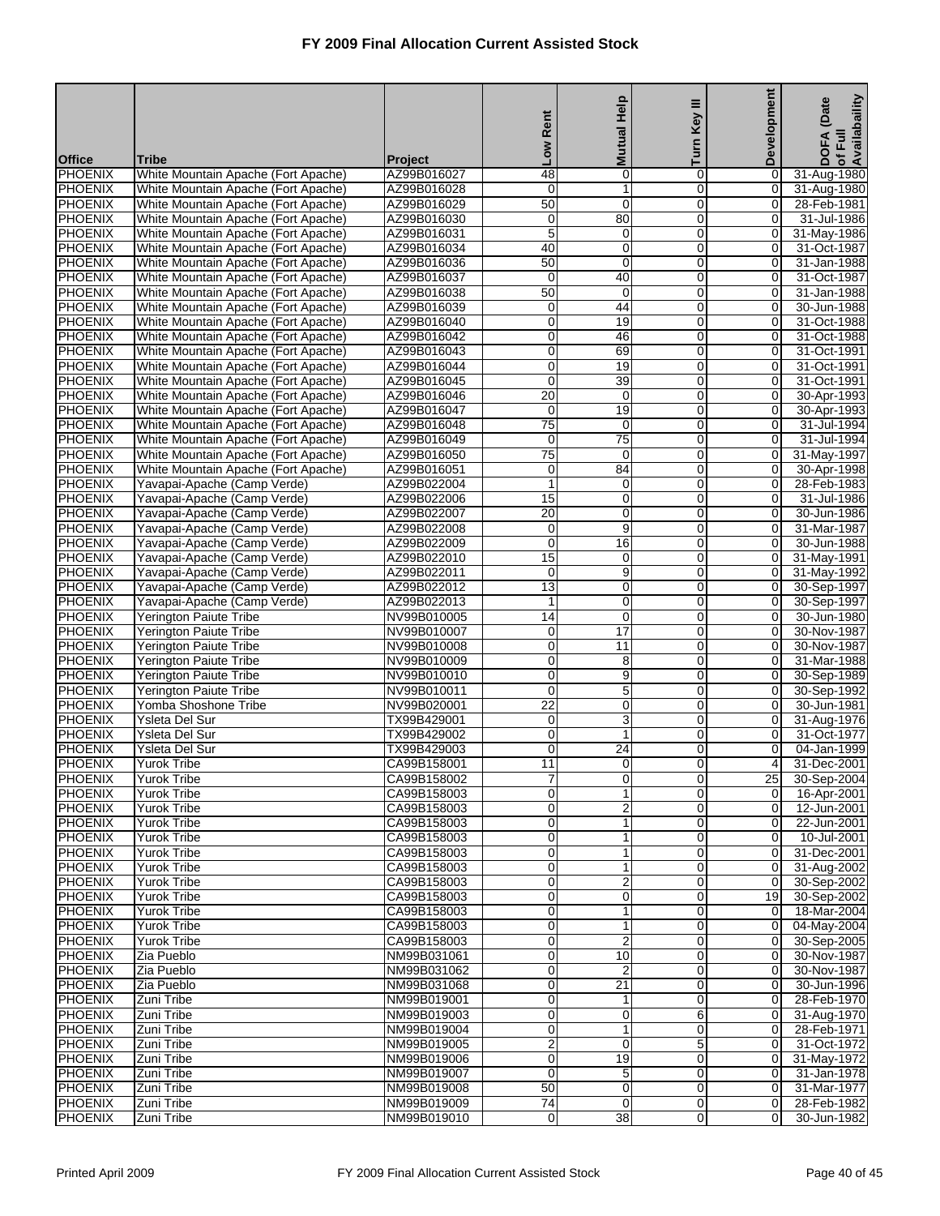# FY 2009 Final Allocation Current Assisted Stock

| Office | Tribe | Project | Low Rent | Mutual Help | Turn Key III | Development | DOFA (Date of Full Availability |
|---|---|---|---|---|---|---|---|
| PHOENIX | White Mountain Apache (Fort Apache) | AZ99B016027 | 48 | 0 | 0 | 0 | 31-Aug-1980 |
| PHOENIX | White Mountain Apache (Fort Apache) | AZ99B016028 | 0 | 1 | 0 | 0 | 31-Aug-1980 |
| PHOENIX | White Mountain Apache (Fort Apache) | AZ99B016029 | 50 | 0 | 0 | 0 | 28-Feb-1981 |
| PHOENIX | White Mountain Apache (Fort Apache) | AZ99B016030 | 0 | 80 | 0 | 0 | 31-Jul-1986 |
| PHOENIX | White Mountain Apache (Fort Apache) | AZ99B016031 | 5 | 0 | 0 | 0 | 31-May-1986 |
| PHOENIX | White Mountain Apache (Fort Apache) | AZ99B016034 | 40 | 0 | 0 | 0 | 31-Oct-1987 |
| PHOENIX | White Mountain Apache (Fort Apache) | AZ99B016036 | 50 | 0 | 0 | 0 | 31-Jan-1988 |
| PHOENIX | White Mountain Apache (Fort Apache) | AZ99B016037 | 0 | 40 | 0 | 0 | 31-Oct-1987 |
| PHOENIX | White Mountain Apache (Fort Apache) | AZ99B016038 | 50 | 0 | 0 | 0 | 31-Jan-1988 |
| PHOENIX | White Mountain Apache (Fort Apache) | AZ99B016039 | 0 | 44 | 0 | 0 | 30-Jun-1988 |
| PHOENIX | White Mountain Apache (Fort Apache) | AZ99B016040 | 0 | 19 | 0 | 0 | 31-Oct-1988 |
| PHOENIX | White Mountain Apache (Fort Apache) | AZ99B016042 | 0 | 46 | 0 | 0 | 31-Oct-1988 |
| PHOENIX | White Mountain Apache (Fort Apache) | AZ99B016043 | 0 | 69 | 0 | 0 | 31-Oct-1991 |
| PHOENIX | White Mountain Apache (Fort Apache) | AZ99B016044 | 0 | 19 | 0 | 0 | 31-Oct-1991 |
| PHOENIX | White Mountain Apache (Fort Apache) | AZ99B016045 | 0 | 39 | 0 | 0 | 31-Oct-1991 |
| PHOENIX | White Mountain Apache (Fort Apache) | AZ99B016046 | 20 | 0 | 0 | 0 | 30-Apr-1993 |
| PHOENIX | White Mountain Apache (Fort Apache) | AZ99B016047 | 0 | 19 | 0 | 0 | 30-Apr-1993 |
| PHOENIX | White Mountain Apache (Fort Apache) | AZ99B016048 | 75 | 0 | 0 | 0 | 31-Jul-1994 |
| PHOENIX | White Mountain Apache (Fort Apache) | AZ99B016049 | 0 | 75 | 0 | 0 | 31-Jul-1994 |
| PHOENIX | White Mountain Apache (Fort Apache) | AZ99B016050 | 75 | 0 | 0 | 0 | 31-May-1997 |
| PHOENIX | White Mountain Apache (Fort Apache) | AZ99B016051 | 0 | 84 | 0 | 0 | 30-Apr-1998 |
| PHOENIX | Yavapai-Apache (Camp Verde) | AZ99B022004 | 1 | 0 | 0 | 0 | 28-Feb-1983 |
| PHOENIX | Yavapai-Apache (Camp Verde) | AZ99B022006 | 15 | 0 | 0 | 0 | 31-Jul-1986 |
| PHOENIX | Yavapai-Apache (Camp Verde) | AZ99B022007 | 20 | 0 | 0 | 0 | 30-Jun-1986 |
| PHOENIX | Yavapai-Apache (Camp Verde) | AZ99B022008 | 0 | 9 | 0 | 0 | 31-Mar-1987 |
| PHOENIX | Yavapai-Apache (Camp Verde) | AZ99B022009 | 0 | 16 | 0 | 0 | 30-Jun-1988 |
| PHOENIX | Yavapai-Apache (Camp Verde) | AZ99B022010 | 15 | 0 | 0 | 0 | 31-May-1991 |
| PHOENIX | Yavapai-Apache (Camp Verde) | AZ99B022011 | 0 | 9 | 0 | 0 | 31-May-1992 |
| PHOENIX | Yavapai-Apache (Camp Verde) | AZ99B022012 | 13 | 0 | 0 | 0 | 30-Sep-1997 |
| PHOENIX | Yavapai-Apache (Camp Verde) | AZ99B022013 | 1 | 0 | 0 | 0 | 30-Sep-1997 |
| PHOENIX | Yerington Paiute Tribe | NV99B010005 | 14 | 0 | 0 | 0 | 30-Jun-1980 |
| PHOENIX | Yerington Paiute Tribe | NV99B010007 | 0 | 17 | 0 | 0 | 30-Nov-1987 |
| PHOENIX | Yerington Paiute Tribe | NV99B010008 | 0 | 11 | 0 | 0 | 30-Nov-1987 |
| PHOENIX | Yerington Paiute Tribe | NV99B010009 | 0 | 8 | 0 | 0 | 31-Mar-1988 |
| PHOENIX | Yerington Paiute Tribe | NV99B010010 | 0 | 9 | 0 | 0 | 30-Sep-1989 |
| PHOENIX | Yerington Paiute Tribe | NV99B010011 | 0 | 5 | 0 | 0 | 30-Sep-1992 |
| PHOENIX | Yomba Shoshone Tribe | NV99B020001 | 22 | 0 | 0 | 0 | 30-Jun-1981 |
| PHOENIX | Ysleta Del Sur | TX99B429001 | 0 | 3 | 0 | 0 | 31-Aug-1976 |
| PHOENIX | Ysleta Del Sur | TX99B429002 | 0 | 1 | 0 | 0 | 31-Oct-1977 |
| PHOENIX | Ysleta Del Sur | TX99B429003 | 0 | 24 | 0 | 0 | 04-Jan-1999 |
| PHOENIX | Yurok Tribe | CA99B158001 | 11 | 0 | 0 | 4 | 31-Dec-2001 |
| PHOENIX | Yurok Tribe | CA99B158002 | 7 | 0 | 0 | 25 | 30-Sep-2004 |
| PHOENIX | Yurok Tribe | CA99B158003 | 0 | 1 | 0 | 0 | 16-Apr-2001 |
| PHOENIX | Yurok Tribe | CA99B158003 | 0 | 2 | 0 | 0 | 12-Jun-2001 |
| PHOENIX | Yurok Tribe | CA99B158003 | 0 | 1 | 0 | 0 | 22-Jun-2001 |
| PHOENIX | Yurok Tribe | CA99B158003 | 0 | 1 | 0 | 0 | 10-Jul-2001 |
| PHOENIX | Yurok Tribe | CA99B158003 | 0 | 1 | 0 | 0 | 31-Dec-2001 |
| PHOENIX | Yurok Tribe | CA99B158003 | 0 | 1 | 0 | 0 | 31-Aug-2002 |
| PHOENIX | Yurok Tribe | CA99B158003 | 0 | 2 | 0 | 0 | 30-Sep-2002 |
| PHOENIX | Yurok Tribe | CA99B158003 | 0 | 0 | 0 | 19 | 30-Sep-2002 |
| PHOENIX | Yurok Tribe | CA99B158003 | 0 | 1 | 0 | 0 | 18-Mar-2004 |
| PHOENIX | Yurok Tribe | CA99B158003 | 0 | 1 | 0 | 0 | 04-May-2004 |
| PHOENIX | Yurok Tribe | CA99B158003 | 0 | 2 | 0 | 0 | 30-Sep-2005 |
| PHOENIX | Zia Pueblo | NM99B031061 | 0 | 10 | 0 | 0 | 30-Nov-1987 |
| PHOENIX | Zia Pueblo | NM99B031062 | 0 | 2 | 0 | 0 | 30-Nov-1987 |
| PHOENIX | Zia Pueblo | NM99B031068 | 0 | 21 | 0 | 0 | 30-Jun-1996 |
| PHOENIX | Zuni Tribe | NM99B019001 | 0 | 1 | 0 | 0 | 28-Feb-1970 |
| PHOENIX | Zuni Tribe | NM99B019003 | 0 | 0 | 6 | 0 | 31-Aug-1970 |
| PHOENIX | Zuni Tribe | NM99B019004 | 0 | 1 | 0 | 0 | 28-Feb-1971 |
| PHOENIX | Zuni Tribe | NM99B019005 | 2 | 0 | 5 | 0 | 31-Oct-1972 |
| PHOENIX | Zuni Tribe | NM99B019006 | 0 | 19 | 0 | 0 | 31-May-1972 |
| PHOENIX | Zuni Tribe | NM99B019007 | 0 | 5 | 0 | 0 | 31-Jan-1978 |
| PHOENIX | Zuni Tribe | NM99B019008 | 50 | 0 | 0 | 0 | 31-Mar-1977 |
| PHOENIX | Zuni Tribe | NM99B019009 | 74 | 0 | 0 | 0 | 28-Feb-1982 |
| PHOENIX | Zuni Tribe | NM99B019010 | 0 | 38 | 0 | 0 | 30-Jun-1982 |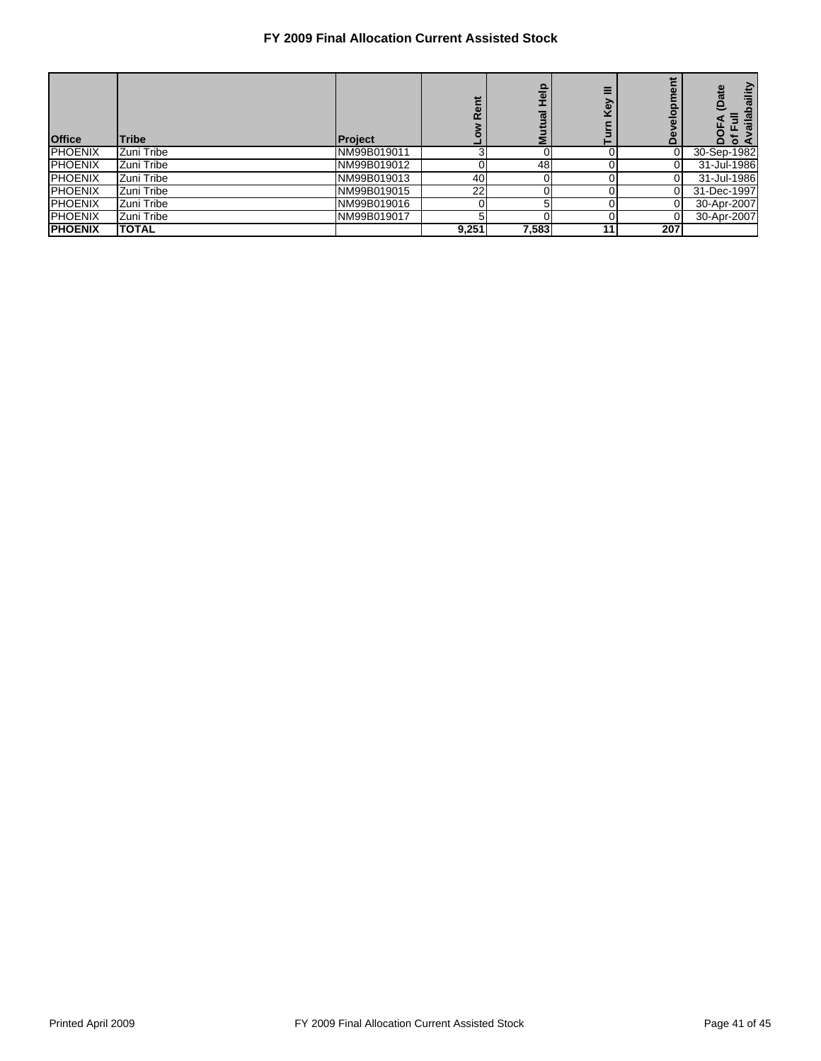# FY 2009 Final Allocation Current Assisted Stock

| Office | Tribe | Project | Low Rent | Mutual Help | Turn Key III | Development | DOFA (Date of Full Availability) |
|---|---|---|---|---|---|---|---|
| PHOENIX | Zuni Tribe | NM99B019011 | 3 | 0 | 0 | 0 | 30-Sep-1982 |
| PHOENIX | Zuni Tribe | NM99B019012 | 0 | 48 | 0 | 0 | 31-Jul-1986 |
| PHOENIX | Zuni Tribe | NM99B019013 | 40 | 0 | 0 | 0 | 31-Jul-1986 |
| PHOENIX | Zuni Tribe | NM99B019015 | 22 | 0 | 0 | 0 | 31-Dec-1997 |
| PHOENIX | Zuni Tribe | NM99B019016 | 0 | 5 | 0 | 0 | 30-Apr-2007 |
| PHOENIX | Zuni Tribe | NM99B019017 | 5 | 0 | 0 | 0 | 30-Apr-2007 |
| **PHOENIX** | **TOTAL** | | **9,251** | **7,583** | **11** | **207** | |

Printed April 2009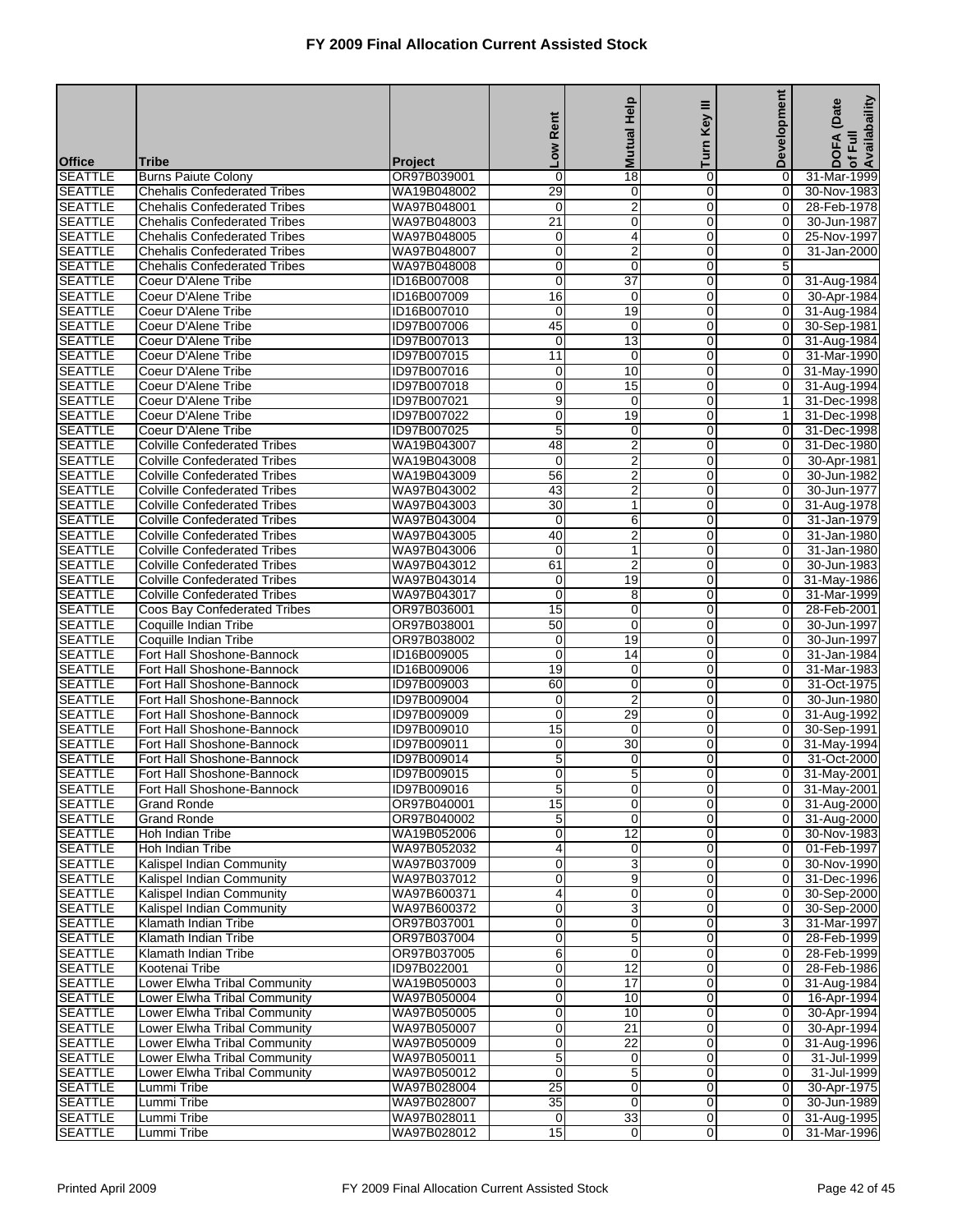# FY 2009 Final Allocation Current Assisted Stock

| Office | Tribe | Project | Low Rent | Mutual Help | Turn Key III | Development | DOFA (Date of Full Availabaility |
|---|---|---|---|---|---|---|---|
| SEATTLE | Burns Paiute Colony | OR97B039001 | 0 | 18 | 0 | 0 | 31-Mar-1999 |
| SEATTLE | Chehalis Confederated Tribes | WA19B048002 | 29 | 0 | 0 | 0 | 30-Nov-1983 |
| SEATTLE | Chehalis Confederated Tribes | WA97B048001 | 0 | 2 | 0 | 0 | 28-Feb-1978 |
| SEATTLE | Chehalis Confederated Tribes | WA97B048003 | 21 | 0 | 0 | 0 | 30-Jun-1987 |
| SEATTLE | Chehalis Confederated Tribes | WA97B048005 | 0 | 4 | 0 | 0 | 25-Nov-1997 |
| SEATTLE | Chehalis Confederated Tribes | WA97B048007 | 0 | 2 | 0 | 0 | 31-Jan-2000 |
| SEATTLE | Chehalis Confederated Tribes | WA97B048008 | 0 | 0 | 0 | 5 | |
| SEATTLE | Coeur D'Alene Tribe | ID16B007008 | 0 | 37 | 0 | 0 | 31-Aug-1984 |
| SEATTLE | Coeur D'Alene Tribe | ID16B007009 | 16 | 0 | 0 | 0 | 30-Apr-1984 |
| SEATTLE | Coeur D'Alene Tribe | ID16B007010 | 0 | 19 | 0 | 0 | 31-Aug-1984 |
| SEATTLE | Coeur D'Alene Tribe | ID97B007006 | 45 | 0 | 0 | 0 | 30-Sep-1981 |
| SEATTLE | Coeur D'Alene Tribe | ID97B007013 | 0 | 13 | 0 | 0 | 31-Aug-1984 |
| SEATTLE | Coeur D'Alene Tribe | ID97B007015 | 11 | 0 | 0 | 0 | 31-Mar-1990 |
| SEATTLE | Coeur D'Alene Tribe | ID97B007016 | 0 | 10 | 0 | 0 | 31-May-1990 |
| SEATTLE | Coeur D'Alene Tribe | ID97B007018 | 0 | 15 | 0 | 0 | 31-Aug-1994 |
| SEATTLE | Coeur D'Alene Tribe | ID97B007021 | 9 | 0 | 0 | 1 | 31-Dec-1998 |
| SEATTLE | Coeur D'Alene Tribe | ID97B007022 | 0 | 19 | 0 | 1 | 31-Dec-1998 |
| SEATTLE | Coeur D'Alene Tribe | ID97B007025 | 5 | 0 | 0 | 0 | 31-Dec-1998 |
| SEATTLE | Colville Confederated Tribes | WA19B043007 | 48 | 2 | 0 | 0 | 31-Dec-1980 |
| SEATTLE | Colville Confederated Tribes | WA19B043008 | 0 | 2 | 0 | 0 | 30-Apr-1981 |
| SEATTLE | Colville Confederated Tribes | WA19B043009 | 56 | 2 | 0 | 0 | 30-Jun-1982 |
| SEATTLE | Colville Confederated Tribes | WA97B043002 | 43 | 2 | 0 | 0 | 30-Jun-1977 |
| SEATTLE | Colville Confederated Tribes | WA97B043003 | 30 | 1 | 0 | 0 | 31-Aug-1978 |
| SEATTLE | Colville Confederated Tribes | WA97B043004 | 0 | 6 | 0 | 0 | 31-Jan-1979 |
| SEATTLE | Colville Confederated Tribes | WA97B043005 | 40 | 2 | 0 | 0 | 31-Jan-1980 |
| SEATTLE | Colville Confederated Tribes | WA97B043006 | 0 | 1 | 0 | 0 | 31-Jan-1980 |
| SEATTLE | Colville Confederated Tribes | WA97B043012 | 61 | 2 | 0 | 0 | 30-Jun-1983 |
| SEATTLE | Colville Confederated Tribes | WA97B043014 | 0 | 19 | 0 | 0 | 31-May-1986 |
| SEATTLE | Colville Confederated Tribes | WA97B043017 | 0 | 8 | 0 | 0 | 31-Mar-1999 |
| SEATTLE | Coos Bay Confederated Tribes | OR97B036001 | 15 | 0 | 0 | 0 | 28-Feb-2001 |
| SEATTLE | Coquille Indian Tribe | OR97B038001 | 50 | 0 | 0 | 0 | 30-Jun-1997 |
| SEATTLE | Coquille Indian Tribe | OR97B038002 | 0 | 19 | 0 | 0 | 30-Jun-1997 |
| SEATTLE | Fort Hall Shoshone-Bannock | ID16B009005 | 0 | 14 | 0 | 0 | 31-Jan-1984 |
| SEATTLE | Fort Hall Shoshone-Bannock | ID16B009006 | 19 | 0 | 0 | 0 | 31-Mar-1983 |
| SEATTLE | Fort Hall Shoshone-Bannock | ID97B009003 | 60 | 0 | 0 | 0 | 31-Oct-1975 |
| SEATTLE | Fort Hall Shoshone-Bannock | ID97B009004 | 0 | 2 | 0 | 0 | 30-Jun-1980 |
| SEATTLE | Fort Hall Shoshone-Bannock | ID97B009009 | 0 | 29 | 0 | 0 | 31-Aug-1992 |
| SEATTLE | Fort Hall Shoshone-Bannock | ID97B009010 | 15 | 0 | 0 | 0 | 30-Sep-1991 |
| SEATTLE | Fort Hall Shoshone-Bannock | ID97B009011 | 0 | 30 | 0 | 0 | 31-May-1994 |
| SEATTLE | Fort Hall Shoshone-Bannock | ID97B009014 | 5 | 0 | 0 | 0 | 31-Oct-2000 |
| SEATTLE | Fort Hall Shoshone-Bannock | ID97B009015 | 0 | 5 | 0 | 0 | 31-May-2001 |
| SEATTLE | Fort Hall Shoshone-Bannock | ID97B009016 | 5 | 0 | 0 | 0 | 31-May-2001 |
| SEATTLE | Grand Ronde | OR97B040001 | 15 | 0 | 0 | 0 | 31-Aug-2000 |
| SEATTLE | Grand Ronde | OR97B040002 | 5 | 0 | 0 | 0 | 31-Aug-2000 |
| SEATTLE | Hoh Indian Tribe | WA19B052006 | 0 | 12 | 0 | 0 | 30-Nov-1983 |
| SEATTLE | Hoh Indian Tribe | WA97B052032 | 4 | 0 | 0 | 0 | 01-Feb-1997 |
| SEATTLE | Kalispel Indian Community | WA97B037009 | 0 | 3 | 0 | 0 | 30-Nov-1990 |
| SEATTLE | Kalispel Indian Community | WA97B037012 | 0 | 9 | 0 | 0 | 31-Dec-1996 |
| SEATTLE | Kalispel Indian Community | WA97B600371 | 4 | 0 | 0 | 0 | 30-Sep-2000 |
| SEATTLE | Kalispel Indian Community | WA97B600372 | 0 | 3 | 0 | 0 | 30-Sep-2000 |
| SEATTLE | Klamath Indian Tribe | OR97B037001 | 0 | 0 | 0 | 3 | 31-Mar-1997 |
| SEATTLE | Klamath Indian Tribe | OR97B037004 | 0 | 5 | 0 | 0 | 28-Feb-1999 |
| SEATTLE | Klamath Indian Tribe | OR97B037005 | 6 | 0 | 0 | 0 | 28-Feb-1999 |
| SEATTLE | Kootenai Tribe | ID97B022001 | 0 | 12 | 0 | 0 | 28-Feb-1986 |
| SEATTLE | Lower Elwha Tribal Community | WA19B050003 | 0 | 17 | 0 | 0 | 31-Aug-1984 |
| SEATTLE | Lower Elwha Tribal Community | WA97B050004 | 0 | 10 | 0 | 0 | 16-Apr-1994 |
| SEATTLE | Lower Elwha Tribal Community | WA97B050005 | 0 | 10 | 0 | 0 | 30-Apr-1994 |
| SEATTLE | Lower Elwha Tribal Community | WA97B050007 | 0 | 21 | 0 | 0 | 30-Apr-1994 |
| SEATTLE | Lower Elwha Tribal Community | WA97B050009 | 0 | 22 | 0 | 0 | 31-Aug-1996 |
| SEATTLE | Lower Elwha Tribal Community | WA97B050011 | 5 | 0 | 0 | 0 | 31-Jul-1999 |
| SEATTLE | Lower Elwha Tribal Community | WA97B050012 | 0 | 5 | 0 | 0 | 31-Jul-1999 |
| SEATTLE | Lummi Tribe | WA97B028004 | 25 | 0 | 0 | 0 | 30-Apr-1975 |
| SEATTLE | Lummi Tribe | WA97B028007 | 35 | 0 | 0 | 0 | 30-Jun-1989 |
| SEATTLE | Lummi Tribe | WA97B028011 | 0 | 33 | 0 | 0 | 31-Aug-1995 |
| SEATTLE | Lummi Tribe | WA97B028012 | 15 | 0 | 0 | 0 | 31-Mar-1996 |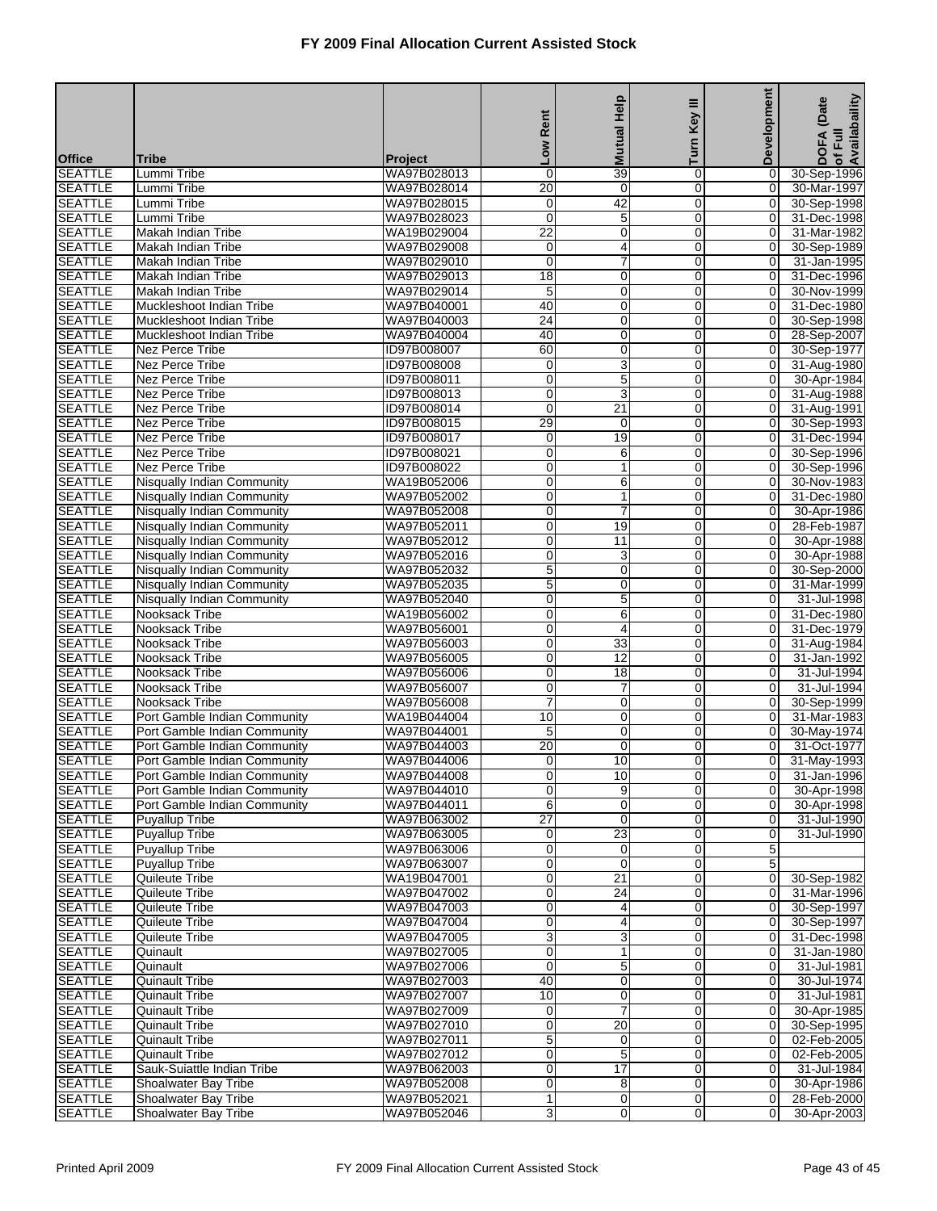# FY 2009 Final Allocation Current Assisted Stock

| Office | Tribe | Project | Low Rent | Mutual Help | Turn Key III | Development | DOFA (Date of Full Availability |
|---|---|---|---|---|---|---|---|
| SEATTLE | Lummi Tribe | WA97B028013 | 0 | 39 | 0 | 0 | 30-Sep-1996 |
| SEATTLE | Lummi Tribe | WA97B028014 | 20 | 0 | 0 | 0 | 30-Mar-1997 |
| SEATTLE | Lummi Tribe | WA97B028015 | 0 | 42 | 0 | 0 | 30-Sep-1998 |
| SEATTLE | Lummi Tribe | WA97B028023 | 0 | 5 | 0 | 0 | 31-Dec-1998 |
| SEATTLE | Makah Indian Tribe | WA19B029004 | 22 | 0 | 0 | 0 | 31-Mar-1982 |
| SEATTLE | Makah Indian Tribe | WA97B029008 | 0 | 4 | 0 | 0 | 30-Sep-1989 |
| SEATTLE | Makah Indian Tribe | WA97B029010 | 0 | 7 | 0 | 0 | 31-Jan-1995 |
| SEATTLE | Makah Indian Tribe | WA97B029013 | 18 | 0 | 0 | 0 | 31-Dec-1996 |
| SEATTLE | Makah Indian Tribe | WA97B029014 | 5 | 0 | 0 | 0 | 30-Nov-1999 |
| SEATTLE | Muckleshoot Indian Tribe | WA97B040001 | 40 | 0 | 0 | 0 | 31-Dec-1980 |
| SEATTLE | Muckleshoot Indian Tribe | WA97B040003 | 24 | 0 | 0 | 0 | 30-Sep-1998 |
| SEATTLE | Muckleshoot Indian Tribe | WA97B040004 | 40 | 0 | 0 | 0 | 28-Sep-2007 |
| SEATTLE | Nez Perce Tribe | ID97B008007 | 60 | 0 | 0 | 0 | 30-Sep-1977 |
| SEATTLE | Nez Perce Tribe | ID97B008008 | 0 | 3 | 0 | 0 | 31-Aug-1980 |
| SEATTLE | Nez Perce Tribe | ID97B008011 | 0 | 5 | 0 | 0 | 30-Apr-1984 |
| SEATTLE | Nez Perce Tribe | ID97B008013 | 0 | 3 | 0 | 0 | 31-Aug-1988 |
| SEATTLE | Nez Perce Tribe | ID97B008014 | 0 | 21 | 0 | 0 | 31-Aug-1991 |
| SEATTLE | Nez Perce Tribe | ID97B008015 | 29 | 0 | 0 | 0 | 30-Sep-1993 |
| SEATTLE | Nez Perce Tribe | ID97B008017 | 0 | 19 | 0 | 0 | 31-Dec-1994 |
| SEATTLE | Nez Perce Tribe | ID97B008021 | 0 | 6 | 0 | 0 | 30-Sep-1996 |
| SEATTLE | Nez Perce Tribe | ID97B008022 | 0 | 1 | 0 | 0 | 30-Sep-1996 |
| SEATTLE | Nisqually Indian Community | WA19B052006 | 0 | 6 | 0 | 0 | 30-Nov-1983 |
| SEATTLE | Nisqually Indian Community | WA97B052002 | 0 | 1 | 0 | 0 | 31-Dec-1980 |
| SEATTLE | Nisqually Indian Community | WA97B052008 | 0 | 7 | 0 | 0 | 30-Apr-1986 |
| SEATTLE | Nisqually Indian Community | WA97B052011 | 0 | 19 | 0 | 0 | 28-Feb-1987 |
| SEATTLE | Nisqually Indian Community | WA97B052012 | 0 | 11 | 0 | 0 | 30-Apr-1988 |
| SEATTLE | Nisqually Indian Community | WA97B052016 | 0 | 3 | 0 | 0 | 30-Apr-1988 |
| SEATTLE | Nisqually Indian Community | WA97B052032 | 5 | 0 | 0 | 0 | 30-Sep-2000 |
| SEATTLE | Nisqually Indian Community | WA97B052035 | 5 | 0 | 0 | 0 | 31-Mar-1999 |
| SEATTLE | Nisqually Indian Community | WA97B052040 | 0 | 5 | 0 | 0 | 31-Jul-1998 |
| SEATTLE | Nooksack Tribe | WA19B056002 | 0 | 6 | 0 | 0 | 31-Dec-1980 |
| SEATTLE | Nooksack Tribe | WA97B056001 | 0 | 4 | 0 | 0 | 31-Dec-1979 |
| SEATTLE | Nooksack Tribe | WA97B056003 | 0 | 33 | 0 | 0 | 31-Aug-1984 |
| SEATTLE | Nooksack Tribe | WA97B056005 | 0 | 12 | 0 | 0 | 31-Jan-1992 |
| SEATTLE | Nooksack Tribe | WA97B056006 | 0 | 18 | 0 | 0 | 31-Jul-1994 |
| SEATTLE | Nooksack Tribe | WA97B056007 | 0 | 7 | 0 | 0 | 31-Jul-1994 |
| SEATTLE | Nooksack Tribe | WA97B056008 | 7 | 0 | 0 | 0 | 30-Sep-1999 |
| SEATTLE | Port Gamble Indian Community | WA19B044004 | 10 | 0 | 0 | 0 | 31-Mar-1983 |
| SEATTLE | Port Gamble Indian Community | WA97B044001 | 5 | 0 | 0 | 0 | 30-May-1974 |
| SEATTLE | Port Gamble Indian Community | WA97B044003 | 20 | 0 | 0 | 0 | 31-Oct-1977 |
| SEATTLE | Port Gamble Indian Community | WA97B044006 | 0 | 10 | 0 | 0 | 31-May-1993 |
| SEATTLE | Port Gamble Indian Community | WA97B044008 | 0 | 10 | 0 | 0 | 31-Jan-1996 |
| SEATTLE | Port Gamble Indian Community | WA97B044010 | 0 | 9 | 0 | 0 | 30-Apr-1998 |
| SEATTLE | Port Gamble Indian Community | WA97B044011 | 6 | 0 | 0 | 0 | 30-Apr-1998 |
| SEATTLE | Puyallup Tribe | WA97B063002 | 27 | 0 | 0 | 0 | 31-Jul-1990 |
| SEATTLE | Puyallup Tribe | WA97B063005 | 0 | 23 | 0 | 0 | 31-Jul-1990 |
| SEATTLE | Puyallup Tribe | WA97B063006 | 0 | 0 | 0 | 5 | |
| SEATTLE | Puyallup Tribe | WA97B063007 | 0 | 0 | 0 | 5 | |
| SEATTLE | Quileute Tribe | WA19B047001 | 0 | 21 | 0 | 0 | 30-Sep-1982 |
| SEATTLE | Quileute Tribe | WA97B047002 | 0 | 24 | 0 | 0 | 31-Mar-1996 |
| SEATTLE | Quileute Tribe | WA97B047003 | 0 | 4 | 0 | 0 | 30-Sep-1997 |
| SEATTLE | Quileute Tribe | WA97B047004 | 0 | 4 | 0 | 0 | 30-Sep-1997 |
| SEATTLE | Quileute Tribe | WA97B047005 | 3 | 3 | 0 | 0 | 31-Dec-1998 |
| SEATTLE | Quinault | WA97B027005 | 0 | 1 | 0 | 0 | 31-Jan-1980 |
| SEATTLE | Quinault | WA97B027006 | 0 | 5 | 0 | 0 | 31-Jul-1981 |
| SEATTLE | Quinault Tribe | WA97B027003 | 40 | 0 | 0 | 0 | 30-Jul-1974 |
| SEATTLE | Quinault Tribe | WA97B027007 | 10 | 0 | 0 | 0 | 31-Jul-1981 |
| SEATTLE | Quinault Tribe | WA97B027009 | 0 | 7 | 0 | 0 | 30-Apr-1985 |
| SEATTLE | Quinault Tribe | WA97B027010 | 0 | 20 | 0 | 0 | 30-Sep-1995 |
| SEATTLE | Quinault Tribe | WA97B027011 | 5 | 0 | 0 | 0 | 02-Feb-2005 |
| SEATTLE | Quinault Tribe | WA97B027012 | 0 | 5 | 0 | 0 | 02-Feb-2005 |
| SEATTLE | Sauk-Suiattle Indian Tribe | WA97B062003 | 0 | 17 | 0 | 0 | 31-Jul-1984 |
| SEATTLE | Shoalwater Bay Tribe | WA97B052008 | 0 | 8 | 0 | 0 | 30-Apr-1986 |
| SEATTLE | Shoalwater Bay Tribe | WA97B052021 | 1 | 0 | 0 | 0 | 28-Feb-2000 |
| SEATTLE | Shoalwater Bay Tribe | WA97B052046 | 3 | 0 | 0 | 0 | 30-Apr-2003 |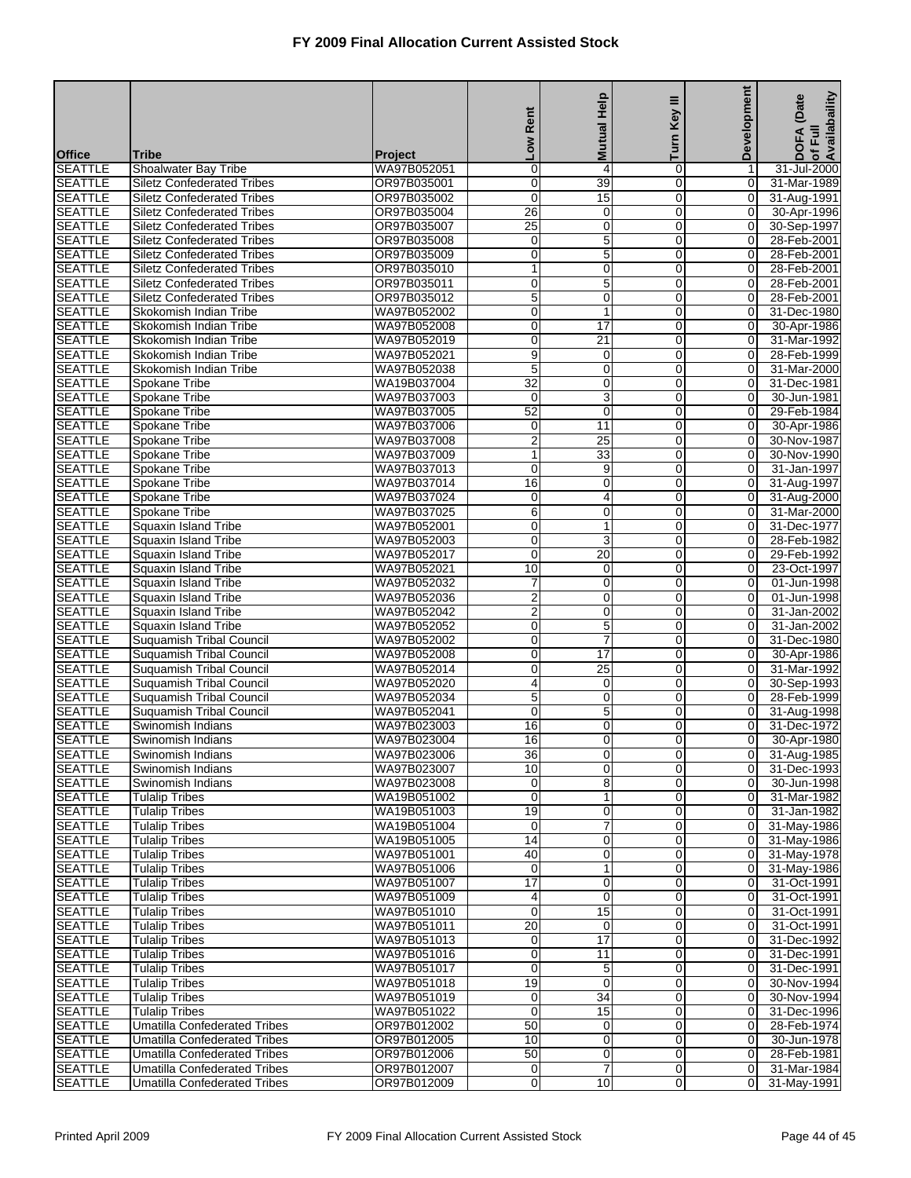# FY 2009 Final Allocation Current Assisted Stock

| Office | Tribe | Project | Low Rent | Mutual Help | Turn Key III | Development | DOFA (Date of Full Availability) |
|---|---|---|---|---|---|---|---|
| SEATTLE | Shoalwater Bay Tribe | WA97B052051 | 0 | 4 | 0 | 1 | 31-Jul-2000 |
| SEATTLE | Siletz Confederated Tribes | OR97B035001 | 0 | 39 | 0 | 0 | 31-Mar-1989 |
| SEATTLE | Siletz Confederated Tribes | OR97B035002 | 0 | 15 | 0 | 0 | 31-Aug-1991 |
| SEATTLE | Siletz Confederated Tribes | OR97B035004 | 26 | 0 | 0 | 0 | 30-Apr-1996 |
| SEATTLE | Siletz Confederated Tribes | OR97B035007 | 25 | 0 | 0 | 0 | 30-Sep-1997 |
| SEATTLE | Siletz Confederated Tribes | OR97B035008 | 0 | 5 | 0 | 0 | 28-Feb-2001 |
| SEATTLE | Siletz Confederated Tribes | OR97B035009 | 0 | 5 | 0 | 0 | 28-Feb-2001 |
| SEATTLE | Siletz Confederated Tribes | OR97B035010 | 1 | 0 | 0 | 0 | 28-Feb-2001 |
| SEATTLE | Siletz Confederated Tribes | OR97B035011 | 0 | 5 | 0 | 0 | 28-Feb-2001 |
| SEATTLE | Siletz Confederated Tribes | OR97B035012 | 5 | 0 | 0 | 0 | 28-Feb-2001 |
| SEATTLE | Skokomish Indian Tribe | WA97B052002 | 0 | 1 | 0 | 0 | 31-Dec-1980 |
| SEATTLE | Skokomish Indian Tribe | WA97B052008 | 0 | 17 | 0 | 0 | 30-Apr-1986 |
| SEATTLE | Skokomish Indian Tribe | WA97B052019 | 0 | 21 | 0 | 0 | 31-Mar-1992 |
| SEATTLE | Skokomish Indian Tribe | WA97B052021 | 9 | 0 | 0 | 0 | 28-Feb-1999 |
| SEATTLE | Skokomish Indian Tribe | WA97B052038 | 5 | 0 | 0 | 0 | 31-Mar-2000 |
| SEATTLE | Spokane Tribe | WA19B037004 | 32 | 0 | 0 | 0 | 31-Dec-1981 |
| SEATTLE | Spokane Tribe | WA97B037003 | 0 | 3 | 0 | 0 | 30-Jun-1981 |
| SEATTLE | Spokane Tribe | WA97B037005 | 52 | 0 | 0 | 0 | 29-Feb-1984 |
| SEATTLE | Spokane Tribe | WA97B037006 | 0 | 11 | 0 | 0 | 30-Apr-1986 |
| SEATTLE | Spokane Tribe | WA97B037008 | 2 | 25 | 0 | 0 | 30-Nov-1987 |
| SEATTLE | Spokane Tribe | WA97B037009 | 1 | 33 | 0 | 0 | 30-Nov-1990 |
| SEATTLE | Spokane Tribe | WA97B037013 | 0 | 9 | 0 | 0 | 31-Jan-1997 |
| SEATTLE | Spokane Tribe | WA97B037014 | 16 | 0 | 0 | 0 | 31-Aug-1997 |
| SEATTLE | Spokane Tribe | WA97B037024 | 0 | 4 | 0 | 0 | 31-Aug-2000 |
| SEATTLE | Spokane Tribe | WA97B037025 | 6 | 0 | 0 | 0 | 31-Mar-2000 |
| SEATTLE | Squaxin Island Tribe | WA97B052001 | 0 | 1 | 0 | 0 | 31-Dec-1977 |
| SEATTLE | Squaxin Island Tribe | WA97B052003 | 0 | 3 | 0 | 0 | 28-Feb-1982 |
| SEATTLE | Squaxin Island Tribe | WA97B052017 | 0 | 20 | 0 | 0 | 29-Feb-1992 |
| SEATTLE | Squaxin Island Tribe | WA97B052021 | 10 | 0 | 0 | 0 | 23-Oct-1997 |
| SEATTLE | Squaxin Island Tribe | WA97B052032 | 7 | 0 | 0 | 0 | 01-Jun-1998 |
| SEATTLE | Squaxin Island Tribe | WA97B052036 | 2 | 0 | 0 | 0 | 01-Jun-1998 |
| SEATTLE | Squaxin Island Tribe | WA97B052042 | 2 | 0 | 0 | 0 | 31-Jan-2002 |
| SEATTLE | Squaxin Island Tribe | WA97B052052 | 0 | 5 | 0 | 0 | 31-Jan-2002 |
| SEATTLE | Suquamish Tribal Council | WA97B052002 | 0 | 7 | 0 | 0 | 31-Dec-1980 |
| SEATTLE | Suquamish Tribal Council | WA97B052008 | 0 | 17 | 0 | 0 | 30-Apr-1986 |
| SEATTLE | Suquamish Tribal Council | WA97B052014 | 0 | 25 | 0 | 0 | 31-Mar-1992 |
| SEATTLE | Suquamish Tribal Council | WA97B052020 | 4 | 0 | 0 | 0 | 30-Sep-1993 |
| SEATTLE | Suquamish Tribal Council | WA97B052034 | 5 | 0 | 0 | 0 | 28-Feb-1999 |
| SEATTLE | Suquamish Tribal Council | WA97B052041 | 0 | 5 | 0 | 0 | 31-Aug-1998 |
| SEATTLE | Swinomish Indians | WA97B023003 | 16 | 0 | 0 | 0 | 31-Dec-1972 |
| SEATTLE | Swinomish Indians | WA97B023004 | 16 | 0 | 0 | 0 | 30-Apr-1980 |
| SEATTLE | Swinomish Indians | WA97B023006 | 36 | 0 | 0 | 0 | 31-Aug-1985 |
| SEATTLE | Swinomish Indians | WA97B023007 | 10 | 0 | 0 | 0 | 31-Dec-1993 |
| SEATTLE | Swinomish Indians | WA97B023008 | 0 | 8 | 0 | 0 | 30-Jun-1998 |
| SEATTLE | Tulalip Tribes | WA19B051002 | 0 | 1 | 0 | 0 | 31-Mar-1982 |
| SEATTLE | Tulalip Tribes | WA19B051003 | 19 | 0 | 0 | 0 | 31-Jan-1982 |
| SEATTLE | Tulalip Tribes | WA19B051004 | 0 | 7 | 0 | 0 | 31-May-1986 |
| SEATTLE | Tulalip Tribes | WA19B051005 | 14 | 0 | 0 | 0 | 31-May-1986 |
| SEATTLE | Tulalip Tribes | WA97B051001 | 40 | 0 | 0 | 0 | 31-May-1978 |
| SEATTLE | Tulalip Tribes | WA97B051006 | 0 | 1 | 0 | 0 | 31-May-1986 |
| SEATTLE | Tulalip Tribes | WA97B051007 | 17 | 0 | 0 | 0 | 31-Oct-1991 |
| SEATTLE | Tulalip Tribes | WA97B051009 | 4 | 0 | 0 | 0 | 31-Oct-1991 |
| SEATTLE | Tulalip Tribes | WA97B051010 | 0 | 15 | 0 | 0 | 31-Oct-1991 |
| SEATTLE | Tulalip Tribes | WA97B051011 | 20 | 0 | 0 | 0 | 31-Oct-1991 |
| SEATTLE | Tulalip Tribes | WA97B051013 | 0 | 17 | 0 | 0 | 31-Dec-1992 |
| SEATTLE | Tulalip Tribes | WA97B051016 | 0 | 11 | 0 | 0 | 31-Dec-1991 |
| SEATTLE | Tulalip Tribes | WA97B051017 | 0 | 5 | 0 | 0 | 31-Dec-1991 |
| SEATTLE | Tulalip Tribes | WA97B051018 | 19 | 0 | 0 | 0 | 30-Nov-1994 |
| SEATTLE | Tulalip Tribes | WA97B051019 | 0 | 34 | 0 | 0 | 30-Nov-1994 |
| SEATTLE | Tulalip Tribes | WA97B051022 | 0 | 15 | 0 | 0 | 31-Dec-1996 |
| SEATTLE | Umatilla Confederated Tribes | OR97B012002 | 50 | 0 | 0 | 0 | 28-Feb-1974 |
| SEATTLE | Umatilla Confederated Tribes | OR97B012005 | 10 | 0 | 0 | 0 | 30-Jun-1978 |
| SEATTLE | Umatilla Confederated Tribes | OR97B012006 | 50 | 0 | 0 | 0 | 28-Feb-1981 |
| SEATTLE | Umatilla Confederated Tribes | OR97B012007 | 0 | 7 | 0 | 0 | 31-Mar-1984 |
| SEATTLE | Umatilla Confederated Tribes | OR97B012009 | 0 | 10 | 0 | 0 | 31-May-1991 |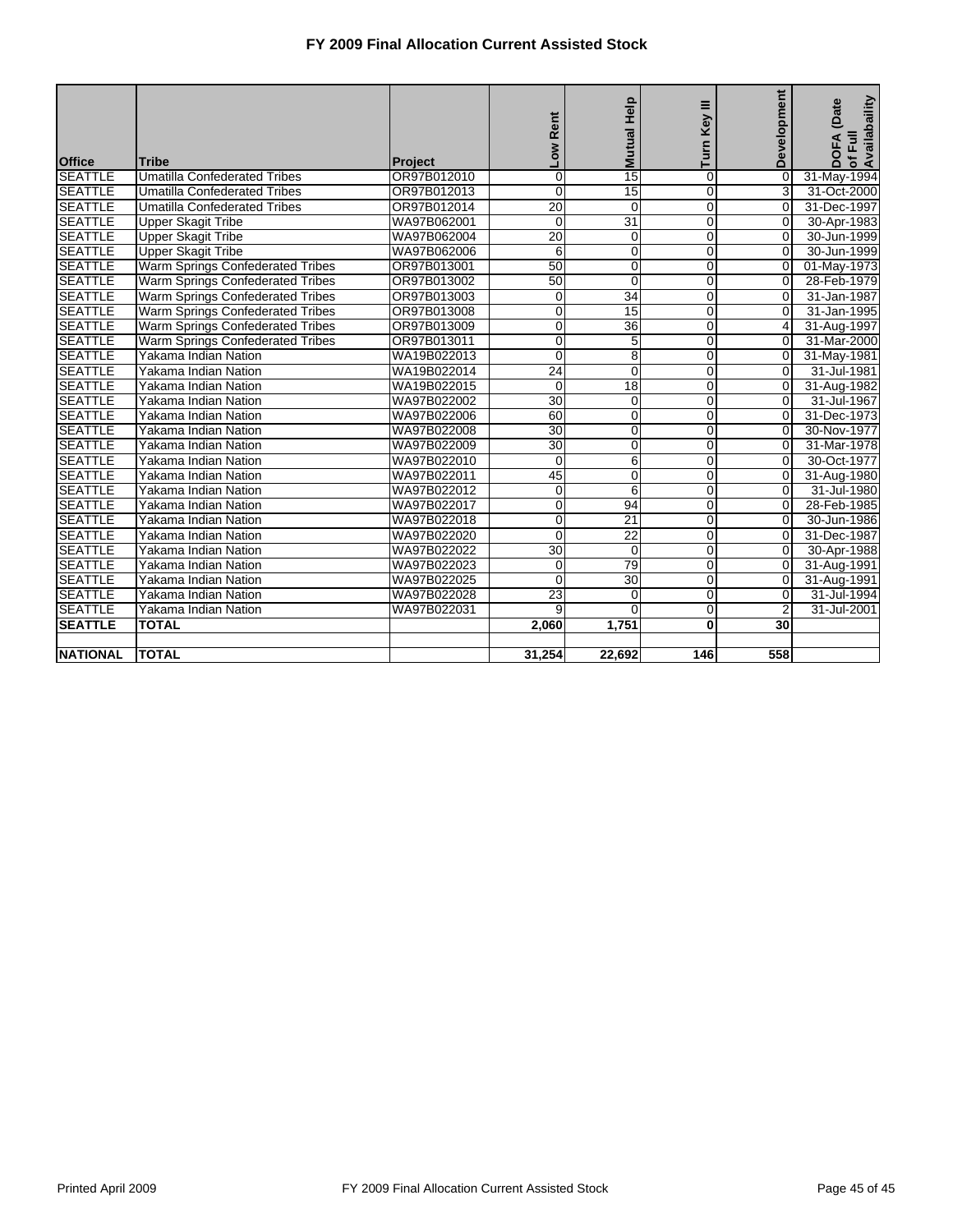# FY 2009 Final Allocation Current Assisted Stock

| Office | Tribe | Project | Low Rent | Mutual Help | Turn Key III | Development | DOFA (Date of Full Availabaility |
|---|---|---|---|---|---|---|---|
| SEATTLE | Umatilla Confederated Tribes | OR97B012010 | 0 | 15 | 0 | 0 | 31-May-1994 |
| SEATTLE | Umatilla Confederated Tribes | OR97B012013 | 0 | 15 | 0 | 3 | 31-Oct-2000 |
| SEATTLE | Umatilla Confederated Tribes | OR97B012014 | 20 | 0 | 0 | 0 | 31-Dec-1997 |
| SEATTLE | Upper Skagit Tribe | WA97B062001 | 0 | 31 | 0 | 0 | 30-Apr-1983 |
| SEATTLE | Upper Skagit Tribe | WA97B062004 | 20 | 0 | 0 | 0 | 30-Jun-1999 |
| SEATTLE | Upper Skagit Tribe | WA97B062006 | 6 | 0 | 0 | 0 | 30-Jun-1999 |
| SEATTLE | Warm Springs Confederated Tribes | OR97B013001 | 50 | 0 | 0 | 0 | 01-May-1973 |
| SEATTLE | Warm Springs Confederated Tribes | OR97B013002 | 50 | 0 | 0 | 0 | 28-Feb-1979 |
| SEATTLE | Warm Springs Confederated Tribes | OR97B013003 | 0 | 34 | 0 | 0 | 31-Jan-1987 |
| SEATTLE | Warm Springs Confederated Tribes | OR97B013008 | 0 | 15 | 0 | 0 | 31-Jan-1995 |
| SEATTLE | Warm Springs Confederated Tribes | OR97B013009 | 0 | 36 | 0 | 4 | 31-Aug-1997 |
| SEATTLE | Warm Springs Confederated Tribes | OR97B013011 | 0 | 5 | 0 | 0 | 31-Mar-2000 |
| SEATTLE | Yakama Indian Nation | WA19B022013 | 0 | 8 | 0 | 0 | 31-May-1981 |
| SEATTLE | Yakama Indian Nation | WA19B022014 | 24 | 0 | 0 | 0 | 31-Jul-1981 |
| SEATTLE | Yakama Indian Nation | WA19B022015 | 0 | 18 | 0 | 0 | 31-Aug-1982 |
| SEATTLE | Yakama Indian Nation | WA97B022002 | 30 | 0 | 0 | 0 | 31-Jul-1967 |
| SEATTLE | Yakama Indian Nation | WA97B022006 | 60 | 0 | 0 | 0 | 31-Dec-1973 |
| SEATTLE | Yakama Indian Nation | WA97B022008 | 30 | 0 | 0 | 0 | 30-Nov-1977 |
| SEATTLE | Yakama Indian Nation | WA97B022009 | 30 | 0 | 0 | 0 | 31-Mar-1978 |
| SEATTLE | Yakama Indian Nation | WA97B022010 | 0 | 6 | 0 | 0 | 30-Oct-1977 |
| SEATTLE | Yakama Indian Nation | WA97B022011 | 45 | 0 | 0 | 0 | 31-Aug-1980 |
| SEATTLE | Yakama Indian Nation | WA97B022012 | 0 | 6 | 0 | 0 | 31-Jul-1980 |
| SEATTLE | Yakama Indian Nation | WA97B022017 | 0 | 94 | 0 | 0 | 28-Feb-1985 |
| SEATTLE | Yakama Indian Nation | WA97B022018 | 0 | 21 | 0 | 0 | 30-Jun-1986 |
| SEATTLE | Yakama Indian Nation | WA97B022020 | 0 | 22 | 0 | 0 | 31-Dec-1987 |
| SEATTLE | Yakama Indian Nation | WA97B022022 | 30 | 0 | 0 | 0 | 30-Apr-1988 |
| SEATTLE | Yakama Indian Nation | WA97B022023 | 0 | 79 | 0 | 0 | 31-Aug-1991 |
| SEATTLE | Yakama Indian Nation | WA97B022025 | 0 | 30 | 0 | 0 | 31-Aug-1991 |
| SEATTLE | Yakama Indian Nation | WA97B022028 | 23 | 0 | 0 | 0 | 31-Jul-1994 |
| SEATTLE | Yakama Indian Nation | WA97B022031 | 9 | 0 | 0 | 2 | 31-Jul-2001 |
| **SEATTLE** | **TOTAL** | | **2,060** | **1,751** | **0** | **30** | |
| | | | | | | | |
| **NATIONAL** | **TOTAL** | | **31,254** | **22,692** | **146** | **558** | |